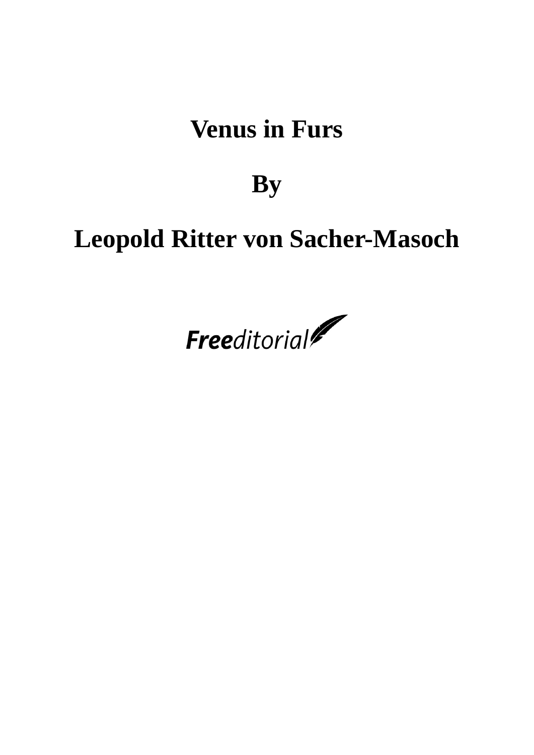# Venus in Furs

## By

## Leopold Ritter von Sacher-Masoch

Freeditorial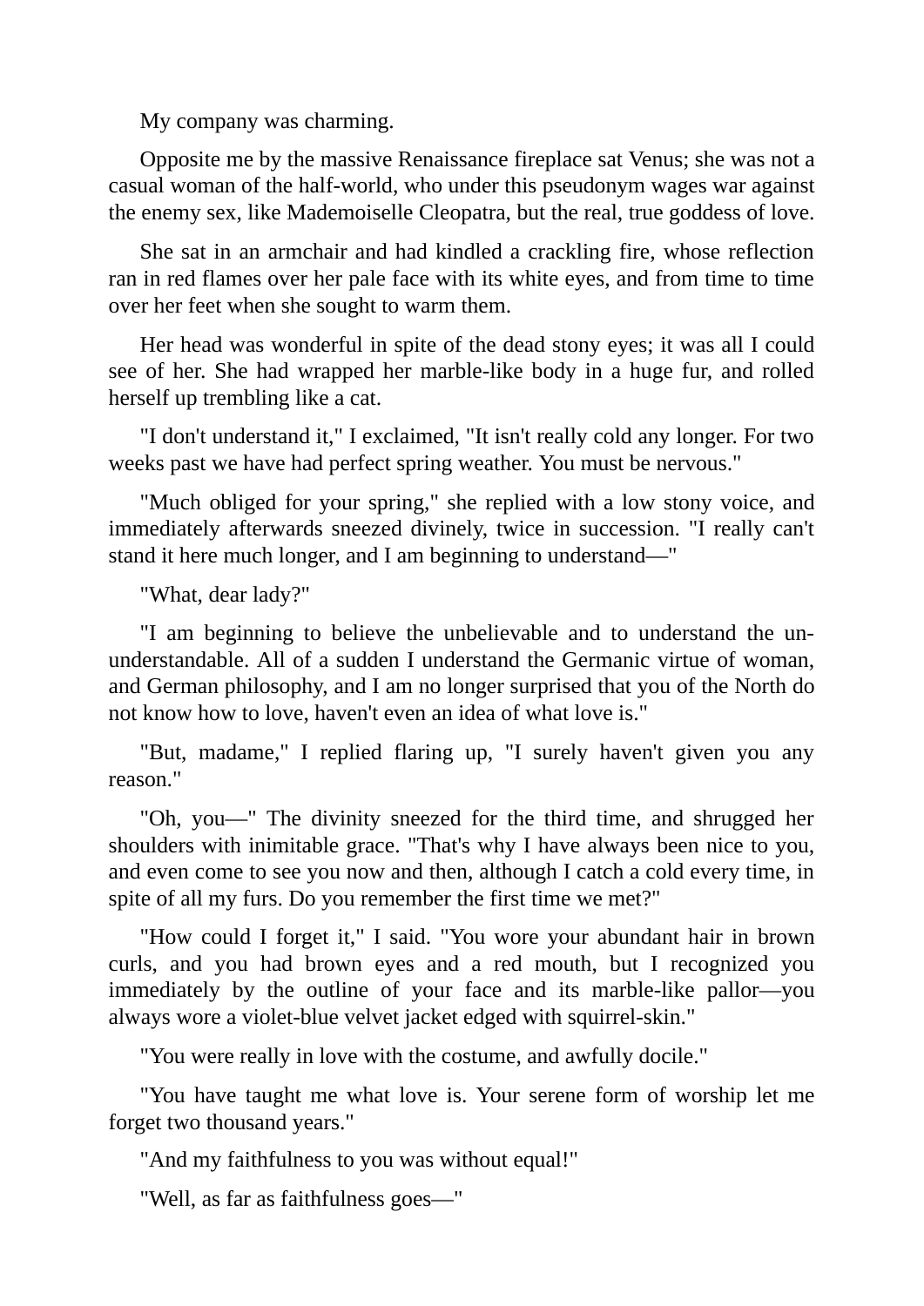My company was charming.

Opposite me by the massive Renaissance fireplace sat Venus; she was not a casual woman of the half-world, who under this pseudonym wages war against the enemy sex, like Mademoiselle Cleopatra, but the real, true goddess of love.

She sat in an armchair and had kindled a crackling fire, whose reflection ran in red flames over her pale face with its white eyes, and from time to time over her feet when she sought to warm them.

Her head was wonderful in spite of the dead stony eyes; it was all I could see of her. She had wrapped her marble-like body in a huge fur, and rolled herself up trembling like a cat.

"I don't understand it," I exclaimed, "It isn't really cold any longer. For two weeks past we have had perfect spring weather. You must be nervous."

"Much obliged for your spring," she replied with a low stony voice, and immediately afterwards sneezed divinely, twice in succession. "I really can't stand it here much longer, and I am beginning to understand—"

"What, dear lady?"

"I am beginning to believe the unbelievable and to understand the un-understandable. All of a sudden I understand the Germanic virtue of woman, and German philosophy, and I am no longer surprised that you of the North do not know how to love, haven't even an idea of what love is."

"But, madame," I replied flaring up, "I surely haven't given you any reason."

"Oh, you—" The divinity sneezed for the third time, and shrugged her shoulders with inimitable grace. "That's why I have always been nice to you, and even come to see you now and then, although I catch a cold every time, in spite of all my furs. Do you remember the first time we met?"

"How could I forget it," I said. "You wore your abundant hair in brown curls, and you had brown eyes and a red mouth, but I recognized you immediately by the outline of your face and its marble-like pallor—you always wore a violet-blue velvet jacket edged with squirrel-skin."

"You were really in love with the costume, and awfully docile."

"You have taught me what love is. Your serene form of worship let me forget two thousand years."

"And my faithfulness to you was without equal!"

"Well, as far as faithfulness goes—"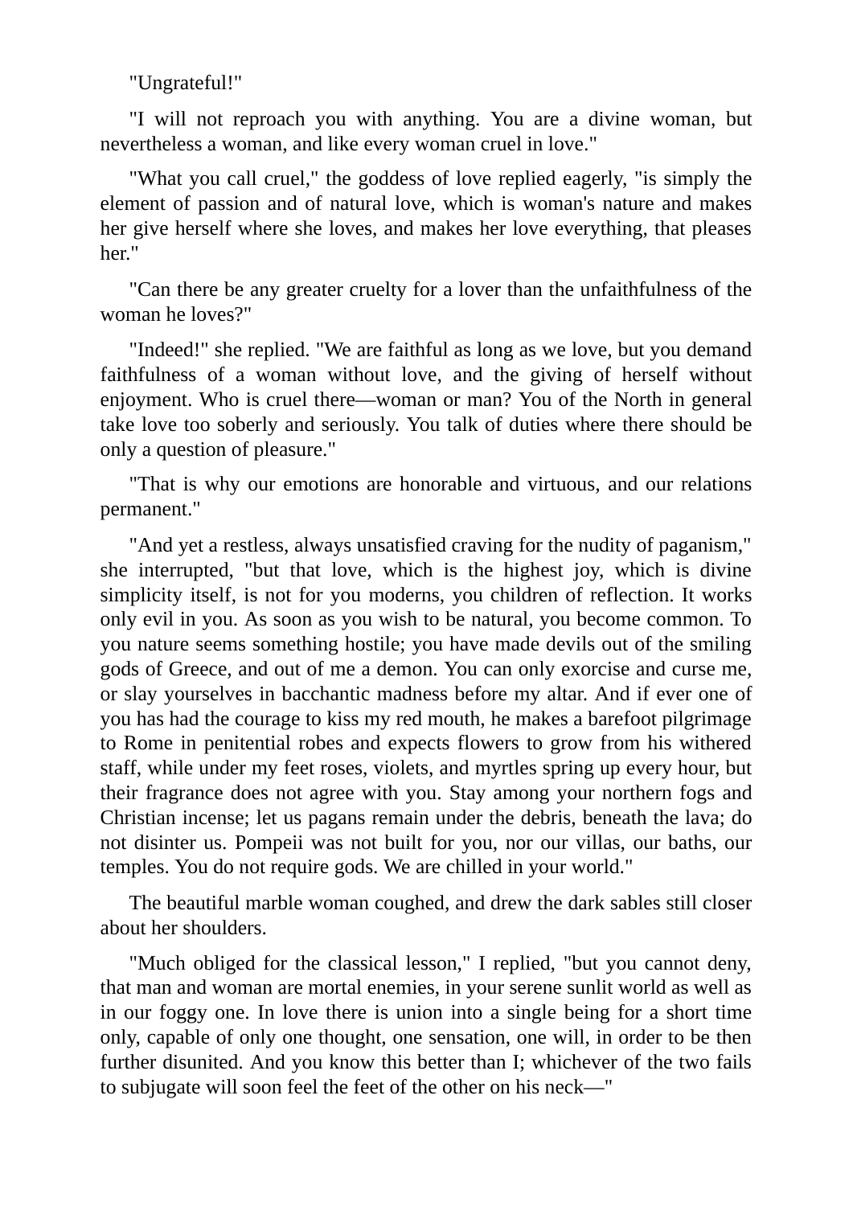"Ungrateful!"

"I will not reproach you with anything. You are a divine woman, but nevertheless a woman, and like every woman cruel in love."

"What you call cruel," the goddess of love replied eagerly, "is simply the element of passion and of natural love, which is woman's nature and makes her give herself where she loves, and makes her love everything, that pleases her."

"Can there be any greater cruelty for a lover than the unfaithfulness of the woman he loves?"

"Indeed!" she replied. "We are faithful as long as we love, but you demand faithfulness of a woman without love, and the giving of herself without enjoyment. Who is cruel there—woman or man? You of the North in general take love too soberly and seriously. You talk of duties where there should be only a question of pleasure."

"That is why our emotions are honorable and virtuous, and our relations permanent."

"And yet a restless, always unsatisfied craving for the nudity of paganism," she interrupted, "but that love, which is the highest joy, which is divine simplicity itself, is not for you moderns, you children of reflection. It works only evil in you. As soon as you wish to be natural, you become common. To you nature seems something hostile; you have made devils out of the smiling gods of Greece, and out of me a demon. You can only exorcise and curse me, or slay yourselves in bacchantic madness before my altar. And if ever one of you has had the courage to kiss my red mouth, he makes a barefoot pilgrimage to Rome in penitential robes and expects flowers to grow from his withered staff, while under my feet roses, violets, and myrtles spring up every hour, but their fragrance does not agree with you. Stay among your northern fogs and Christian incense; let us pagans remain under the debris, beneath the lava; do not disinter us. Pompeii was not built for you, nor our villas, our baths, our temples. You do not require gods. We are chilled in your world."

The beautiful marble woman coughed, and drew the dark sables still closer about her shoulders.

"Much obliged for the classical lesson," I replied, "but you cannot deny, that man and woman are mortal enemies, in your serene sunlit world as well as in our foggy one. In love there is union into a single being for a short time only, capable of only one thought, one sensation, one will, in order to be then further disunited. And you know this better than I; whichever of the two fails to subjugate will soon feel the feet of the other on his neck—"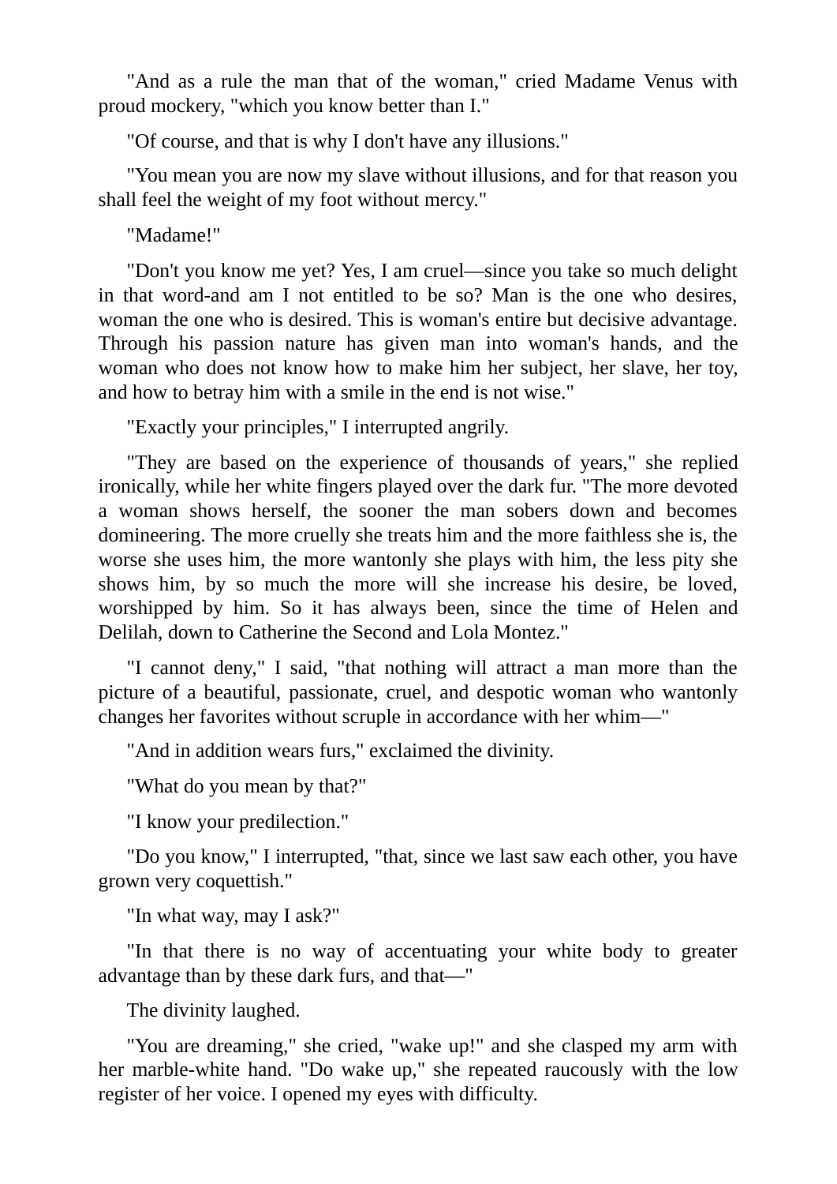"And as a rule the man that of the woman," cried Madame Venus with proud mockery, "which you know better than I."

"Of course, and that is why I don't have any illusions."

"You mean you are now my slave without illusions, and for that reason you shall feel the weight of my foot without mercy."

"Madame!"

"Don't you know me yet? Yes, I am cruel—since you take so much delight in that word-and am I not entitled to be so? Man is the one who desires, woman the one who is desired. This is woman's entire but decisive advantage. Through his passion nature has given man into woman's hands, and the woman who does not know how to make him her subject, her slave, her toy, and how to betray him with a smile in the end is not wise."

"Exactly your principles," I interrupted angrily.

"They are based on the experience of thousands of years," she replied ironically, while her white fingers played over the dark fur. "The more devoted a woman shows herself, the sooner the man sobers down and becomes domineering. The more cruelly she treats him and the more faithless she is, the worse she uses him, the more wantonly she plays with him, the less pity she shows him, by so much the more will she increase his desire, be loved, worshipped by him. So it has always been, since the time of Helen and Delilah, down to Catherine the Second and Lola Montez."

"I cannot deny," I said, "that nothing will attract a man more than the picture of a beautiful, passionate, cruel, and despotic woman who wantonly changes her favorites without scruple in accordance with her whim—"

"And in addition wears furs," exclaimed the divinity.

"What do you mean by that?"

"I know your predilection."

"Do you know," I interrupted, "that, since we last saw each other, you have grown very coquettish."

"In what way, may I ask?"

"In that there is no way of accentuating your white body to greater advantage than by these dark furs, and that—"

The divinity laughed.

"You are dreaming," she cried, "wake up!" and she clasped my arm with her marble-white hand. "Do wake up," she repeated raucously with the low register of her voice. I opened my eyes with difficulty.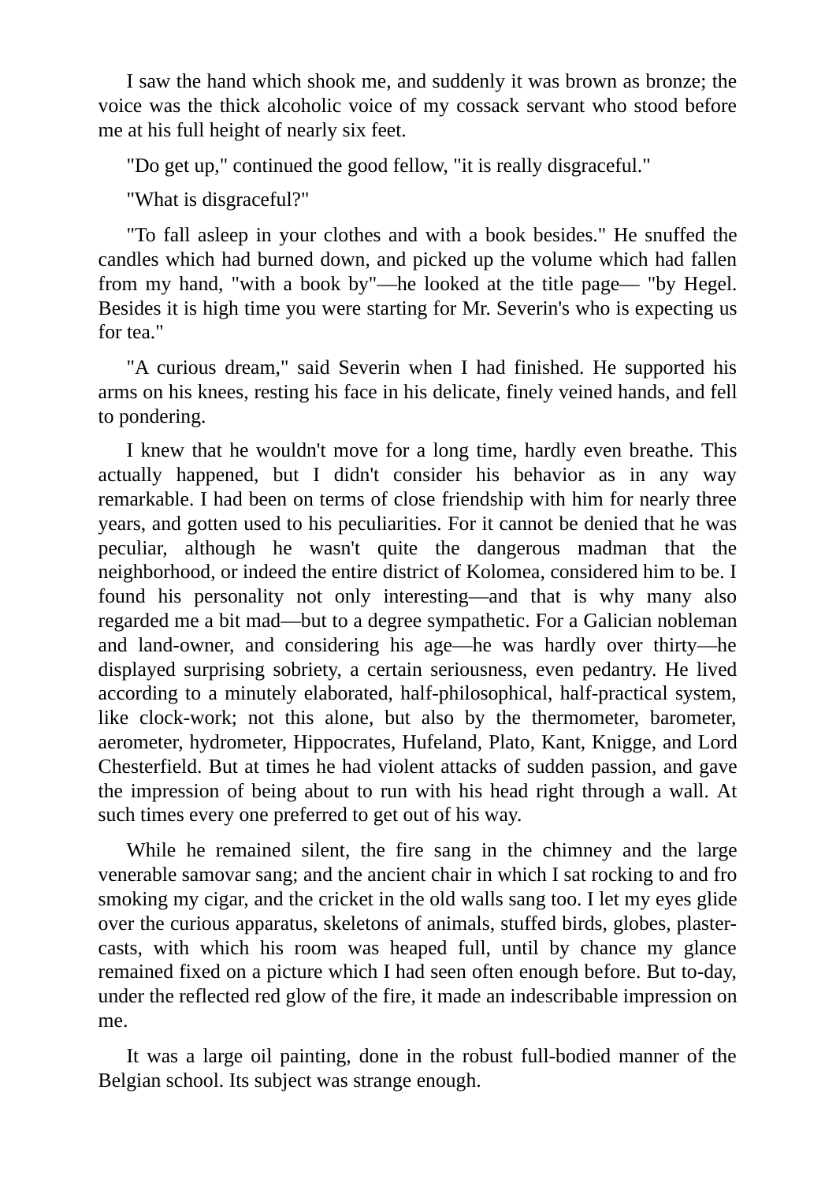I saw the hand which shook me, and suddenly it was brown as bronze; the voice was the thick alcoholic voice of my cossack servant who stood before me at his full height of nearly six feet.

"Do get up," continued the good fellow, "it is really disgraceful."

"What is disgraceful?"

"To fall asleep in your clothes and with a book besides." He snuffed the candles which had burned down, and picked up the volume which had fallen from my hand, "with a book by"—he looked at the title page— "by Hegel. Besides it is high time you were starting for Mr. Severin's who is expecting us for tea."

"A curious dream," said Severin when I had finished. He supported his arms on his knees, resting his face in his delicate, finely veined hands, and fell to pondering.

I knew that he wouldn't move for a long time, hardly even breathe. This actually happened, but I didn't consider his behavior as in any way remarkable. I had been on terms of close friendship with him for nearly three years, and gotten used to his peculiarities. For it cannot be denied that he was peculiar, although he wasn't quite the dangerous madman that the neighborhood, or indeed the entire district of Kolomea, considered him to be. I found his personality not only interesting—and that is why many also regarded me a bit mad—but to a degree sympathetic. For a Galician nobleman and land-owner, and considering his age—he was hardly over thirty—he displayed surprising sobriety, a certain seriousness, even pedantry. He lived according to a minutely elaborated, half-philosophical, half-practical system, like clock-work; not this alone, but also by the thermometer, barometer, aerometer, hydrometer, Hippocrates, Hufeland, Plato, Kant, Knigge, and Lord Chesterfield. But at times he had violent attacks of sudden passion, and gave the impression of being about to run with his head right through a wall. At such times every one preferred to get out of his way.

While he remained silent, the fire sang in the chimney and the large venerable samovar sang; and the ancient chair in which I sat rocking to and fro smoking my cigar, and the cricket in the old walls sang too. I let my eyes glide over the curious apparatus, skeletons of animals, stuffed birds, globes, plaster-casts, with which his room was heaped full, until by chance my glance remained fixed on a picture which I had seen often enough before. But to-day, under the reflected red glow of the fire, it made an indescribable impression on me.

It was a large oil painting, done in the robust full-bodied manner of the Belgian school. Its subject was strange enough.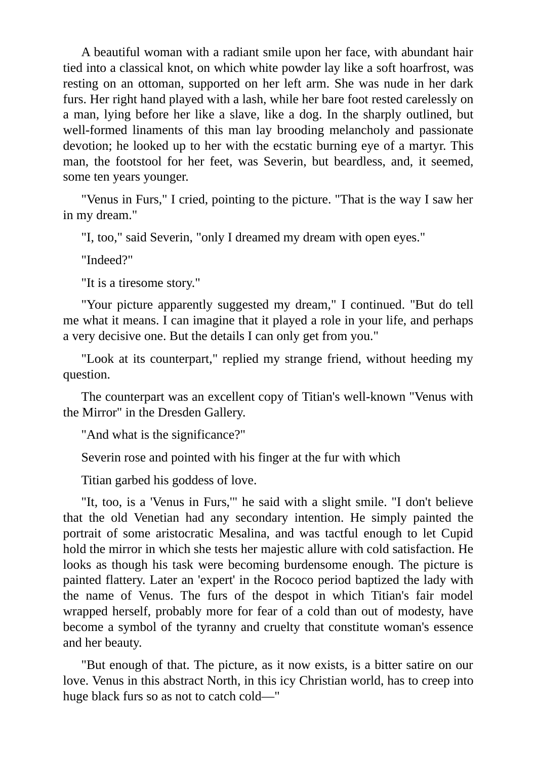A beautiful woman with a radiant smile upon her face, with abundant hair tied into a classical knot, on which white powder lay like a soft hoarfrost, was resting on an ottoman, supported on her left arm. She was nude in her dark furs. Her right hand played with a lash, while her bare foot rested carelessly on a man, lying before her like a slave, like a dog. In the sharply outlined, but well-formed linaments of this man lay brooding melancholy and passionate devotion; he looked up to her with the ecstatic burning eye of a martyr. This man, the footstool for her feet, was Severin, but beardless, and, it seemed, some ten years younger.

"Venus in Furs," I cried, pointing to the picture. "That is the way I saw her in my dream."

"I, too," said Severin, "only I dreamed my dream with open eyes."

"Indeed?"

"It is a tiresome story."

"Your picture apparently suggested my dream," I continued. "But do tell me what it means. I can imagine that it played a role in your life, and perhaps a very decisive one. But the details I can only get from you."

"Look at its counterpart," replied my strange friend, without heeding my question.

The counterpart was an excellent copy of Titian's well-known "Venus with the Mirror" in the Dresden Gallery.

"And what is the significance?"

Severin rose and pointed with his finger at the fur with which Titian garbed his goddess of love.

"It, too, is a 'Venus in Furs,'" he said with a slight smile. "I don't believe that the old Venetian had any secondary intention. He simply painted the portrait of some aristocratic Mesalina, and was tactful enough to let Cupid hold the mirror in which she tests her majestic allure with cold satisfaction. He looks as though his task were becoming burdensome enough. The picture is painted flattery. Later an 'expert' in the Rococo period baptized the lady with the name of Venus. The furs of the despot in which Titian's fair model wrapped herself, probably more for fear of a cold than out of modesty, have become a symbol of the tyranny and cruelty that constitute woman's essence and her beauty.

"But enough of that. The picture, as it now exists, is a bitter satire on our love. Venus in this abstract North, in this icy Christian world, has to creep into huge black furs so as not to catch cold—"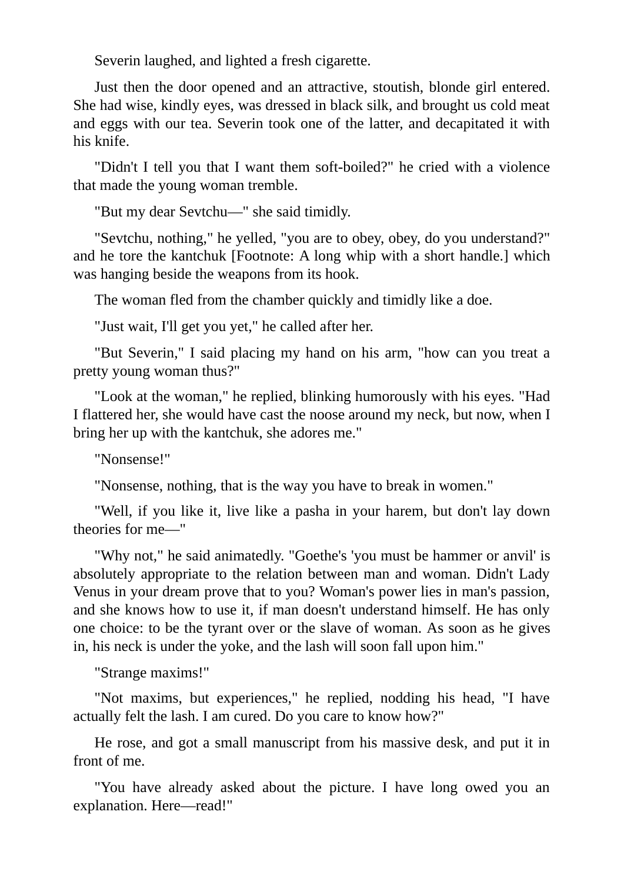Severin laughed, and lighted a fresh cigarette.

Just then the door opened and an attractive, stoutish, blonde girl entered. She had wise, kindly eyes, was dressed in black silk, and brought us cold meat and eggs with our tea. Severin took one of the latter, and decapitated it with his knife.

"Didn't I tell you that I want them soft-boiled?" he cried with a violence that made the young woman tremble.

"But my dear Sevtchu—" she said timidly.

"Sevtchu, nothing," he yelled, "you are to obey, obey, do you understand?" and he tore the kantchuk [Footnote: A long whip with a short handle.] which was hanging beside the weapons from its hook.

The woman fled from the chamber quickly and timidly like a doe.

"Just wait, I'll get you yet," he called after her.

"But Severin," I said placing my hand on his arm, "how can you treat a pretty young woman thus?"

"Look at the woman," he replied, blinking humorously with his eyes. "Had I flattered her, she would have cast the noose around my neck, but now, when I bring her up with the kantchuk, she adores me."

"Nonsense!"

"Nonsense, nothing, that is the way you have to break in women."

"Well, if you like it, live like a pasha in your harem, but don't lay down theories for me—"

"Why not," he said animatedly. "Goethe's 'you must be hammer or anvil' is absolutely appropriate to the relation between man and woman. Didn't Lady Venus in your dream prove that to you? Woman's power lies in man's passion, and she knows how to use it, if man doesn't understand himself. He has only one choice: to be the tyrant over or the slave of woman. As soon as he gives in, his neck is under the yoke, and the lash will soon fall upon him."

"Strange maxims!"

"Not maxims, but experiences," he replied, nodding his head, "I have actually felt the lash. I am cured. Do you care to know how?"

He rose, and got a small manuscript from his massive desk, and put it in front of me.

"You have already asked about the picture. I have long owed you an explanation. Here—read!"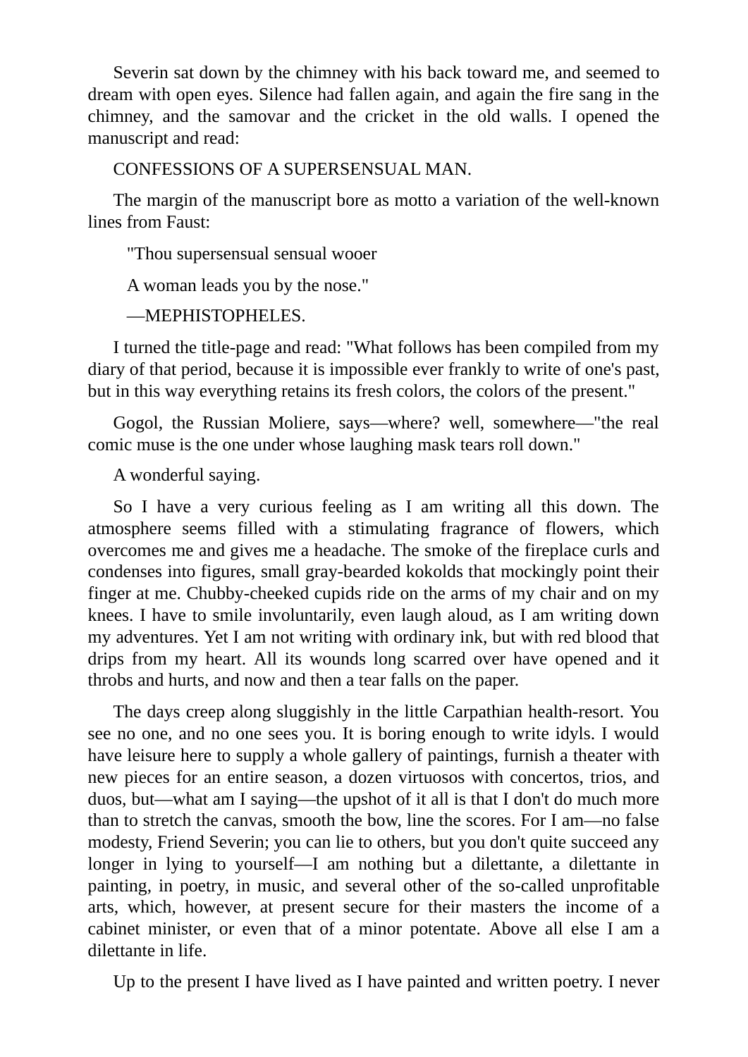Severin sat down by the chimney with his back toward me, and seemed to dream with open eyes. Silence had fallen again, and again the fire sang in the chimney, and the samovar and the cricket in the old walls. I opened the manuscript and read:

CONFESSIONS OF A SUPERSENSUAL MAN.

The margin of the manuscript bore as motto a variation of the well-known lines from Faust:

"Thou supersensual sensual wooer

A woman leads you by the nose."

—MEPHISTOPHELES.

I turned the title-page and read: "What follows has been compiled from my diary of that period, because it is impossible ever frankly to write of one's past, but in this way everything retains its fresh colors, the colors of the present."

Gogol, the Russian Moliere, says—where? well, somewhere—"the real comic muse is the one under whose laughing mask tears roll down."

A wonderful saying.

So I have a very curious feeling as I am writing all this down. The atmosphere seems filled with a stimulating fragrance of flowers, which overcomes me and gives me a headache. The smoke of the fireplace curls and condenses into figures, small gray-bearded kokolds that mockingly point their finger at me. Chubby-cheeked cupids ride on the arms of my chair and on my knees. I have to smile involuntarily, even laugh aloud, as I am writing down my adventures. Yet I am not writing with ordinary ink, but with red blood that drips from my heart. All its wounds long scarred over have opened and it throbs and hurts, and now and then a tear falls on the paper.

The days creep along sluggishly in the little Carpathian health-resort. You see no one, and no one sees you. It is boring enough to write idyls. I would have leisure here to supply a whole gallery of paintings, furnish a theater with new pieces for an entire season, a dozen virtuosos with concertos, trios, and duos, but—what am I saying—the upshot of it all is that I don't do much more than to stretch the canvas, smooth the bow, line the scores. For I am—no false modesty, Friend Severin; you can lie to others, but you don't quite succeed any longer in lying to yourself—I am nothing but a dilettante, a dilettante in painting, in poetry, in music, and several other of the so-called unprofitable arts, which, however, at present secure for their masters the income of a cabinet minister, or even that of a minor potentate. Above all else I am a dilettante in life.

Up to the present I have lived as I have painted and written poetry. I never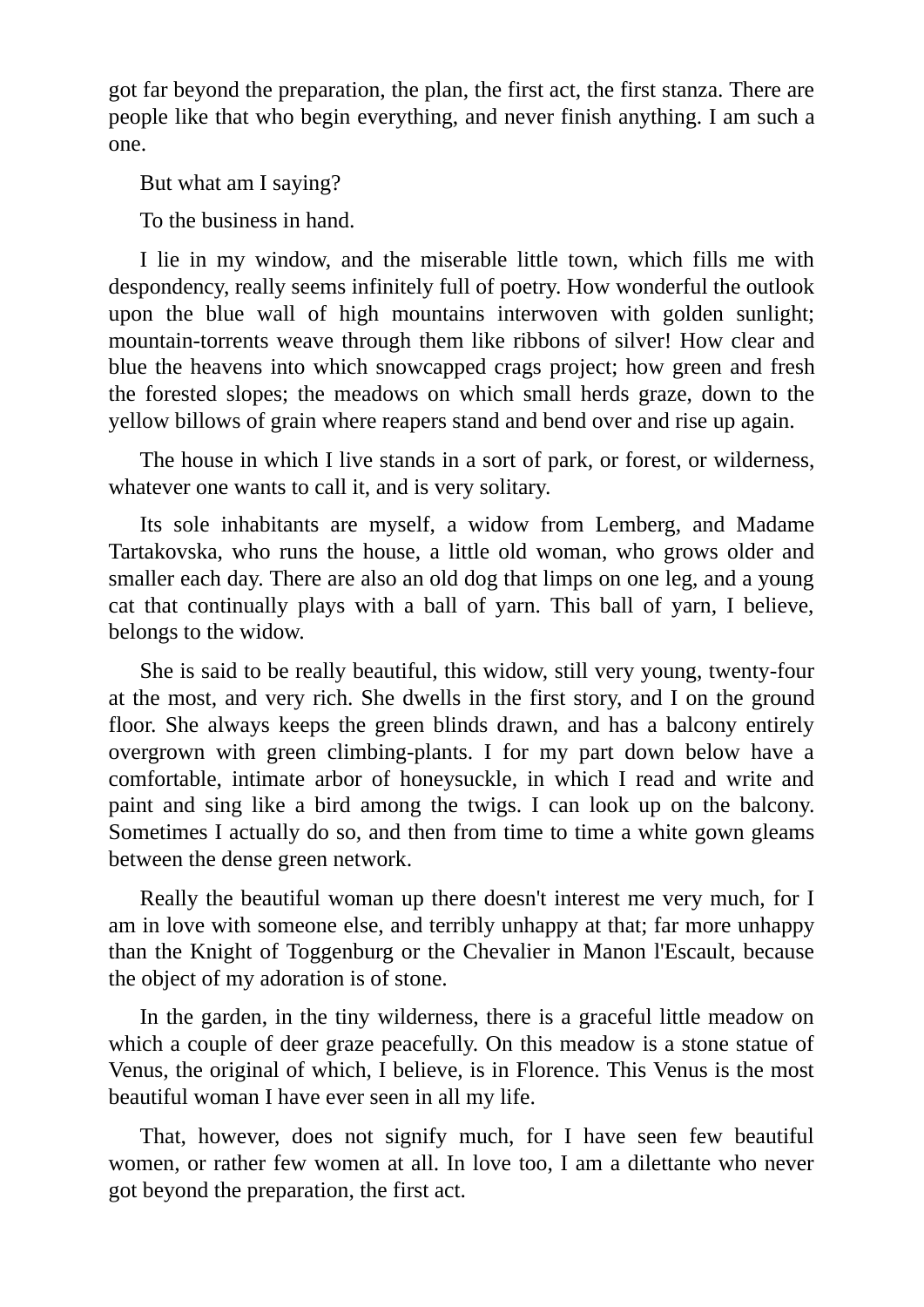got far beyond the preparation, the plan, the first act, the first stanza. There are people like that who begin everything, and never finish anything. I am such a one.

But what am I saying?

To the business in hand.

I lie in my window, and the miserable little town, which fills me with despondency, really seems infinitely full of poetry. How wonderful the outlook upon the blue wall of high mountains interwoven with golden sunlight; mountain-torrents weave through them like ribbons of silver! How clear and blue the heavens into which snowcapped crags project; how green and fresh the forested slopes; the meadows on which small herds graze, down to the yellow billows of grain where reapers stand and bend over and rise up again.

The house in which I live stands in a sort of park, or forest, or wilderness, whatever one wants to call it, and is very solitary.

Its sole inhabitants are myself, a widow from Lemberg, and Madame Tartakovska, who runs the house, a little old woman, who grows older and smaller each day. There are also an old dog that limps on one leg, and a young cat that continually plays with a ball of yarn. This ball of yarn, I believe, belongs to the widow.

She is said to be really beautiful, this widow, still very young, twenty-four at the most, and very rich. She dwells in the first story, and I on the ground floor. She always keeps the green blinds drawn, and has a balcony entirely overgrown with green climbing-plants. I for my part down below have a comfortable, intimate arbor of honeysuckle, in which I read and write and paint and sing like a bird among the twigs. I can look up on the balcony. Sometimes I actually do so, and then from time to time a white gown gleams between the dense green network.

Really the beautiful woman up there doesn't interest me very much, for I am in love with someone else, and terribly unhappy at that; far more unhappy than the Knight of Toggenburg or the Chevalier in Manon l'Escault, because the object of my adoration is of stone.

In the garden, in the tiny wilderness, there is a graceful little meadow on which a couple of deer graze peacefully. On this meadow is a stone statue of Venus, the original of which, I believe, is in Florence. This Venus is the most beautiful woman I have ever seen in all my life.

That, however, does not signify much, for I have seen few beautiful women, or rather few women at all. In love too, I am a dilettante who never got beyond the preparation, the first act.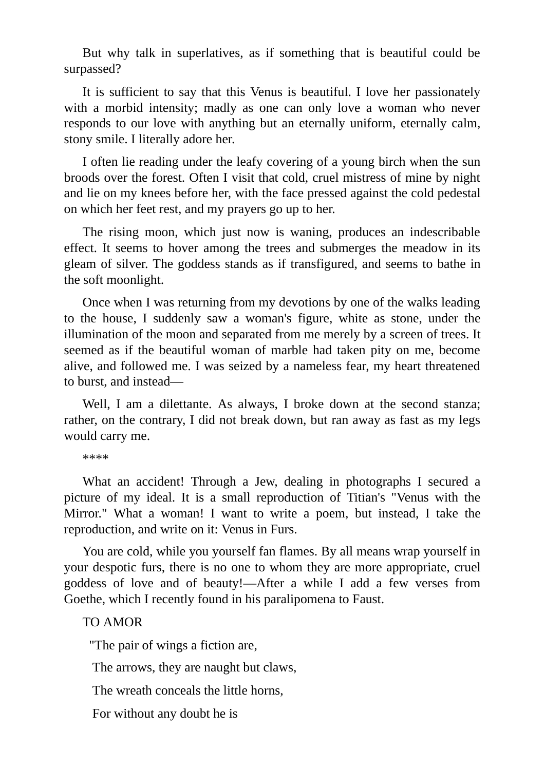But why talk in superlatives, as if something that is beautiful could be surpassed?

It is sufficient to say that this Venus is beautiful. I love her passionately with a morbid intensity; madly as one can only love a woman who never responds to our love with anything but an eternally uniform, eternally calm, stony smile. I literally adore her.

I often lie reading under the leafy covering of a young birch when the sun broods over the forest. Often I visit that cold, cruel mistress of mine by night and lie on my knees before her, with the face pressed against the cold pedestal on which her feet rest, and my prayers go up to her.

The rising moon, which just now is waning, produces an indescribable effect. It seems to hover among the trees and submerges the meadow in its gleam of silver. The goddess stands as if transfigured, and seems to bathe in the soft moonlight.

Once when I was returning from my devotions by one of the walks leading to the house, I suddenly saw a woman's figure, white as stone, under the illumination of the moon and separated from me merely by a screen of trees. It seemed as if the beautiful woman of marble had taken pity on me, become alive, and followed me. I was seized by a nameless fear, my heart threatened to burst, and instead—

Well, I am a dilettante. As always, I broke down at the second stanza; rather, on the contrary, I did not break down, but ran away as fast as my legs would carry me.

****

What an accident! Through a Jew, dealing in photographs I secured a picture of my ideal. It is a small reproduction of Titian's "Venus with the Mirror." What a woman! I want to write a poem, but instead, I take the reproduction, and write on it: Venus in Furs.

You are cold, while you yourself fan flames. By all means wrap yourself in your despotic furs, there is no one to whom they are more appropriate, cruel goddess of love and of beauty!—After a while I add a few verses from Goethe, which I recently found in his paralipomena to Faust.

TO AMOR

"The pair of wings a fiction are,

The arrows, they are naught but claws,

The wreath conceals the little horns,

For without any doubt he is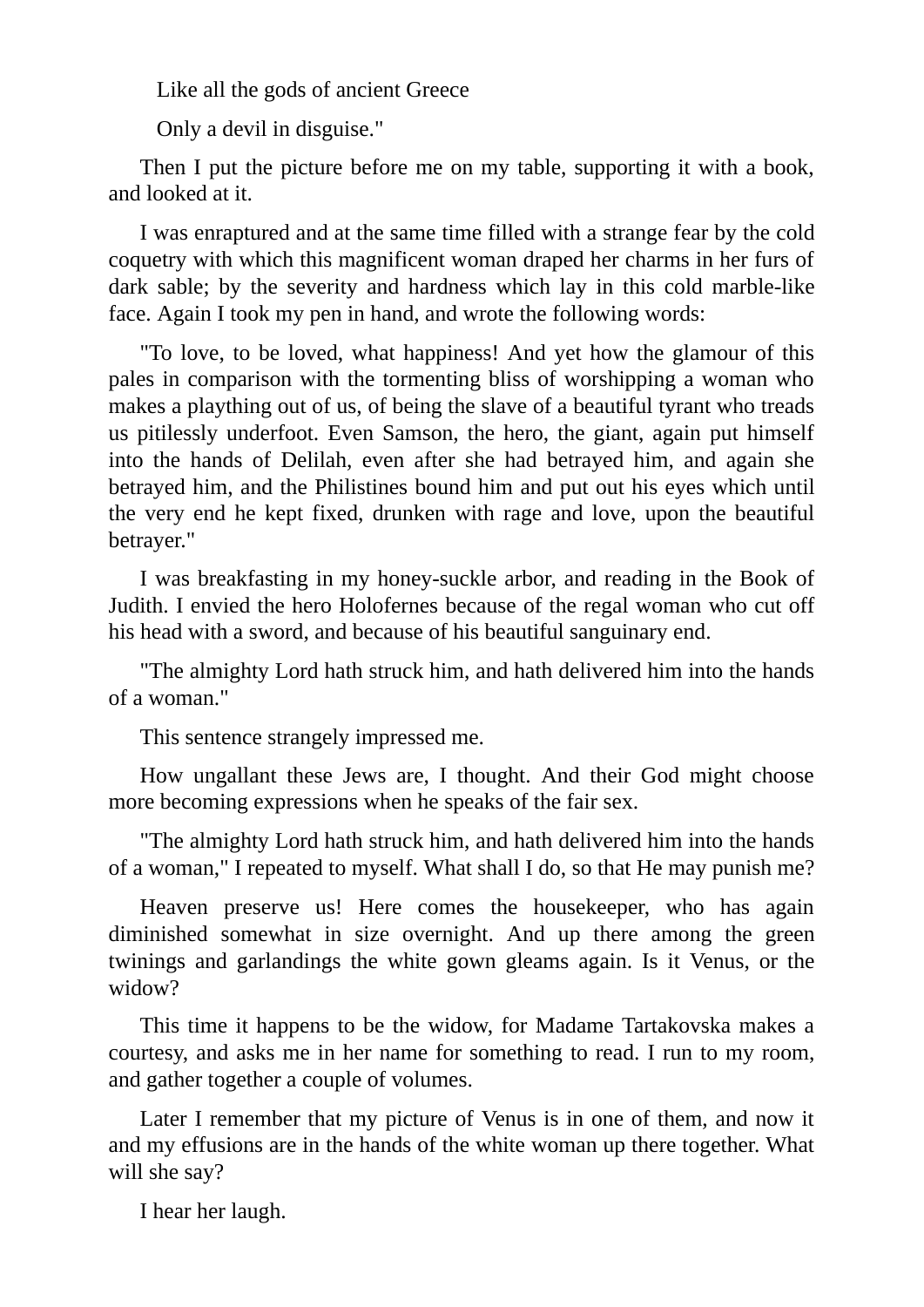Like all the gods of ancient Greece

Only a devil in disguise."

Then I put the picture before me on my table, supporting it with a book, and looked at it.

I was enraptured and at the same time filled with a strange fear by the cold coquetry with which this magnificent woman draped her charms in her furs of dark sable; by the severity and hardness which lay in this cold marble-like face. Again I took my pen in hand, and wrote the following words:

"To love, to be loved, what happiness! And yet how the glamour of this pales in comparison with the tormenting bliss of worshipping a woman who makes a plaything out of us, of being the slave of a beautiful tyrant who treads us pitilessly underfoot. Even Samson, the hero, the giant, again put himself into the hands of Delilah, even after she had betrayed him, and again she betrayed him, and the Philistines bound him and put out his eyes which until the very end he kept fixed, drunken with rage and love, upon the beautiful betrayer."

I was breakfasting in my honey-suckle arbor, and reading in the Book of Judith. I envied the hero Holofernes because of the regal woman who cut off his head with a sword, and because of his beautiful sanguinary end.

"The almighty Lord hath struck him, and hath delivered him into the hands of a woman."

This sentence strangely impressed me.

How ungallant these Jews are, I thought. And their God might choose more becoming expressions when he speaks of the fair sex.

"The almighty Lord hath struck him, and hath delivered him into the hands of a woman," I repeated to myself. What shall I do, so that He may punish me?

Heaven preserve us! Here comes the housekeeper, who has again diminished somewhat in size overnight. And up there among the green twinings and garlandings the white gown gleams again. Is it Venus, or the widow?

This time it happens to be the widow, for Madame Tartakovska makes a courtesy, and asks me in her name for something to read. I run to my room, and gather together a couple of volumes.

Later I remember that my picture of Venus is in one of them, and now it and my effusions are in the hands of the white woman up there together. What will she say?

I hear her laugh.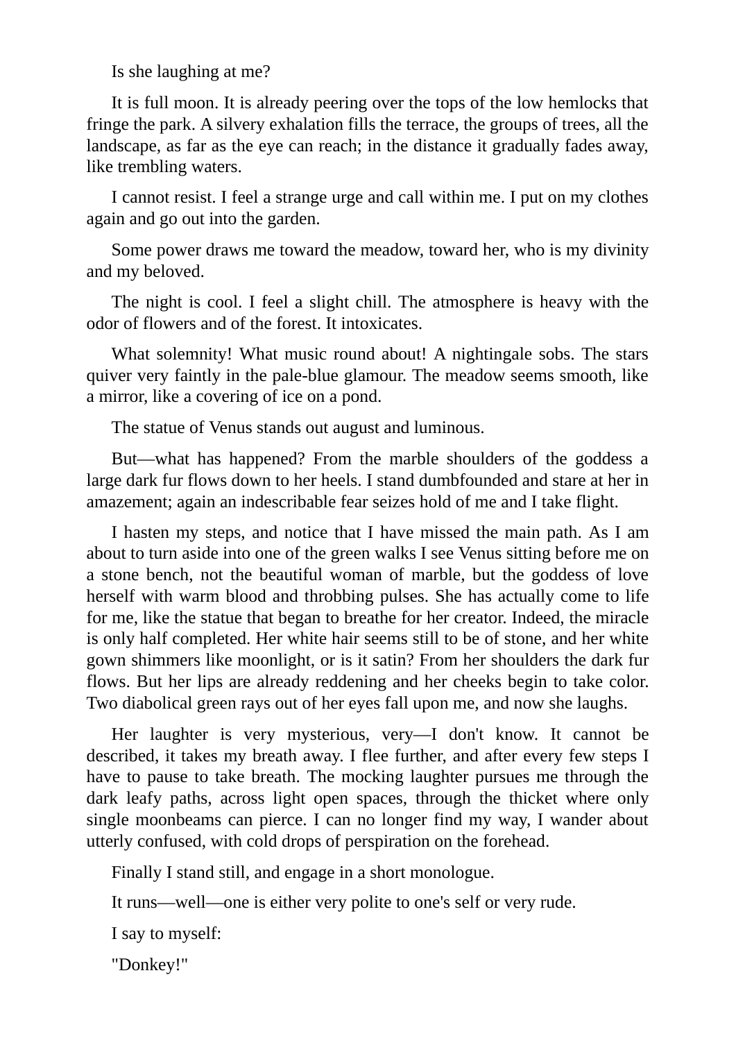Is she laughing at me?

It is full moon. It is already peering over the tops of the low hemlocks that fringe the park. A silvery exhalation fills the terrace, the groups of trees, all the landscape, as far as the eye can reach; in the distance it gradually fades away, like trembling waters.

I cannot resist. I feel a strange urge and call within me. I put on my clothes again and go out into the garden.

Some power draws me toward the meadow, toward her, who is my divinity and my beloved.

The night is cool. I feel a slight chill. The atmosphere is heavy with the odor of flowers and of the forest. It intoxicates.

What solemnity! What music round about! A nightingale sobs. The stars quiver very faintly in the pale-blue glamour. The meadow seems smooth, like a mirror, like a covering of ice on a pond.

The statue of Venus stands out august and luminous.

But—what has happened? From the marble shoulders of the goddess a large dark fur flows down to her heels. I stand dumbfounded and stare at her in amazement; again an indescribable fear seizes hold of me and I take flight.

I hasten my steps, and notice that I have missed the main path. As I am about to turn aside into one of the green walks I see Venus sitting before me on a stone bench, not the beautiful woman of marble, but the goddess of love herself with warm blood and throbbing pulses. She has actually come to life for me, like the statue that began to breathe for her creator. Indeed, the miracle is only half completed. Her white hair seems still to be of stone, and her white gown shimmers like moonlight, or is it satin? From her shoulders the dark fur flows. But her lips are already reddening and her cheeks begin to take color. Two diabolical green rays out of her eyes fall upon me, and now she laughs.

Her laughter is very mysterious, very—I don't know. It cannot be described, it takes my breath away. I flee further, and after every few steps I have to pause to take breath. The mocking laughter pursues me through the dark leafy paths, across light open spaces, through the thicket where only single moonbeams can pierce. I can no longer find my way, I wander about utterly confused, with cold drops of perspiration on the forehead.

Finally I stand still, and engage in a short monologue.

It runs—well—one is either very polite to one's self or very rude.

I say to myself:

"Donkey!"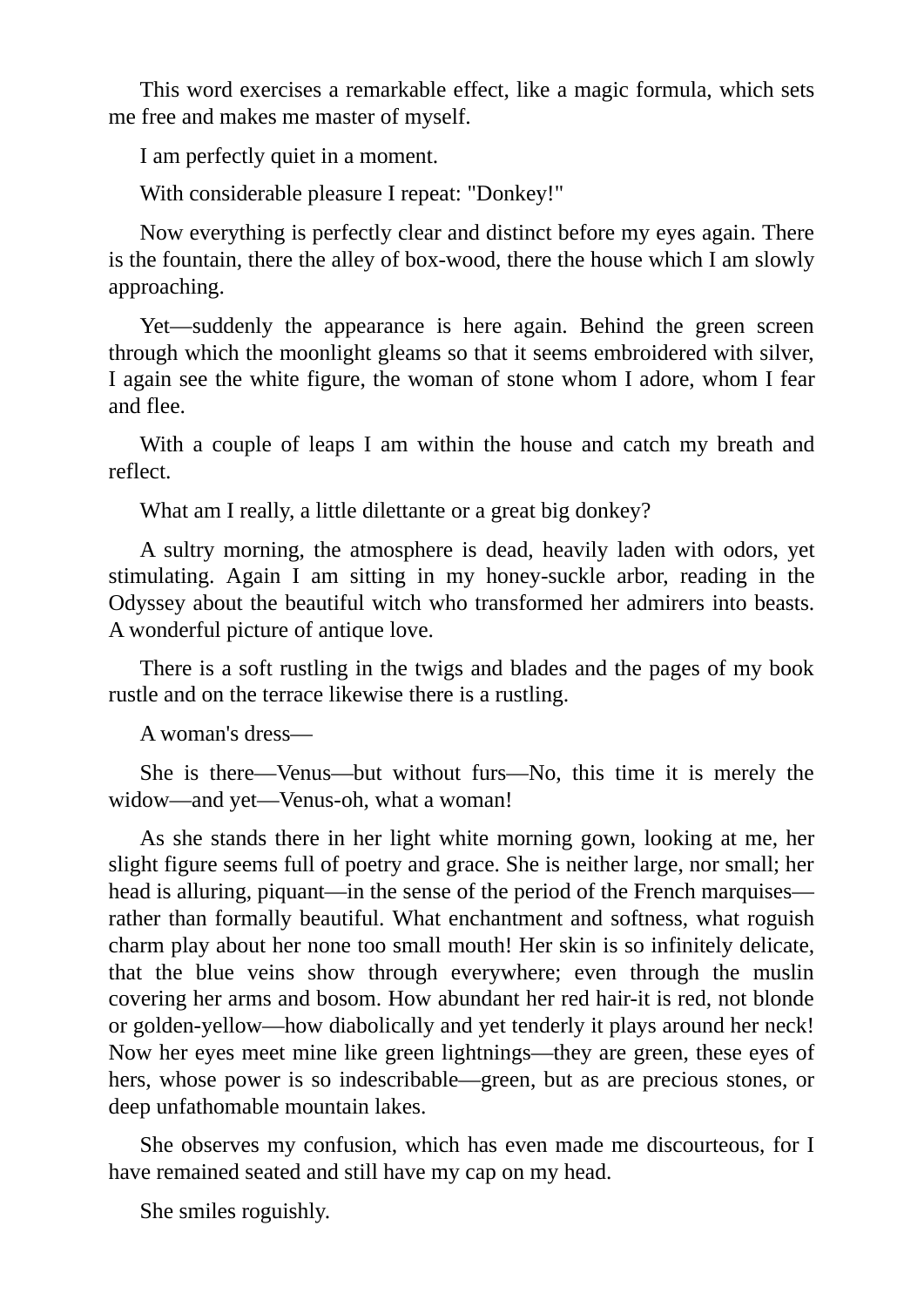This word exercises a remarkable effect, like a magic formula, which sets me free and makes me master of myself.

I am perfectly quiet in a moment.

With considerable pleasure I repeat: "Donkey!"

Now everything is perfectly clear and distinct before my eyes again. There is the fountain, there the alley of box-wood, there the house which I am slowly approaching.

Yet—suddenly the appearance is here again. Behind the green screen through which the moonlight gleams so that it seems embroidered with silver, I again see the white figure, the woman of stone whom I adore, whom I fear and flee.

With a couple of leaps I am within the house and catch my breath and reflect.

What am I really, a little dilettante or a great big donkey?

A sultry morning, the atmosphere is dead, heavily laden with odors, yet stimulating. Again I am sitting in my honey-suckle arbor, reading in the Odyssey about the beautiful witch who transformed her admirers into beasts. A wonderful picture of antique love.

There is a soft rustling in the twigs and blades and the pages of my book rustle and on the terrace likewise there is a rustling.

A woman's dress—

She is there—Venus—but without furs—No, this time it is merely the widow—and yet—Venus-oh, what a woman!

As she stands there in her light white morning gown, looking at me, her slight figure seems full of poetry and grace. She is neither large, nor small; her head is alluring, piquant—in the sense of the period of the French marquises—rather than formally beautiful. What enchantment and softness, what roguish charm play about her none too small mouth! Her skin is so infinitely delicate, that the blue veins show through everywhere; even through the muslin covering her arms and bosom. How abundant her red hair-it is red, not blonde or golden-yellow—how diabolically and yet tenderly it plays around her neck! Now her eyes meet mine like green lightnings—they are green, these eyes of hers, whose power is so indescribable—green, but as are precious stones, or deep unfathomable mountain lakes.

She observes my confusion, which has even made me discourteous, for I have remained seated and still have my cap on my head.

She smiles roguishly.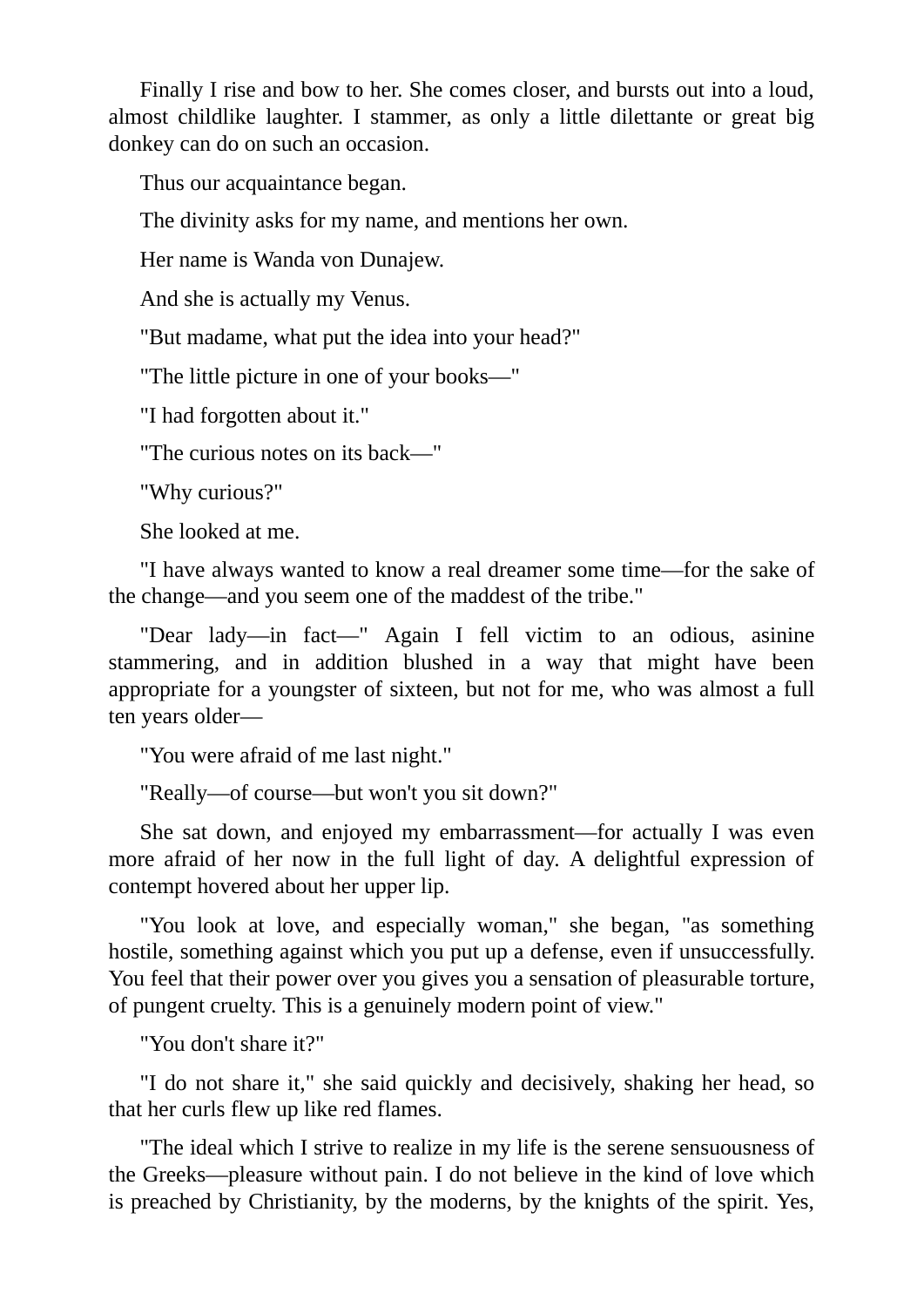Finally I rise and bow to her. She comes closer, and bursts out into a loud, almost childlike laughter. I stammer, as only a little dilettante or great big donkey can do on such an occasion.

Thus our acquaintance began.

The divinity asks for my name, and mentions her own.

Her name is Wanda von Dunajew.

And she is actually my Venus.

"But madame, what put the idea into your head?"

"The little picture in one of your books—"

"I had forgotten about it."

"The curious notes on its back—"

"Why curious?"

She looked at me.

"I have always wanted to know a real dreamer some time—for the sake of the change—and you seem one of the maddest of the tribe."

"Dear lady—in fact—" Again I fell victim to an odious, asinine stammering, and in addition blushed in a way that might have been appropriate for a youngster of sixteen, but not for me, who was almost a full ten years older—

"You were afraid of me last night."

"Really—of course—but won't you sit down?"

She sat down, and enjoyed my embarrassment—for actually I was even more afraid of her now in the full light of day. A delightful expression of contempt hovered about her upper lip.

"You look at love, and especially woman," she began, "as something hostile, something against which you put up a defense, even if unsuccessfully. You feel that their power over you gives you a sensation of pleasurable torture, of pungent cruelty. This is a genuinely modern point of view."

"You don't share it?"

"I do not share it," she said quickly and decisively, shaking her head, so that her curls flew up like red flames.

"The ideal which I strive to realize in my life is the serene sensuousness of the Greeks—pleasure without pain. I do not believe in the kind of love which is preached by Christianity, by the moderns, by the knights of the spirit. Yes,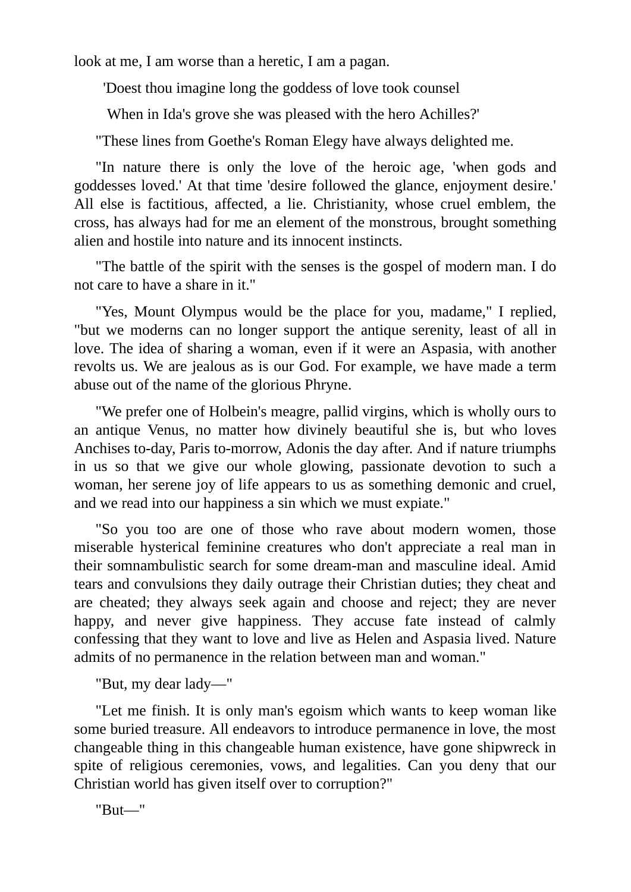look at me, I am worse than a heretic, I am a pagan.

'Doest thou imagine long the goddess of love took counsel

When in Ida's grove she was pleased with the hero Achilles?'

"These lines from Goethe's Roman Elegy have always delighted me.

"In nature there is only the love of the heroic age, 'when gods and goddesses loved.' At that time 'desire followed the glance, enjoyment desire.' All else is factitious, affected, a lie. Christianity, whose cruel emblem, the cross, has always had for me an element of the monstrous, brought something alien and hostile into nature and its innocent instincts.

"The battle of the spirit with the senses is the gospel of modern man. I do not care to have a share in it."

"Yes, Mount Olympus would be the place for you, madame," I replied, "but we moderns can no longer support the antique serenity, least of all in love. The idea of sharing a woman, even if it were an Aspasia, with another revolts us. We are jealous as is our God. For example, we have made a term abuse out of the name of the glorious Phryne.

"We prefer one of Holbein's meagre, pallid virgins, which is wholly ours to an antique Venus, no matter how divinely beautiful she is, but who loves Anchises to-day, Paris to-morrow, Adonis the day after. And if nature triumphs in us so that we give our whole glowing, passionate devotion to such a woman, her serene joy of life appears to us as something demonic and cruel, and we read into our happiness a sin which we must expiate."

"So you too are one of those who rave about modern women, those miserable hysterical feminine creatures who don't appreciate a real man in their somnambulistic search for some dream-man and masculine ideal. Amid tears and convulsions they daily outrage their Christian duties; they cheat and are cheated; they always seek again and choose and reject; they are never happy, and never give happiness. They accuse fate instead of calmly confessing that they want to love and live as Helen and Aspasia lived. Nature admits of no permanence in the relation between man and woman."

"But, my dear lady—"

"Let me finish. It is only man's egoism which wants to keep woman like some buried treasure. All endeavors to introduce permanence in love, the most changeable thing in this changeable human existence, have gone shipwreck in spite of religious ceremonies, vows, and legalities. Can you deny that our Christian world has given itself over to corruption?"

"But—"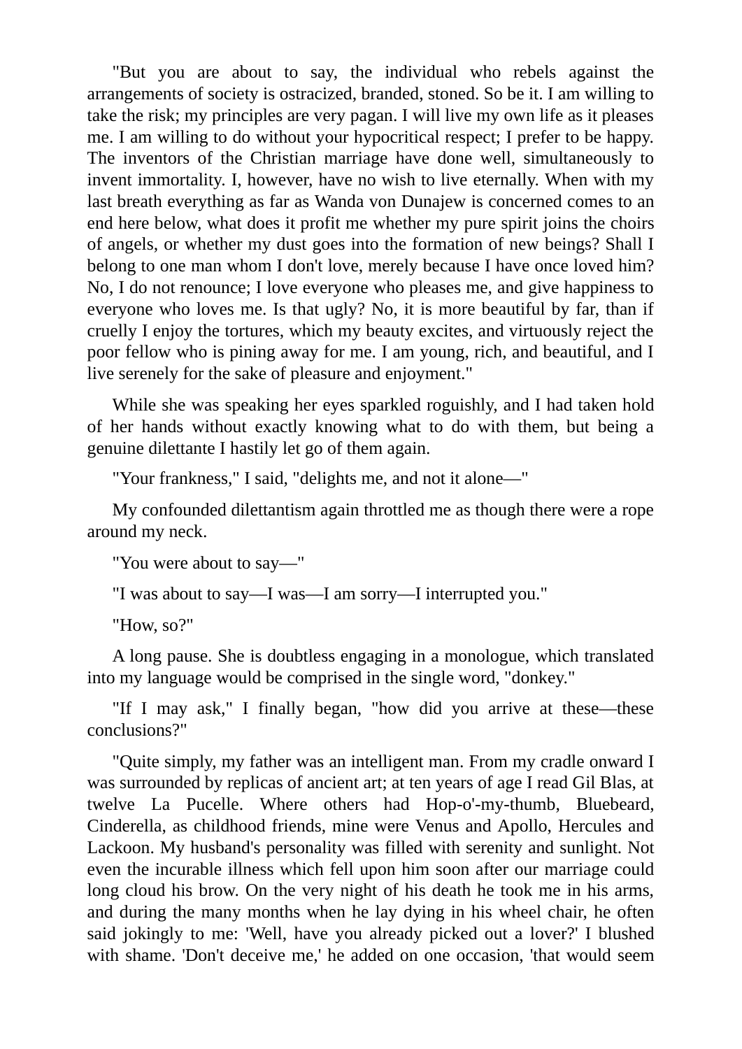"But you are about to say, the individual who rebels against the arrangements of society is ostracized, branded, stoned. So be it. I am willing to take the risk; my principles are very pagan. I will live my own life as it pleases me. I am willing to do without your hypocritical respect; I prefer to be happy. The inventors of the Christian marriage have done well, simultaneously to invent immortality. I, however, have no wish to live eternally. When with my last breath everything as far as Wanda von Dunajew is concerned comes to an end here below, what does it profit me whether my pure spirit joins the choirs of angels, or whether my dust goes into the formation of new beings? Shall I belong to one man whom I don't love, merely because I have once loved him? No, I do not renounce; I love everyone who pleases me, and give happiness to everyone who loves me. Is that ugly? No, it is more beautiful by far, than if cruelly I enjoy the tortures, which my beauty excites, and virtuously reject the poor fellow who is pining away for me. I am young, rich, and beautiful, and I live serenely for the sake of pleasure and enjoyment."

While she was speaking her eyes sparkled roguishly, and I had taken hold of her hands without exactly knowing what to do with them, but being a genuine dilettante I hastily let go of them again.

"Your frankness," I said, "delights me, and not it alone—"

My confounded dilettantism again throttled me as though there were a rope around my neck.

"You were about to say—"

"I was about to say—I was—I am sorry—I interrupted you."

"How, so?"

A long pause. She is doubtless engaging in a monologue, which translated into my language would be comprised in the single word, "donkey."

"If I may ask," I finally began, "how did you arrive at these—these conclusions?"

"Quite simply, my father was an intelligent man. From my cradle onward I was surrounded by replicas of ancient art; at ten years of age I read Gil Blas, at twelve La Pucelle. Where others had Hop-o'-my-thumb, Bluebeard, Cinderella, as childhood friends, mine were Venus and Apollo, Hercules and Lackoon. My husband's personality was filled with serenity and sunlight. Not even the incurable illness which fell upon him soon after our marriage could long cloud his brow. On the very night of his death he took me in his arms, and during the many months when he lay dying in his wheel chair, he often said jokingly to me: 'Well, have you already picked out a lover?' I blushed with shame. 'Don't deceive me,' he added on one occasion, 'that would seem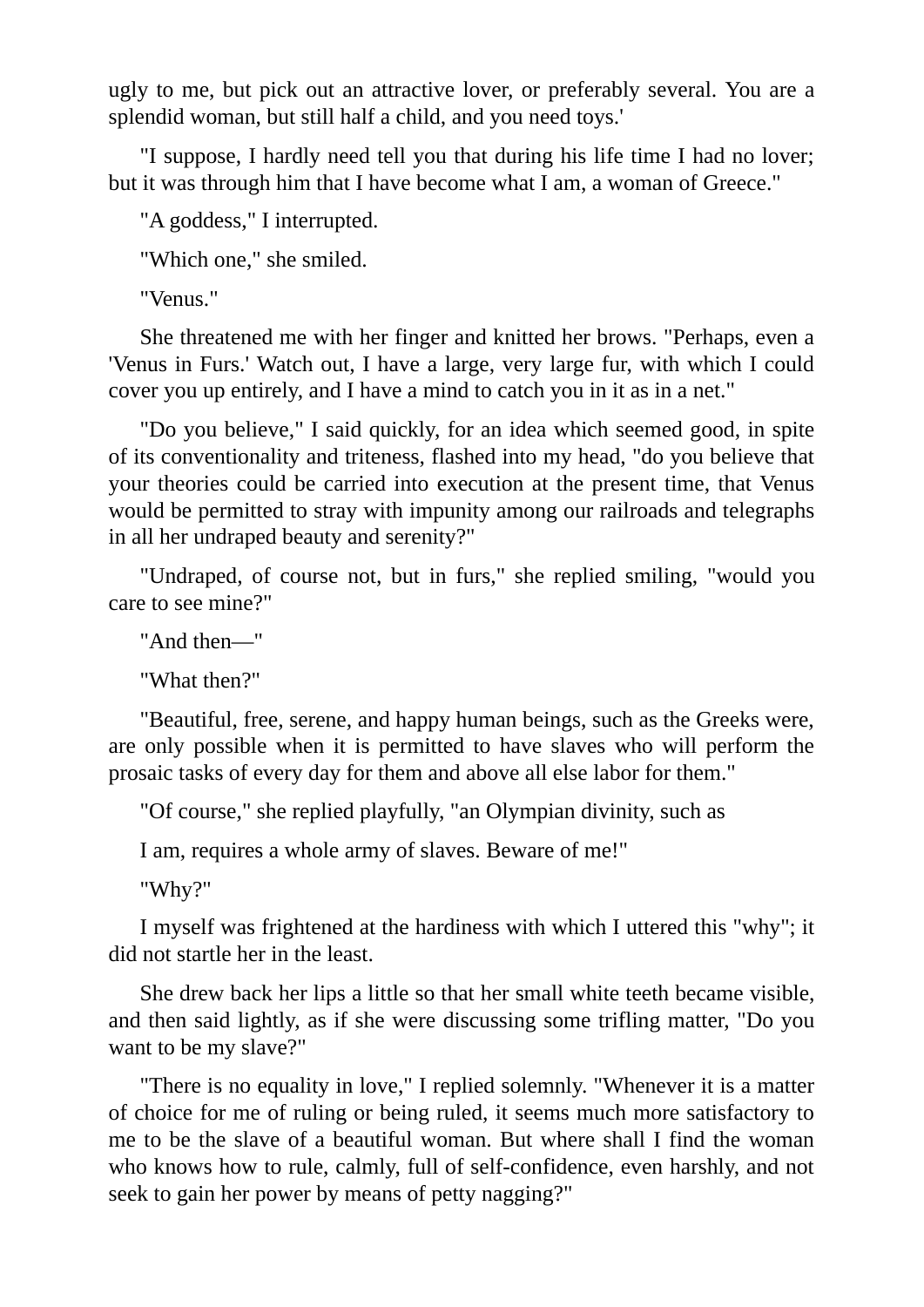ugly to me, but pick out an attractive lover, or preferably several. You are a splendid woman, but still half a child, and you need toys.'

"I suppose, I hardly need tell you that during his life time I had no lover; but it was through him that I have become what I am, a woman of Greece."

"A goddess," I interrupted.

"Which one," she smiled.

"Venus."

She threatened me with her finger and knitted her brows. "Perhaps, even a 'Venus in Furs.' Watch out, I have a large, very large fur, with which I could cover you up entirely, and I have a mind to catch you in it as in a net."

"Do you believe," I said quickly, for an idea which seemed good, in spite of its conventionality and triteness, flashed into my head, "do you believe that your theories could be carried into execution at the present time, that Venus would be permitted to stray with impunity among our railroads and telegraphs in all her undraped beauty and serenity?"

"Undraped, of course not, but in furs," she replied smiling, "would you care to see mine?"

"And then—"

"What then?"

"Beautiful, free, serene, and happy human beings, such as the Greeks were, are only possible when it is permitted to have slaves who will perform the prosaic tasks of every day for them and above all else labor for them."

"Of course," she replied playfully, "an Olympian divinity, such as

I am, requires a whole army of slaves. Beware of me!"

"Why?"

I myself was frightened at the hardiness with which I uttered this "why"; it did not startle her in the least.

She drew back her lips a little so that her small white teeth became visible, and then said lightly, as if she were discussing some trifling matter, "Do you want to be my slave?"

"There is no equality in love," I replied solemnly. "Whenever it is a matter of choice for me of ruling or being ruled, it seems much more satisfactory to me to be the slave of a beautiful woman. But where shall I find the woman who knows how to rule, calmly, full of self-confidence, even harshly, and not seek to gain her power by means of petty nagging?"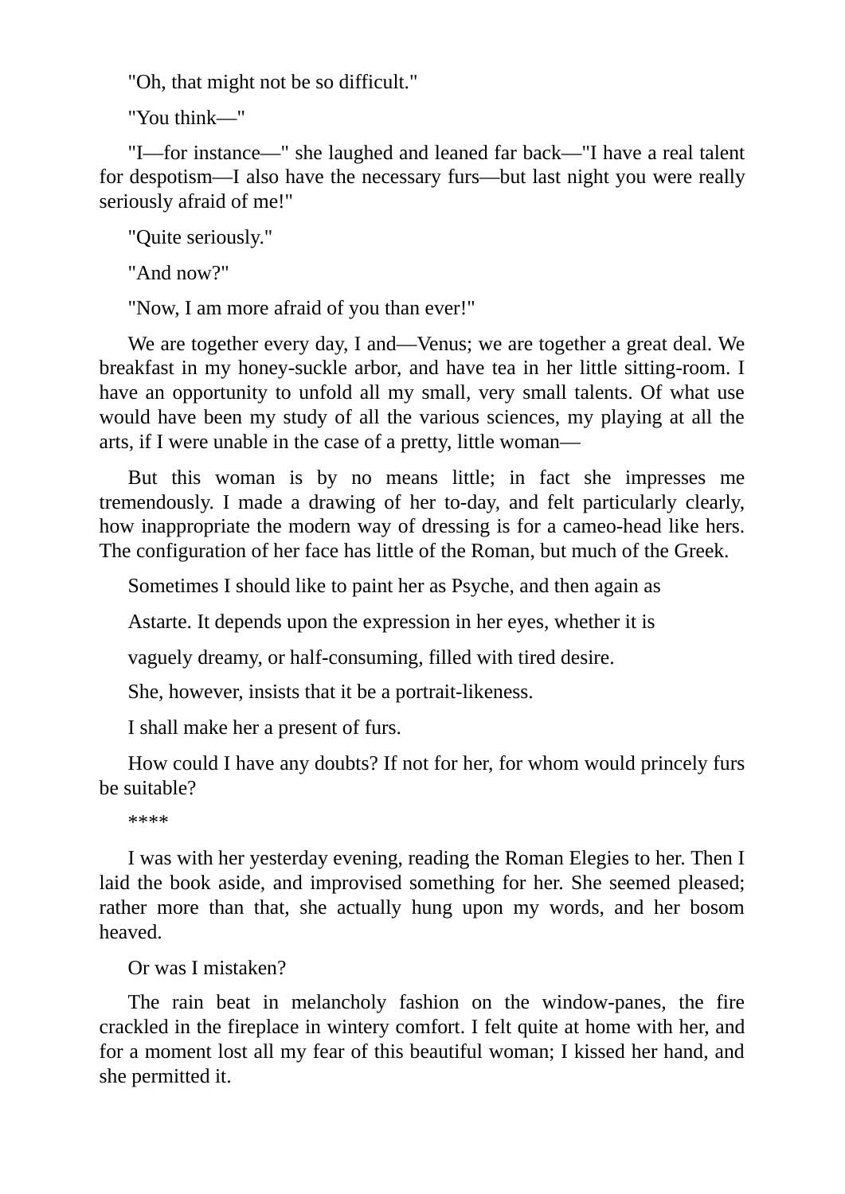"Oh, that might not be so difficult."

"You think—"

"I—for instance—" she laughed and leaned far back—"I have a real talent for despotism—I also have the necessary furs—but last night you were really seriously afraid of me!"

"Quite seriously."

"And now?"

"Now, I am more afraid of you than ever!"

We are together every day, I and—Venus; we are together a great deal. We breakfast in my honey-suckle arbor, and have tea in her little sitting-room. I have an opportunity to unfold all my small, very small talents. Of what use would have been my study of all the various sciences, my playing at all the arts, if I were unable in the case of a pretty, little woman—

But this woman is by no means little; in fact she impresses me tremendously. I made a drawing of her to-day, and felt particularly clearly, how inappropriate the modern way of dressing is for a cameo-head like hers. The configuration of her face has little of the Roman, but much of the Greek.

Sometimes I should like to paint her as Psyche, and then again as

Astarte. It depends upon the expression in her eyes, whether it is

vaguely dreamy, or half-consuming, filled with tired desire.

She, however, insists that it be a portrait-likeness.

I shall make her a present of furs.

How could I have any doubts? If not for her, for whom would princely furs be suitable?

****

I was with her yesterday evening, reading the Roman Elegies to her. Then I laid the book aside, and improvised something for her. She seemed pleased; rather more than that, she actually hung upon my words, and her bosom heaved.

Or was I mistaken?

The rain beat in melancholy fashion on the window-panes, the fire crackled in the fireplace in wintery comfort. I felt quite at home with her, and for a moment lost all my fear of this beautiful woman; I kissed her hand, and she permitted it.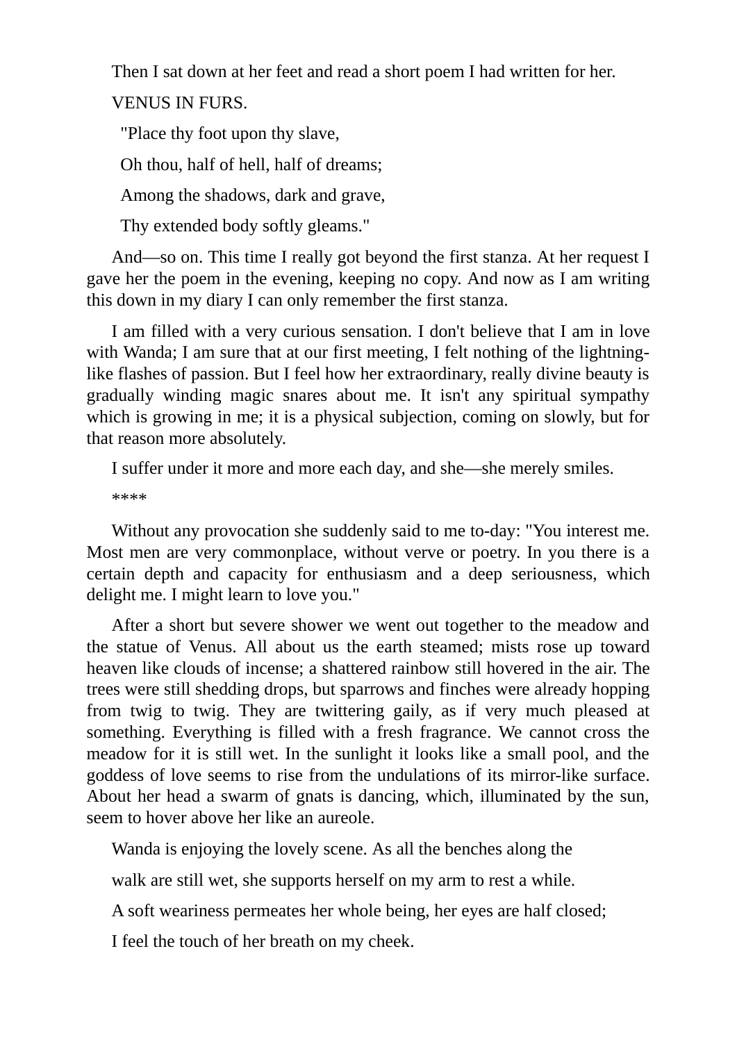Then I sat down at her feet and read a short poem I had written for her.

VENUS IN FURS.

"Place thy foot upon thy slave,

Oh thou, half of hell, half of dreams;

Among the shadows, dark and grave,

Thy extended body softly gleams."

And—so on. This time I really got beyond the first stanza. At her request I gave her the poem in the evening, keeping no copy. And now as I am writing this down in my diary I can only remember the first stanza.

I am filled with a very curious sensation. I don't believe that I am in love with Wanda; I am sure that at our first meeting, I felt nothing of the lightning-like flashes of passion. But I feel how her extraordinary, really divine beauty is gradually winding magic snares about me. It isn't any spiritual sympathy which is growing in me; it is a physical subjection, coming on slowly, but for that reason more absolutely.

I suffer under it more and more each day, and she—she merely smiles.

****

Without any provocation she suddenly said to me to-day: "You interest me. Most men are very commonplace, without verve or poetry. In you there is a certain depth and capacity for enthusiasm and a deep seriousness, which delight me. I might learn to love you."

After a short but severe shower we went out together to the meadow and the statue of Venus. All about us the earth steamed; mists rose up toward heaven like clouds of incense; a shattered rainbow still hovered in the air. The trees were still shedding drops, but sparrows and finches were already hopping from twig to twig. They are twittering gaily, as if very much pleased at something. Everything is filled with a fresh fragrance. We cannot cross the meadow for it is still wet. In the sunlight it looks like a small pool, and the goddess of love seems to rise from the undulations of its mirror-like surface. About her head a swarm of gnats is dancing, which, illuminated by the sun, seem to hover above her like an aureole.

Wanda is enjoying the lovely scene. As all the benches along the walk are still wet, she supports herself on my arm to rest a while. A soft weariness permeates her whole being, her eyes are half closed; I feel the touch of her breath on my cheek.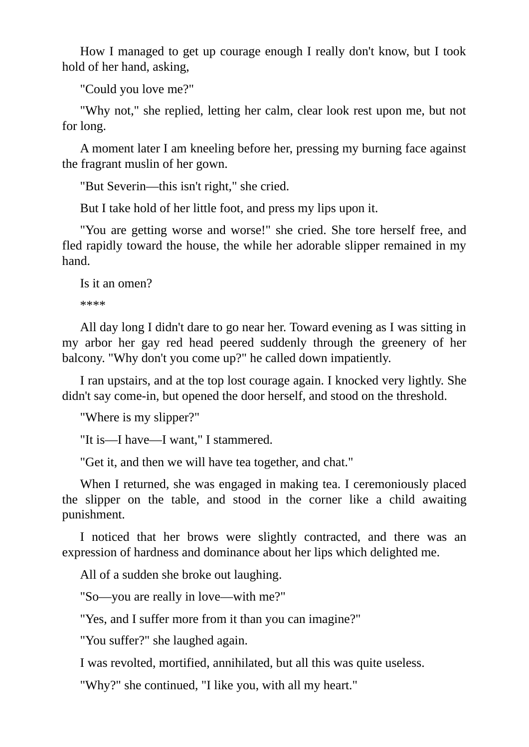How I managed to get up courage enough I really don't know, but I took hold of her hand, asking,

"Could you love me?"

"Why not," she replied, letting her calm, clear look rest upon me, but not for long.

A moment later I am kneeling before her, pressing my burning face against the fragrant muslin of her gown.

"But Severin—this isn't right," she cried.

But I take hold of her little foot, and press my lips upon it.

"You are getting worse and worse!" she cried. She tore herself free, and fled rapidly toward the house, the while her adorable slipper remained in my hand.

Is it an omen?

****

All day long I didn't dare to go near her. Toward evening as I was sitting in my arbor her gay red head peered suddenly through the greenery of her balcony. "Why don't you come up?" he called down impatiently.

I ran upstairs, and at the top lost courage again. I knocked very lightly. She didn't say come-in, but opened the door herself, and stood on the threshold.

"Where is my slipper?"

"It is—I have—I want," I stammered.

"Get it, and then we will have tea together, and chat."

When I returned, she was engaged in making tea. I ceremoniously placed the slipper on the table, and stood in the corner like a child awaiting punishment.

I noticed that her brows were slightly contracted, and there was an expression of hardness and dominance about her lips which delighted me.

All of a sudden she broke out laughing.

"So—you are really in love—with me?"

"Yes, and I suffer more from it than you can imagine?"

"You suffer?" she laughed again.

I was revolted, mortified, annihilated, but all this was quite useless.

"Why?" she continued, "I like you, with all my heart."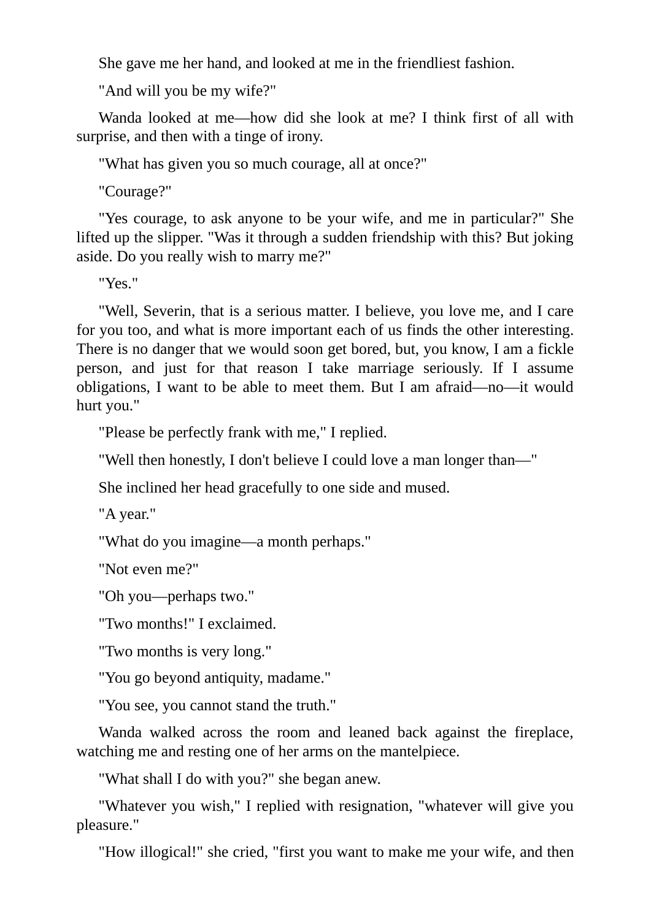She gave me her hand, and looked at me in the friendliest fashion.

"And will you be my wife?"

Wanda looked at me—how did she look at me? I think first of all with surprise, and then with a tinge of irony.

"What has given you so much courage, all at once?"

"Courage?"

"Yes courage, to ask anyone to be your wife, and me in particular?" She lifted up the slipper. "Was it through a sudden friendship with this? But joking aside. Do you really wish to marry me?"

"Yes."

"Well, Severin, that is a serious matter. I believe, you love me, and I care for you too, and what is more important each of us finds the other interesting. There is no danger that we would soon get bored, but, you know, I am a fickle person, and just for that reason I take marriage seriously. If I assume obligations, I want to be able to meet them. But I am afraid—no—it would hurt you."

"Please be perfectly frank with me," I replied.

"Well then honestly, I don't believe I could love a man longer than—"

She inclined her head gracefully to one side and mused.

"A year."

"What do you imagine—a month perhaps."

"Not even me?"

"Oh you—perhaps two."

"Two months!" I exclaimed.

"Two months is very long."

"You go beyond antiquity, madame."

"You see, you cannot stand the truth."

Wanda walked across the room and leaned back against the fireplace, watching me and resting one of her arms on the mantelpiece.

"What shall I do with you?" she began anew.

"Whatever you wish," I replied with resignation, "whatever will give you pleasure."

"How illogical!" she cried, "first you want to make me your wife, and then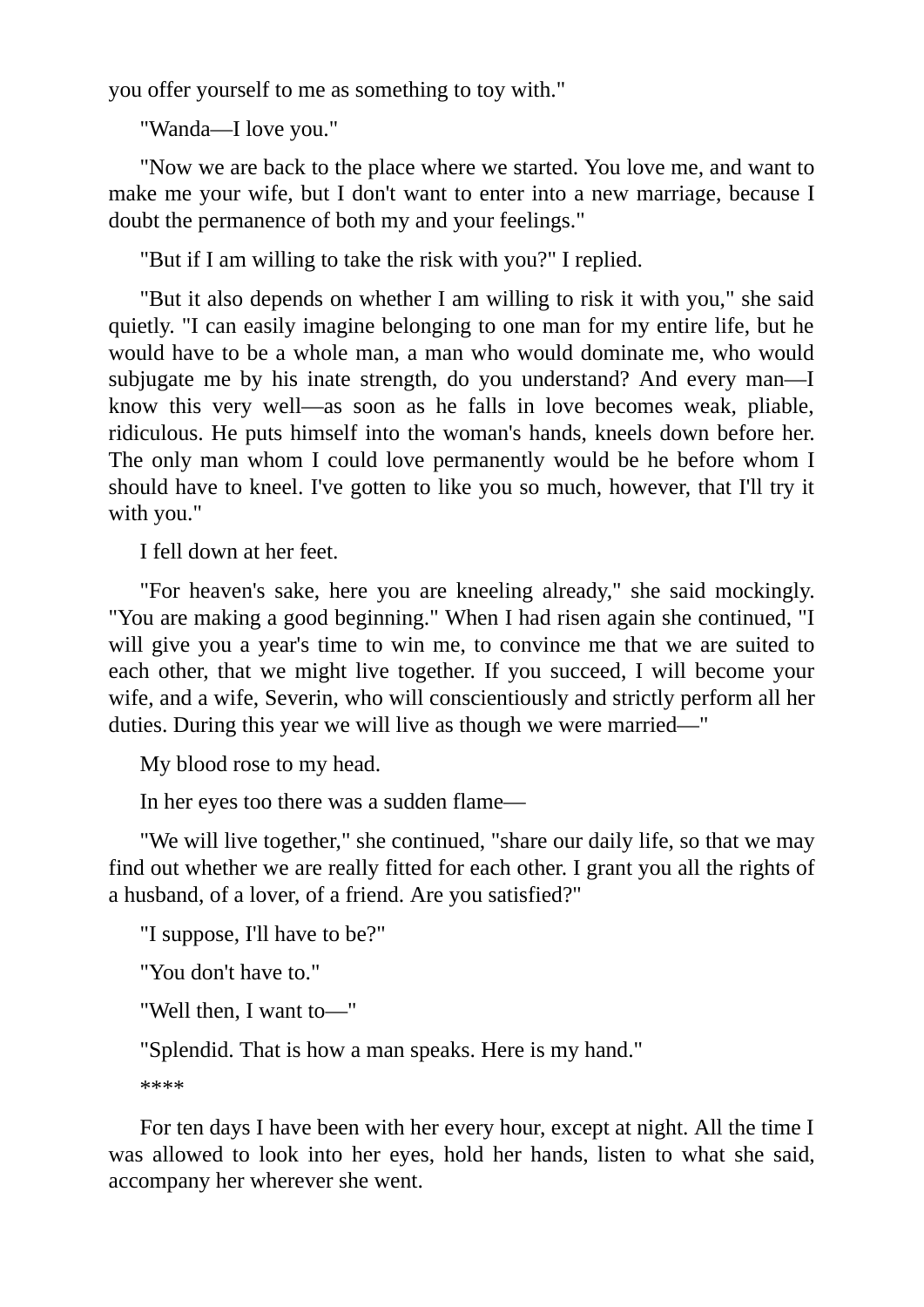you offer yourself to me as something to toy with."

"Wanda—I love you."

"Now we are back to the place where we started. You love me, and want to make me your wife, but I don't want to enter into a new marriage, because I doubt the permanence of both my and your feelings."

"But if I am willing to take the risk with you?" I replied.

"But it also depends on whether I am willing to risk it with you," she said quietly. "I can easily imagine belonging to one man for my entire life, but he would have to be a whole man, a man who would dominate me, who would subjugate me by his inate strength, do you understand? And every man—I know this very well—as soon as he falls in love becomes weak, pliable, ridiculous. He puts himself into the woman's hands, kneels down before her. The only man whom I could love permanently would be he before whom I should have to kneel. I've gotten to like you so much, however, that I'll try it with you."

I fell down at her feet.

"For heaven's sake, here you are kneeling already," she said mockingly. "You are making a good beginning." When I had risen again she continued, "I will give you a year's time to win me, to convince me that we are suited to each other, that we might live together. If you succeed, I will become your wife, and a wife, Severin, who will conscientiously and strictly perform all her duties. During this year we will live as though we were married—"

My blood rose to my head.

In her eyes too there was a sudden flame—

"We will live together," she continued, "share our daily life, so that we may find out whether we are really fitted for each other. I grant you all the rights of a husband, of a lover, of a friend. Are you satisfied?"

"I suppose, I'll have to be?"

"You don't have to."

"Well then, I want to—"

"Splendid. That is how a man speaks. Here is my hand."

****

For ten days I have been with her every hour, except at night. All the time I was allowed to look into her eyes, hold her hands, listen to what she said, accompany her wherever she went.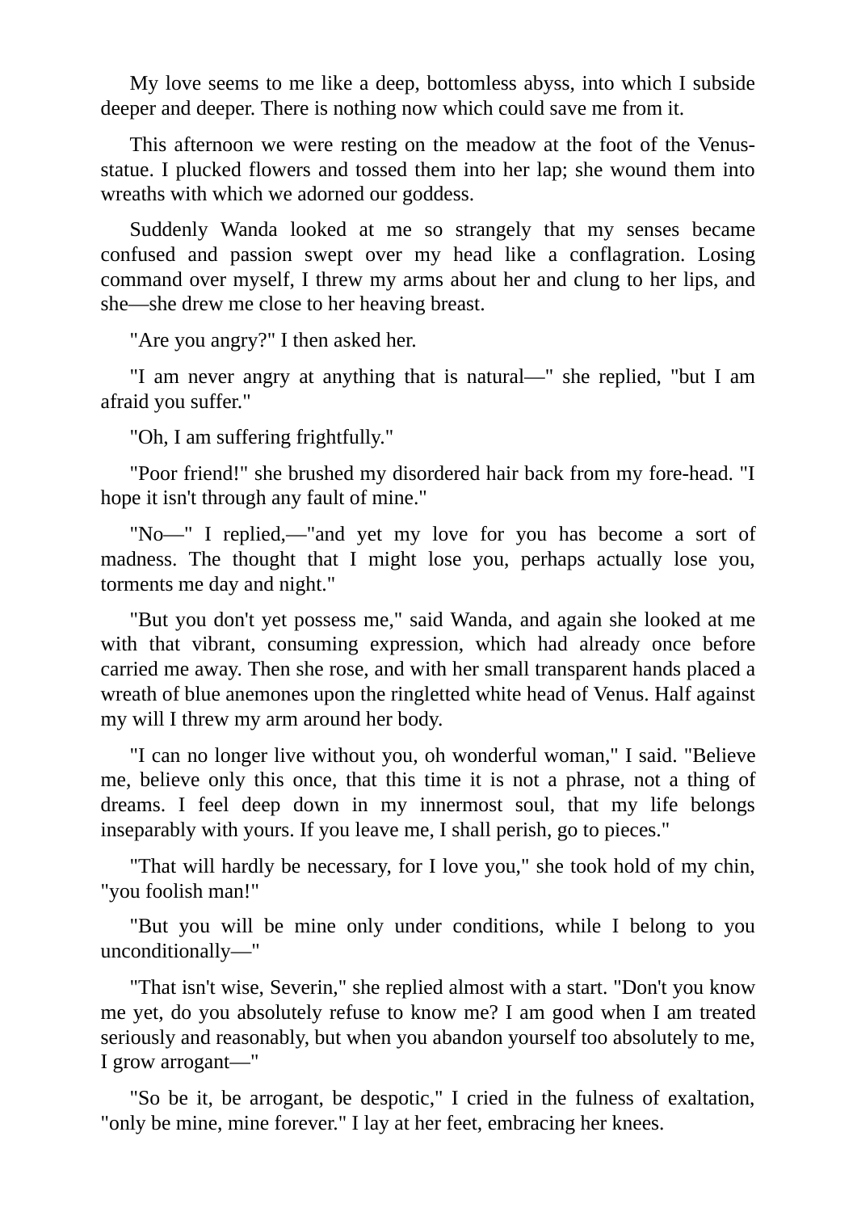My love seems to me like a deep, bottomless abyss, into which I subside deeper and deeper. There is nothing now which could save me from it.

This afternoon we were resting on the meadow at the foot of the Venus-statue. I plucked flowers and tossed them into her lap; she wound them into wreaths with which we adorned our goddess.

Suddenly Wanda looked at me so strangely that my senses became confused and passion swept over my head like a conflagration. Losing command over myself, I threw my arms about her and clung to her lips, and she—she drew me close to her heaving breast.

"Are you angry?" I then asked her.

"I am never angry at anything that is natural—" she replied, "but I am afraid you suffer."

"Oh, I am suffering frightfully."

"Poor friend!" she brushed my disordered hair back from my fore-head. "I hope it isn't through any fault of mine."

"No—" I replied,—"and yet my love for you has become a sort of madness. The thought that I might lose you, perhaps actually lose you, torments me day and night."

"But you don't yet possess me," said Wanda, and again she looked at me with that vibrant, consuming expression, which had already once before carried me away. Then she rose, and with her small transparent hands placed a wreath of blue anemones upon the ringletted white head of Venus. Half against my will I threw my arm around her body.

"I can no longer live without you, oh wonderful woman," I said. "Believe me, believe only this once, that this time it is not a phrase, not a thing of dreams. I feel deep down in my innermost soul, that my life belongs inseparably with yours. If you leave me, I shall perish, go to pieces."

"That will hardly be necessary, for I love you," she took hold of my chin, "you foolish man!"

"But you will be mine only under conditions, while I belong to you unconditionally—"

"That isn't wise, Severin," she replied almost with a start. "Don't you know me yet, do you absolutely refuse to know me? I am good when I am treated seriously and reasonably, but when you abandon yourself too absolutely to me, I grow arrogant—"

"So be it, be arrogant, be despotic," I cried in the fulness of exaltation, "only be mine, mine forever." I lay at her feet, embracing her knees.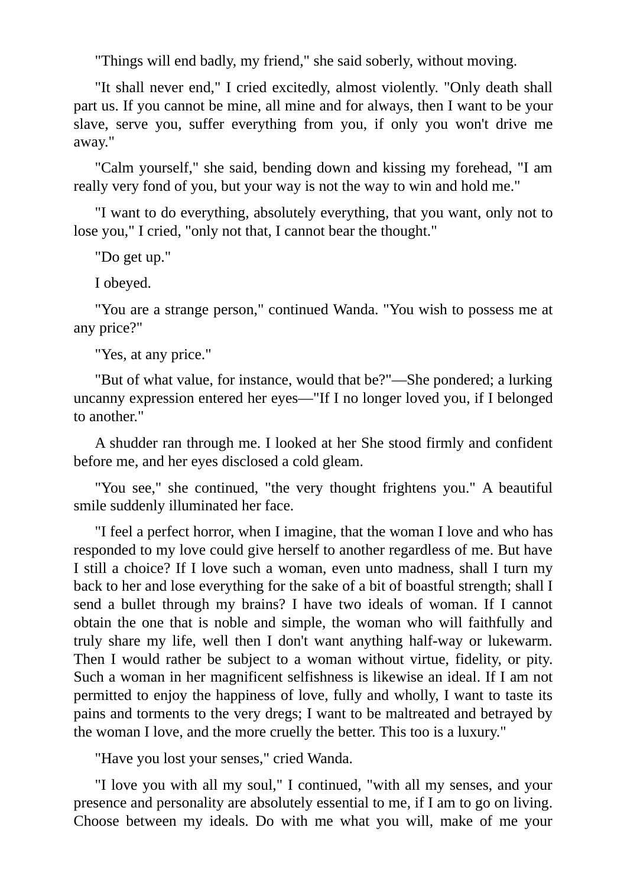"Things will end badly, my friend," she said soberly, without moving.

"It shall never end," I cried excitedly, almost violently. "Only death shall part us. If you cannot be mine, all mine and for always, then I want to be your slave, serve you, suffer everything from you, if only you won't drive me away."

"Calm yourself," she said, bending down and kissing my forehead, "I am really very fond of you, but your way is not the way to win and hold me."

"I want to do everything, absolutely everything, that you want, only not to lose you," I cried, "only not that, I cannot bear the thought."

"Do get up."

I obeyed.

"You are a strange person," continued Wanda. "You wish to possess me at any price?"

"Yes, at any price."

"But of what value, for instance, would that be?"—She pondered; a lurking uncanny expression entered her eyes—"If I no longer loved you, if I belonged to another."

A shudder ran through me. I looked at her She stood firmly and confident before me, and her eyes disclosed a cold gleam.

"You see," she continued, "the very thought frightens you." A beautiful smile suddenly illuminated her face.

"I feel a perfect horror, when I imagine, that the woman I love and who has responded to my love could give herself to another regardless of me. But have I still a choice? If I love such a woman, even unto madness, shall I turn my back to her and lose everything for the sake of a bit of boastful strength; shall I send a bullet through my brains? I have two ideals of woman. If I cannot obtain the one that is noble and simple, the woman who will faithfully and truly share my life, well then I don't want anything half-way or lukewarm. Then I would rather be subject to a woman without virtue, fidelity, or pity. Such a woman in her magnificent selfishness is likewise an ideal. If I am not permitted to enjoy the happiness of love, fully and wholly, I want to taste its pains and torments to the very dregs; I want to be maltreated and betrayed by the woman I love, and the more cruelly the better. This too is a luxury."

"Have you lost your senses," cried Wanda.

"I love you with all my soul," I continued, "with all my senses, and your presence and personality are absolutely essential to me, if I am to go on living. Choose between my ideals. Do with me what you will, make of me your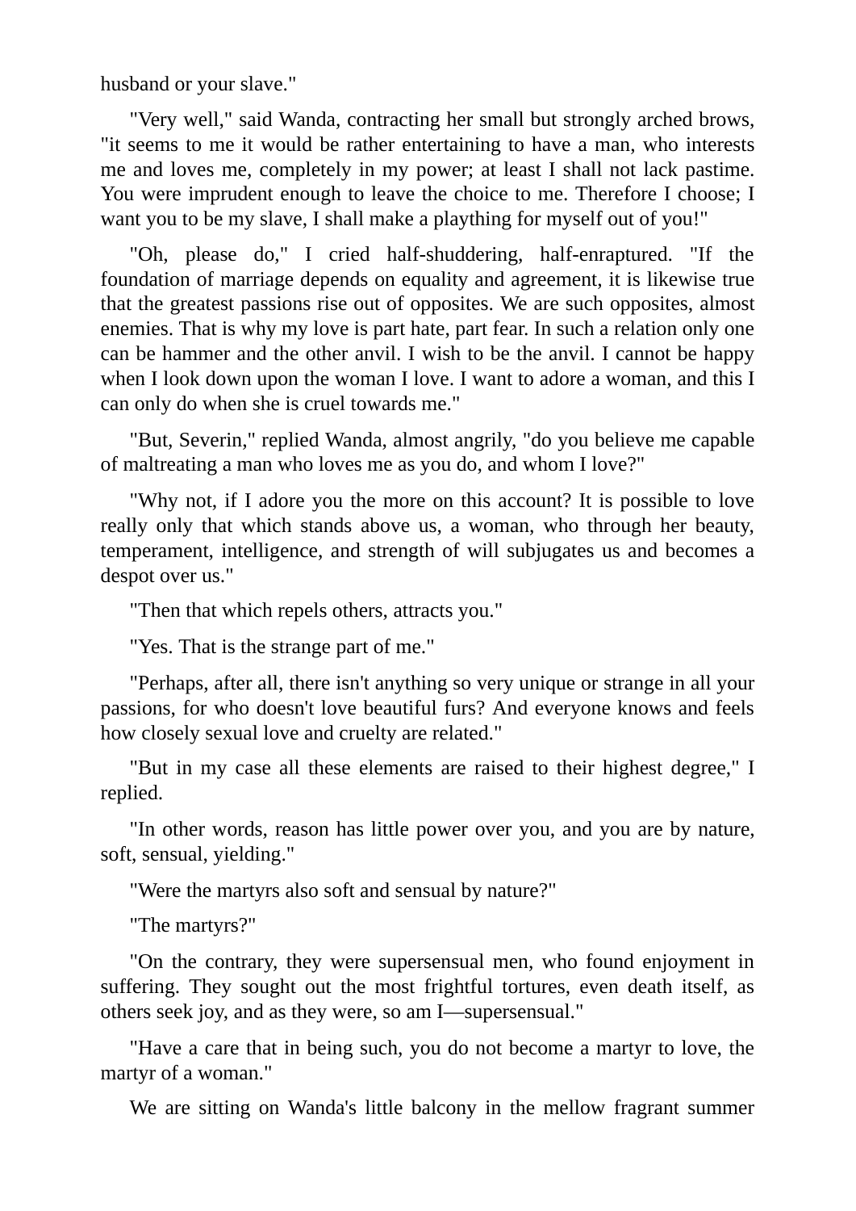husband or your slave."

"Very well," said Wanda, contracting her small but strongly arched brows, "it seems to me it would be rather entertaining to have a man, who interests me and loves me, completely in my power; at least I shall not lack pastime. You were imprudent enough to leave the choice to me. Therefore I choose; I want you to be my slave, I shall make a plaything for myself out of you!"

"Oh, please do," I cried half-shuddering, half-enraptured. "If the foundation of marriage depends on equality and agreement, it is likewise true that the greatest passions rise out of opposites. We are such opposites, almost enemies. That is why my love is part hate, part fear. In such a relation only one can be hammer and the other anvil. I wish to be the anvil. I cannot be happy when I look down upon the woman I love. I want to adore a woman, and this I can only do when she is cruel towards me."

"But, Severin," replied Wanda, almost angrily, "do you believe me capable of maltreating a man who loves me as you do, and whom I love?"

"Why not, if I adore you the more on this account? It is possible to love really only that which stands above us, a woman, who through her beauty, temperament, intelligence, and strength of will subjugates us and becomes a despot over us."

"Then that which repels others, attracts you."

"Yes. That is the strange part of me."

"Perhaps, after all, there isn't anything so very unique or strange in all your passions, for who doesn't love beautiful furs? And everyone knows and feels how closely sexual love and cruelty are related."

"But in my case all these elements are raised to their highest degree," I replied.

"In other words, reason has little power over you, and you are by nature, soft, sensual, yielding."

"Were the martyrs also soft and sensual by nature?"

"The martyrs?"

"On the contrary, they were supersensual men, who found enjoyment in suffering. They sought out the most frightful tortures, even death itself, as others seek joy, and as they were, so am I—supersensual."

"Have a care that in being such, you do not become a martyr to love, the martyr of a woman."

We are sitting on Wanda's little balcony in the mellow fragrant summer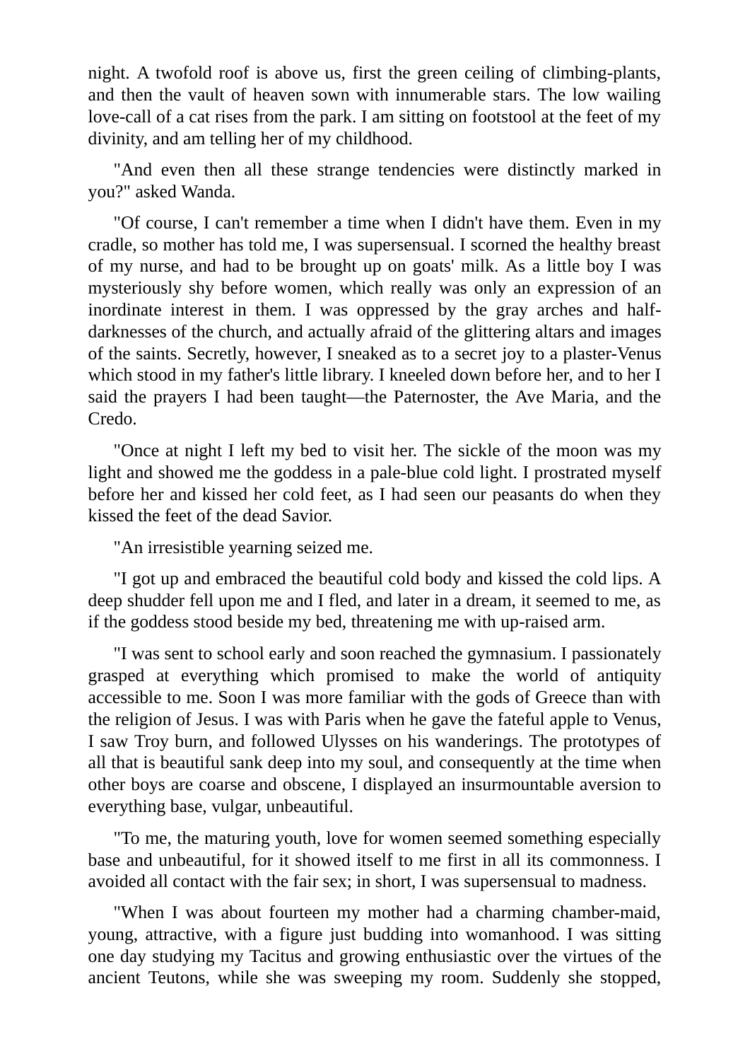night. A twofold roof is above us, first the green ceiling of climbing-plants, and then the vault of heaven sown with innumerable stars. The low wailing love-call of a cat rises from the park. I am sitting on footstool at the feet of my divinity, and am telling her of my childhood.

"And even then all these strange tendencies were distinctly marked in you?" asked Wanda.

"Of course, I can't remember a time when I didn't have them. Even in my cradle, so mother has told me, I was supersensual. I scorned the healthy breast of my nurse, and had to be brought up on goats' milk. As a little boy I was mysteriously shy before women, which really was only an expression of an inordinate interest in them. I was oppressed by the gray arches and half-darknesses of the church, and actually afraid of the glittering altars and images of the saints. Secretly, however, I sneaked as to a secret joy to a plaster-Venus which stood in my father's little library. I kneeled down before her, and to her I said the prayers I had been taught—the Paternoster, the Ave Maria, and the Credo.

"Once at night I left my bed to visit her. The sickle of the moon was my light and showed me the goddess in a pale-blue cold light. I prostrated myself before her and kissed her cold feet, as I had seen our peasants do when they kissed the feet of the dead Savior.

"An irresistible yearning seized me.

"I got up and embraced the beautiful cold body and kissed the cold lips. A deep shudder fell upon me and I fled, and later in a dream, it seemed to me, as if the goddess stood beside my bed, threatening me with up-raised arm.

"I was sent to school early and soon reached the gymnasium. I passionately grasped at everything which promised to make the world of antiquity accessible to me. Soon I was more familiar with the gods of Greece than with the religion of Jesus. I was with Paris when he gave the fateful apple to Venus, I saw Troy burn, and followed Ulysses on his wanderings. The prototypes of all that is beautiful sank deep into my soul, and consequently at the time when other boys are coarse and obscene, I displayed an insurmountable aversion to everything base, vulgar, unbeautiful.

"To me, the maturing youth, love for women seemed something especially base and unbeautiful, for it showed itself to me first in all its commonness. I avoided all contact with the fair sex; in short, I was supersensual to madness.

"When I was about fourteen my mother had a charming chamber-maid, young, attractive, with a figure just budding into womanhood. I was sitting one day studying my Tacitus and growing enthusiastic over the virtues of the ancient Teutons, while she was sweeping my room. Suddenly she stopped,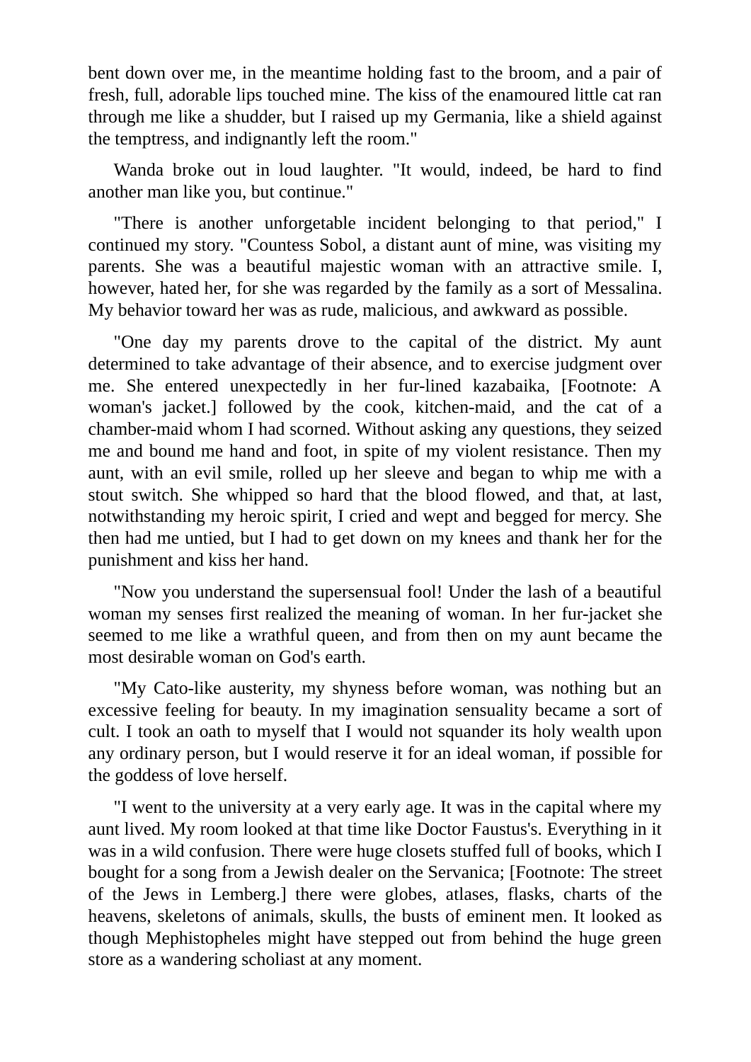bent down over me, in the meantime holding fast to the broom, and a pair of fresh, full, adorable lips touched mine. The kiss of the enamoured little cat ran through me like a shudder, but I raised up my Germania, like a shield against the temptress, and indignantly left the room."

Wanda broke out in loud laughter. "It would, indeed, be hard to find another man like you, but continue."

"There is another unforgetable incident belonging to that period," I continued my story. "Countess Sobol, a distant aunt of mine, was visiting my parents. She was a beautiful majestic woman with an attractive smile. I, however, hated her, for she was regarded by the family as a sort of Messalina. My behavior toward her was as rude, malicious, and awkward as possible.

"One day my parents drove to the capital of the district. My aunt determined to take advantage of their absence, and to exercise judgment over me. She entered unexpectedly in her fur-lined kazabaika, [Footnote: A woman's jacket.] followed by the cook, kitchen-maid, and the cat of a chamber-maid whom I had scorned. Without asking any questions, they seized me and bound me hand and foot, in spite of my violent resistance. Then my aunt, with an evil smile, rolled up her sleeve and began to whip me with a stout switch. She whipped so hard that the blood flowed, and that, at last, notwithstanding my heroic spirit, I cried and wept and begged for mercy. She then had me untied, but I had to get down on my knees and thank her for the punishment and kiss her hand.

"Now you understand the supersensual fool! Under the lash of a beautiful woman my senses first realized the meaning of woman. In her fur-jacket she seemed to me like a wrathful queen, and from then on my aunt became the most desirable woman on God's earth.

"My Cato-like austerity, my shyness before woman, was nothing but an excessive feeling for beauty. In my imagination sensuality became a sort of cult. I took an oath to myself that I would not squander its holy wealth upon any ordinary person, but I would reserve it for an ideal woman, if possible for the goddess of love herself.

"I went to the university at a very early age. It was in the capital where my aunt lived. My room looked at that time like Doctor Faustus's. Everything in it was in a wild confusion. There were huge closets stuffed full of books, which I bought for a song from a Jewish dealer on the Servanica; [Footnote: The street of the Jews in Lemberg.] there were globes, atlases, flasks, charts of the heavens, skeletons of animals, skulls, the busts of eminent men. It looked as though Mephistopheles might have stepped out from behind the huge green store as a wandering scholiast at any moment.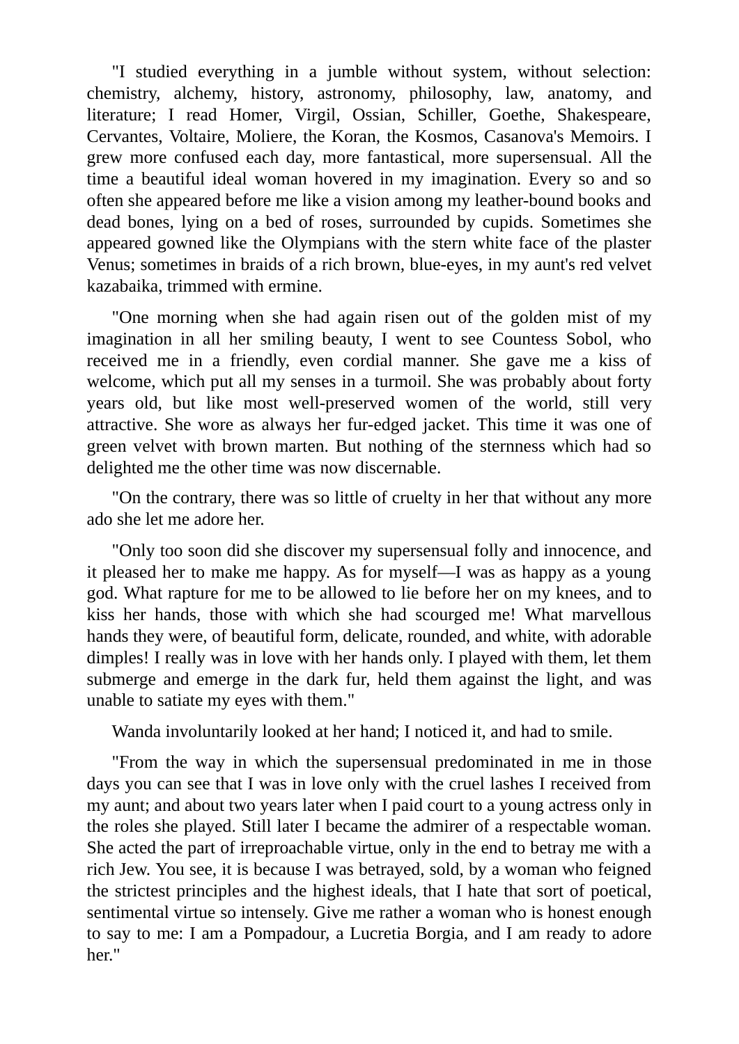"I studied everything in a jumble without system, without selection: chemistry, alchemy, history, astronomy, philosophy, law, anatomy, and literature; I read Homer, Virgil, Ossian, Schiller, Goethe, Shakespeare, Cervantes, Voltaire, Moliere, the Koran, the Kosmos, Casanova's Memoirs. I grew more confused each day, more fantastical, more supersensual. All the time a beautiful ideal woman hovered in my imagination. Every so and so often she appeared before me like a vision among my leather-bound books and dead bones, lying on a bed of roses, surrounded by cupids. Sometimes she appeared gowned like the Olympians with the stern white face of the plaster Venus; sometimes in braids of a rich brown, blue-eyes, in my aunt's red velvet kazabaika, trimmed with ermine.

"One morning when she had again risen out of the golden mist of my imagination in all her smiling beauty, I went to see Countess Sobol, who received me in a friendly, even cordial manner. She gave me a kiss of welcome, which put all my senses in a turmoil. She was probably about forty years old, but like most well-preserved women of the world, still very attractive. She wore as always her fur-edged jacket. This time it was one of green velvet with brown marten. But nothing of the sternness which had so delighted me the other time was now discernable.

"On the contrary, there was so little of cruelty in her that without any more ado she let me adore her.

"Only too soon did she discover my supersensual folly and innocence, and it pleased her to make me happy. As for myself—I was as happy as a young god. What rapture for me to be allowed to lie before her on my knees, and to kiss her hands, those with which she had scourged me! What marvellous hands they were, of beautiful form, delicate, rounded, and white, with adorable dimples! I really was in love with her hands only. I played with them, let them submerge and emerge in the dark fur, held them against the light, and was unable to satiate my eyes with them."

Wanda involuntarily looked at her hand; I noticed it, and had to smile.

"From the way in which the supersensual predominated in me in those days you can see that I was in love only with the cruel lashes I received from my aunt; and about two years later when I paid court to a young actress only in the roles she played. Still later I became the admirer of a respectable woman. She acted the part of irreproachable virtue, only in the end to betray me with a rich Jew. You see, it is because I was betrayed, sold, by a woman who feigned the strictest principles and the highest ideals, that I hate that sort of poetical, sentimental virtue so intensely. Give me rather a woman who is honest enough to say to me: I am a Pompadour, a Lucretia Borgia, and I am ready to adore her."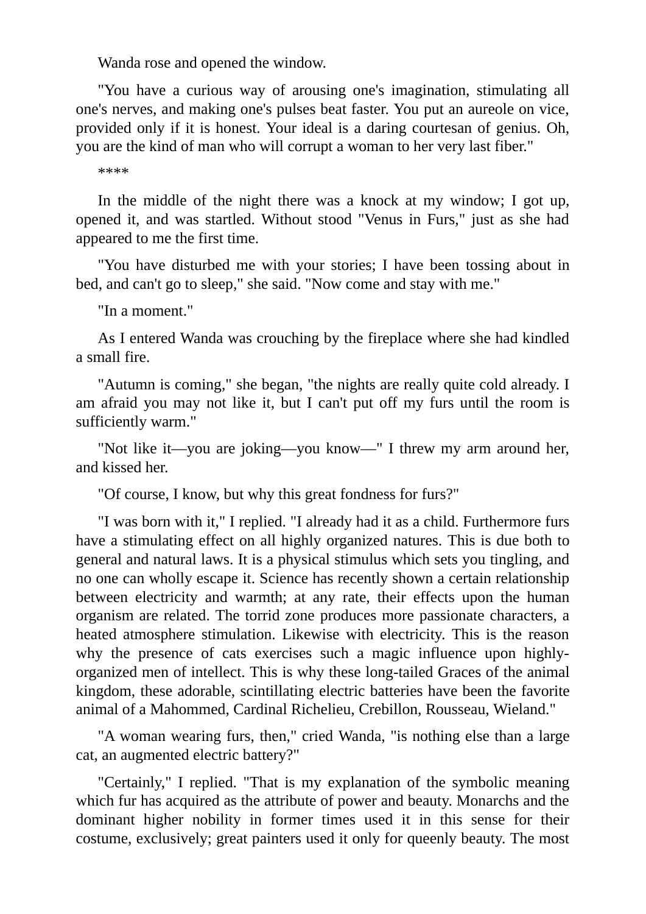Wanda rose and opened the window.

"You have a curious way of arousing one's imagination, stimulating all one's nerves, and making one's pulses beat faster. You put an aureole on vice, provided only if it is honest. Your ideal is a daring courtesan of genius. Oh, you are the kind of man who will corrupt a woman to her very last fiber."

****

In the middle of the night there was a knock at my window; I got up, opened it, and was startled. Without stood "Venus in Furs," just as she had appeared to me the first time.

"You have disturbed me with your stories; I have been tossing about in bed, and can't go to sleep," she said. "Now come and stay with me."

"In a moment."

As I entered Wanda was crouching by the fireplace where she had kindled a small fire.

"Autumn is coming," she began, "the nights are really quite cold already. I am afraid you may not like it, but I can't put off my furs until the room is sufficiently warm."

"Not like it—you are joking—you know—" I threw my arm around her, and kissed her.

"Of course, I know, but why this great fondness for furs?"

"I was born with it," I replied. "I already had it as a child. Furthermore furs have a stimulating effect on all highly organized natures. This is due both to general and natural laws. It is a physical stimulus which sets you tingling, and no one can wholly escape it. Science has recently shown a certain relationship between electricity and warmth; at any rate, their effects upon the human organism are related. The torrid zone produces more passionate characters, a heated atmosphere stimulation. Likewise with electricity. This is the reason why the presence of cats exercises such a magic influence upon highly-organized men of intellect. This is why these long-tailed Graces of the animal kingdom, these adorable, scintillating electric batteries have been the favorite animal of a Mahommed, Cardinal Richelieu, Crebillon, Rousseau, Wieland."

"A woman wearing furs, then," cried Wanda, "is nothing else than a large cat, an augmented electric battery?"

"Certainly," I replied. "That is my explanation of the symbolic meaning which fur has acquired as the attribute of power and beauty. Monarchs and the dominant higher nobility in former times used it in this sense for their costume, exclusively; great painters used it only for queenly beauty. The most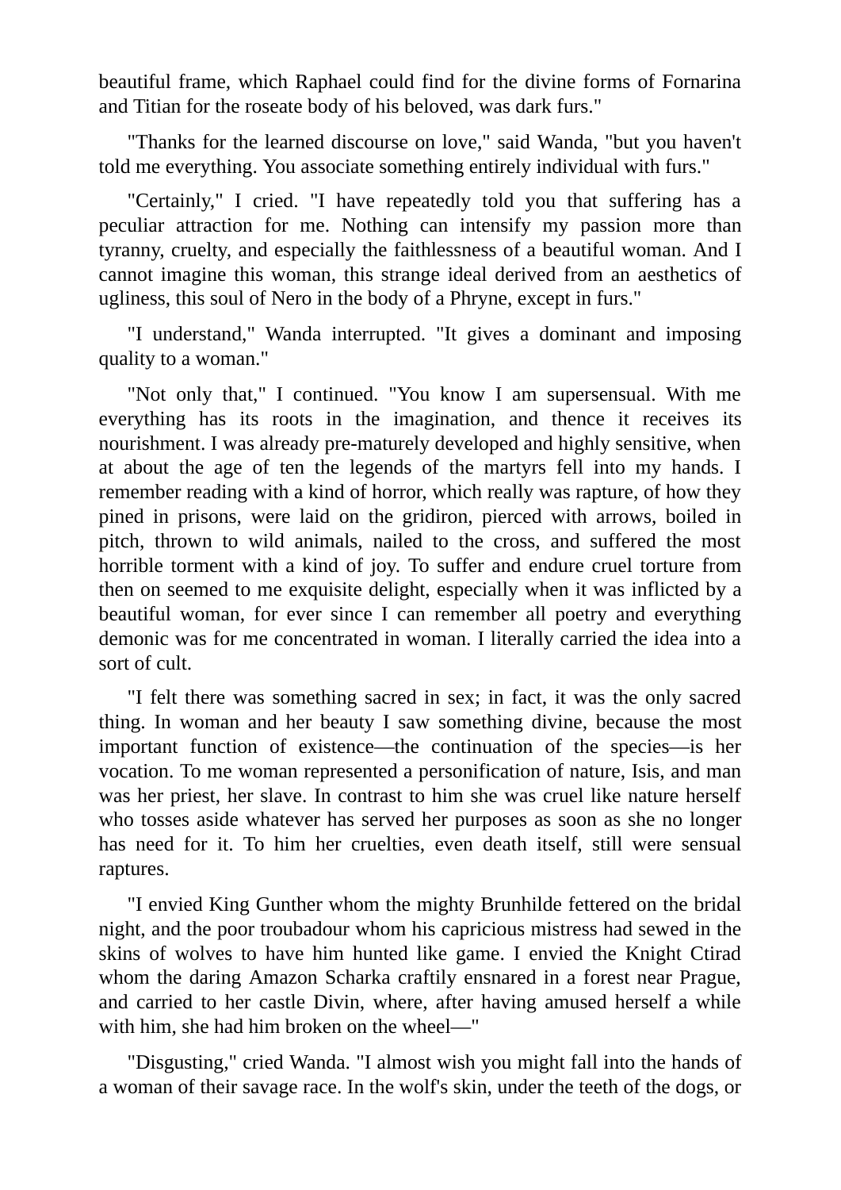beautiful frame, which Raphael could find for the divine forms of Fornarina and Titian for the roseate body of his beloved, was dark furs."

"Thanks for the learned discourse on love," said Wanda, "but you haven't told me everything. You associate something entirely individual with furs."

"Certainly," I cried. "I have repeatedly told you that suffering has a peculiar attraction for me. Nothing can intensify my passion more than tyranny, cruelty, and especially the faithlessness of a beautiful woman. And I cannot imagine this woman, this strange ideal derived from an aesthetics of ugliness, this soul of Nero in the body of a Phryne, except in furs."

"I understand," Wanda interrupted. "It gives a dominant and imposing quality to a woman."

"Not only that," I continued. "You know I am supersensual. With me everything has its roots in the imagination, and thence it receives its nourishment. I was already pre-maturely developed and highly sensitive, when at about the age of ten the legends of the martyrs fell into my hands. I remember reading with a kind of horror, which really was rapture, of how they pined in prisons, were laid on the gridiron, pierced with arrows, boiled in pitch, thrown to wild animals, nailed to the cross, and suffered the most horrible torment with a kind of joy. To suffer and endure cruel torture from then on seemed to me exquisite delight, especially when it was inflicted by a beautiful woman, for ever since I can remember all poetry and everything demonic was for me concentrated in woman. I literally carried the idea into a sort of cult.

"I felt there was something sacred in sex; in fact, it was the only sacred thing. In woman and her beauty I saw something divine, because the most important function of existence—the continuation of the species—is her vocation. To me woman represented a personification of nature, Isis, and man was her priest, her slave. In contrast to him she was cruel like nature herself who tosses aside whatever has served her purposes as soon as she no longer has need for it. To him her cruelties, even death itself, still were sensual raptures.

"I envied King Gunther whom the mighty Brunhilde fettered on the bridal night, and the poor troubadour whom his capricious mistress had sewed in the skins of wolves to have him hunted like game. I envied the Knight Ctirad whom the daring Amazon Scharka craftily ensnared in a forest near Prague, and carried to her castle Divin, where, after having amused herself a while with him, she had him broken on the wheel—"

"Disgusting," cried Wanda. "I almost wish you might fall into the hands of a woman of their savage race. In the wolf's skin, under the teeth of the dogs, or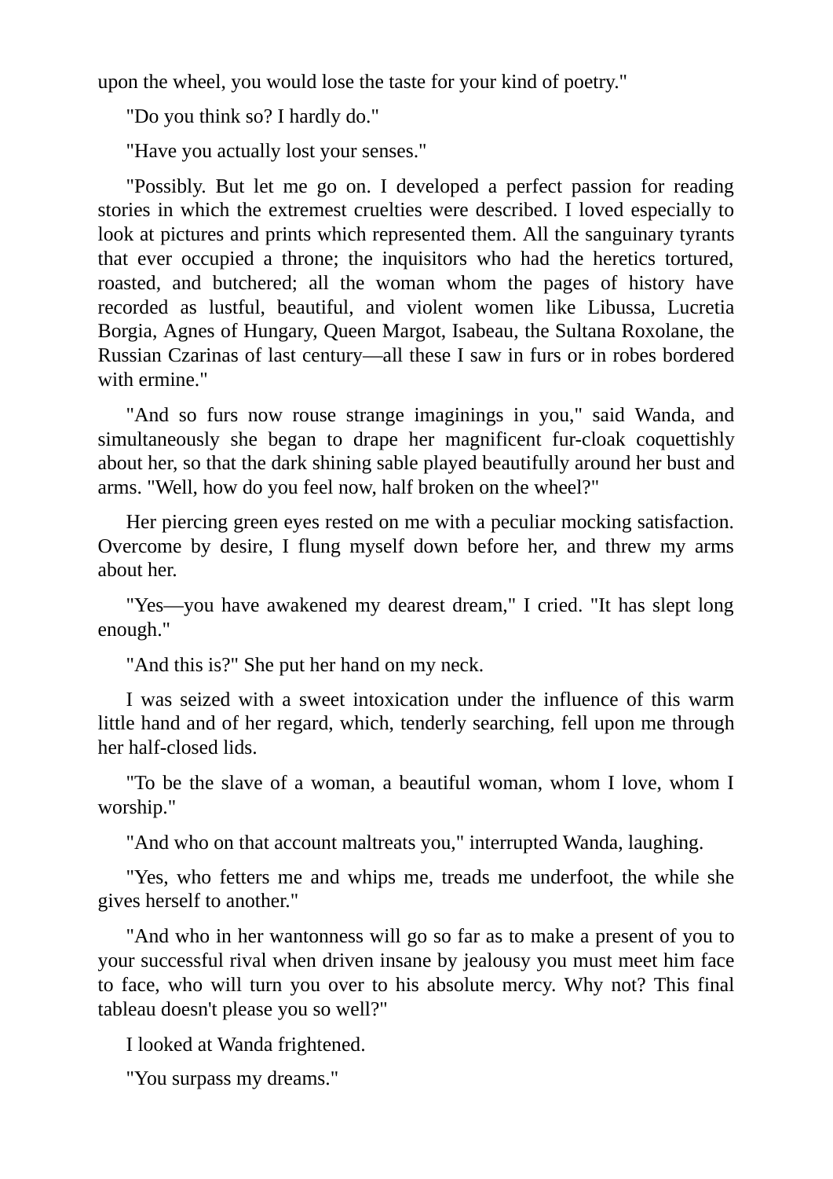upon the wheel, you would lose the taste for your kind of poetry."

"Do you think so? I hardly do."

"Have you actually lost your senses."

"Possibly. But let me go on. I developed a perfect passion for reading stories in which the extremest cruelties were described. I loved especially to look at pictures and prints which represented them. All the sanguinary tyrants that ever occupied a throne; the inquisitors who had the heretics tortured, roasted, and butchered; all the woman whom the pages of history have recorded as lustful, beautiful, and violent women like Libussa, Lucretia Borgia, Agnes of Hungary, Queen Margot, Isabeau, the Sultana Roxolane, the Russian Czarinas of last century—all these I saw in furs or in robes bordered with ermine."

"And so furs now rouse strange imaginings in you," said Wanda, and simultaneously she began to drape her magnificent fur-cloak coquettishly about her, so that the dark shining sable played beautifully around her bust and arms. "Well, how do you feel now, half broken on the wheel?"

Her piercing green eyes rested on me with a peculiar mocking satisfaction. Overcome by desire, I flung myself down before her, and threw my arms about her.

"Yes—you have awakened my dearest dream," I cried. "It has slept long enough."

"And this is?" She put her hand on my neck.

I was seized with a sweet intoxication under the influence of this warm little hand and of her regard, which, tenderly searching, fell upon me through her half-closed lids.

"To be the slave of a woman, a beautiful woman, whom I love, whom I worship."

"And who on that account maltreats you," interrupted Wanda, laughing.

"Yes, who fetters me and whips me, treads me underfoot, the while she gives herself to another."

"And who in her wantonness will go so far as to make a present of you to your successful rival when driven insane by jealousy you must meet him face to face, who will turn you over to his absolute mercy. Why not? This final tableau doesn't please you so well?"

I looked at Wanda frightened.

"You surpass my dreams."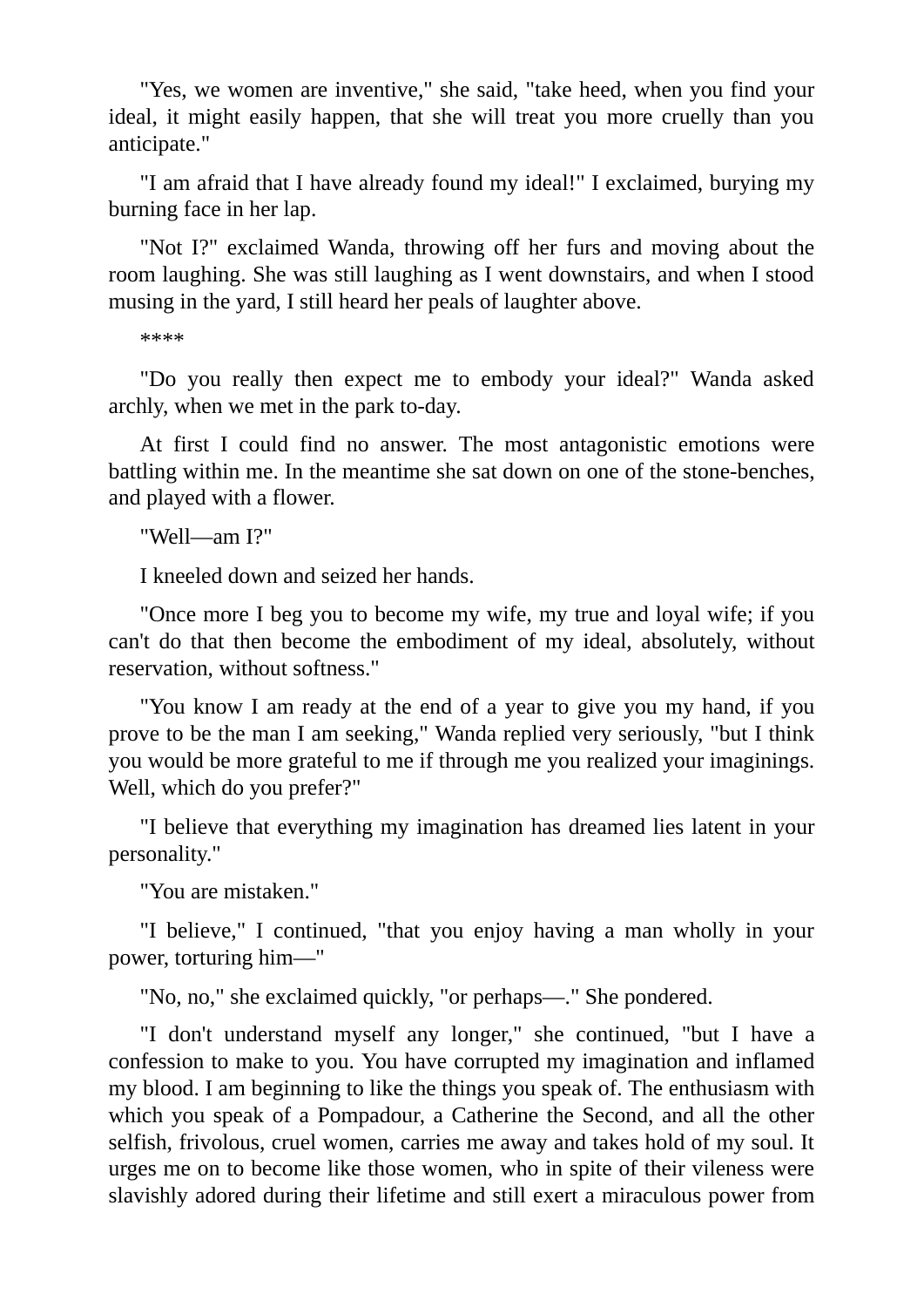"Yes, we women are inventive," she said, "take heed, when you find your ideal, it might easily happen, that she will treat you more cruelly than you anticipate."

"I am afraid that I have already found my ideal!" I exclaimed, burying my burning face in her lap.

"Not I?" exclaimed Wanda, throwing off her furs and moving about the room laughing. She was still laughing as I went downstairs, and when I stood musing in the yard, I still heard her peals of laughter above.

****

"Do you really then expect me to embody your ideal?" Wanda asked archly, when we met in the park to-day.

At first I could find no answer. The most antagonistic emotions were battling within me. In the meantime she sat down on one of the stone-benches, and played with a flower.

"Well—am I?"

I kneeled down and seized her hands.

"Once more I beg you to become my wife, my true and loyal wife; if you can't do that then become the embodiment of my ideal, absolutely, without reservation, without softness."

"You know I am ready at the end of a year to give you my hand, if you prove to be the man I am seeking," Wanda replied very seriously, "but I think you would be more grateful to me if through me you realized your imaginings. Well, which do you prefer?"

"I believe that everything my imagination has dreamed lies latent in your personality."

"You are mistaken."

"I believe," I continued, "that you enjoy having a man wholly in your power, torturing him—"

"No, no," she exclaimed quickly, "or perhaps—." She pondered.

"I don't understand myself any longer," she continued, "but I have a confession to make to you. You have corrupted my imagination and inflamed my blood. I am beginning to like the things you speak of. The enthusiasm with which you speak of a Pompadour, a Catherine the Second, and all the other selfish, frivolous, cruel women, carries me away and takes hold of my soul. It urges me on to become like those women, who in spite of their vileness were slavishly adored during their lifetime and still exert a miraculous power from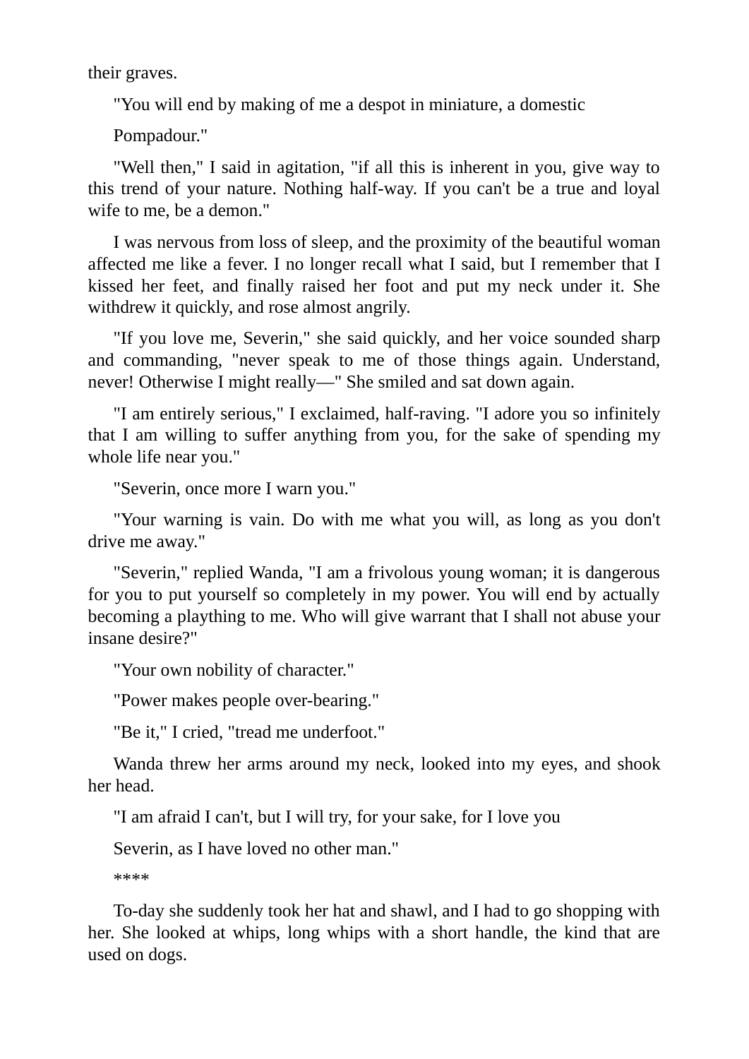their graves.

"You will end by making of me a despot in miniature, a domestic

Pompadour."

"Well then," I said in agitation, "if all this is inherent in you, give way to this trend of your nature. Nothing half-way. If you can't be a true and loyal wife to me, be a demon."

I was nervous from loss of sleep, and the proximity of the beautiful woman affected me like a fever. I no longer recall what I said, but I remember that I kissed her feet, and finally raised her foot and put my neck under it. She withdrew it quickly, and rose almost angrily.

"If you love me, Severin," she said quickly, and her voice sounded sharp and commanding, "never speak to me of those things again. Understand, never! Otherwise I might really—" She smiled and sat down again.

"I am entirely serious," I exclaimed, half-raving. "I adore you so infinitely that I am willing to suffer anything from you, for the sake of spending my whole life near you."

"Severin, once more I warn you."

"Your warning is vain. Do with me what you will, as long as you don't drive me away."

"Severin," replied Wanda, "I am a frivolous young woman; it is dangerous for you to put yourself so completely in my power. You will end by actually becoming a plaything to me. Who will give warrant that I shall not abuse your insane desire?"

"Your own nobility of character."

"Power makes people over-bearing."

"Be it," I cried, "tread me underfoot."

Wanda threw her arms around my neck, looked into my eyes, and shook her head.

"I am afraid I can't, but I will try, for your sake, for I love you

Severin, as I have loved no other man."

****

To-day she suddenly took her hat and shawl, and I had to go shopping with her. She looked at whips, long whips with a short handle, the kind that are used on dogs.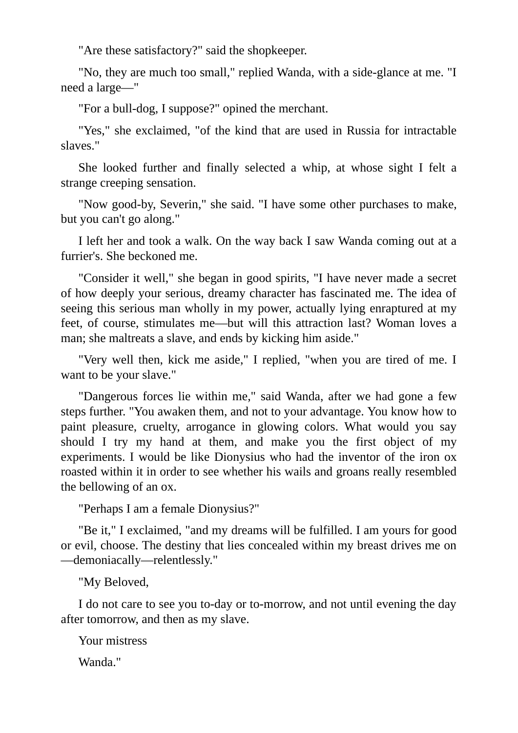"Are these satisfactory?" said the shopkeeper.

"No, they are much too small," replied Wanda, with a side-glance at me. "I need a large—"

"For a bull-dog, I suppose?" opined the merchant.

"Yes," she exclaimed, "of the kind that are used in Russia for intractable slaves."

She looked further and finally selected a whip, at whose sight I felt a strange creeping sensation.

"Now good-by, Severin," she said. "I have some other purchases to make, but you can't go along."

I left her and took a walk. On the way back I saw Wanda coming out at a furrier's. She beckoned me.

"Consider it well," she began in good spirits, "I have never made a secret of how deeply your serious, dreamy character has fascinated me. The idea of seeing this serious man wholly in my power, actually lying enraptured at my feet, of course, stimulates me—but will this attraction last? Woman loves a man; she maltreats a slave, and ends by kicking him aside."

"Very well then, kick me aside," I replied, "when you are tired of me. I want to be your slave."

"Dangerous forces lie within me," said Wanda, after we had gone a few steps further. "You awaken them, and not to your advantage. You know how to paint pleasure, cruelty, arrogance in glowing colors. What would you say should I try my hand at them, and make you the first object of my experiments. I would be like Dionysius who had the inventor of the iron ox roasted within it in order to see whether his wails and groans really resembled the bellowing of an ox.

"Perhaps I am a female Dionysius?"

"Be it," I exclaimed, "and my dreams will be fulfilled. I am yours for good or evil, choose. The destiny that lies concealed within my breast drives me on—demoniacally—relentlessly."

"My Beloved,

I do not care to see you to-day or to-morrow, and not until evening the day after tomorrow, and then as my slave.

Your mistress

Wanda."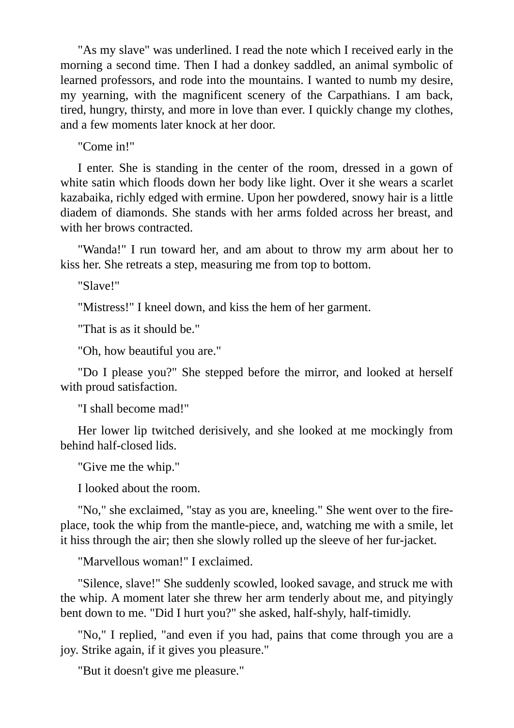"As my slave" was underlined. I read the note which I received early in the morning a second time. Then I had a donkey saddled, an animal symbolic of learned professors, and rode into the mountains. I wanted to numb my desire, my yearning, with the magnificent scenery of the Carpathians. I am back, tired, hungry, thirsty, and more in love than ever. I quickly change my clothes, and a few moments later knock at her door.

"Come in!"

I enter. She is standing in the center of the room, dressed in a gown of white satin which floods down her body like light. Over it she wears a scarlet kazabaika, richly edged with ermine. Upon her powdered, snowy hair is a little diadem of diamonds. She stands with her arms folded across her breast, and with her brows contracted.

"Wanda!" I run toward her, and am about to throw my arm about her to kiss her. She retreats a step, measuring me from top to bottom.

"Slave!"

"Mistress!" I kneel down, and kiss the hem of her garment.

"That is as it should be."

"Oh, how beautiful you are."

"Do I please you?" She stepped before the mirror, and looked at herself with proud satisfaction.

"I shall become mad!"

Her lower lip twitched derisively, and she looked at me mockingly from behind half-closed lids.

"Give me the whip."

I looked about the room.

"No," she exclaimed, "stay as you are, kneeling." She went over to the fire-place, took the whip from the mantle-piece, and, watching me with a smile, let it hiss through the air; then she slowly rolled up the sleeve of her fur-jacket.

"Marvellous woman!" I exclaimed.

"Silence, slave!" She suddenly scowled, looked savage, and struck me with the whip. A moment later she threw her arm tenderly about me, and pityingly bent down to me. "Did I hurt you?" she asked, half-shyly, half-timidly.

"No," I replied, "and even if you had, pains that come through you are a joy. Strike again, if it gives you pleasure."

"But it doesn't give me pleasure."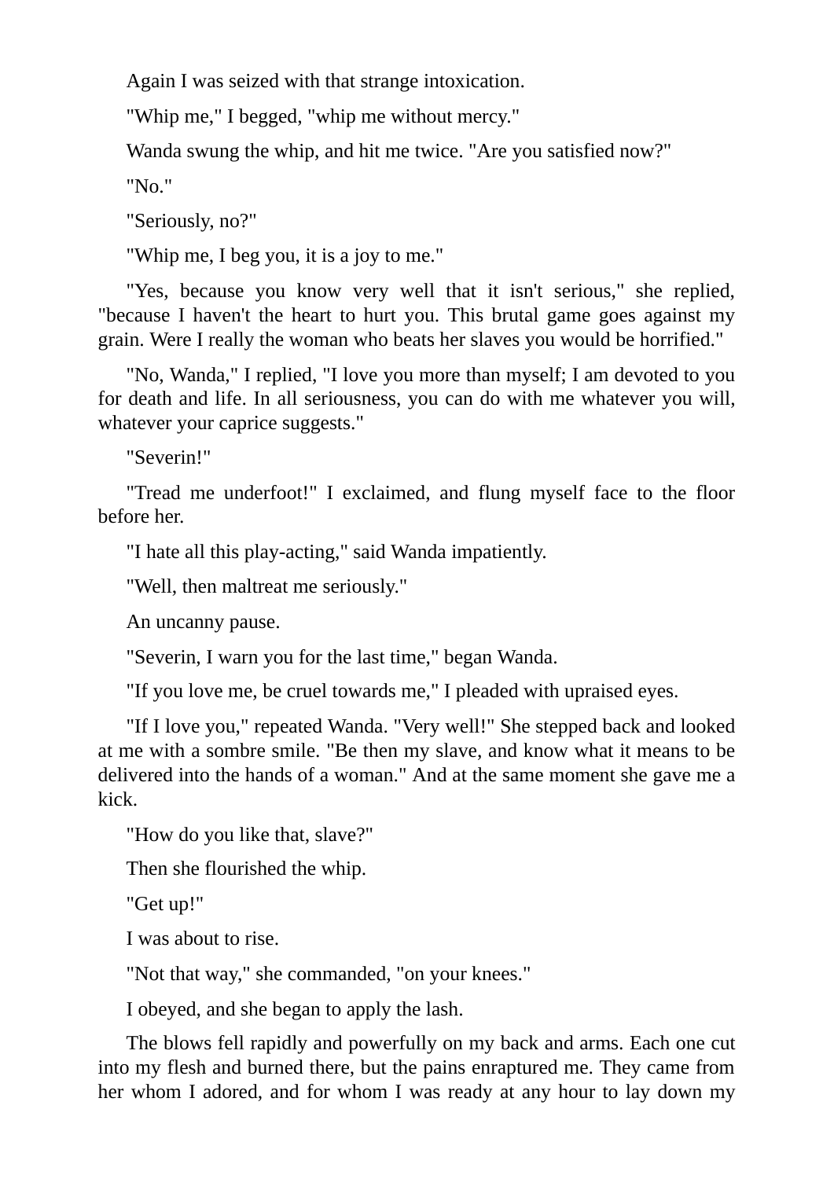Again I was seized with that strange intoxication.

"Whip me," I begged, "whip me without mercy."

Wanda swung the whip, and hit me twice. "Are you satisfied now?"

"No."

"Seriously, no?"

"Whip me, I beg you, it is a joy to me."

"Yes, because you know very well that it isn't serious," she replied, "because I haven't the heart to hurt you. This brutal game goes against my grain. Were I really the woman who beats her slaves you would be horrified."

"No, Wanda," I replied, "I love you more than myself; I am devoted to you for death and life. In all seriousness, you can do with me whatever you will, whatever your caprice suggests."

"Severin!"

"Tread me underfoot!" I exclaimed, and flung myself face to the floor before her.

"I hate all this play-acting," said Wanda impatiently.

"Well, then maltreat me seriously."

An uncanny pause.

"Severin, I warn you for the last time," began Wanda.

"If you love me, be cruel towards me," I pleaded with upraised eyes.

"If I love you," repeated Wanda. "Very well!" She stepped back and looked at me with a sombre smile. "Be then my slave, and know what it means to be delivered into the hands of a woman." And at the same moment she gave me a kick.

"How do you like that, slave?"

Then she flourished the whip.

"Get up!"

I was about to rise.

"Not that way," she commanded, "on your knees."

I obeyed, and she began to apply the lash.

The blows fell rapidly and powerfully on my back and arms. Each one cut into my flesh and burned there, but the pains enraptured me. They came from her whom I adored, and for whom I was ready at any hour to lay down my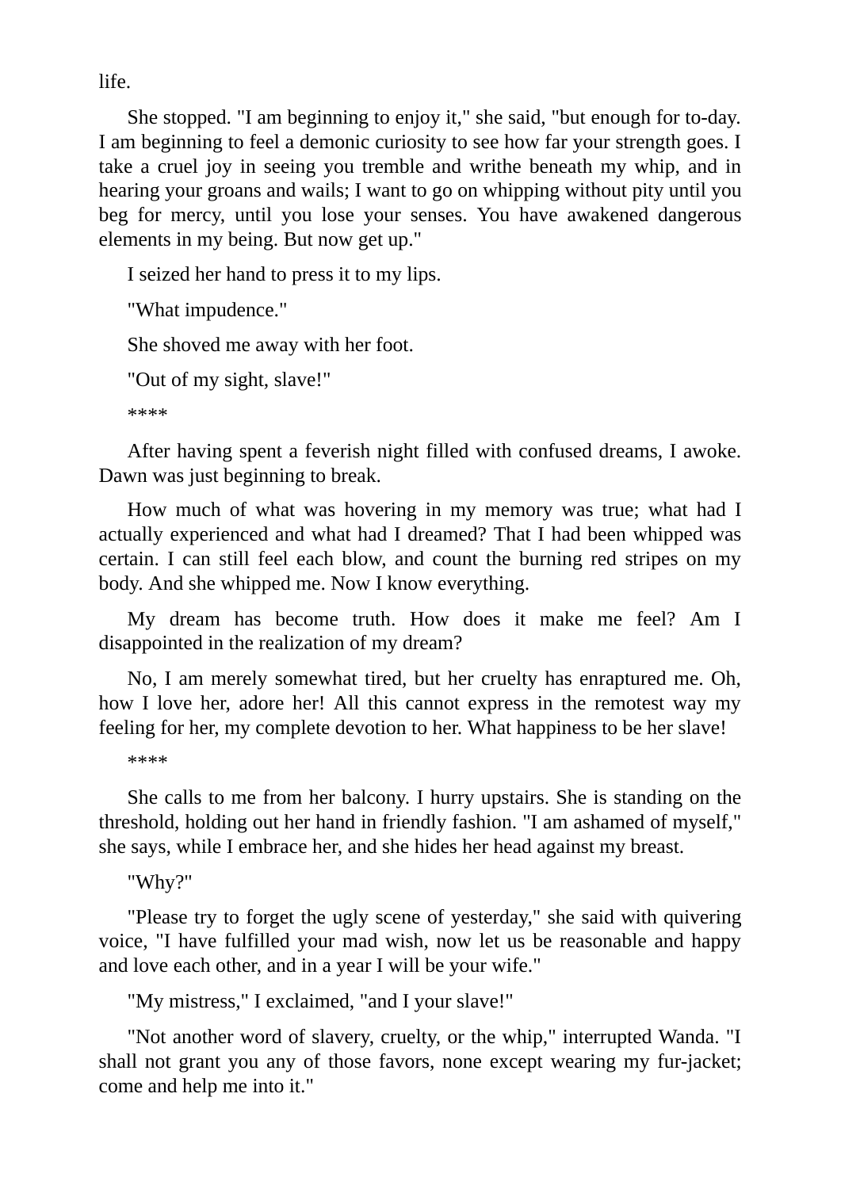life.

She stopped. "I am beginning to enjoy it," she said, "but enough for to-day. I am beginning to feel a demonic curiosity to see how far your strength goes. I take a cruel joy in seeing you tremble and writhe beneath my whip, and in hearing your groans and wails; I want to go on whipping without pity until you beg for mercy, until you lose your senses. You have awakened dangerous elements in my being. But now get up."

I seized her hand to press it to my lips.

"What impudence."

She shoved me away with her foot.

"Out of my sight, slave!"

****

After having spent a feverish night filled with confused dreams, I awoke. Dawn was just beginning to break.

How much of what was hovering in my memory was true; what had I actually experienced and what had I dreamed? That I had been whipped was certain. I can still feel each blow, and count the burning red stripes on my body. And she whipped me. Now I know everything.

My dream has become truth. How does it make me feel? Am I disappointed in the realization of my dream?

No, I am merely somewhat tired, but her cruelty has enraptured me. Oh, how I love her, adore her! All this cannot express in the remotest way my feeling for her, my complete devotion to her. What happiness to be her slave!

****

She calls to me from her balcony. I hurry upstairs. She is standing on the threshold, holding out her hand in friendly fashion. "I am ashamed of myself," she says, while I embrace her, and she hides her head against my breast.

"Why?"

"Please try to forget the ugly scene of yesterday," she said with quivering voice, "I have fulfilled your mad wish, now let us be reasonable and happy and love each other, and in a year I will be your wife."

"My mistress," I exclaimed, "and I your slave!"

"Not another word of slavery, cruelty, or the whip," interrupted Wanda. "I shall not grant you any of those favors, none except wearing my fur-jacket; come and help me into it."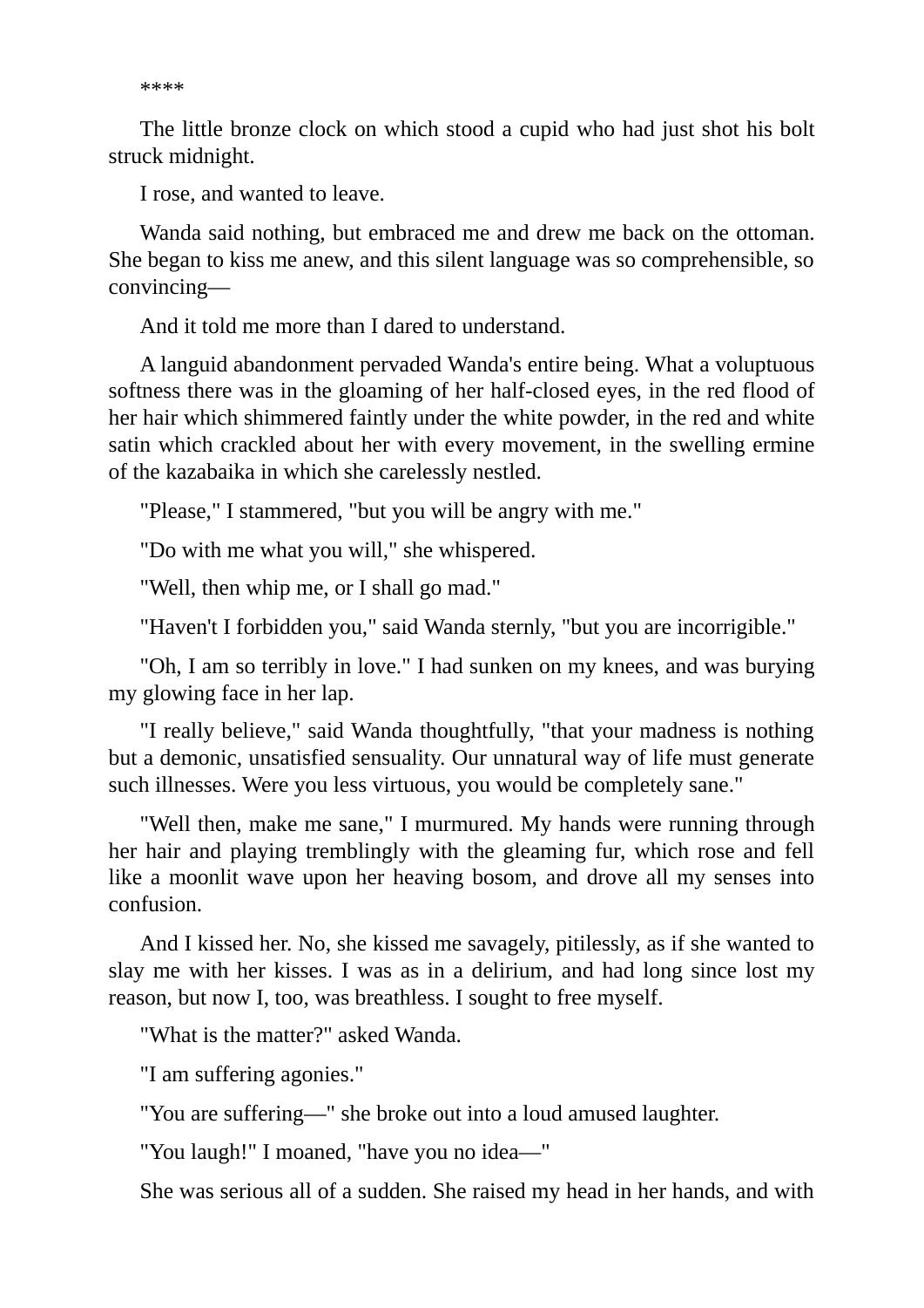****

The little bronze clock on which stood a cupid who had just shot his bolt struck midnight.

I rose, and wanted to leave.

Wanda said nothing, but embraced me and drew me back on the ottoman. She began to kiss me anew, and this silent language was so comprehensible, so convincing—

And it told me more than I dared to understand.

A languid abandonment pervaded Wanda's entire being. What a voluptuous softness there was in the gloaming of her half-closed eyes, in the red flood of her hair which shimmered faintly under the white powder, in the red and white satin which crackled about her with every movement, in the swelling ermine of the kazabaika in which she carelessly nestled.

"Please," I stammered, "but you will be angry with me."

"Do with me what you will," she whispered.

"Well, then whip me, or I shall go mad."

"Haven't I forbidden you," said Wanda sternly, "but you are incorrigible."

"Oh, I am so terribly in love." I had sunken on my knees, and was burying my glowing face in her lap.

"I really believe," said Wanda thoughtfully, "that your madness is nothing but a demonic, unsatisfied sensuality. Our unnatural way of life must generate such illnesses. Were you less virtuous, you would be completely sane."

"Well then, make me sane," I murmured. My hands were running through her hair and playing tremblingly with the gleaming fur, which rose and fell like a moonlit wave upon her heaving bosom, and drove all my senses into confusion.

And I kissed her. No, she kissed me savagely, pitilessly, as if she wanted to slay me with her kisses. I was as in a delirium, and had long since lost my reason, but now I, too, was breathless. I sought to free myself.

"What is the matter?" asked Wanda.

"I am suffering agonies."

"You are suffering—" she broke out into a loud amused laughter.

"You laugh!" I moaned, "have you no idea—"

She was serious all of a sudden. She raised my head in her hands, and with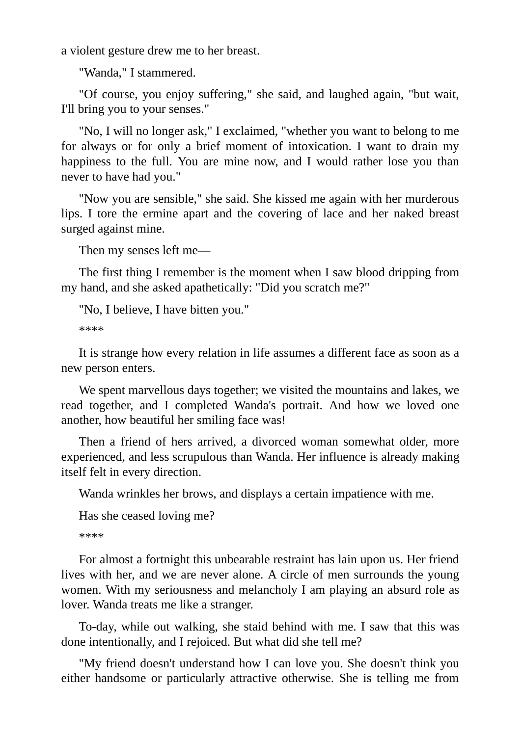a violent gesture drew me to her breast.

"Wanda," I stammered.

"Of course, you enjoy suffering," she said, and laughed again, "but wait, I'll bring you to your senses."

"No, I will no longer ask," I exclaimed, "whether you want to belong to me for always or for only a brief moment of intoxication. I want to drain my happiness to the full. You are mine now, and I would rather lose you than never to have had you."

"Now you are sensible," she said. She kissed me again with her murderous lips. I tore the ermine apart and the covering of lace and her naked breast surged against mine.

Then my senses left me—

The first thing I remember is the moment when I saw blood dripping from my hand, and she asked apathetically: "Did you scratch me?"

"No, I believe, I have bitten you."

****

It is strange how every relation in life assumes a different face as soon as a new person enters.

We spent marvellous days together; we visited the mountains and lakes, we read together, and I completed Wanda's portrait. And how we loved one another, how beautiful her smiling face was!

Then a friend of hers arrived, a divorced woman somewhat older, more experienced, and less scrupulous than Wanda. Her influence is already making itself felt in every direction.

Wanda wrinkles her brows, and displays a certain impatience with me.

Has she ceased loving me?

****

For almost a fortnight this unbearable restraint has lain upon us. Her friend lives with her, and we are never alone. A circle of men surrounds the young women. With my seriousness and melancholy I am playing an absurd role as lover. Wanda treats me like a stranger.

To-day, while out walking, she staid behind with me. I saw that this was done intentionally, and I rejoiced. But what did she tell me?

"My friend doesn't understand how I can love you. She doesn't think you either handsome or particularly attractive otherwise. She is telling me from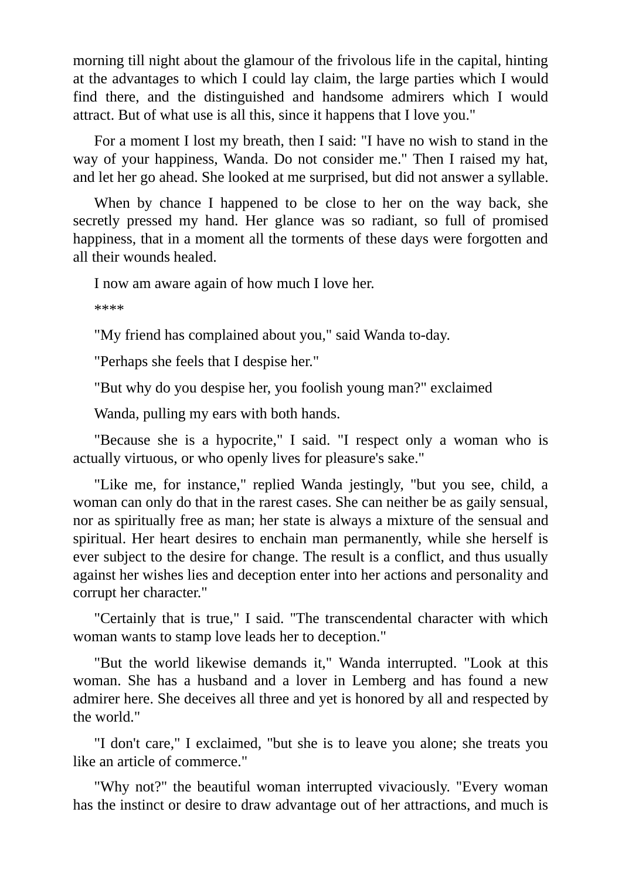morning till night about the glamour of the frivolous life in the capital, hinting at the advantages to which I could lay claim, the large parties which I would find there, and the distinguished and handsome admirers which I would attract. But of what use is all this, since it happens that I love you."

For a moment I lost my breath, then I said: "I have no wish to stand in the way of your happiness, Wanda. Do not consider me." Then I raised my hat, and let her go ahead. She looked at me surprised, but did not answer a syllable.

When by chance I happened to be close to her on the way back, she secretly pressed my hand. Her glance was so radiant, so full of promised happiness, that in a moment all the torments of these days were forgotten and all their wounds healed.

I now am aware again of how much I love her.

****

"My friend has complained about you," said Wanda to-day.

"Perhaps she feels that I despise her."

"But why do you despise her, you foolish young man?" exclaimed

Wanda, pulling my ears with both hands.

"Because she is a hypocrite," I said. "I respect only a woman who is actually virtuous, or who openly lives for pleasure's sake."

"Like me, for instance," replied Wanda jestingly, "but you see, child, a woman can only do that in the rarest cases. She can neither be as gaily sensual, nor as spiritually free as man; her state is always a mixture of the sensual and spiritual. Her heart desires to enchain man permanently, while she herself is ever subject to the desire for change. The result is a conflict, and thus usually against her wishes lies and deception enter into her actions and personality and corrupt her character."

"Certainly that is true," I said. "The transcendental character with which woman wants to stamp love leads her to deception."

"But the world likewise demands it," Wanda interrupted. "Look at this woman. She has a husband and a lover in Lemberg and has found a new admirer here. She deceives all three and yet is honored by all and respected by the world."

"I don't care," I exclaimed, "but she is to leave you alone; she treats you like an article of commerce."

"Why not?" the beautiful woman interrupted vivaciously. "Every woman has the instinct or desire to draw advantage out of her attractions, and much is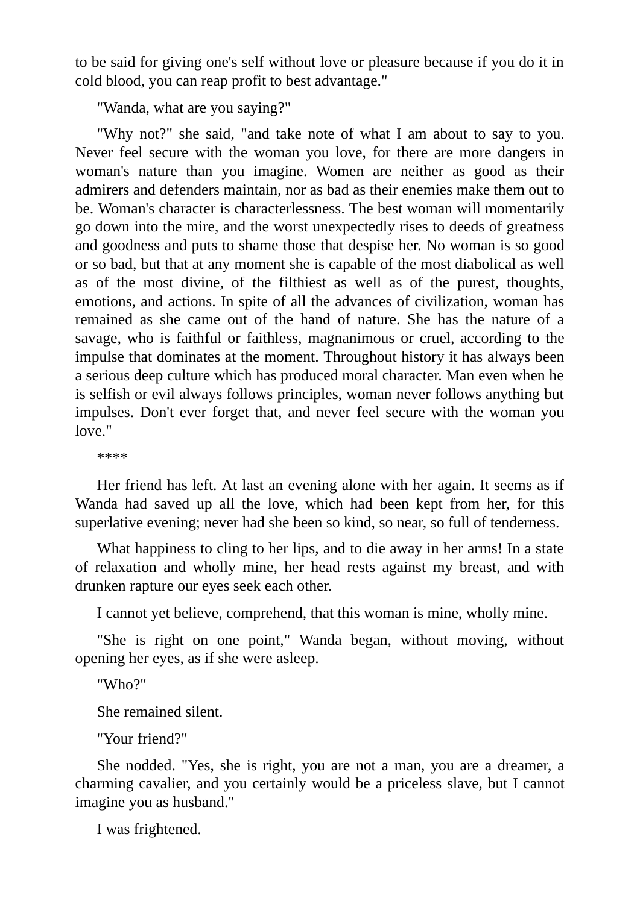to be said for giving one's self without love or pleasure because if you do it in cold blood, you can reap profit to best advantage."

"Wanda, what are you saying?"

"Why not?" she said, "and take note of what I am about to say to you. Never feel secure with the woman you love, for there are more dangers in woman's nature than you imagine. Women are neither as good as their admirers and defenders maintain, nor as bad as their enemies make them out to be. Woman's character is characterlessness. The best woman will momentarily go down into the mire, and the worst unexpectedly rises to deeds of greatness and goodness and puts to shame those that despise her. No woman is so good or so bad, but that at any moment she is capable of the most diabolical as well as of the most divine, of the filthiest as well as of the purest, thoughts, emotions, and actions. In spite of all the advances of civilization, woman has remained as she came out of the hand of nature. She has the nature of a savage, who is faithful or faithless, magnanimous or cruel, according to the impulse that dominates at the moment. Throughout history it has always been a serious deep culture which has produced moral character. Man even when he is selfish or evil always follows principles, woman never follows anything but impulses. Don't ever forget that, and never feel secure with the woman you love."

****

Her friend has left. At last an evening alone with her again. It seems as if Wanda had saved up all the love, which had been kept from her, for this superlative evening; never had she been so kind, so near, so full of tenderness.

What happiness to cling to her lips, and to die away in her arms! In a state of relaxation and wholly mine, her head rests against my breast, and with drunken rapture our eyes seek each other.

I cannot yet believe, comprehend, that this woman is mine, wholly mine.

"She is right on one point," Wanda began, without moving, without opening her eyes, as if she were asleep.

"Who?"

She remained silent.

"Your friend?"

She nodded. "Yes, she is right, you are not a man, you are a dreamer, a charming cavalier, and you certainly would be a priceless slave, but I cannot imagine you as husband."

I was frightened.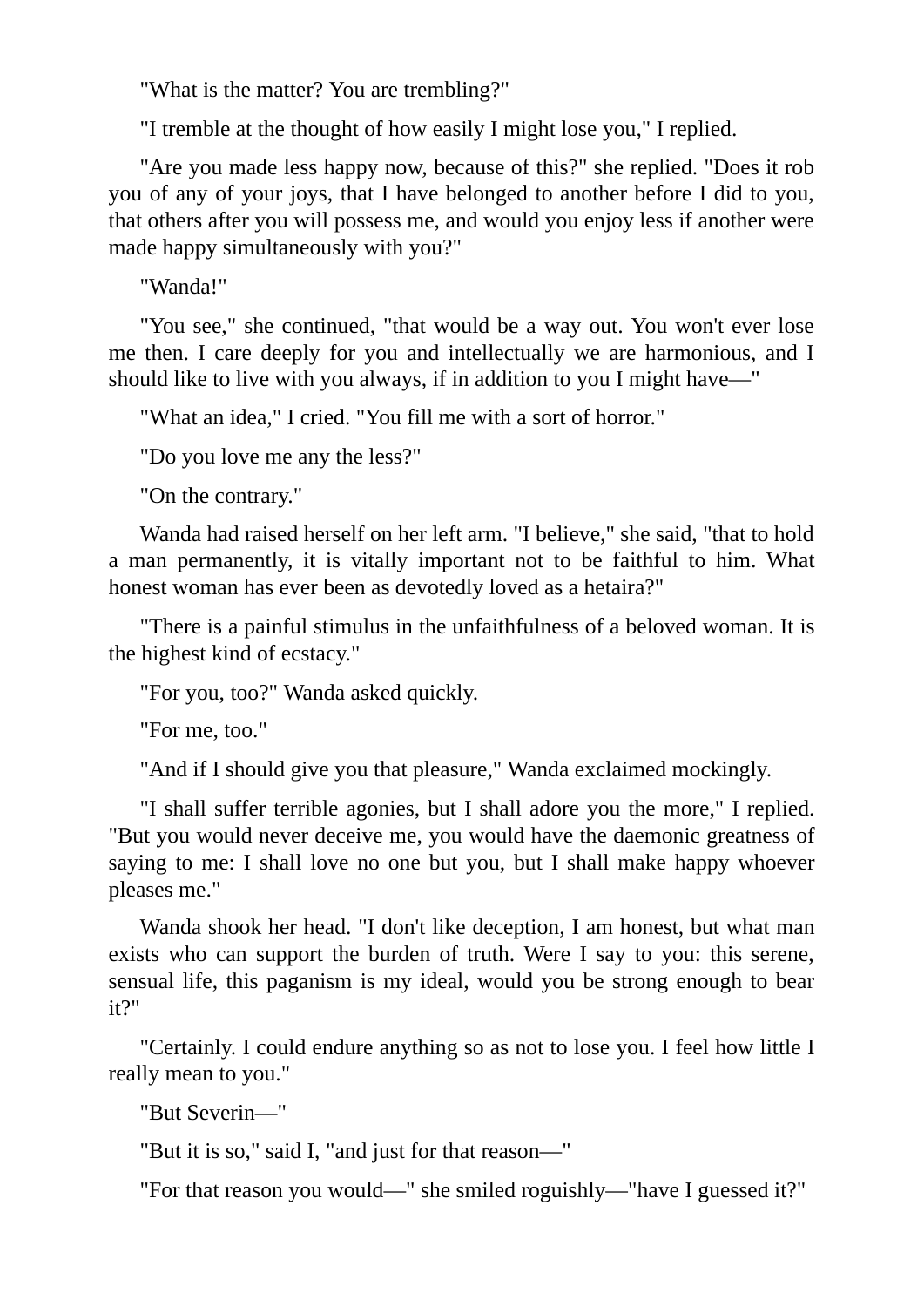"What is the matter? You are trembling?"

"I tremble at the thought of how easily I might lose you," I replied.

"Are you made less happy now, because of this?" she replied. "Does it rob you of any of your joys, that I have belonged to another before I did to you, that others after you will possess me, and would you enjoy less if another were made happy simultaneously with you?"

"Wanda!"

"You see," she continued, "that would be a way out. You won't ever lose me then. I care deeply for you and intellectually we are harmonious, and I should like to live with you always, if in addition to you I might have—"

"What an idea," I cried. "You fill me with a sort of horror."

"Do you love me any the less?"

"On the contrary."

Wanda had raised herself on her left arm. "I believe," she said, "that to hold a man permanently, it is vitally important not to be faithful to him. What honest woman has ever been as devotedly loved as a hetaira?"

"There is a painful stimulus in the unfaithfulness of a beloved woman. It is the highest kind of ecstacy."

"For you, too?" Wanda asked quickly.

"For me, too."

"And if I should give you that pleasure," Wanda exclaimed mockingly.

"I shall suffer terrible agonies, but I shall adore you the more," I replied. "But you would never deceive me, you would have the daemonic greatness of saying to me: I shall love no one but you, but I shall make happy whoever pleases me."

Wanda shook her head. "I don't like deception, I am honest, but what man exists who can support the burden of truth. Were I say to you: this serene, sensual life, this paganism is my ideal, would you be strong enough to bear it?"

"Certainly. I could endure anything so as not to lose you. I feel how little I really mean to you."

"But Severin—"

"But it is so," said I, "and just for that reason—"

"For that reason you would—" she smiled roguishly—"have I guessed it?"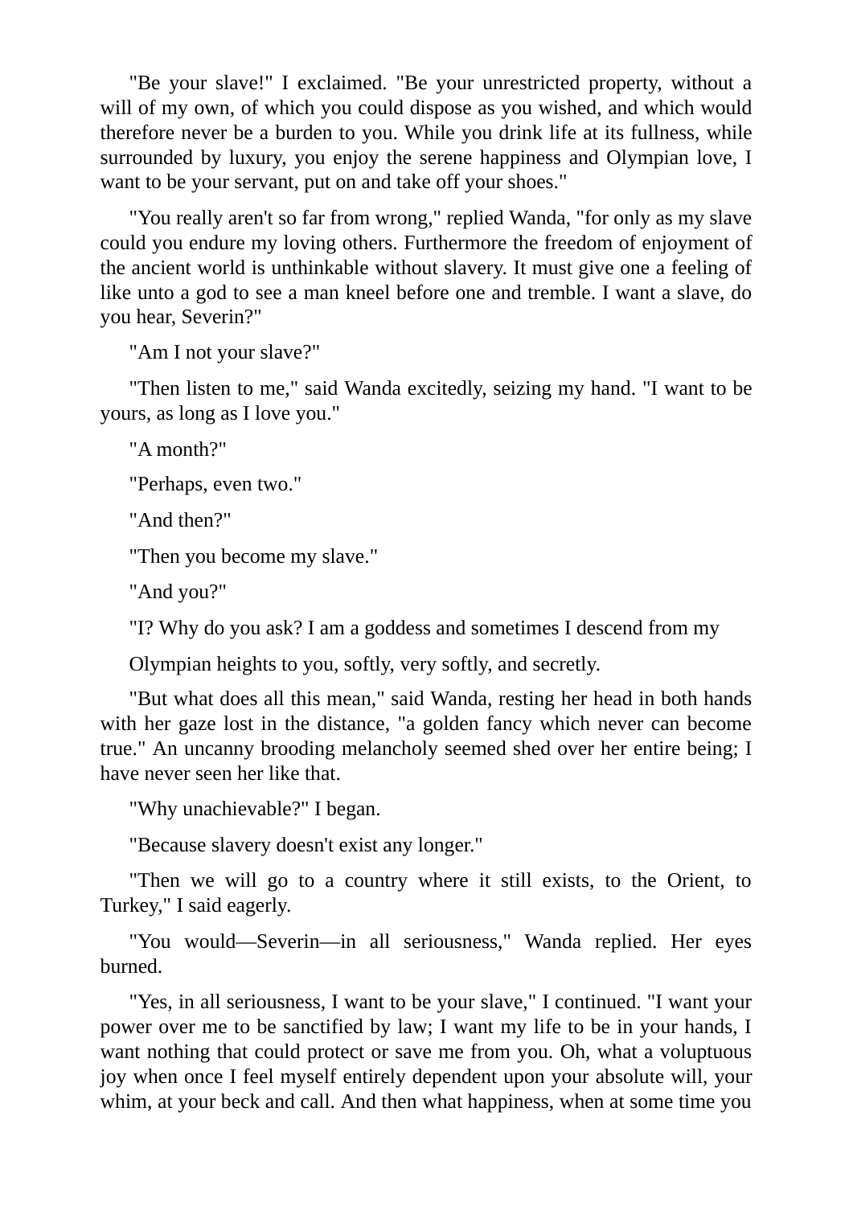"Be your slave!" I exclaimed. "Be your unrestricted property, without a will of my own, of which you could dispose as you wished, and which would therefore never be a burden to you. While you drink life at its fullness, while surrounded by luxury, you enjoy the serene happiness and Olympian love, I want to be your servant, put on and take off your shoes."

"You really aren't so far from wrong," replied Wanda, "for only as my slave could you endure my loving others. Furthermore the freedom of enjoyment of the ancient world is unthinkable without slavery. It must give one a feeling of like unto a god to see a man kneel before one and tremble. I want a slave, do you hear, Severin?"

"Am I not your slave?"

"Then listen to me," said Wanda excitedly, seizing my hand. "I want to be yours, as long as I love you."

"A month?"

"Perhaps, even two."

"And then?"

"Then you become my slave."

"And you?"

"I? Why do you ask? I am a goddess and sometimes I descend from my

Olympian heights to you, softly, very softly, and secretly.

"But what does all this mean," said Wanda, resting her head in both hands with her gaze lost in the distance, "a golden fancy which never can become true." An uncanny brooding melancholy seemed shed over her entire being; I have never seen her like that.

"Why unachievable?" I began.

"Because slavery doesn't exist any longer."

"Then we will go to a country where it still exists, to the Orient, to Turkey," I said eagerly.

"You would—Severin—in all seriousness," Wanda replied. Her eyes burned.

"Yes, in all seriousness, I want to be your slave," I continued. "I want your power over me to be sanctified by law; I want my life to be in your hands, I want nothing that could protect or save me from you. Oh, what a voluptuous joy when once I feel myself entirely dependent upon your absolute will, your whim, at your beck and call. And then what happiness, when at some time you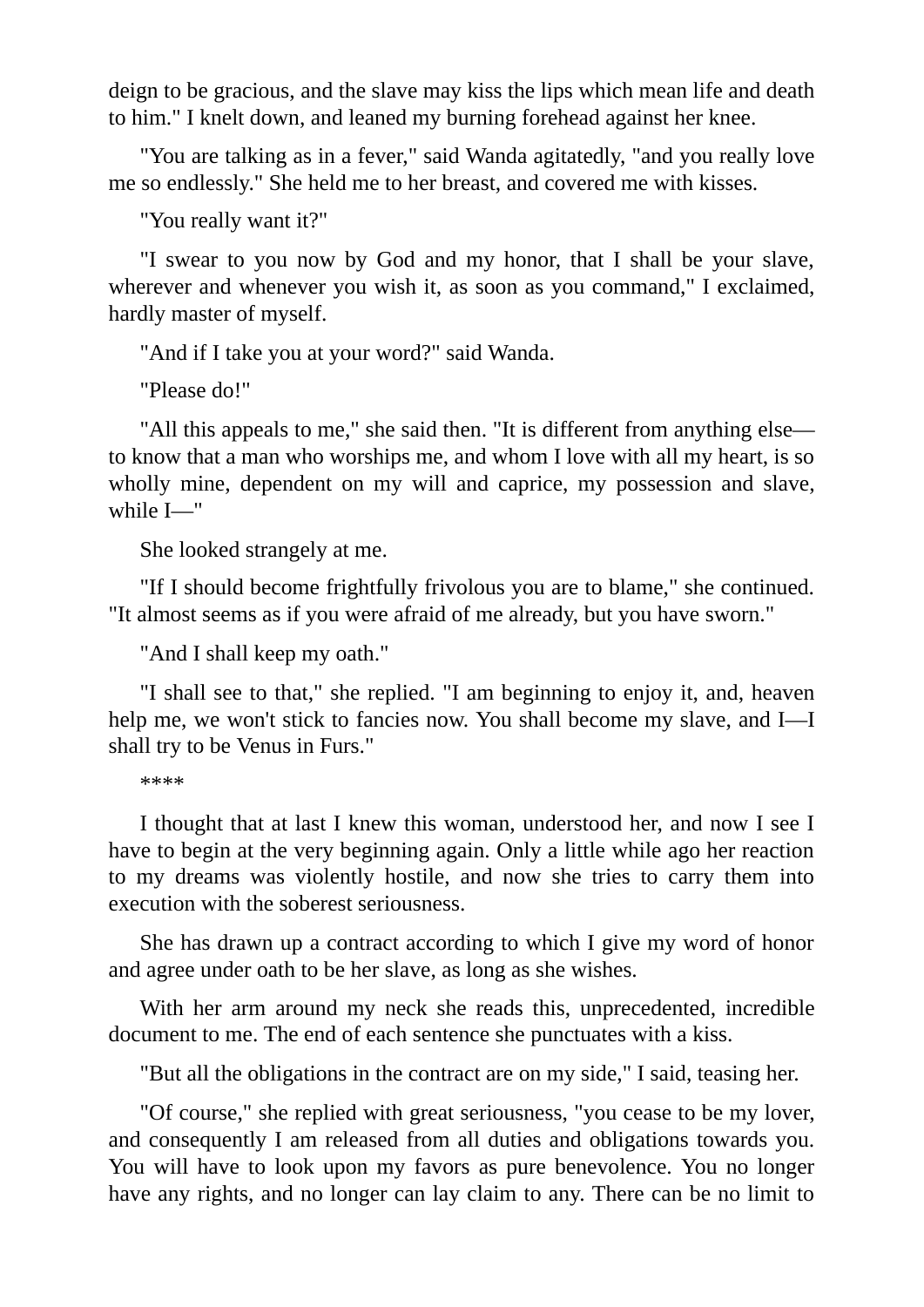deign to be gracious, and the slave may kiss the lips which mean life and death to him." I knelt down, and leaned my burning forehead against her knee.

"You are talking as in a fever," said Wanda agitatedly, "and you really love me so endlessly." She held me to her breast, and covered me with kisses.

"You really want it?"

"I swear to you now by God and my honor, that I shall be your slave, wherever and whenever you wish it, as soon as you command," I exclaimed, hardly master of myself.

"And if I take you at your word?" said Wanda.

"Please do!"

"All this appeals to me," she said then. "It is different from anything else—to know that a man who worships me, and whom I love with all my heart, is so wholly mine, dependent on my will and caprice, my possession and slave, while I—"

She looked strangely at me.

"If I should become frightfully frivolous you are to blame," she continued. "It almost seems as if you were afraid of me already, but you have sworn."

"And I shall keep my oath."

"I shall see to that," she replied. "I am beginning to enjoy it, and, heaven help me, we won't stick to fancies now. You shall become my slave, and I—I shall try to be Venus in Furs."

****

I thought that at last I knew this woman, understood her, and now I see I have to begin at the very beginning again. Only a little while ago her reaction to my dreams was violently hostile, and now she tries to carry them into execution with the soberest seriousness.

She has drawn up a contract according to which I give my word of honor and agree under oath to be her slave, as long as she wishes.

With her arm around my neck she reads this, unprecedented, incredible document to me. The end of each sentence she punctuates with a kiss.

"But all the obligations in the contract are on my side," I said, teasing her.

"Of course," she replied with great seriousness, "you cease to be my lover, and consequently I am released from all duties and obligations towards you. You will have to look upon my favors as pure benevolence. You no longer have any rights, and no longer can lay claim to any. There can be no limit to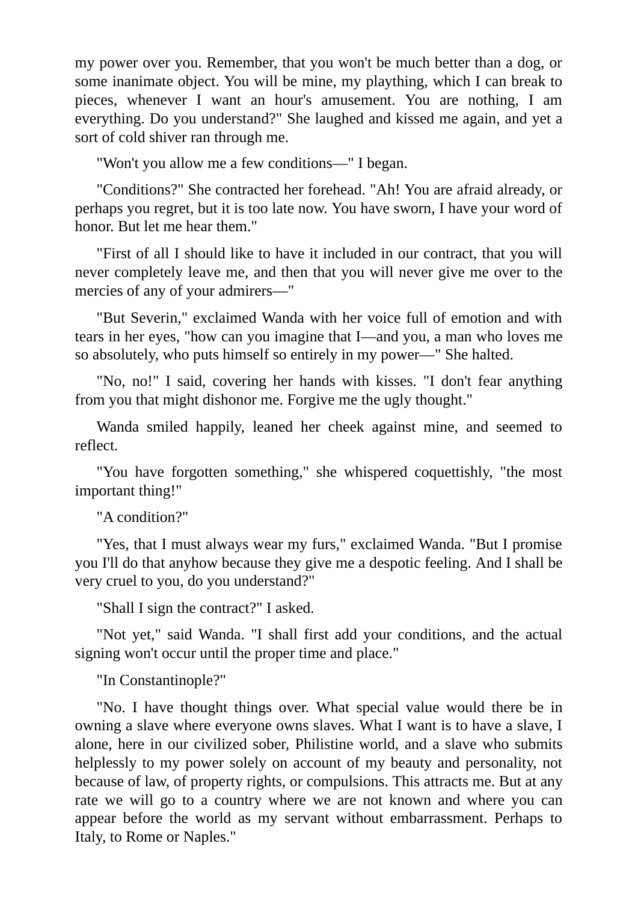my power over you. Remember, that you won't be much better than a dog, or some inanimate object. You will be mine, my plaything, which I can break to pieces, whenever I want an hour's amusement. You are nothing, I am everything. Do you understand?" She laughed and kissed me again, and yet a sort of cold shiver ran through me.

"Won't you allow me a few conditions—" I began.

"Conditions?" She contracted her forehead. "Ah! You are afraid already, or perhaps you regret, but it is too late now. You have sworn, I have your word of honor. But let me hear them."

"First of all I should like to have it included in our contract, that you will never completely leave me, and then that you will never give me over to the mercies of any of your admirers—"

"But Severin," exclaimed Wanda with her voice full of emotion and with tears in her eyes, "how can you imagine that I—and you, a man who loves me so absolutely, who puts himself so entirely in my power—" She halted.

"No, no!" I said, covering her hands with kisses. "I don't fear anything from you that might dishonor me. Forgive me the ugly thought."

Wanda smiled happily, leaned her cheek against mine, and seemed to reflect.

"You have forgotten something," she whispered coquettishly, "the most important thing!"

"A condition?"

"Yes, that I must always wear my furs," exclaimed Wanda. "But I promise you I'll do that anyhow because they give me a despotic feeling. And I shall be very cruel to you, do you understand?"

"Shall I sign the contract?" I asked.

"Not yet," said Wanda. "I shall first add your conditions, and the actual signing won't occur until the proper time and place."

"In Constantinople?"

"No. I have thought things over. What special value would there be in owning a slave where everyone owns slaves. What I want is to have a slave, I alone, here in our civilized sober, Philistine world, and a slave who submits helplessly to my power solely on account of my beauty and personality, not because of law, of property rights, or compulsions. This attracts me. But at any rate we will go to a country where we are not known and where you can appear before the world as my servant without embarrassment. Perhaps to Italy, to Rome or Naples."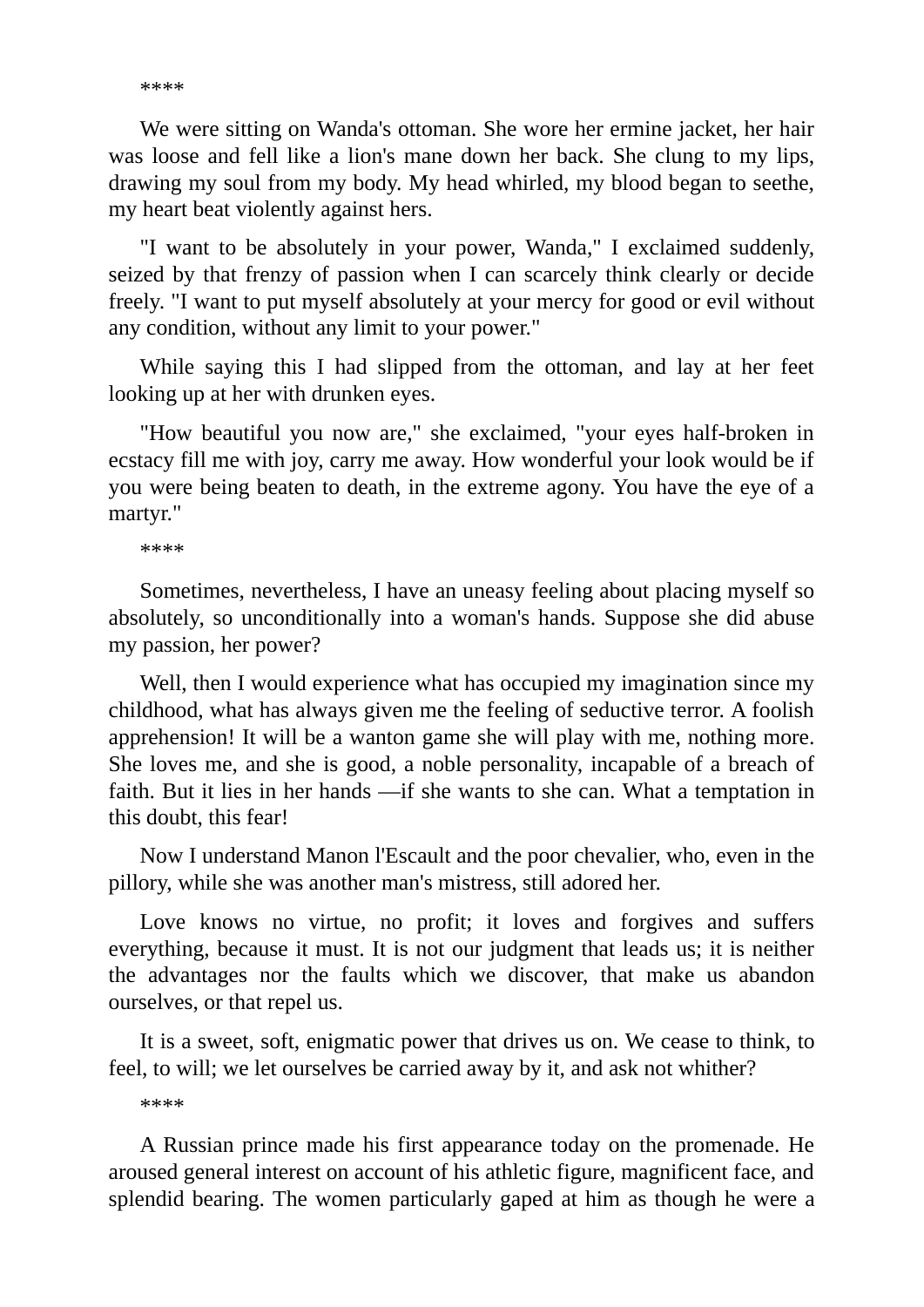****

We were sitting on Wanda's ottoman. She wore her ermine jacket, her hair was loose and fell like a lion's mane down her back. She clung to my lips, drawing my soul from my body. My head whirled, my blood began to seethe, my heart beat violently against hers.

"I want to be absolutely in your power, Wanda," I exclaimed suddenly, seized by that frenzy of passion when I can scarcely think clearly or decide freely. "I want to put myself absolutely at your mercy for good or evil without any condition, without any limit to your power."

While saying this I had slipped from the ottoman, and lay at her feet looking up at her with drunken eyes.

"How beautiful you now are," she exclaimed, "your eyes half-broken in ecstacy fill me with joy, carry me away. How wonderful your look would be if you were being beaten to death, in the extreme agony. You have the eye of a martyr."

****

Sometimes, nevertheless, I have an uneasy feeling about placing myself so absolutely, so unconditionally into a woman's hands. Suppose she did abuse my passion, her power?

Well, then I would experience what has occupied my imagination since my childhood, what has always given me the feeling of seductive terror. A foolish apprehension! It will be a wanton game she will play with me, nothing more. She loves me, and she is good, a noble personality, incapable of a breach of faith. But it lies in her hands —if she wants to she can. What a temptation in this doubt, this fear!

Now I understand Manon l'Escault and the poor chevalier, who, even in the pillory, while she was another man's mistress, still adored her.

Love knows no virtue, no profit; it loves and forgives and suffers everything, because it must. It is not our judgment that leads us; it is neither the advantages nor the faults which we discover, that make us abandon ourselves, or that repel us.

It is a sweet, soft, enigmatic power that drives us on. We cease to think, to feel, to will; we let ourselves be carried away by it, and ask not whither?

****

A Russian prince made his first appearance today on the promenade. He aroused general interest on account of his athletic figure, magnificent face, and splendid bearing. The women particularly gaped at him as though he were a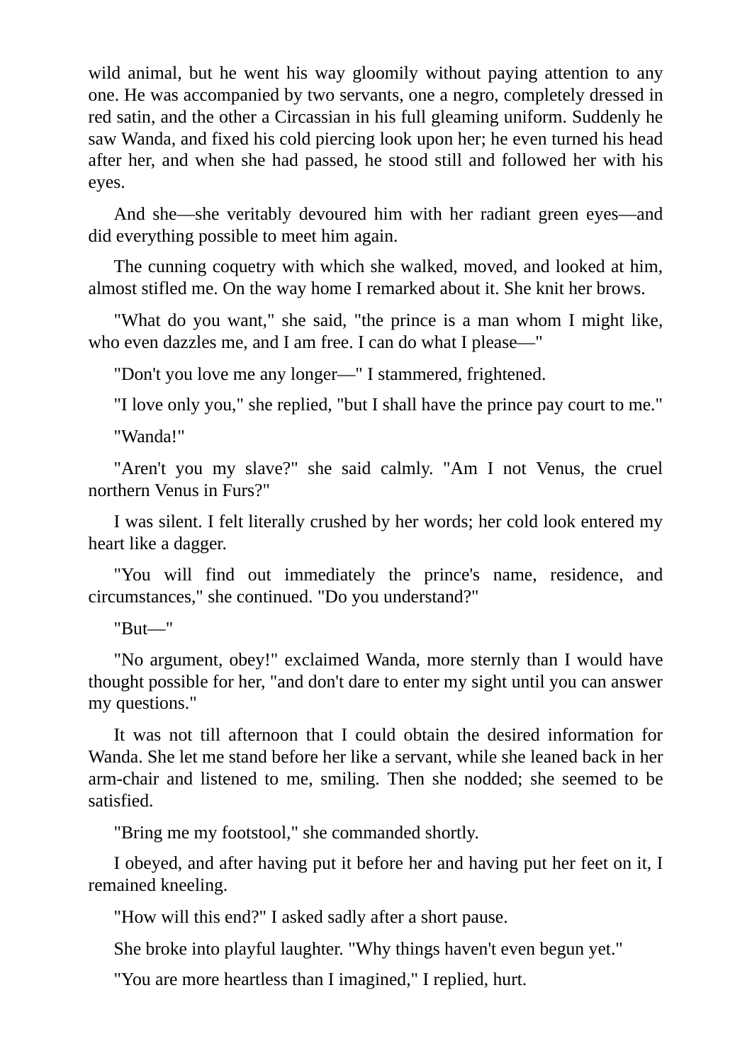wild animal, but he went his way gloomily without paying attention to any one. He was accompanied by two servants, one a negro, completely dressed in red satin, and the other a Circassian in his full gleaming uniform. Suddenly he saw Wanda, and fixed his cold piercing look upon her; he even turned his head after her, and when she had passed, he stood still and followed her with his eyes.

And she—she veritably devoured him with her radiant green eyes—and did everything possible to meet him again.

The cunning coquetry with which she walked, moved, and looked at him, almost stifled me. On the way home I remarked about it. She knit her brows.

"What do you want," she said, "the prince is a man whom I might like, who even dazzles me, and I am free. I can do what I please—"

"Don't you love me any longer—" I stammered, frightened.

"I love only you," she replied, "but I shall have the prince pay court to me."

"Wanda!"

"Aren't you my slave?" she said calmly. "Am I not Venus, the cruel northern Venus in Furs?"

I was silent. I felt literally crushed by her words; her cold look entered my heart like a dagger.

"You will find out immediately the prince's name, residence, and circumstances," she continued. "Do you understand?"

"But—"

"No argument, obey!" exclaimed Wanda, more sternly than I would have thought possible for her, "and don't dare to enter my sight until you can answer my questions."

It was not till afternoon that I could obtain the desired information for Wanda. She let me stand before her like a servant, while she leaned back in her arm-chair and listened to me, smiling. Then she nodded; she seemed to be satisfied.

"Bring me my footstool," she commanded shortly.

I obeyed, and after having put it before her and having put her feet on it, I remained kneeling.

"How will this end?" I asked sadly after a short pause.

She broke into playful laughter. "Why things haven't even begun yet."

"You are more heartless than I imagined," I replied, hurt.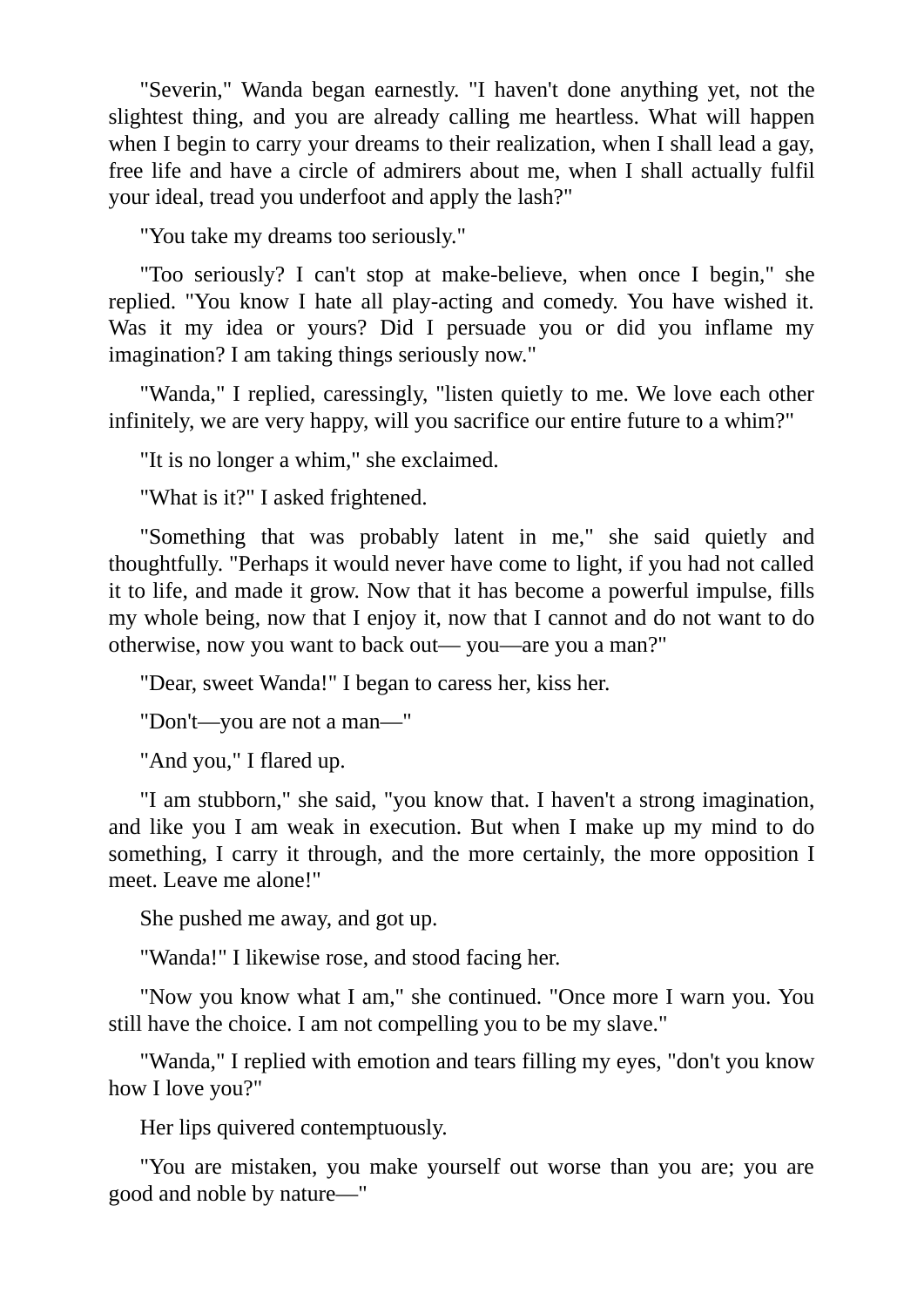"Severin," Wanda began earnestly. "I haven't done anything yet, not the slightest thing, and you are already calling me heartless. What will happen when I begin to carry your dreams to their realization, when I shall lead a gay, free life and have a circle of admirers about me, when I shall actually fulfil your ideal, tread you underfoot and apply the lash?"

"You take my dreams too seriously."

"Too seriously? I can't stop at make-believe, when once I begin," she replied. "You know I hate all play-acting and comedy. You have wished it. Was it my idea or yours? Did I persuade you or did you inflame my imagination? I am taking things seriously now."

"Wanda," I replied, caressingly, "listen quietly to me. We love each other infinitely, we are very happy, will you sacrifice our entire future to a whim?"

"It is no longer a whim," she exclaimed.

"What is it?" I asked frightened.

"Something that was probably latent in me," she said quietly and thoughtfully. "Perhaps it would never have come to light, if you had not called it to life, and made it grow. Now that it has become a powerful impulse, fills my whole being, now that I enjoy it, now that I cannot and do not want to do otherwise, now you want to back out— you—are you a man?"

"Dear, sweet Wanda!" I began to caress her, kiss her.

"Don't—you are not a man—"

"And you," I flared up.

"I am stubborn," she said, "you know that. I haven't a strong imagination, and like you I am weak in execution. But when I make up my mind to do something, I carry it through, and the more certainly, the more opposition I meet. Leave me alone!"

She pushed me away, and got up.

"Wanda!" I likewise rose, and stood facing her.

"Now you know what I am," she continued. "Once more I warn you. You still have the choice. I am not compelling you to be my slave."

"Wanda," I replied with emotion and tears filling my eyes, "don't you know how I love you?"

Her lips quivered contemptuously.

"You are mistaken, you make yourself out worse than you are; you are good and noble by nature—"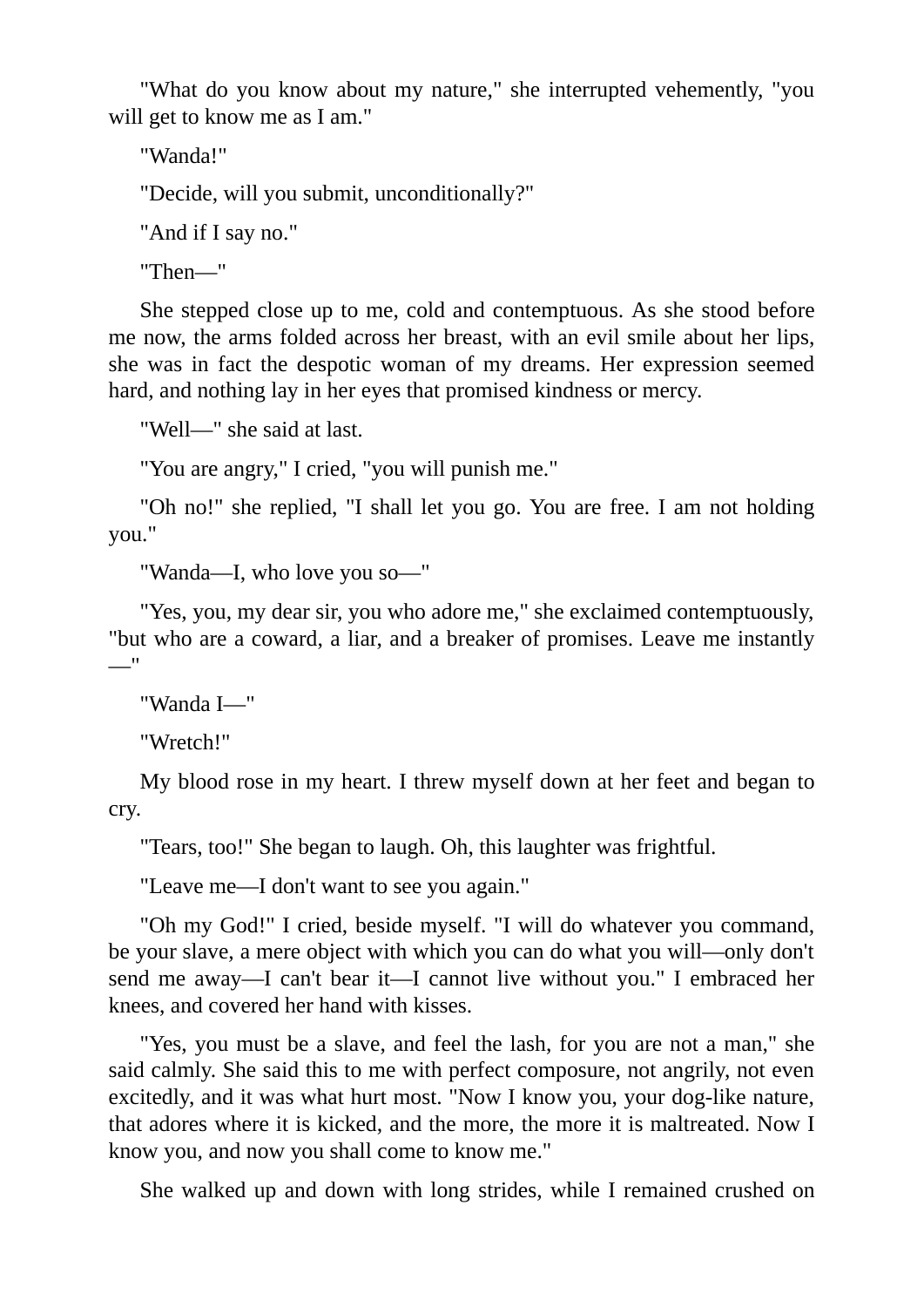"What do you know about my nature," she interrupted vehemently, "you will get to know me as I am."

"Wanda!"

"Decide, will you submit, unconditionally?"

"And if I say no."

"Then—"

She stepped close up to me, cold and contemptuous. As she stood before me now, the arms folded across her breast, with an evil smile about her lips, she was in fact the despotic woman of my dreams. Her expression seemed hard, and nothing lay in her eyes that promised kindness or mercy.

"Well—" she said at last.

"You are angry," I cried, "you will punish me."

"Oh no!" she replied, "I shall let you go. You are free. I am not holding you."

"Wanda—I, who love you so—"

"Yes, you, my dear sir, you who adore me," she exclaimed contemptuously, "but who are a coward, a liar, and a breaker of promises. Leave me instantly—"

"Wanda I—"

"Wretch!"

My blood rose in my heart. I threw myself down at her feet and began to cry.

"Tears, too!" She began to laugh. Oh, this laughter was frightful.

"Leave me—I don't want to see you again."

"Oh my God!" I cried, beside myself. "I will do whatever you command, be your slave, a mere object with which you can do what you will—only don't send me away—I can't bear it—I cannot live without you." I embraced her knees, and covered her hand with kisses.

"Yes, you must be a slave, and feel the lash, for you are not a man," she said calmly. She said this to me with perfect composure, not angrily, not even excitedly, and it was what hurt most. "Now I know you, your dog-like nature, that adores where it is kicked, and the more, the more it is maltreated. Now I know you, and now you shall come to know me."

She walked up and down with long strides, while I remained crushed on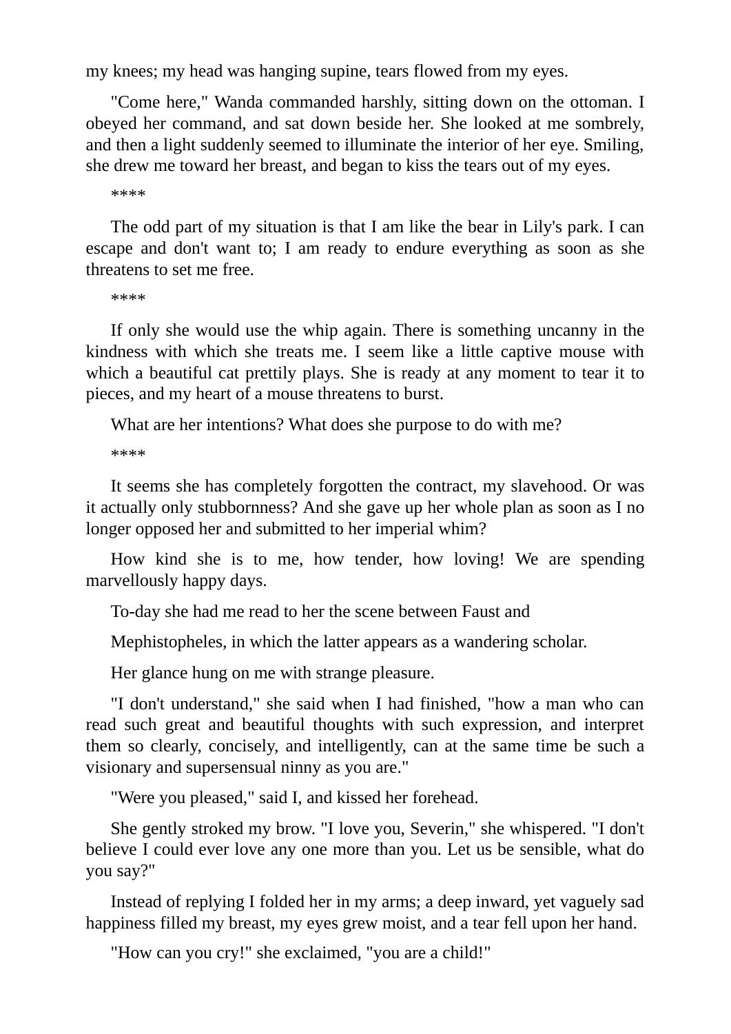my knees; my head was hanging supine, tears flowed from my eyes.

"Come here," Wanda commanded harshly, sitting down on the ottoman. I obeyed her command, and sat down beside her. She looked at me sombrely, and then a light suddenly seemed to illuminate the interior of her eye. Smiling, she drew me toward her breast, and began to kiss the tears out of my eyes.

****

The odd part of my situation is that I am like the bear in Lily's park. I can escape and don't want to; I am ready to endure everything as soon as she threatens to set me free.

****

If only she would use the whip again. There is something uncanny in the kindness with which she treats me. I seem like a little captive mouse with which a beautiful cat prettily plays. She is ready at any moment to tear it to pieces, and my heart of a mouse threatens to burst.

What are her intentions? What does she purpose to do with me?

****

It seems she has completely forgotten the contract, my slavehood. Or was it actually only stubbornness? And she gave up her whole plan as soon as I no longer opposed her and submitted to her imperial whim?

How kind she is to me, how tender, how loving! We are spending marvellously happy days.

To-day she had me read to her the scene between Faust and

Mephistopheles, in which the latter appears as a wandering scholar.

Her glance hung on me with strange pleasure.

"I don't understand," she said when I had finished, "how a man who can read such great and beautiful thoughts with such expression, and interpret them so clearly, concisely, and intelligently, can at the same time be such a visionary and supersensual ninny as you are."

"Were you pleased," said I, and kissed her forehead.

She gently stroked my brow. "I love you, Severin," she whispered. "I don't believe I could ever love any one more than you. Let us be sensible, what do you say?"

Instead of replying I folded her in my arms; a deep inward, yet vaguely sad happiness filled my breast, my eyes grew moist, and a tear fell upon her hand.

"How can you cry!" she exclaimed, "you are a child!"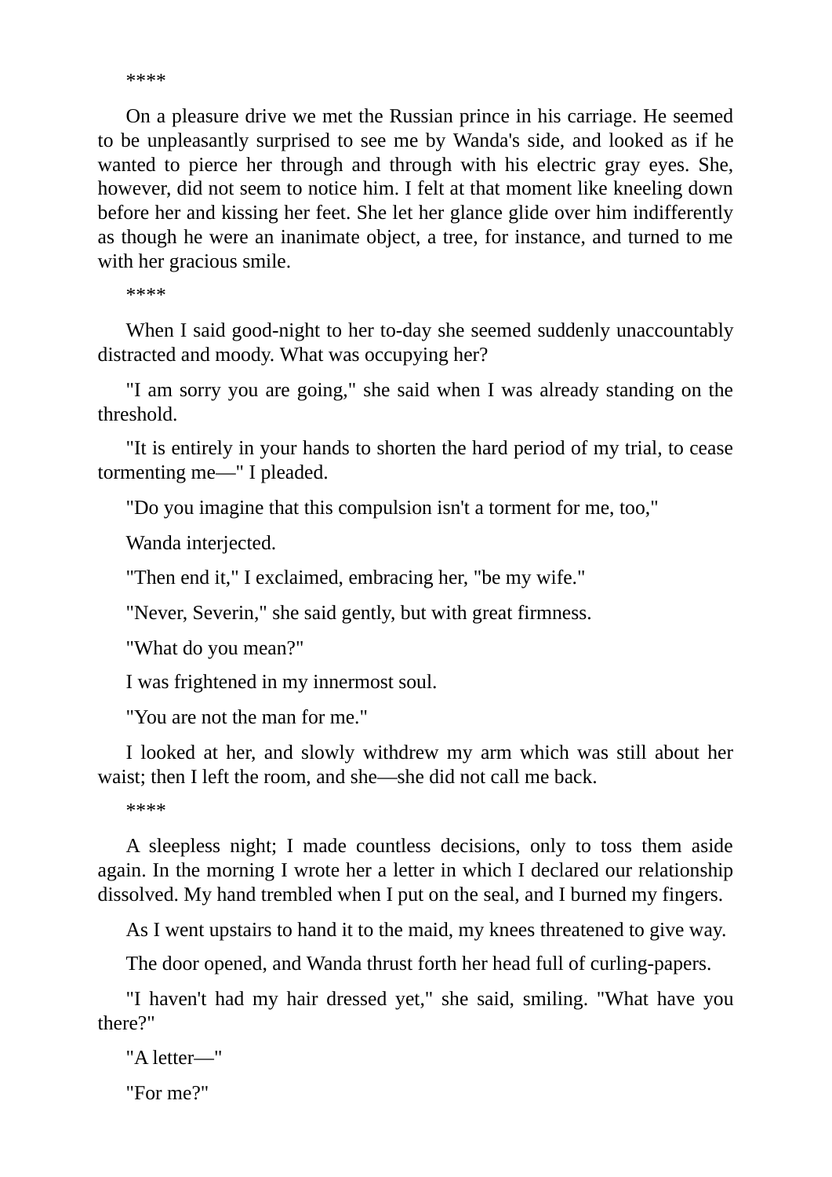****

On a pleasure drive we met the Russian prince in his carriage. He seemed to be unpleasantly surprised to see me by Wanda's side, and looked as if he wanted to pierce her through and through with his electric gray eyes. She, however, did not seem to notice him. I felt at that moment like kneeling down before her and kissing her feet. She let her glance glide over him indifferently as though he were an inanimate object, a tree, for instance, and turned to me with her gracious smile.

****

When I said good-night to her to-day she seemed suddenly unaccountably distracted and moody. What was occupying her?

"I am sorry you are going," she said when I was already standing on the threshold.

"It is entirely in your hands to shorten the hard period of my trial, to cease tormenting me—" I pleaded.

"Do you imagine that this compulsion isn't a torment for me, too,"

Wanda interjected.

"Then end it," I exclaimed, embracing her, "be my wife."

"Never, Severin," she said gently, but with great firmness.

"What do you mean?"

I was frightened in my innermost soul.

"You are not the man for me."

I looked at her, and slowly withdrew my arm which was still about her waist; then I left the room, and she—she did not call me back.

****

A sleepless night; I made countless decisions, only to toss them aside again. In the morning I wrote her a letter in which I declared our relationship dissolved. My hand trembled when I put on the seal, and I burned my fingers.

As I went upstairs to hand it to the maid, my knees threatened to give way.

The door opened, and Wanda thrust forth her head full of curling-papers.

"I haven't had my hair dressed yet," she said, smiling. "What have you there?"

"A letter—"

"For me?"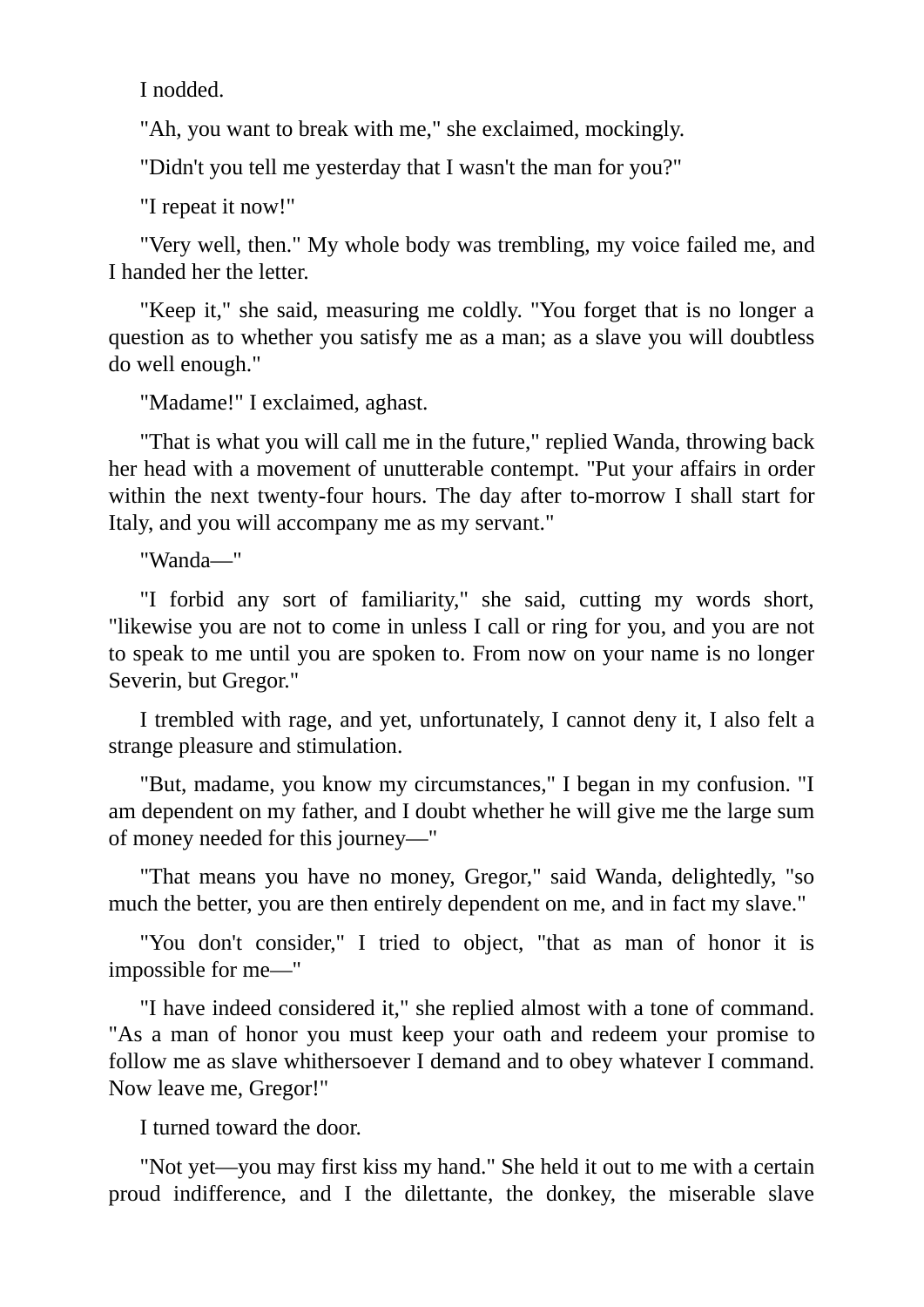I nodded.

"Ah, you want to break with me," she exclaimed, mockingly.

"Didn't you tell me yesterday that I wasn't the man for you?"

"I repeat it now!"

"Very well, then." My whole body was trembling, my voice failed me, and I handed her the letter.

"Keep it," she said, measuring me coldly. "You forget that is no longer a question as to whether you satisfy me as a man; as a slave you will doubtless do well enough."

"Madame!" I exclaimed, aghast.

"That is what you will call me in the future," replied Wanda, throwing back her head with a movement of unutterable contempt. "Put your affairs in order within the next twenty-four hours. The day after to-morrow I shall start for Italy, and you will accompany me as my servant."

"Wanda—"

"I forbid any sort of familiarity," she said, cutting my words short, "likewise you are not to come in unless I call or ring for you, and you are not to speak to me until you are spoken to. From now on your name is no longer Severin, but Gregor."

I trembled with rage, and yet, unfortunately, I cannot deny it, I also felt a strange pleasure and stimulation.

"But, madame, you know my circumstances," I began in my confusion. "I am dependent on my father, and I doubt whether he will give me the large sum of money needed for this journey—"

"That means you have no money, Gregor," said Wanda, delightedly, "so much the better, you are then entirely dependent on me, and in fact my slave."

"You don't consider," I tried to object, "that as man of honor it is impossible for me—"

"I have indeed considered it," she replied almost with a tone of command. "As a man of honor you must keep your oath and redeem your promise to follow me as slave whithersoever I demand and to obey whatever I command. Now leave me, Gregor!"

I turned toward the door.

"Not yet—you may first kiss my hand." She held it out to me with a certain proud indifference, and I the dilettante, the donkey, the miserable slave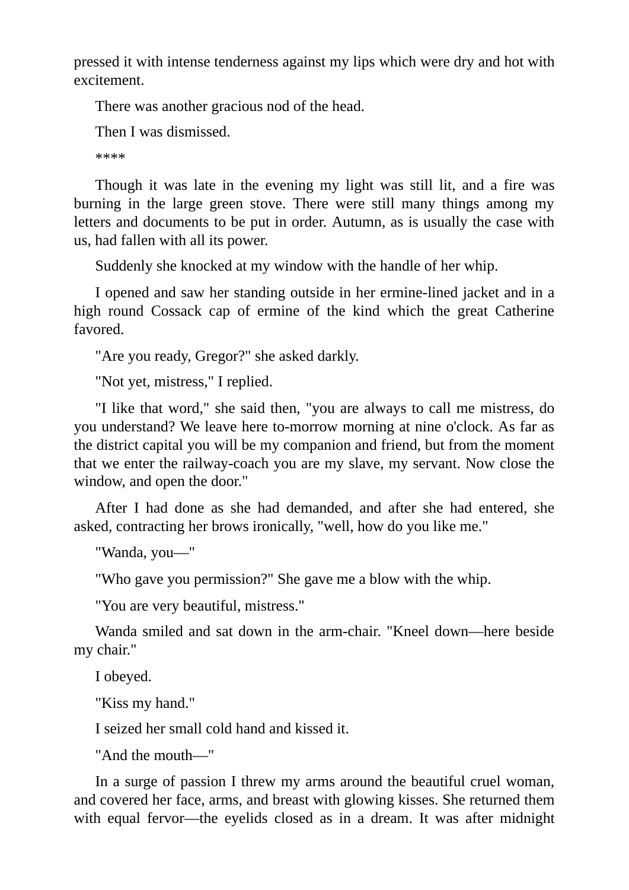pressed it with intense tenderness against my lips which were dry and hot with excitement.

There was another gracious nod of the head.

Then I was dismissed.

****

Though it was late in the evening my light was still lit, and a fire was burning in the large green stove. There were still many things among my letters and documents to be put in order. Autumn, as is usually the case with us, had fallen with all its power.

Suddenly she knocked at my window with the handle of her whip.

I opened and saw her standing outside in her ermine-lined jacket and in a high round Cossack cap of ermine of the kind which the great Catherine favored.

"Are you ready, Gregor?" she asked darkly.

"Not yet, mistress," I replied.

"I like that word," she said then, "you are always to call me mistress, do you understand? We leave here to-morrow morning at nine o'clock. As far as the district capital you will be my companion and friend, but from the moment that we enter the railway-coach you are my slave, my servant. Now close the window, and open the door."

After I had done as she had demanded, and after she had entered, she asked, contracting her brows ironically, "well, how do you like me."

"Wanda, you—"

"Who gave you permission?" She gave me a blow with the whip.

"You are very beautiful, mistress."

Wanda smiled and sat down in the arm-chair. "Kneel down—here beside my chair."

I obeyed.

"Kiss my hand."

I seized her small cold hand and kissed it.

"And the mouth—"

In a surge of passion I threw my arms around the beautiful cruel woman, and covered her face, arms, and breast with glowing kisses. She returned them with equal fervor—the eyelids closed as in a dream. It was after midnight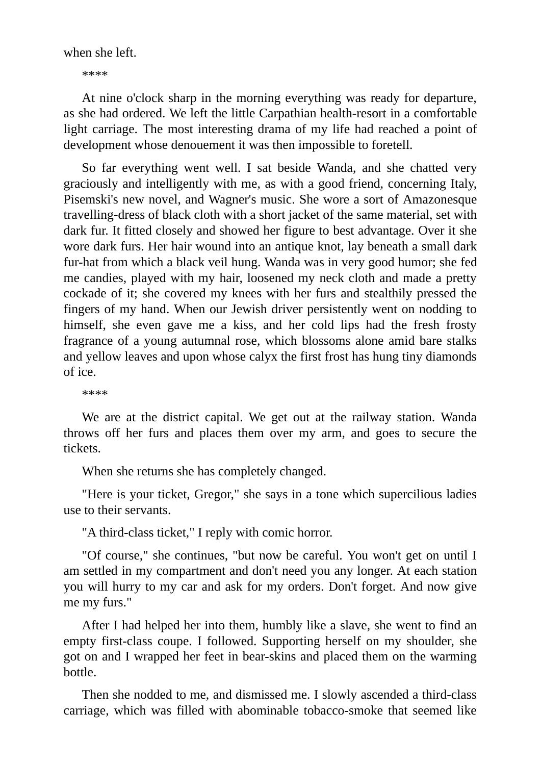when she left.

****

At nine o'clock sharp in the morning everything was ready for departure, as she had ordered. We left the little Carpathian health-resort in a comfortable light carriage. The most interesting drama of my life had reached a point of development whose denouement it was then impossible to foretell.

So far everything went well. I sat beside Wanda, and she chatted very graciously and intelligently with me, as with a good friend, concerning Italy, Pisemski's new novel, and Wagner's music. She wore a sort of Amazonesque travelling-dress of black cloth with a short jacket of the same material, set with dark fur. It fitted closely and showed her figure to best advantage. Over it she wore dark furs. Her hair wound into an antique knot, lay beneath a small dark fur-hat from which a black veil hung. Wanda was in very good humor; she fed me candies, played with my hair, loosened my neck cloth and made a pretty cockade of it; she covered my knees with her furs and stealthily pressed the fingers of my hand. When our Jewish driver persistently went on nodding to himself, she even gave me a kiss, and her cold lips had the fresh frosty fragrance of a young autumnal rose, which blossoms alone amid bare stalks and yellow leaves and upon whose calyx the first frost has hung tiny diamonds of ice.

****

We are at the district capital. We get out at the railway station. Wanda throws off her furs and places them over my arm, and goes to secure the tickets.

When she returns she has completely changed.

"Here is your ticket, Gregor," she says in a tone which supercilious ladies use to their servants.

"A third-class ticket," I reply with comic horror.

"Of course," she continues, "but now be careful. You won't get on until I am settled in my compartment and don't need you any longer. At each station you will hurry to my car and ask for my orders. Don't forget. And now give me my furs."

After I had helped her into them, humbly like a slave, she went to find an empty first-class coupe. I followed. Supporting herself on my shoulder, she got on and I wrapped her feet in bear-skins and placed them on the warming bottle.

Then she nodded to me, and dismissed me. I slowly ascended a third-class carriage, which was filled with abominable tobacco-smoke that seemed like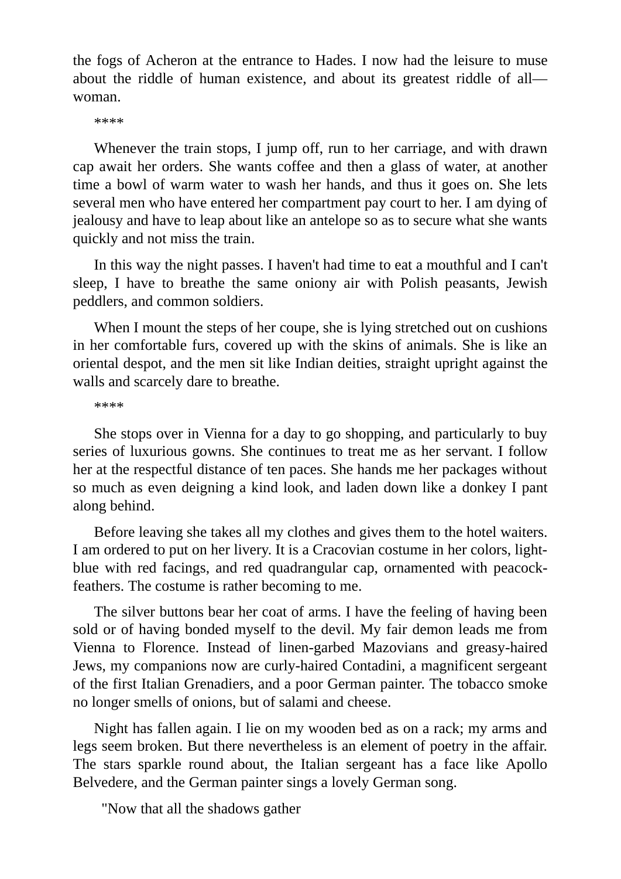the fogs of Acheron at the entrance to Hades. I now had the leisure to muse about the riddle of human existence, and about its greatest riddle of all—woman.

****

Whenever the train stops, I jump off, run to her carriage, and with drawn cap await her orders. She wants coffee and then a glass of water, at another time a bowl of warm water to wash her hands, and thus it goes on. She lets several men who have entered her compartment pay court to her. I am dying of jealousy and have to leap about like an antelope so as to secure what she wants quickly and not miss the train.

In this way the night passes. I haven't had time to eat a mouthful and I can't sleep, I have to breathe the same oniony air with Polish peasants, Jewish peddlers, and common soldiers.

When I mount the steps of her coupe, she is lying stretched out on cushions in her comfortable furs, covered up with the skins of animals. She is like an oriental despot, and the men sit like Indian deities, straight upright against the walls and scarcely dare to breathe.

****

She stops over in Vienna for a day to go shopping, and particularly to buy series of luxurious gowns. She continues to treat me as her servant. I follow her at the respectful distance of ten paces. She hands me her packages without so much as even deigning a kind look, and laden down like a donkey I pant along behind.

Before leaving she takes all my clothes and gives them to the hotel waiters. I am ordered to put on her livery. It is a Cracovian costume in her colors, light-blue with red facings, and red quadrangular cap, ornamented with peacock-feathers. The costume is rather becoming to me.

The silver buttons bear her coat of arms. I have the feeling of having been sold or of having bonded myself to the devil. My fair demon leads me from Vienna to Florence. Instead of linen-garbed Mazovians and greasy-haired Jews, my companions now are curly-haired Contadini, a magnificent sergeant of the first Italian Grenadiers, and a poor German painter. The tobacco smoke no longer smells of onions, but of salami and cheese.

Night has fallen again. I lie on my wooden bed as on a rack; my arms and legs seem broken. But there nevertheless is an element of poetry in the affair. The stars sparkle round about, the Italian sergeant has a face like Apollo Belvedere, and the German painter sings a lovely German song.

"Now that all the shadows gather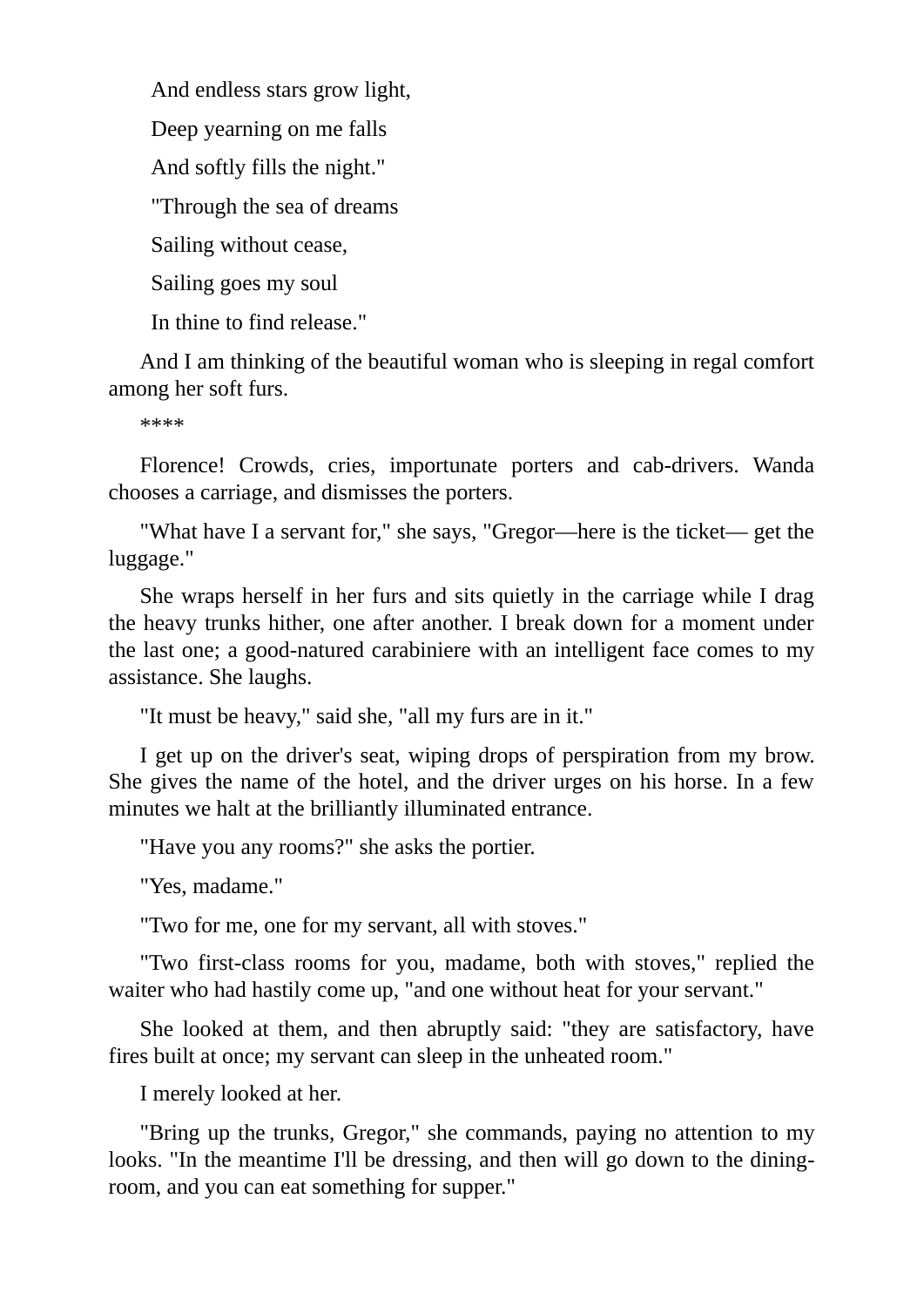And endless stars grow light,

Deep yearning on me falls

And softly fills the night."

"Through the sea of dreams

Sailing without cease,

Sailing goes my soul

In thine to find release."

And I am thinking of the beautiful woman who is sleeping in regal comfort among her soft furs.

****

Florence! Crowds, cries, importunate porters and cab-drivers. Wanda chooses a carriage, and dismisses the porters.

"What have I a servant for," she says, "Gregor—here is the ticket— get the luggage."

She wraps herself in her furs and sits quietly in the carriage while I drag the heavy trunks hither, one after another. I break down for a moment under the last one; a good-natured carabiniere with an intelligent face comes to my assistance. She laughs.

"It must be heavy," said she, "all my furs are in it."

I get up on the driver's seat, wiping drops of perspiration from my brow. She gives the name of the hotel, and the driver urges on his horse. In a few minutes we halt at the brilliantly illuminated entrance.

"Have you any rooms?" she asks the portier.

"Yes, madame."

"Two for me, one for my servant, all with stoves."

"Two first-class rooms for you, madame, both with stoves," replied the waiter who had hastily come up, "and one without heat for your servant."

She looked at them, and then abruptly said: "they are satisfactory, have fires built at once; my servant can sleep in the unheated room."

I merely looked at her.

"Bring up the trunks, Gregor," she commands, paying no attention to my looks. "In the meantime I'll be dressing, and then will go down to the dining-room, and you can eat something for supper."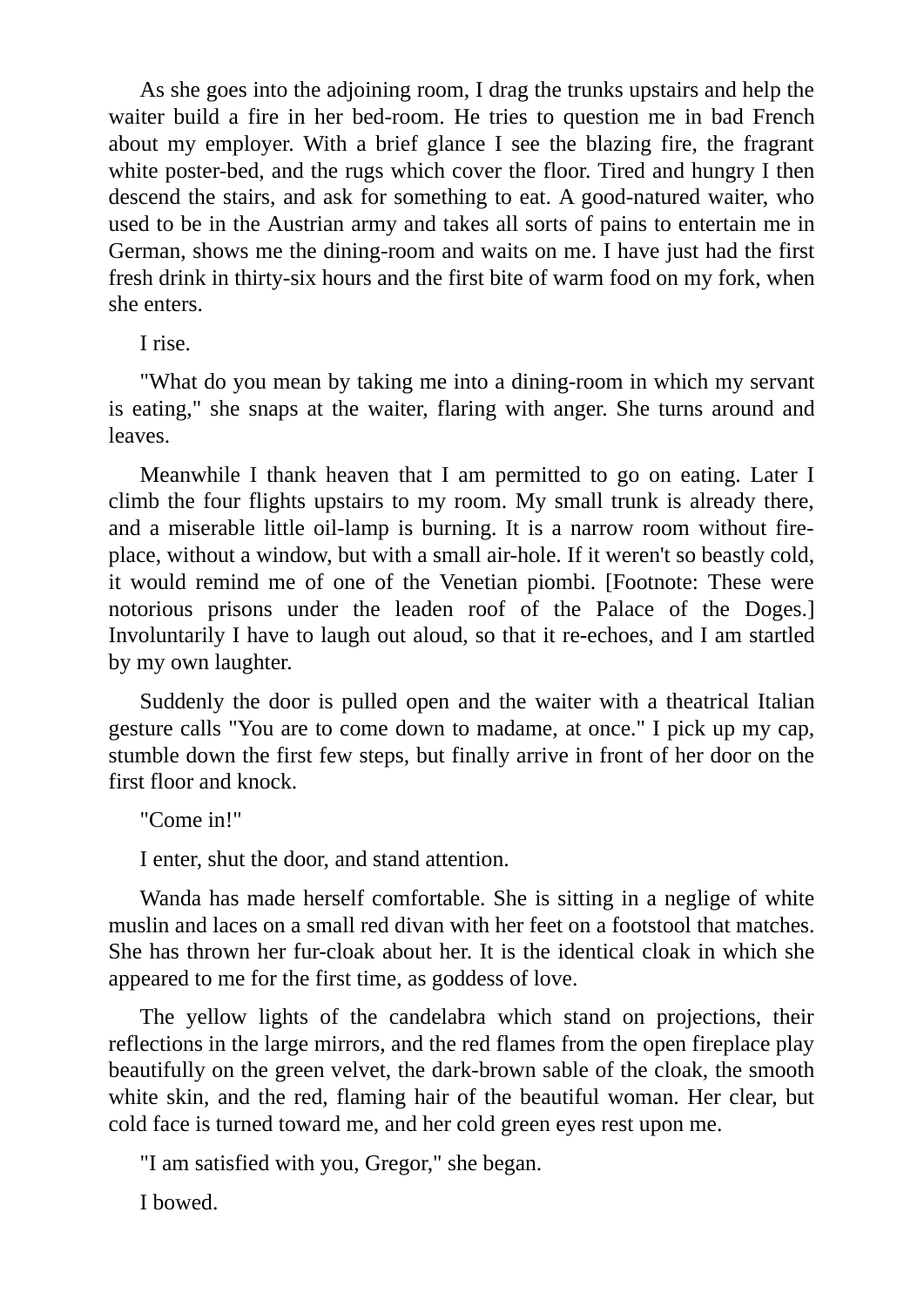As she goes into the adjoining room, I drag the trunks upstairs and help the waiter build a fire in her bed-room. He tries to question me in bad French about my employer. With a brief glance I see the blazing fire, the fragrant white poster-bed, and the rugs which cover the floor. Tired and hungry I then descend the stairs, and ask for something to eat. A good-natured waiter, who used to be in the Austrian army and takes all sorts of pains to entertain me in German, shows me the dining-room and waits on me. I have just had the first fresh drink in thirty-six hours and the first bite of warm food on my fork, when she enters.

I rise.

"What do you mean by taking me into a dining-room in which my servant is eating," she snaps at the waiter, flaring with anger. She turns around and leaves.

Meanwhile I thank heaven that I am permitted to go on eating. Later I climb the four flights upstairs to my room. My small trunk is already there, and a miserable little oil-lamp is burning. It is a narrow room without fire-place, without a window, but with a small air-hole. If it weren't so beastly cold, it would remind me of one of the Venetian piombi. [Footnote: These were notorious prisons under the leaden roof of the Palace of the Doges.] Involuntarily I have to laugh out aloud, so that it re-echoes, and I am startled by my own laughter.

Suddenly the door is pulled open and the waiter with a theatrical Italian gesture calls "You are to come down to madame, at once." I pick up my cap, stumble down the first few steps, but finally arrive in front of her door on the first floor and knock.

"Come in!"

I enter, shut the door, and stand attention.

Wanda has made herself comfortable. She is sitting in a neglige of white muslin and laces on a small red divan with her feet on a footstool that matches. She has thrown her fur-cloak about her. It is the identical cloak in which she appeared to me for the first time, as goddess of love.

The yellow lights of the candelabra which stand on projections, their reflections in the large mirrors, and the red flames from the open fireplace play beautifully on the green velvet, the dark-brown sable of the cloak, the smooth white skin, and the red, flaming hair of the beautiful woman. Her clear, but cold face is turned toward me, and her cold green eyes rest upon me.

"I am satisfied with you, Gregor," she began.

I bowed.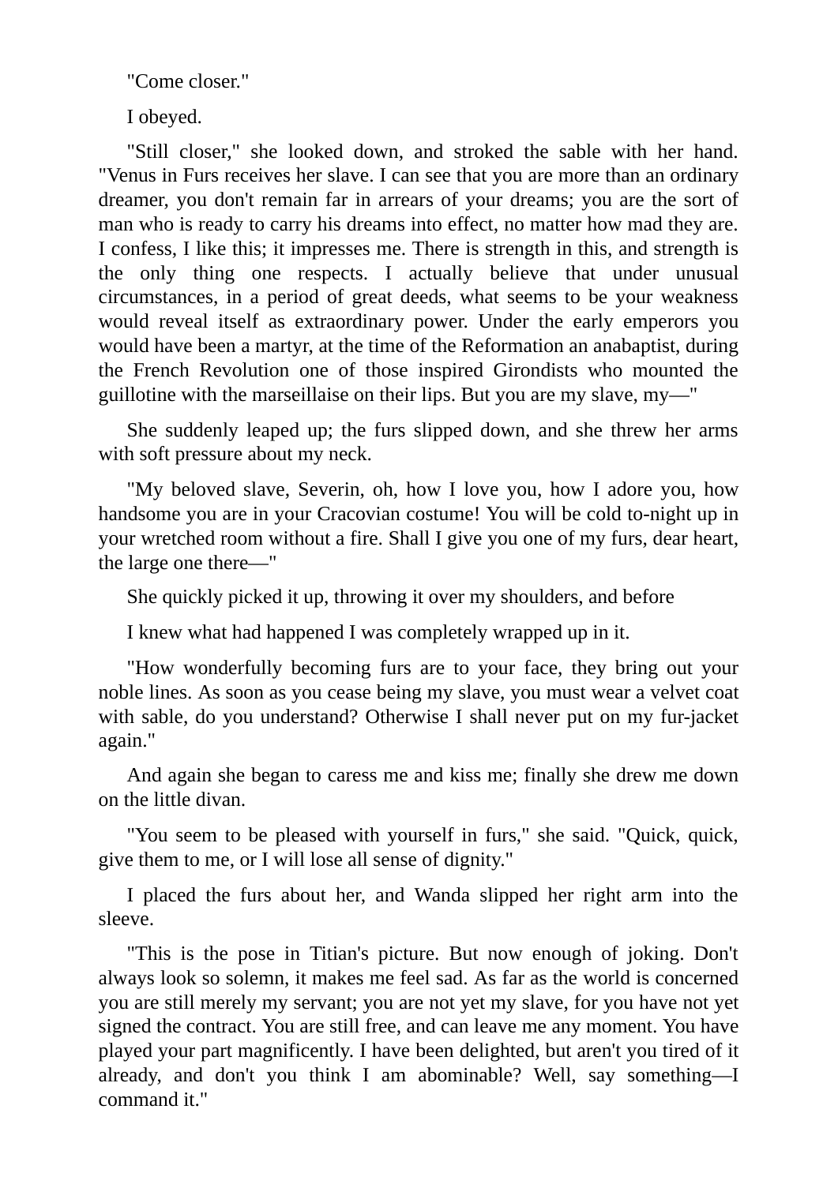"Come closer."

I obeyed.

"Still closer," she looked down, and stroked the sable with her hand. "Venus in Furs receives her slave. I can see that you are more than an ordinary dreamer, you don't remain far in arrears of your dreams; you are the sort of man who is ready to carry his dreams into effect, no matter how mad they are. I confess, I like this; it impresses me. There is strength in this, and strength is the only thing one respects. I actually believe that under unusual circumstances, in a period of great deeds, what seems to be your weakness would reveal itself as extraordinary power. Under the early emperors you would have been a martyr, at the time of the Reformation an anabaptist, during the French Revolution one of those inspired Girondists who mounted the guillotine with the marseillaise on their lips. But you are my slave, my—"

She suddenly leaped up; the furs slipped down, and she threw her arms with soft pressure about my neck.

"My beloved slave, Severin, oh, how I love you, how I adore you, how handsome you are in your Cracovian costume! You will be cold to-night up in your wretched room without a fire. Shall I give you one of my furs, dear heart, the large one there—"

She quickly picked it up, throwing it over my shoulders, and before

I knew what had happened I was completely wrapped up in it.

"How wonderfully becoming furs are to your face, they bring out your noble lines. As soon as you cease being my slave, you must wear a velvet coat with sable, do you understand? Otherwise I shall never put on my fur-jacket again."

And again she began to caress me and kiss me; finally she drew me down on the little divan.

"You seem to be pleased with yourself in furs," she said. "Quick, quick, give them to me, or I will lose all sense of dignity."

I placed the furs about her, and Wanda slipped her right arm into the sleeve.

"This is the pose in Titian's picture. But now enough of joking. Don't always look so solemn, it makes me feel sad. As far as the world is concerned you are still merely my servant; you are not yet my slave, for you have not yet signed the contract. You are still free, and can leave me any moment. You have played your part magnificently. I have been delighted, but aren't you tired of it already, and don't you think I am abominable? Well, say something—I command it."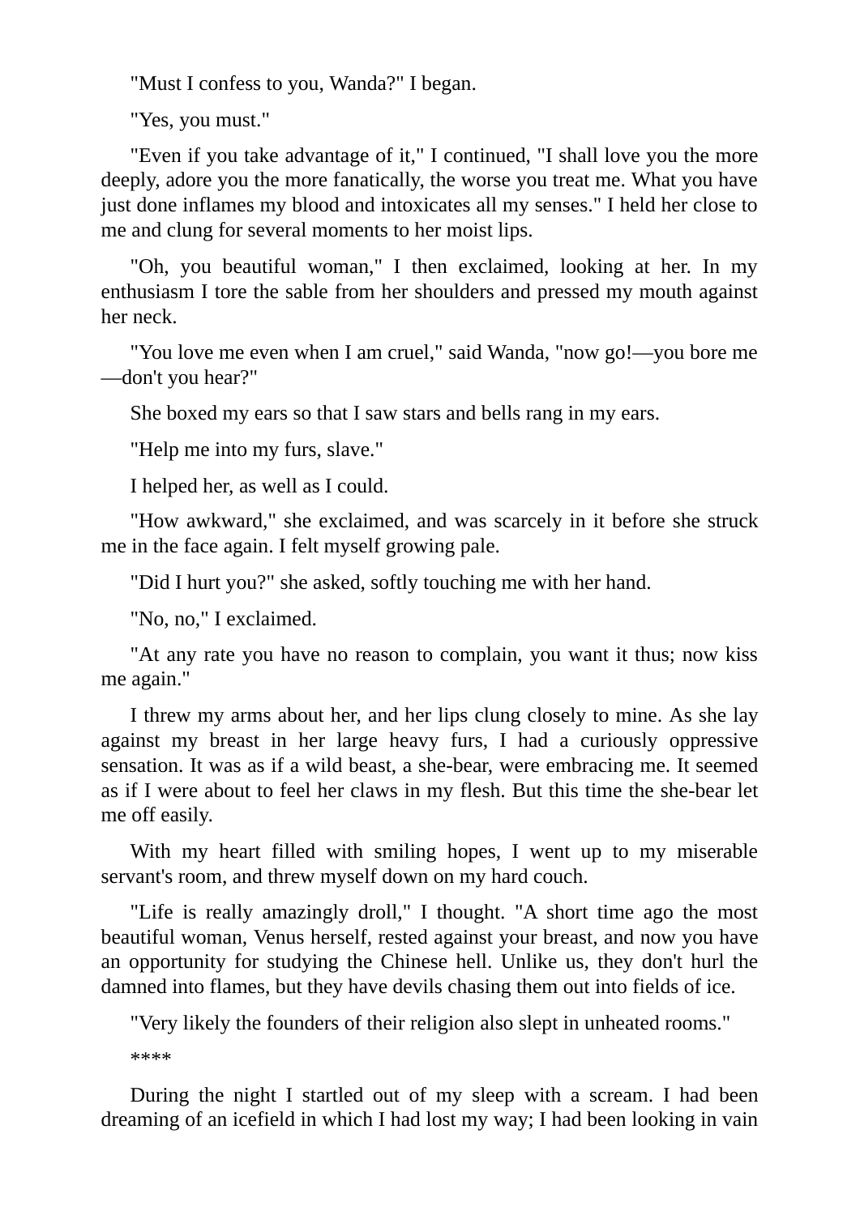"Must I confess to you, Wanda?" I began.

"Yes, you must."

"Even if you take advantage of it," I continued, "I shall love you the more deeply, adore you the more fanatically, the worse you treat me. What you have just done inflames my blood and intoxicates all my senses." I held her close to me and clung for several moments to her moist lips.

"Oh, you beautiful woman," I then exclaimed, looking at her. In my enthusiasm I tore the sable from her shoulders and pressed my mouth against her neck.

"You love me even when I am cruel," said Wanda, "now go!—you bore me—don't you hear?"

She boxed my ears so that I saw stars and bells rang in my ears.

"Help me into my furs, slave."

I helped her, as well as I could.

"How awkward," she exclaimed, and was scarcely in it before she struck me in the face again. I felt myself growing pale.

"Did I hurt you?" she asked, softly touching me with her hand.

"No, no," I exclaimed.

"At any rate you have no reason to complain, you want it thus; now kiss me again."

I threw my arms about her, and her lips clung closely to mine. As she lay against my breast in her large heavy furs, I had a curiously oppressive sensation. It was as if a wild beast, a she-bear, were embracing me. It seemed as if I were about to feel her claws in my flesh. But this time the she-bear let me off easily.

With my heart filled with smiling hopes, I went up to my miserable servant's room, and threw myself down on my hard couch.

"Life is really amazingly droll," I thought. "A short time ago the most beautiful woman, Venus herself, rested against your breast, and now you have an opportunity for studying the Chinese hell. Unlike us, they don't hurl the damned into flames, but they have devils chasing them out into fields of ice.

"Very likely the founders of their religion also slept in unheated rooms."

****

During the night I startled out of my sleep with a scream. I had been dreaming of an icefield in which I had lost my way; I had been looking in vain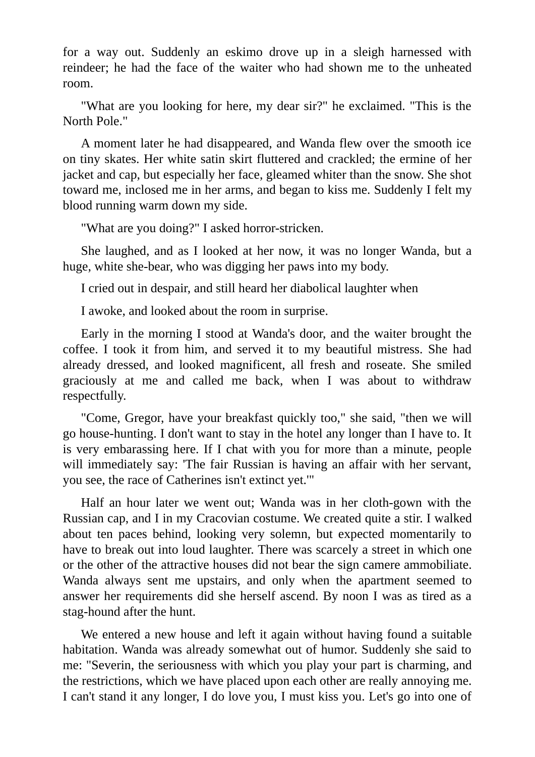for a way out. Suddenly an eskimo drove up in a sleigh harnessed with reindeer; he had the face of the waiter who had shown me to the unheated room.

"What are you looking for here, my dear sir?" he exclaimed. "This is the North Pole."

A moment later he had disappeared, and Wanda flew over the smooth ice on tiny skates. Her white satin skirt fluttered and crackled; the ermine of her jacket and cap, but especially her face, gleamed whiter than the snow. She shot toward me, inclosed me in her arms, and began to kiss me. Suddenly I felt my blood running warm down my side.

"What are you doing?" I asked horror-stricken.

She laughed, and as I looked at her now, it was no longer Wanda, but a huge, white she-bear, who was digging her paws into my body.

I cried out in despair, and still heard her diabolical laughter when

I awoke, and looked about the room in surprise.

Early in the morning I stood at Wanda's door, and the waiter brought the coffee. I took it from him, and served it to my beautiful mistress. She had already dressed, and looked magnificent, all fresh and roseate. She smiled graciously at me and called me back, when I was about to withdraw respectfully.

"Come, Gregor, have your breakfast quickly too," she said, "then we will go house-hunting. I don't want to stay in the hotel any longer than I have to. It is very embarassing here. If I chat with you for more than a minute, people will immediately say: 'The fair Russian is having an affair with her servant, you see, the race of Catherines isn't extinct yet.'"

Half an hour later we went out; Wanda was in her cloth-gown with the Russian cap, and I in my Cracovian costume. We created quite a stir. I walked about ten paces behind, looking very solemn, but expected momentarily to have to break out into loud laughter. There was scarcely a street in which one or the other of the attractive houses did not bear the sign camere ammobiliate. Wanda always sent me upstairs, and only when the apartment seemed to answer her requirements did she herself ascend. By noon I was as tired as a stag-hound after the hunt.

We entered a new house and left it again without having found a suitable habitation. Wanda was already somewhat out of humor. Suddenly she said to me: "Severin, the seriousness with which you play your part is charming, and the restrictions, which we have placed upon each other are really annoying me. I can't stand it any longer, I do love you, I must kiss you. Let's go into one of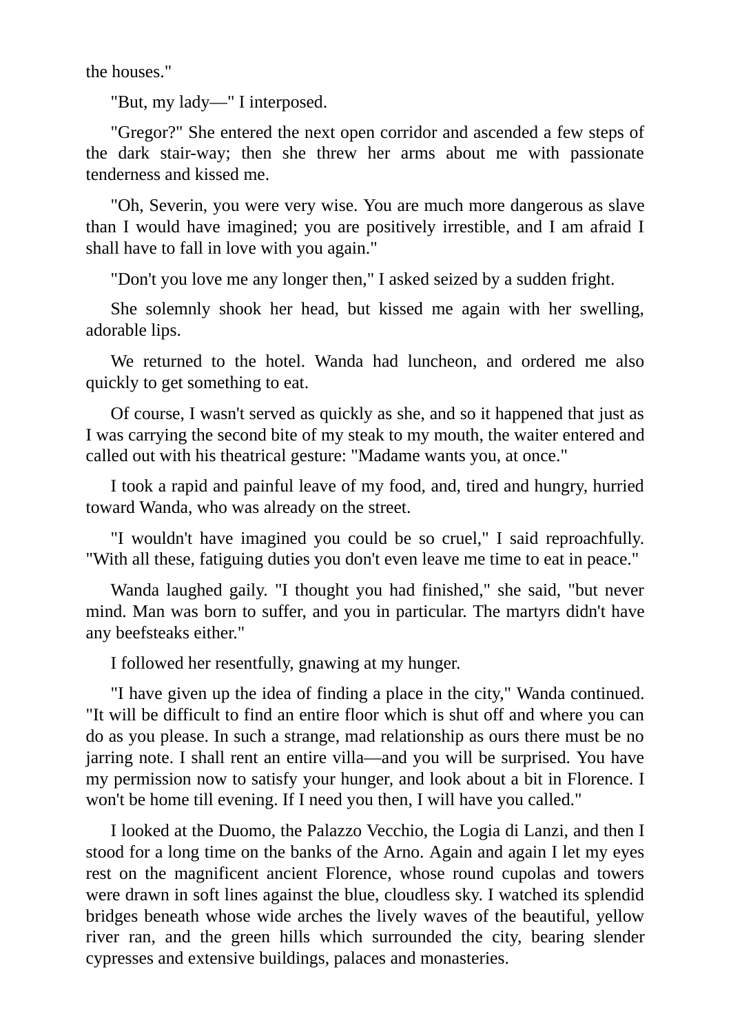the houses."

"But, my lady—" I interposed.

"Gregor?" She entered the next open corridor and ascended a few steps of the dark stair-way; then she threw her arms about me with passionate tenderness and kissed me.

"Oh, Severin, you were very wise. You are much more dangerous as slave than I would have imagined; you are positively irrestible, and I am afraid I shall have to fall in love with you again."

"Don't you love me any longer then," I asked seized by a sudden fright.

She solemnly shook her head, but kissed me again with her swelling, adorable lips.

We returned to the hotel. Wanda had luncheon, and ordered me also quickly to get something to eat.

Of course, I wasn't served as quickly as she, and so it happened that just as I was carrying the second bite of my steak to my mouth, the waiter entered and called out with his theatrical gesture: "Madame wants you, at once."

I took a rapid and painful leave of my food, and, tired and hungry, hurried toward Wanda, who was already on the street.

"I wouldn't have imagined you could be so cruel," I said reproachfully. "With all these, fatiguing duties you don't even leave me time to eat in peace."

Wanda laughed gaily. "I thought you had finished," she said, "but never mind. Man was born to suffer, and you in particular. The martyrs didn't have any beefsteaks either."

I followed her resentfully, gnawing at my hunger.

"I have given up the idea of finding a place in the city," Wanda continued. "It will be difficult to find an entire floor which is shut off and where you can do as you please. In such a strange, mad relationship as ours there must be no jarring note. I shall rent an entire villa—and you will be surprised. You have my permission now to satisfy your hunger, and look about a bit in Florence. I won't be home till evening. If I need you then, I will have you called."

I looked at the Duomo, the Palazzo Vecchio, the Logia di Lanzi, and then I stood for a long time on the banks of the Arno. Again and again I let my eyes rest on the magnificent ancient Florence, whose round cupolas and towers were drawn in soft lines against the blue, cloudless sky. I watched its splendid bridges beneath whose wide arches the lively waves of the beautiful, yellow river ran, and the green hills which surrounded the city, bearing slender cypresses and extensive buildings, palaces and monasteries.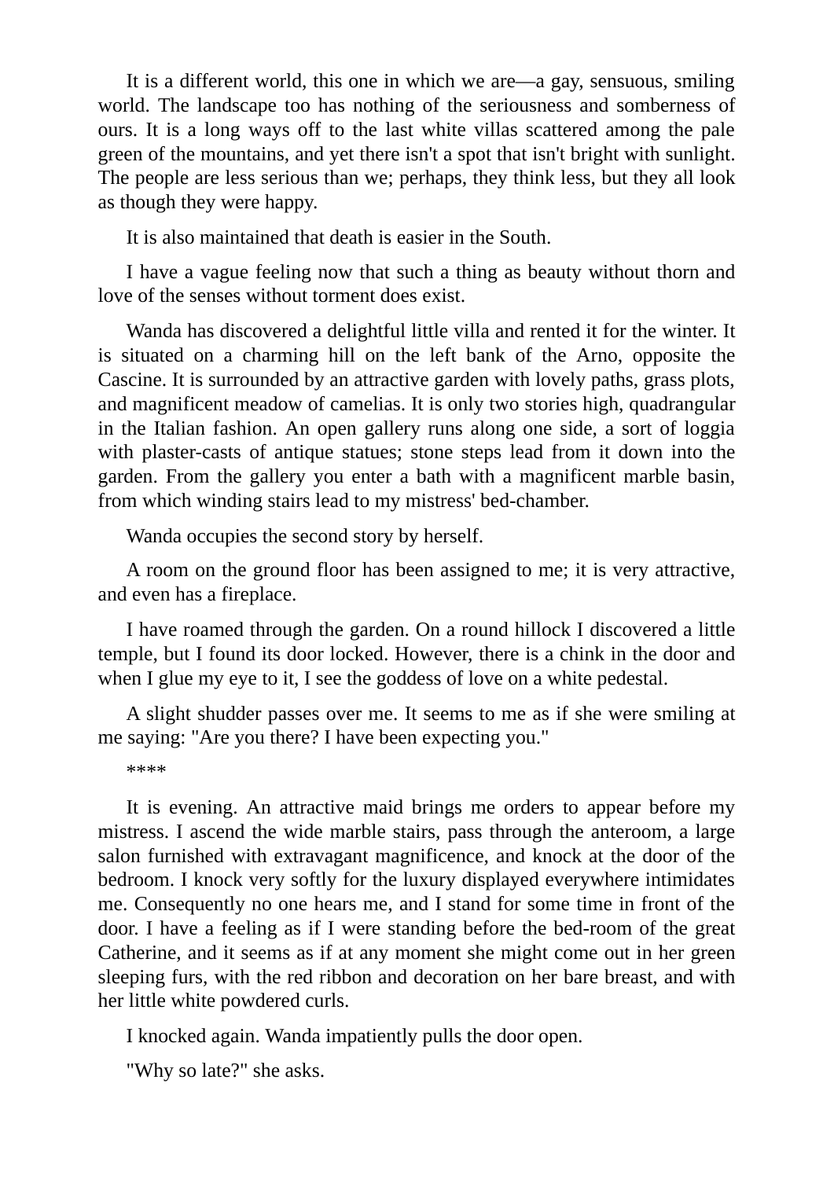It is a different world, this one in which we are—a gay, sensuous, smiling world. The landscape too has nothing of the seriousness and somberness of ours. It is a long ways off to the last white villas scattered among the pale green of the mountains, and yet there isn't a spot that isn't bright with sunlight. The people are less serious than we; perhaps, they think less, but they all look as though they were happy.

It is also maintained that death is easier in the South.

I have a vague feeling now that such a thing as beauty without thorn and love of the senses without torment does exist.

Wanda has discovered a delightful little villa and rented it for the winter. It is situated on a charming hill on the left bank of the Arno, opposite the Cascine. It is surrounded by an attractive garden with lovely paths, grass plots, and magnificent meadow of camelias. It is only two stories high, quadrangular in the Italian fashion. An open gallery runs along one side, a sort of loggia with plaster-casts of antique statues; stone steps lead from it down into the garden. From the gallery you enter a bath with a magnificent marble basin, from which winding stairs lead to my mistress' bed-chamber.

Wanda occupies the second story by herself.

A room on the ground floor has been assigned to me; it is very attractive, and even has a fireplace.

I have roamed through the garden. On a round hillock I discovered a little temple, but I found its door locked. However, there is a chink in the door and when I glue my eye to it, I see the goddess of love on a white pedestal.

A slight shudder passes over me. It seems to me as if she were smiling at me saying: "Are you there? I have been expecting you."

****

It is evening. An attractive maid brings me orders to appear before my mistress. I ascend the wide marble stairs, pass through the anteroom, a large salon furnished with extravagant magnificence, and knock at the door of the bedroom. I knock very softly for the luxury displayed everywhere intimidates me. Consequently no one hears me, and I stand for some time in front of the door. I have a feeling as if I were standing before the bed-room of the great Catherine, and it seems as if at any moment she might come out in her green sleeping furs, with the red ribbon and decoration on her bare breast, and with her little white powdered curls.

I knocked again. Wanda impatiently pulls the door open.

"Why so late?" she asks.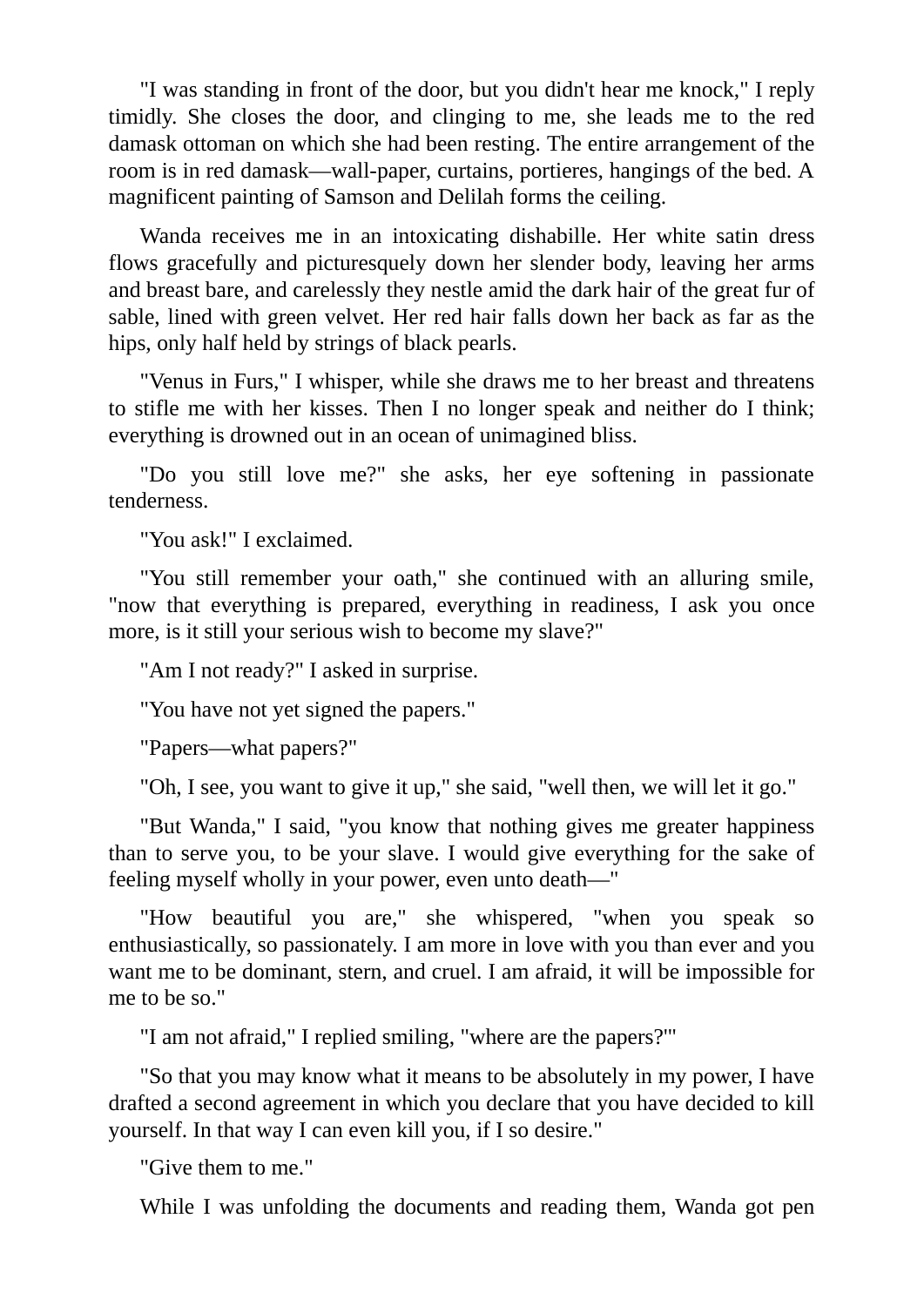"I was standing in front of the door, but you didn't hear me knock," I reply timidly. She closes the door, and clinging to me, she leads me to the red damask ottoman on which she had been resting. The entire arrangement of the room is in red damask—wall-paper, curtains, portieres, hangings of the bed. A magnificent painting of Samson and Delilah forms the ceiling.

Wanda receives me in an intoxicating dishabille. Her white satin dress flows gracefully and picturesquely down her slender body, leaving her arms and breast bare, and carelessly they nestle amid the dark hair of the great fur of sable, lined with green velvet. Her red hair falls down her back as far as the hips, only half held by strings of black pearls.

"Venus in Furs," I whisper, while she draws me to her breast and threatens to stifle me with her kisses. Then I no longer speak and neither do I think; everything is drowned out in an ocean of unimagined bliss.

"Do you still love me?" she asks, her eye softening in passionate tenderness.

"You ask!" I exclaimed.

"You still remember your oath," she continued with an alluring smile, "now that everything is prepared, everything in readiness, I ask you once more, is it still your serious wish to become my slave?"

"Am I not ready?" I asked in surprise.

"You have not yet signed the papers."

"Papers—what papers?"

"Oh, I see, you want to give it up," she said, "well then, we will let it go."

"But Wanda," I said, "you know that nothing gives me greater happiness than to serve you, to be your slave. I would give everything for the sake of feeling myself wholly in your power, even unto death—"

"How beautiful you are," she whispered, "when you speak so enthusiastically, so passionately. I am more in love with you than ever and you want me to be dominant, stern, and cruel. I am afraid, it will be impossible for me to be so."

"I am not afraid," I replied smiling, "where are the papers?"'

"So that you may know what it means to be absolutely in my power, I have drafted a second agreement in which you declare that you have decided to kill yourself. In that way I can even kill you, if I so desire."

"Give them to me."

While I was unfolding the documents and reading them, Wanda got pen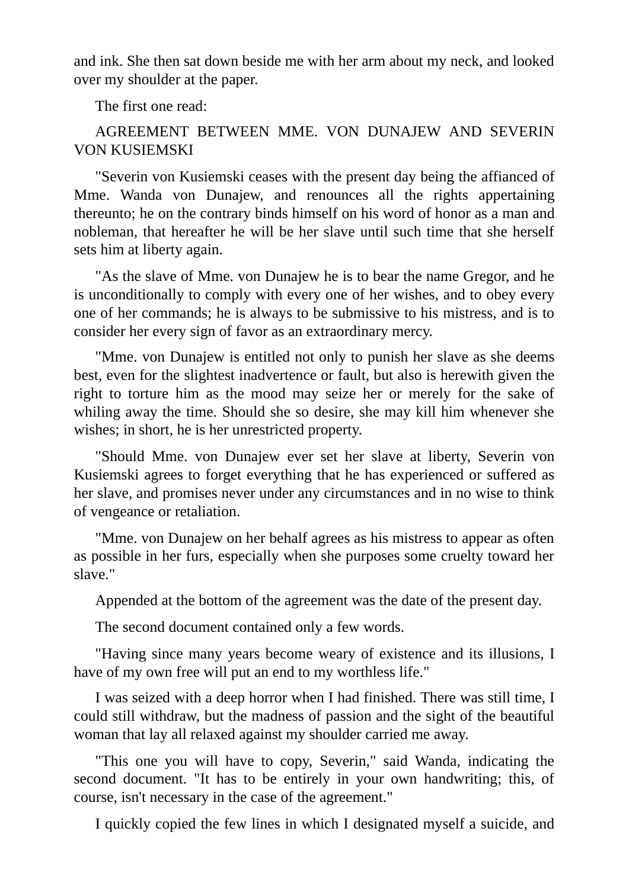and ink. She then sat down beside me with her arm about my neck, and looked over my shoulder at the paper.

The first one read:

AGREEMENT BETWEEN MME. VON DUNAJEW AND SEVERIN VON KUSIEMSKI

"Severin von Kusiemski ceases with the present day being the affianced of Mme. Wanda von Dunajew, and renounces all the rights appertaining thereunto; he on the contrary binds himself on his word of honor as a man and nobleman, that hereafter he will be her slave until such time that she herself sets him at liberty again.

"As the slave of Mme. von Dunajew he is to bear the name Gregor, and he is unconditionally to comply with every one of her wishes, and to obey every one of her commands; he is always to be submissive to his mistress, and is to consider her every sign of favor as an extraordinary mercy.

"Mme. von Dunajew is entitled not only to punish her slave as she deems best, even for the slightest inadvertence or fault, but also is herewith given the right to torture him as the mood may seize her or merely for the sake of whiling away the time. Should she so desire, she may kill him whenever she wishes; in short, he is her unrestricted property.

"Should Mme. von Dunajew ever set her slave at liberty, Severin von Kusiemski agrees to forget everything that he has experienced or suffered as her slave, and promises never under any circumstances and in no wise to think of vengeance or retaliation.

"Mme. von Dunajew on her behalf agrees as his mistress to appear as often as possible in her furs, especially when she purposes some cruelty toward her slave."

Appended at the bottom of the agreement was the date of the present day.

The second document contained only a few words.

"Having since many years become weary of existence and its illusions, I have of my own free will put an end to my worthless life."

I was seized with a deep horror when I had finished. There was still time, I could still withdraw, but the madness of passion and the sight of the beautiful woman that lay all relaxed against my shoulder carried me away.

"This one you will have to copy, Severin," said Wanda, indicating the second document. "It has to be entirely in your own handwriting; this, of course, isn't necessary in the case of the agreement."

I quickly copied the few lines in which I designated myself a suicide, and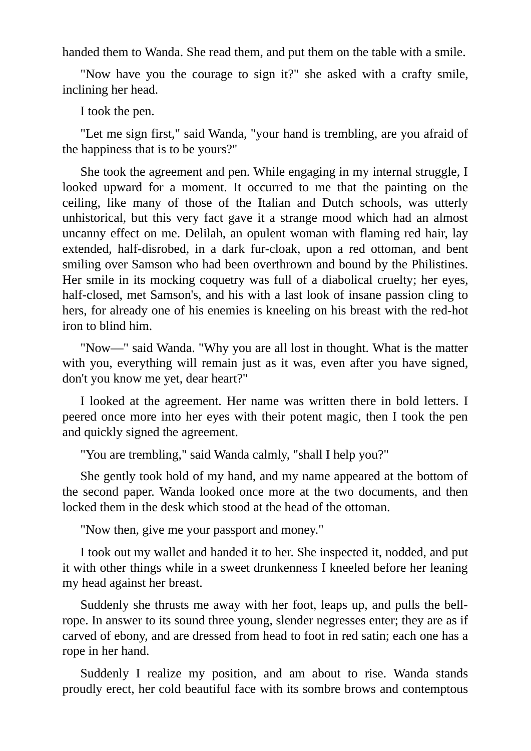handed them to Wanda. She read them, and put them on the table with a smile.

"Now have you the courage to sign it?" she asked with a crafty smile, inclining her head.

I took the pen.

"Let me sign first," said Wanda, "your hand is trembling, are you afraid of the happiness that is to be yours?"

She took the agreement and pen. While engaging in my internal struggle, I looked upward for a moment. It occurred to me that the painting on the ceiling, like many of those of the Italian and Dutch schools, was utterly unhistorical, but this very fact gave it a strange mood which had an almost uncanny effect on me. Delilah, an opulent woman with flaming red hair, lay extended, half-disrobed, in a dark fur-cloak, upon a red ottoman, and bent smiling over Samson who had been overthrown and bound by the Philistines. Her smile in its mocking coquetry was full of a diabolical cruelty; her eyes, half-closed, met Samson's, and his with a last look of insane passion cling to hers, for already one of his enemies is kneeling on his breast with the red-hot iron to blind him.

"Now—" said Wanda. "Why you are all lost in thought. What is the matter with you, everything will remain just as it was, even after you have signed, don't you know me yet, dear heart?"

I looked at the agreement. Her name was written there in bold letters. I peered once more into her eyes with their potent magic, then I took the pen and quickly signed the agreement.

"You are trembling," said Wanda calmly, "shall I help you?"

She gently took hold of my hand, and my name appeared at the bottom of the second paper. Wanda looked once more at the two documents, and then locked them in the desk which stood at the head of the ottoman.

"Now then, give me your passport and money."

I took out my wallet and handed it to her. She inspected it, nodded, and put it with other things while in a sweet drunkenness I kneeled before her leaning my head against her breast.

Suddenly she thrusts me away with her foot, leaps up, and pulls the bell-rope. In answer to its sound three young, slender negresses enter; they are as if carved of ebony, and are dressed from head to foot in red satin; each one has a rope in her hand.

Suddenly I realize my position, and am about to rise. Wanda stands proudly erect, her cold beautiful face with its sombre brows and contemptuous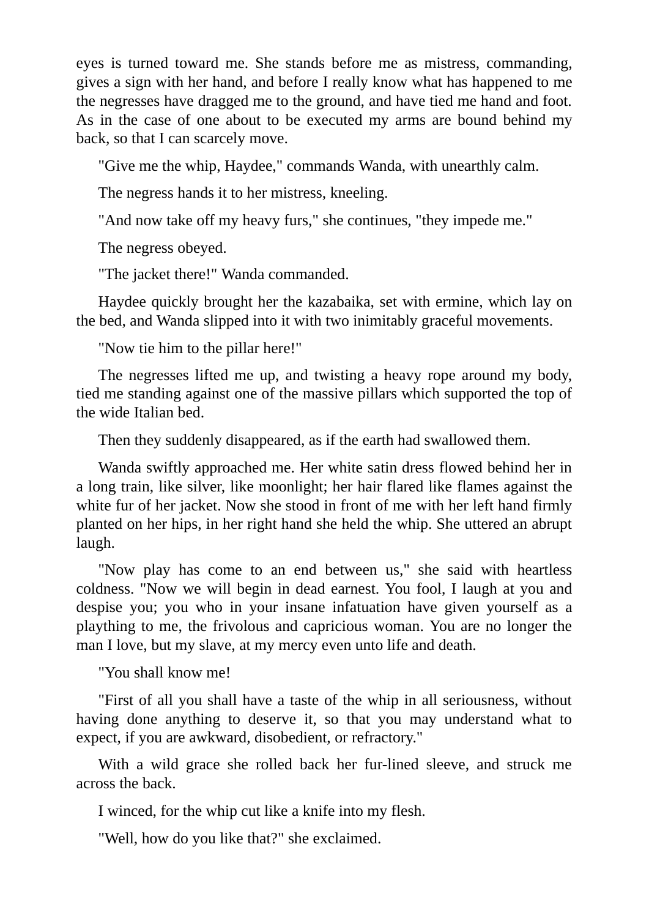eyes is turned toward me. She stands before me as mistress, commanding, gives a sign with her hand, and before I really know what has happened to me the negresses have dragged me to the ground, and have tied me hand and foot. As in the case of one about to be executed my arms are bound behind my back, so that I can scarcely move.

"Give me the whip, Haydee," commands Wanda, with unearthly calm.

The negress hands it to her mistress, kneeling.

"And now take off my heavy furs," she continues, "they impede me."

The negress obeyed.

"The jacket there!" Wanda commanded.

Haydee quickly brought her the kazabaika, set with ermine, which lay on the bed, and Wanda slipped into it with two inimitably graceful movements.

"Now tie him to the pillar here!"

The negresses lifted me up, and twisting a heavy rope around my body, tied me standing against one of the massive pillars which supported the top of the wide Italian bed.

Then they suddenly disappeared, as if the earth had swallowed them.

Wanda swiftly approached me. Her white satin dress flowed behind her in a long train, like silver, like moonlight; her hair flared like flames against the white fur of her jacket. Now she stood in front of me with her left hand firmly planted on her hips, in her right hand she held the whip. She uttered an abrupt laugh.

"Now play has come to an end between us," she said with heartless coldness. "Now we will begin in dead earnest. You fool, I laugh at you and despise you; you who in your insane infatuation have given yourself as a plaything to me, the frivolous and capricious woman. You are no longer the man I love, but my slave, at my mercy even unto life and death.

"You shall know me!

"First of all you shall have a taste of the whip in all seriousness, without having done anything to deserve it, so that you may understand what to expect, if you are awkward, disobedient, or refractory."

With a wild grace she rolled back her fur-lined sleeve, and struck me across the back.

I winced, for the whip cut like a knife into my flesh.

"Well, how do you like that?" she exclaimed.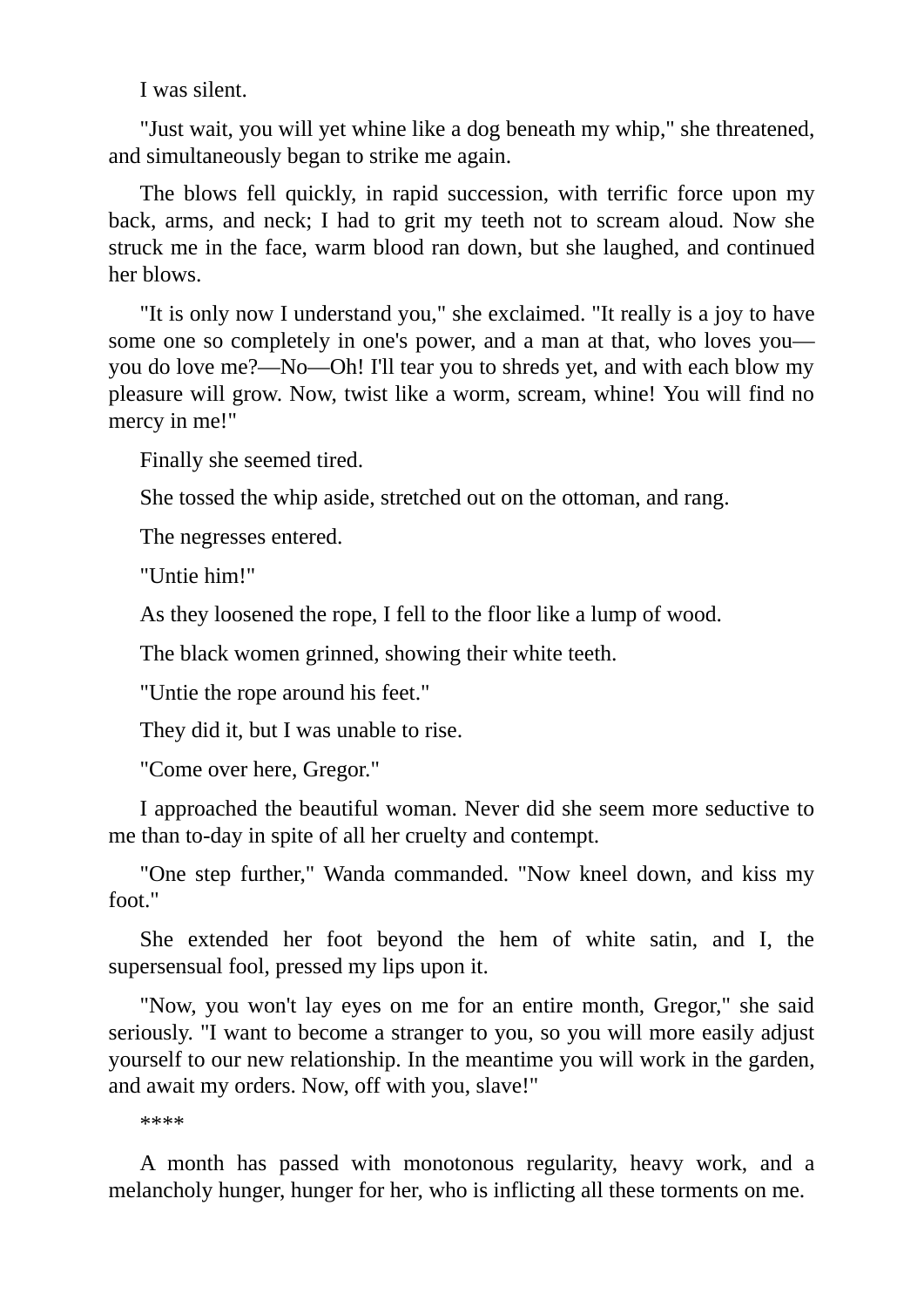I was silent.

"Just wait, you will yet whine like a dog beneath my whip," she threatened, and simultaneously began to strike me again.

The blows fell quickly, in rapid succession, with terrific force upon my back, arms, and neck; I had to grit my teeth not to scream aloud. Now she struck me in the face, warm blood ran down, but she laughed, and continued her blows.

"It is only now I understand you," she exclaimed. "It really is a joy to have some one so completely in one's power, and a man at that, who loves you—you do love me?—No—Oh! I'll tear you to shreds yet, and with each blow my pleasure will grow. Now, twist like a worm, scream, whine! You will find no mercy in me!"

Finally she seemed tired.

She tossed the whip aside, stretched out on the ottoman, and rang.

The negresses entered.

"Untie him!"

As they loosened the rope, I fell to the floor like a lump of wood.

The black women grinned, showing their white teeth.

"Untie the rope around his feet."

They did it, but I was unable to rise.

"Come over here, Gregor."

I approached the beautiful woman. Never did she seem more seductive to me than to-day in spite of all her cruelty and contempt.

"One step further," Wanda commanded. "Now kneel down, and kiss my foot."

She extended her foot beyond the hem of white satin, and I, the supersensual fool, pressed my lips upon it.

"Now, you won't lay eyes on me for an entire month, Gregor," she said seriously. "I want to become a stranger to you, so you will more easily adjust yourself to our new relationship. In the meantime you will work in the garden, and await my orders. Now, off with you, slave!"

****

A month has passed with monotonous regularity, heavy work, and a melancholy hunger, hunger for her, who is inflicting all these torments on me.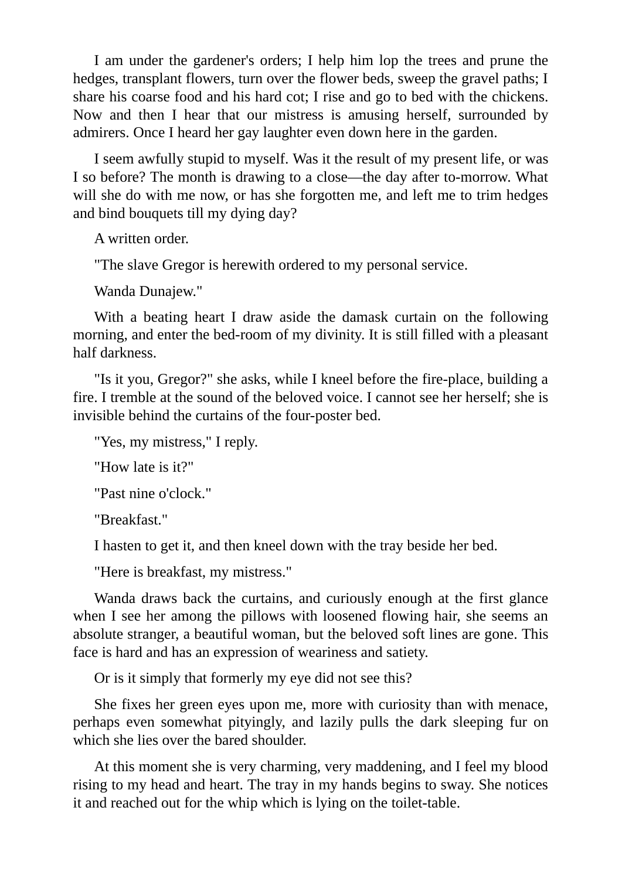I am under the gardener's orders; I help him lop the trees and prune the hedges, transplant flowers, turn over the flower beds, sweep the gravel paths; I share his coarse food and his hard cot; I rise and go to bed with the chickens. Now and then I hear that our mistress is amusing herself, surrounded by admirers. Once I heard her gay laughter even down here in the garden.

I seem awfully stupid to myself. Was it the result of my present life, or was I so before? The month is drawing to a close—the day after to-morrow. What will she do with me now, or has she forgotten me, and left me to trim hedges and bind bouquets till my dying day?

A written order.

"The slave Gregor is herewith ordered to my personal service.

Wanda Dunajew."

With a beating heart I draw aside the damask curtain on the following morning, and enter the bed-room of my divinity. It is still filled with a pleasant half darkness.

"Is it you, Gregor?" she asks, while I kneel before the fire-place, building a fire. I tremble at the sound of the beloved voice. I cannot see her herself; she is invisible behind the curtains of the four-poster bed.

"Yes, my mistress," I reply.

"How late is it?"

"Past nine o'clock."

"Breakfast."

I hasten to get it, and then kneel down with the tray beside her bed.

"Here is breakfast, my mistress."

Wanda draws back the curtains, and curiously enough at the first glance when I see her among the pillows with loosened flowing hair, she seems an absolute stranger, a beautiful woman, but the beloved soft lines are gone. This face is hard and has an expression of weariness and satiety.

Or is it simply that formerly my eye did not see this?

She fixes her green eyes upon me, more with curiosity than with menace, perhaps even somewhat pityingly, and lazily pulls the dark sleeping fur on which she lies over the bared shoulder.

At this moment she is very charming, very maddening, and I feel my blood rising to my head and heart. The tray in my hands begins to sway. She notices it and reached out for the whip which is lying on the toilet-table.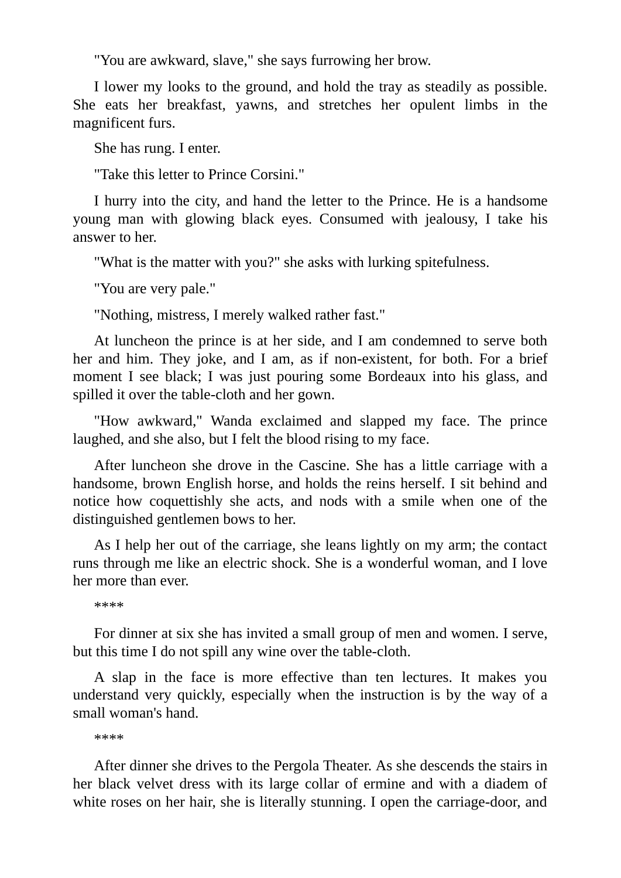"You are awkward, slave," she says furrowing her brow.

I lower my looks to the ground, and hold the tray as steadily as possible. She eats her breakfast, yawns, and stretches her opulent limbs in the magnificent furs.

She has rung. I enter.

"Take this letter to Prince Corsini."

I hurry into the city, and hand the letter to the Prince. He is a handsome young man with glowing black eyes. Consumed with jealousy, I take his answer to her.

"What is the matter with you?" she asks with lurking spitefulness.

"You are very pale."

"Nothing, mistress, I merely walked rather fast."

At luncheon the prince is at her side, and I am condemned to serve both her and him. They joke, and I am, as if non-existent, for both. For a brief moment I see black; I was just pouring some Bordeaux into his glass, and spilled it over the table-cloth and her gown.

"How awkward," Wanda exclaimed and slapped my face. The prince laughed, and she also, but I felt the blood rising to my face.

After luncheon she drove in the Cascine. She has a little carriage with a handsome, brown English horse, and holds the reins herself. I sit behind and notice how coquettishly she acts, and nods with a smile when one of the distinguished gentlemen bows to her.

As I help her out of the carriage, she leans lightly on my arm; the contact runs through me like an electric shock. She is a wonderful woman, and I love her more than ever.

****

For dinner at six she has invited a small group of men and women. I serve, but this time I do not spill any wine over the table-cloth.

A slap in the face is more effective than ten lectures. It makes you understand very quickly, especially when the instruction is by the way of a small woman's hand.

****

After dinner she drives to the Pergola Theater. As she descends the stairs in her black velvet dress with its large collar of ermine and with a diadem of white roses on her hair, she is literally stunning. I open the carriage-door, and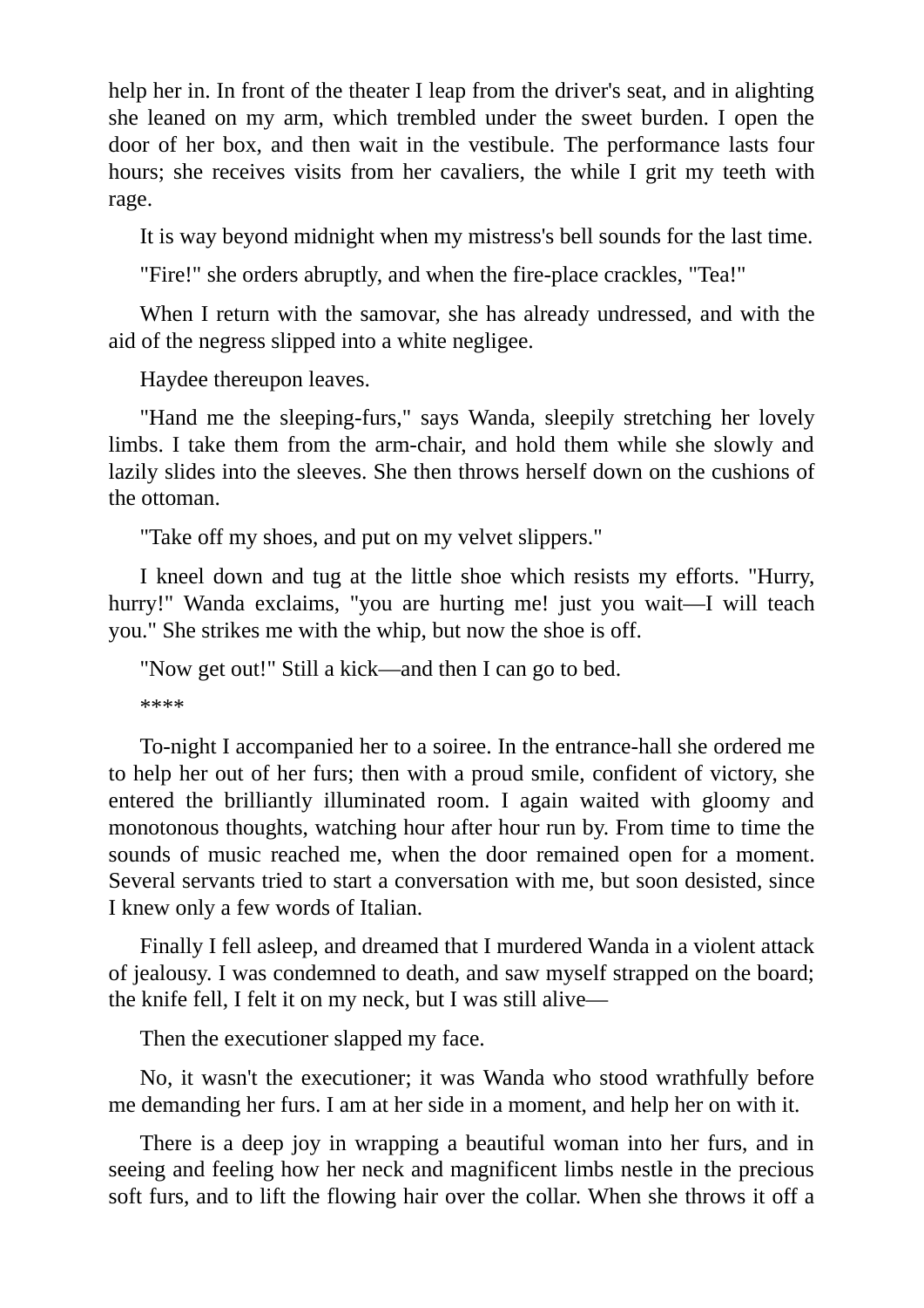help her in. In front of the theater I leap from the driver's seat, and in alighting she leaned on my arm, which trembled under the sweet burden. I open the door of her box, and then wait in the vestibule. The performance lasts four hours; she receives visits from her cavaliers, the while I grit my teeth with rage.

It is way beyond midnight when my mistress's bell sounds for the last time.

"Fire!" she orders abruptly, and when the fire-place crackles, "Tea!"

When I return with the samovar, she has already undressed, and with the aid of the negress slipped into a white negligee.

Haydee thereupon leaves.

"Hand me the sleeping-furs," says Wanda, sleepily stretching her lovely limbs. I take them from the arm-chair, and hold them while she slowly and lazily slides into the sleeves. She then throws herself down on the cushions of the ottoman.

"Take off my shoes, and put on my velvet slippers."

I kneel down and tug at the little shoe which resists my efforts. "Hurry, hurry!" Wanda exclaims, "you are hurting me! just you wait—I will teach you." She strikes me with the whip, but now the shoe is off.

"Now get out!" Still a kick—and then I can go to bed.

****

To-night I accompanied her to a soiree. In the entrance-hall she ordered me to help her out of her furs; then with a proud smile, confident of victory, she entered the brilliantly illuminated room. I again waited with gloomy and monotonous thoughts, watching hour after hour run by. From time to time the sounds of music reached me, when the door remained open for a moment. Several servants tried to start a conversation with me, but soon desisted, since I knew only a few words of Italian.

Finally I fell asleep, and dreamed that I murdered Wanda in a violent attack of jealousy. I was condemned to death, and saw myself strapped on the board; the knife fell, I felt it on my neck, but I was still alive—

Then the executioner slapped my face.

No, it wasn't the executioner; it was Wanda who stood wrathfully before me demanding her furs. I am at her side in a moment, and help her on with it.

There is a deep joy in wrapping a beautiful woman into her furs, and in seeing and feeling how her neck and magnificent limbs nestle in the precious soft furs, and to lift the flowing hair over the collar. When she throws it off a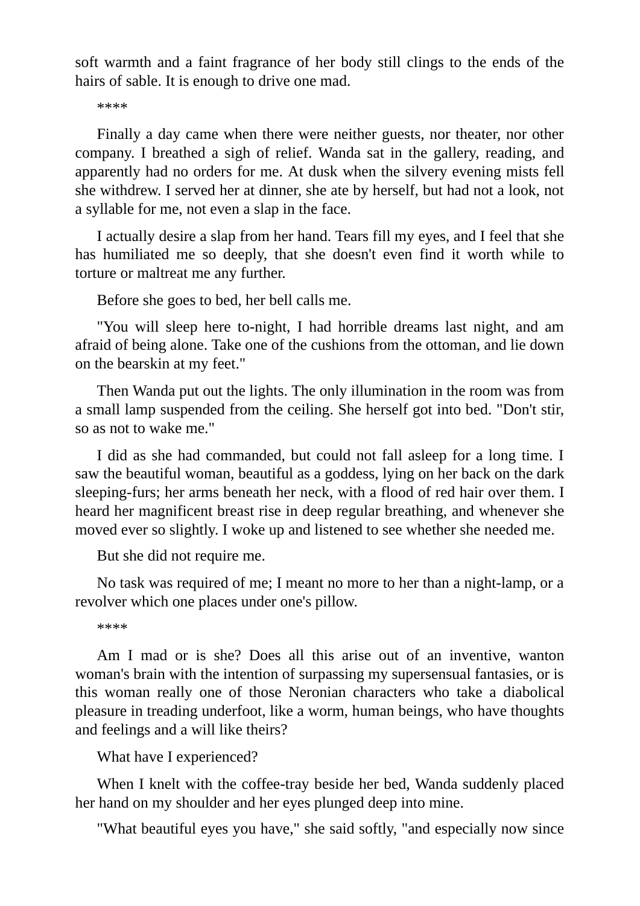soft warmth and a faint fragrance of her body still clings to the ends of the hairs of sable. It is enough to drive one mad.

****

Finally a day came when there were neither guests, nor theater, nor other company. I breathed a sigh of relief. Wanda sat in the gallery, reading, and apparently had no orders for me. At dusk when the silvery evening mists fell she withdrew. I served her at dinner, she ate by herself, but had not a look, not a syllable for me, not even a slap in the face.

I actually desire a slap from her hand. Tears fill my eyes, and I feel that she has humiliated me so deeply, that she doesn't even find it worth while to torture or maltreat me any further.

Before she goes to bed, her bell calls me.

"You will sleep here to-night, I had horrible dreams last night, and am afraid of being alone. Take one of the cushions from the ottoman, and lie down on the bearskin at my feet."

Then Wanda put out the lights. The only illumination in the room was from a small lamp suspended from the ceiling. She herself got into bed. "Don't stir, so as not to wake me."

I did as she had commanded, but could not fall asleep for a long time. I saw the beautiful woman, beautiful as a goddess, lying on her back on the dark sleeping-furs; her arms beneath her neck, with a flood of red hair over them. I heard her magnificent breast rise in deep regular breathing, and whenever she moved ever so slightly. I woke up and listened to see whether she needed me.

But she did not require me.

No task was required of me; I meant no more to her than a night-lamp, or a revolver which one places under one's pillow.

****

Am I mad or is she? Does all this arise out of an inventive, wanton woman's brain with the intention of surpassing my supersensual fantasies, or is this woman really one of those Neronian characters who take a diabolical pleasure in treading underfoot, like a worm, human beings, who have thoughts and feelings and a will like theirs?

What have I experienced?

When I knelt with the coffee-tray beside her bed, Wanda suddenly placed her hand on my shoulder and her eyes plunged deep into mine.

"What beautiful eyes you have," she said softly, "and especially now since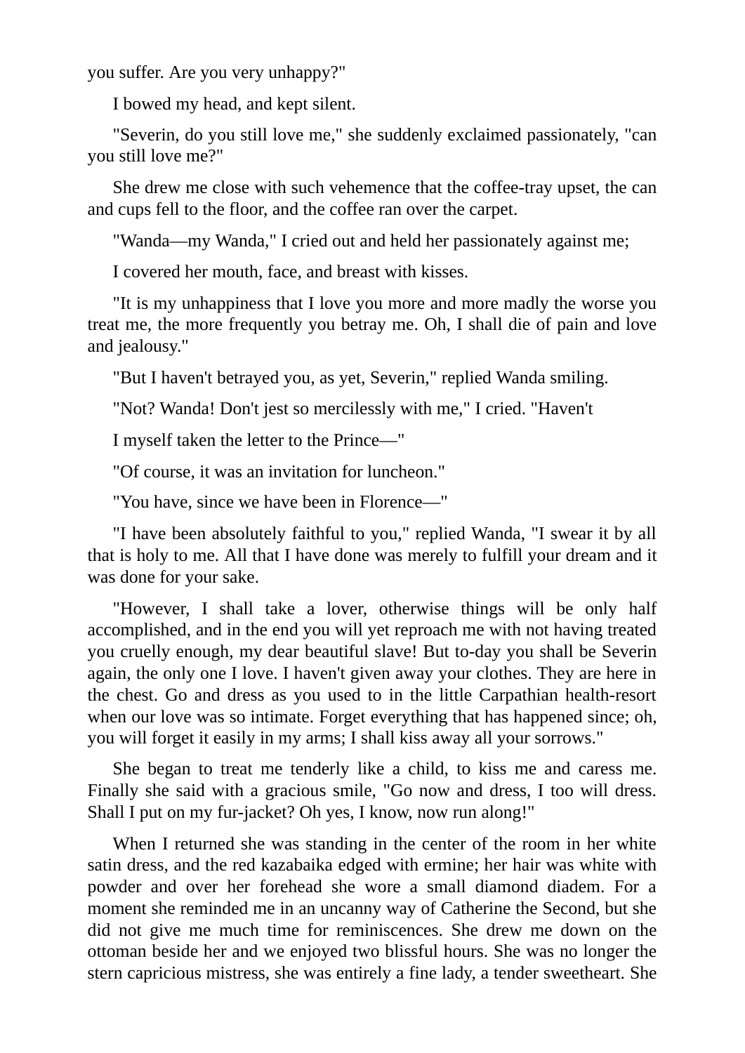you suffer. Are you very unhappy?"

I bowed my head, and kept silent.

"Severin, do you still love me," she suddenly exclaimed passionately, "can you still love me?"

She drew me close with such vehemence that the coffee-tray upset, the can and cups fell to the floor, and the coffee ran over the carpet.

"Wanda—my Wanda," I cried out and held her passionately against me;

I covered her mouth, face, and breast with kisses.

"It is my unhappiness that I love you more and more madly the worse you treat me, the more frequently you betray me. Oh, I shall die of pain and love and jealousy."

"But I haven't betrayed you, as yet, Severin," replied Wanda smiling.

"Not? Wanda! Don't jest so mercilessly with me," I cried. "Haven't

I myself taken the letter to the Prince—"

"Of course, it was an invitation for luncheon."

"You have, since we have been in Florence—"

"I have been absolutely faithful to you," replied Wanda, "I swear it by all that is holy to me. All that I have done was merely to fulfill your dream and it was done for your sake.

"However, I shall take a lover, otherwise things will be only half accomplished, and in the end you will yet reproach me with not having treated you cruelly enough, my dear beautiful slave! But to-day you shall be Severin again, the only one I love. I haven't given away your clothes. They are here in the chest. Go and dress as you used to in the little Carpathian health-resort when our love was so intimate. Forget everything that has happened since; oh, you will forget it easily in my arms; I shall kiss away all your sorrows."

She began to treat me tenderly like a child, to kiss me and caress me. Finally she said with a gracious smile, "Go now and dress, I too will dress. Shall I put on my fur-jacket? Oh yes, I know, now run along!"

When I returned she was standing in the center of the room in her white satin dress, and the red kazabaika edged with ermine; her hair was white with powder and over her forehead she wore a small diamond diadem. For a moment she reminded me in an uncanny way of Catherine the Second, but she did not give me much time for reminiscences. She drew me down on the ottoman beside her and we enjoyed two blissful hours. She was no longer the stern capricious mistress, she was entirely a fine lady, a tender sweetheart. She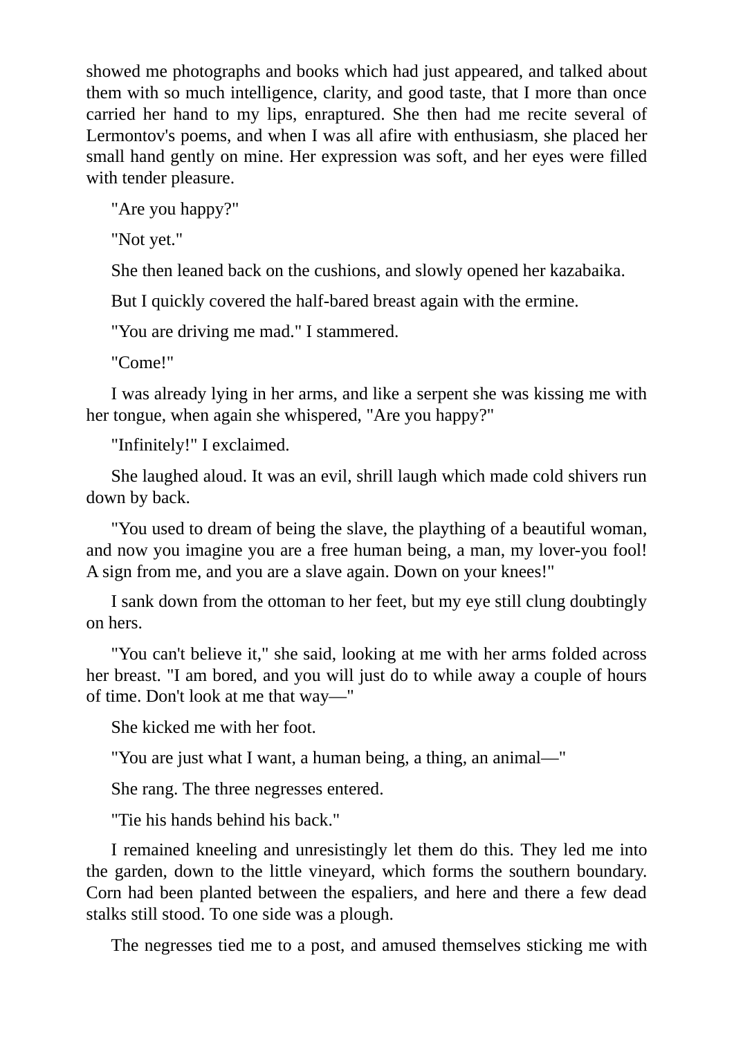showed me photographs and books which had just appeared, and talked about them with so much intelligence, clarity, and good taste, that I more than once carried her hand to my lips, enraptured. She then had me recite several of Lermontov's poems, and when I was all afire with enthusiasm, she placed her small hand gently on mine. Her expression was soft, and her eyes were filled with tender pleasure.

"Are you happy?"

"Not yet."

She then leaned back on the cushions, and slowly opened her kazabaika.

But I quickly covered the half-bared breast again with the ermine.

"You are driving me mad." I stammered.

"Come!"

I was already lying in her arms, and like a serpent she was kissing me with her tongue, when again she whispered, "Are you happy?"

"Infinitely!" I exclaimed.

She laughed aloud. It was an evil, shrill laugh which made cold shivers run down by back.

"You used to dream of being the slave, the plaything of a beautiful woman, and now you imagine you are a free human being, a man, my lover-you fool! A sign from me, and you are a slave again. Down on your knees!"

I sank down from the ottoman to her feet, but my eye still clung doubtingly on hers.

"You can't believe it," she said, looking at me with her arms folded across her breast. "I am bored, and you will just do to while away a couple of hours of time. Don't look at me that way—"

She kicked me with her foot.

"You are just what I want, a human being, a thing, an animal—"

She rang. The three negresses entered.

"Tie his hands behind his back."

I remained kneeling and unresistingly let them do this. They led me into the garden, down to the little vineyard, which forms the southern boundary. Corn had been planted between the espaliers, and here and there a few dead stalks still stood. To one side was a plough.

The negresses tied me to a post, and amused themselves sticking me with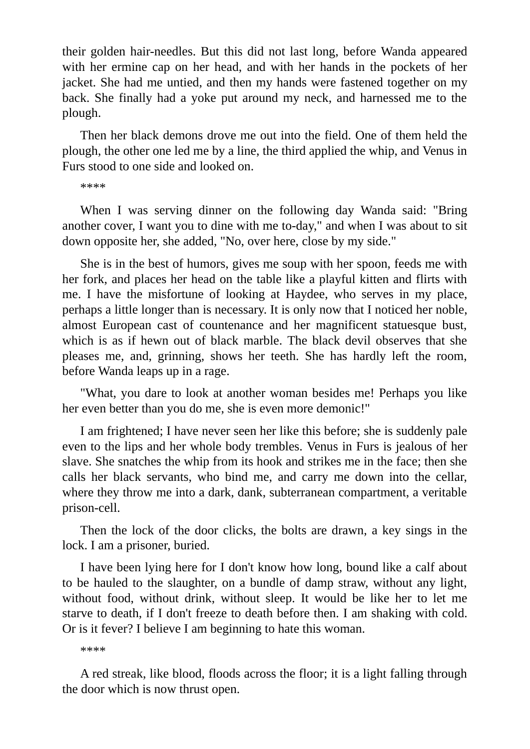their golden hair-needles. But this did not last long, before Wanda appeared with her ermine cap on her head, and with her hands in the pockets of her jacket. She had me untied, and then my hands were fastened together on my back. She finally had a yoke put around my neck, and harnessed me to the plough.

Then her black demons drove me out into the field. One of them held the plough, the other one led me by a line, the third applied the whip, and Venus in Furs stood to one side and looked on.

****

When I was serving dinner on the following day Wanda said: "Bring another cover, I want you to dine with me to-day," and when I was about to sit down opposite her, she added, "No, over here, close by my side."

She is in the best of humors, gives me soup with her spoon, feeds me with her fork, and places her head on the table like a playful kitten and flirts with me. I have the misfortune of looking at Haydee, who serves in my place, perhaps a little longer than is necessary. It is only now that I noticed her noble, almost European cast of countenance and her magnificent statuesque bust, which is as if hewn out of black marble. The black devil observes that she pleases me, and, grinning, shows her teeth. She has hardly left the room, before Wanda leaps up in a rage.

"What, you dare to look at another woman besides me! Perhaps you like her even better than you do me, she is even more demonic!"

I am frightened; I have never seen her like this before; she is suddenly pale even to the lips and her whole body trembles. Venus in Furs is jealous of her slave. She snatches the whip from its hook and strikes me in the face; then she calls her black servants, who bind me, and carry me down into the cellar, where they throw me into a dark, dank, subterranean compartment, a veritable prison-cell.

Then the lock of the door clicks, the bolts are drawn, a key sings in the lock. I am a prisoner, buried.

I have been lying here for I don't know how long, bound like a calf about to be hauled to the slaughter, on a bundle of damp straw, without any light, without food, without drink, without sleep. It would be like her to let me starve to death, if I don't freeze to death before then. I am shaking with cold. Or is it fever? I believe I am beginning to hate this woman.

****

A red streak, like blood, floods across the floor; it is a light falling through the door which is now thrust open.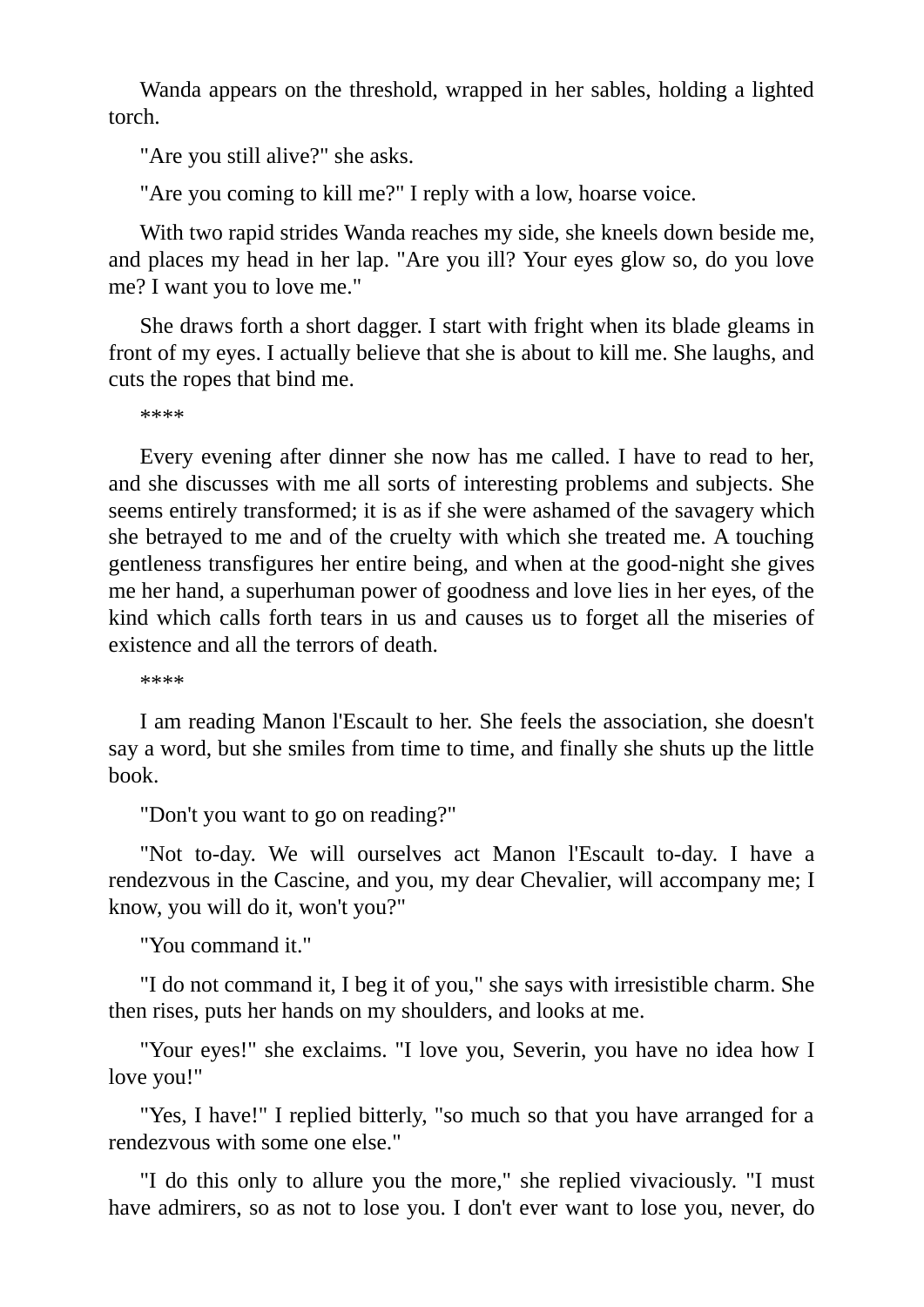Wanda appears on the threshold, wrapped in her sables, holding a lighted torch.

"Are you still alive?" she asks.

"Are you coming to kill me?" I reply with a low, hoarse voice.

With two rapid strides Wanda reaches my side, she kneels down beside me, and places my head in her lap. "Are you ill? Your eyes glow so, do you love me? I want you to love me."

She draws forth a short dagger. I start with fright when its blade gleams in front of my eyes. I actually believe that she is about to kill me. She laughs, and cuts the ropes that bind me.

****

Every evening after dinner she now has me called. I have to read to her, and she discusses with me all sorts of interesting problems and subjects. She seems entirely transformed; it is as if she were ashamed of the savagery which she betrayed to me and of the cruelty with which she treated me. A touching gentleness transfigures her entire being, and when at the good-night she gives me her hand, a superhuman power of goodness and love lies in her eyes, of the kind which calls forth tears in us and causes us to forget all the miseries of existence and all the terrors of death.

****

I am reading Manon l'Escault to her. She feels the association, she doesn't say a word, but she smiles from time to time, and finally she shuts up the little book.

"Don't you want to go on reading?"

"Not to-day. We will ourselves act Manon l'Escault to-day. I have a rendezvous in the Cascine, and you, my dear Chevalier, will accompany me; I know, you will do it, won't you?"

"You command it."

"I do not command it, I beg it of you," she says with irresistible charm. She then rises, puts her hands on my shoulders, and looks at me.

"Your eyes!" she exclaims. "I love you, Severin, you have no idea how I love you!"

"Yes, I have!" I replied bitterly, "so much so that you have arranged for a rendezvous with some one else."

"I do this only to allure you the more," she replied vivaciously. "I must have admirers, so as not to lose you. I don't ever want to lose you, never, do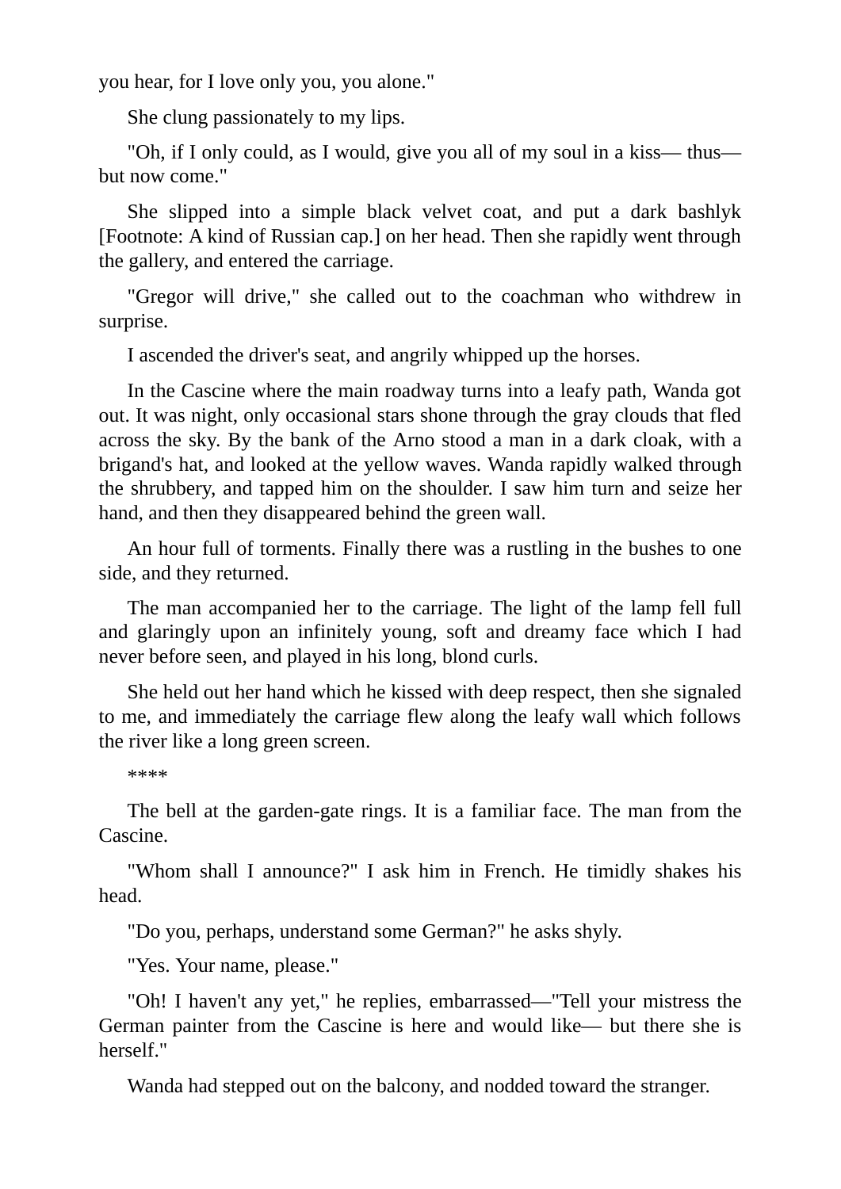you hear, for I love only you, you alone."

She clung passionately to my lips.

"Oh, if I only could, as I would, give you all of my soul in a kiss— thus— but now come."

She slipped into a simple black velvet coat, and put a dark bashlyk [Footnote: A kind of Russian cap.] on her head. Then she rapidly went through the gallery, and entered the carriage.

"Gregor will drive," she called out to the coachman who withdrew in surprise.

I ascended the driver's seat, and angrily whipped up the horses.

In the Cascine where the main roadway turns into a leafy path, Wanda got out. It was night, only occasional stars shone through the gray clouds that fled across the sky. By the bank of the Arno stood a man in a dark cloak, with a brigand's hat, and looked at the yellow waves. Wanda rapidly walked through the shrubbery, and tapped him on the shoulder. I saw him turn and seize her hand, and then they disappeared behind the green wall.

An hour full of torments. Finally there was a rustling in the bushes to one side, and they returned.

The man accompanied her to the carriage. The light of the lamp fell full and glaringly upon an infinitely young, soft and dreamy face which I had never before seen, and played in his long, blond curls.

She held out her hand which he kissed with deep respect, then she signaled to me, and immediately the carriage flew along the leafy wall which follows the river like a long green screen.

****

The bell at the garden-gate rings. It is a familiar face. The man from the Cascine.

"Whom shall I announce?" I ask him in French. He timidly shakes his head.

"Do you, perhaps, understand some German?" he asks shyly.

"Yes. Your name, please."

"Oh! I haven't any yet," he replies, embarrassed—"Tell your mistress the German painter from the Cascine is here and would like— but there she is herself."

Wanda had stepped out on the balcony, and nodded toward the stranger.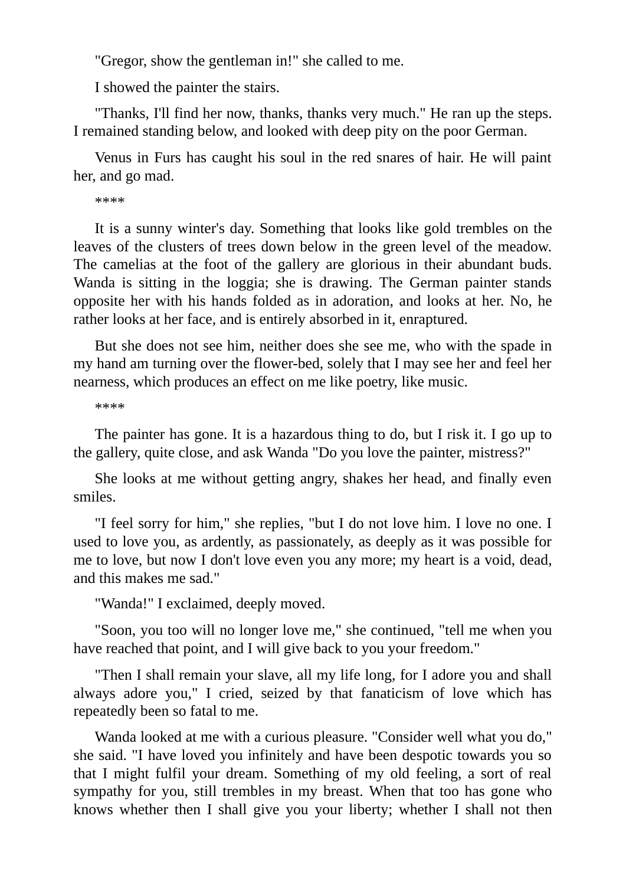"Gregor, show the gentleman in!" she called to me.

I showed the painter the stairs.

"Thanks, I'll find her now, thanks, thanks very much." He ran up the steps. I remained standing below, and looked with deep pity on the poor German.

Venus in Furs has caught his soul in the red snares of hair. He will paint her, and go mad.

****

It is a sunny winter's day. Something that looks like gold trembles on the leaves of the clusters of trees down below in the green level of the meadow. The camelias at the foot of the gallery are glorious in their abundant buds. Wanda is sitting in the loggia; she is drawing. The German painter stands opposite her with his hands folded as in adoration, and looks at her. No, he rather looks at her face, and is entirely absorbed in it, enraptured.

But she does not see him, neither does she see me, who with the spade in my hand am turning over the flower-bed, solely that I may see her and feel her nearness, which produces an effect on me like poetry, like music.

****

The painter has gone. It is a hazardous thing to do, but I risk it. I go up to the gallery, quite close, and ask Wanda "Do you love the painter, mistress?"

She looks at me without getting angry, shakes her head, and finally even smiles.

"I feel sorry for him," she replies, "but I do not love him. I love no one. I used to love you, as ardently, as passionately, as deeply as it was possible for me to love, but now I don't love even you any more; my heart is a void, dead, and this makes me sad."

"Wanda!" I exclaimed, deeply moved.

"Soon, you too will no longer love me," she continued, "tell me when you have reached that point, and I will give back to you your freedom."

"Then I shall remain your slave, all my life long, for I adore you and shall always adore you," I cried, seized by that fanaticism of love which has repeatedly been so fatal to me.

Wanda looked at me with a curious pleasure. "Consider well what you do," she said. "I have loved you infinitely and have been despotic towards you so that I might fulfil your dream. Something of my old feeling, a sort of real sympathy for you, still trembles in my breast. When that too has gone who knows whether then I shall give you your liberty; whether I shall not then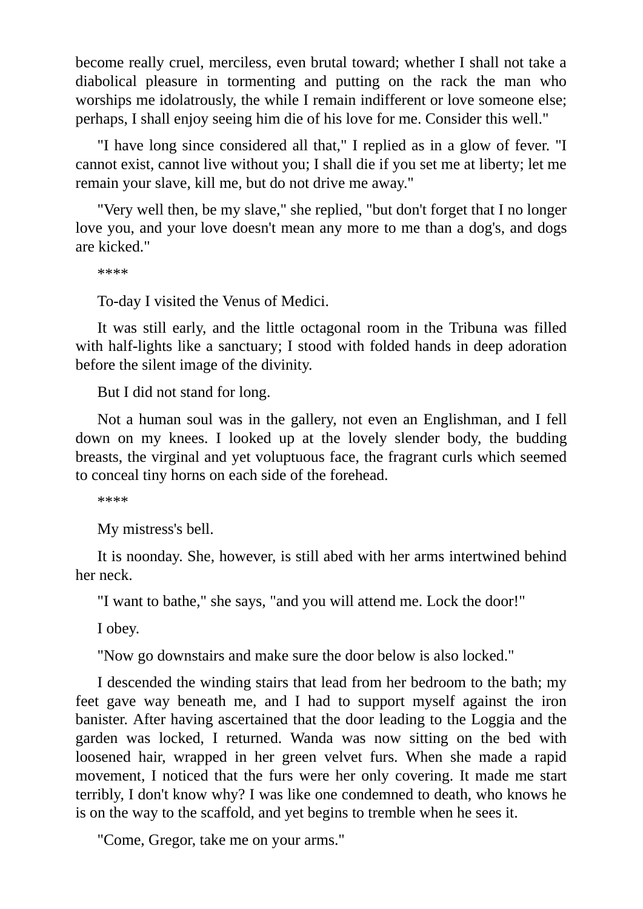become really cruel, merciless, even brutal toward; whether I shall not take a diabolical pleasure in tormenting and putting on the rack the man who worships me idolatrously, the while I remain indifferent or love someone else; perhaps, I shall enjoy seeing him die of his love for me. Consider this well."

"I have long since considered all that," I replied as in a glow of fever. "I cannot exist, cannot live without you; I shall die if you set me at liberty; let me remain your slave, kill me, but do not drive me away."

"Very well then, be my slave," she replied, "but don't forget that I no longer love you, and your love doesn't mean any more to me than a dog's, and dogs are kicked."

****

To-day I visited the Venus of Medici.

It was still early, and the little octagonal room in the Tribuna was filled with half-lights like a sanctuary; I stood with folded hands in deep adoration before the silent image of the divinity.

But I did not stand for long.

Not a human soul was in the gallery, not even an Englishman, and I fell down on my knees. I looked up at the lovely slender body, the budding breasts, the virginal and yet voluptuous face, the fragrant curls which seemed to conceal tiny horns on each side of the forehead.

****

My mistress's bell.

It is noonday. She, however, is still abed with her arms intertwined behind her neck.

"I want to bathe," she says, "and you will attend me. Lock the door!"

I obey.

"Now go downstairs and make sure the door below is also locked."

I descended the winding stairs that lead from her bedroom to the bath; my feet gave way beneath me, and I had to support myself against the iron banister. After having ascertained that the door leading to the Loggia and the garden was locked, I returned. Wanda was now sitting on the bed with loosened hair, wrapped in her green velvet furs. When she made a rapid movement, I noticed that the furs were her only covering. It made me start terribly, I don't know why? I was like one condemned to death, who knows he is on the way to the scaffold, and yet begins to tremble when he sees it.

"Come, Gregor, take me on your arms."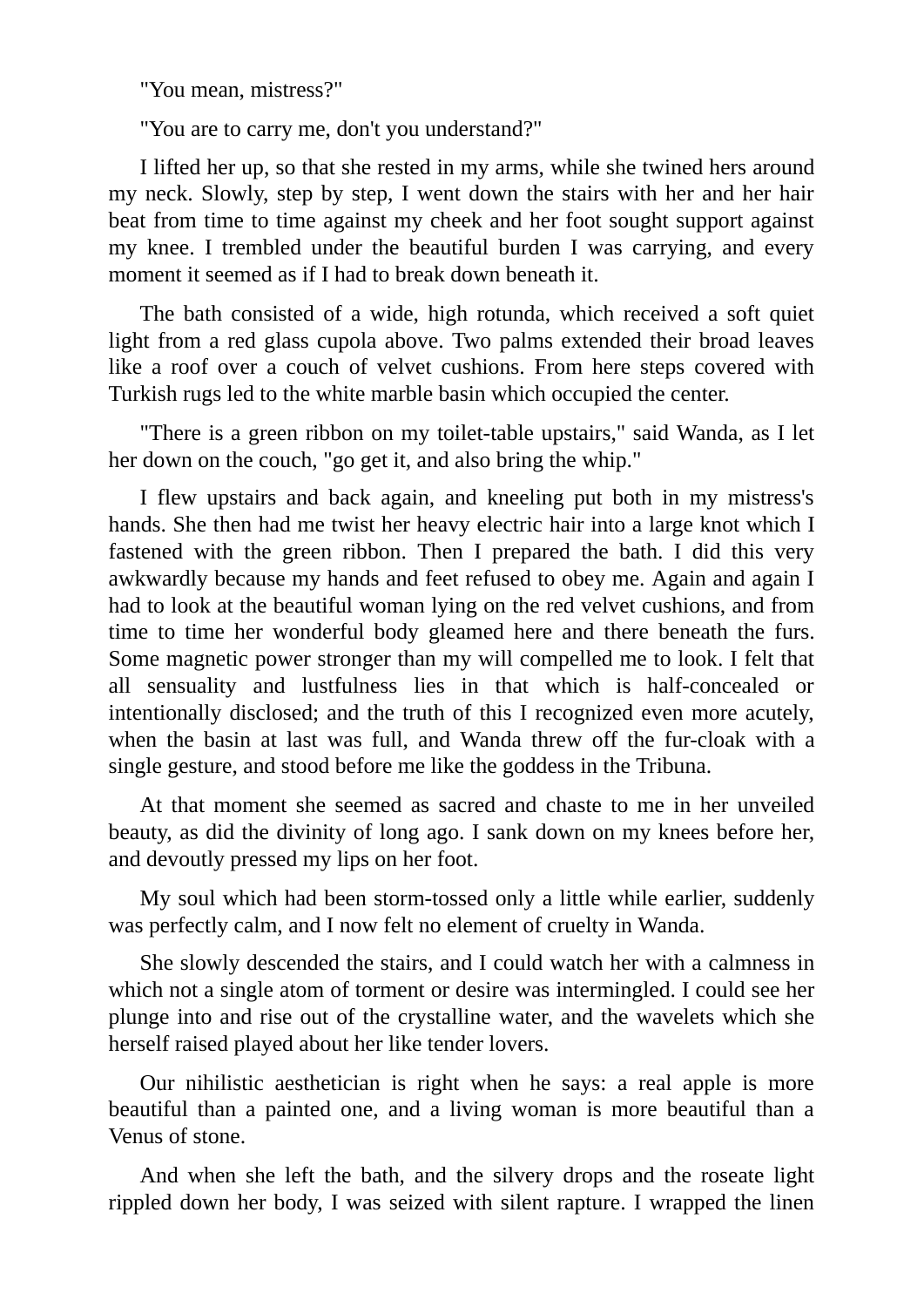"You mean, mistress?"

"You are to carry me, don't you understand?"

I lifted her up, so that she rested in my arms, while she twined hers around my neck. Slowly, step by step, I went down the stairs with her and her hair beat from time to time against my cheek and her foot sought support against my knee. I trembled under the beautiful burden I was carrying, and every moment it seemed as if I had to break down beneath it.

The bath consisted of a wide, high rotunda, which received a soft quiet light from a red glass cupola above. Two palms extended their broad leaves like a roof over a couch of velvet cushions. From here steps covered with Turkish rugs led to the white marble basin which occupied the center.

"There is a green ribbon on my toilet-table upstairs," said Wanda, as I let her down on the couch, "go get it, and also bring the whip."

I flew upstairs and back again, and kneeling put both in my mistress's hands. She then had me twist her heavy electric hair into a large knot which I fastened with the green ribbon. Then I prepared the bath. I did this very awkwardly because my hands and feet refused to obey me. Again and again I had to look at the beautiful woman lying on the red velvet cushions, and from time to time her wonderful body gleamed here and there beneath the furs. Some magnetic power stronger than my will compelled me to look. I felt that all sensuality and lustfulness lies in that which is half-concealed or intentionally disclosed; and the truth of this I recognized even more acutely, when the basin at last was full, and Wanda threw off the fur-cloak with a single gesture, and stood before me like the goddess in the Tribuna.

At that moment she seemed as sacred and chaste to me in her unveiled beauty, as did the divinity of long ago. I sank down on my knees before her, and devoutly pressed my lips on her foot.

My soul which had been storm-tossed only a little while earlier, suddenly was perfectly calm, and I now felt no element of cruelty in Wanda.

She slowly descended the stairs, and I could watch her with a calmness in which not a single atom of torment or desire was intermingled. I could see her plunge into and rise out of the crystalline water, and the wavelets which she herself raised played about her like tender lovers.

Our nihilistic aesthetician is right when he says: a real apple is more beautiful than a painted one, and a living woman is more beautiful than a Venus of stone.

And when she left the bath, and the silvery drops and the roseate light rippled down her body, I was seized with silent rapture. I wrapped the linen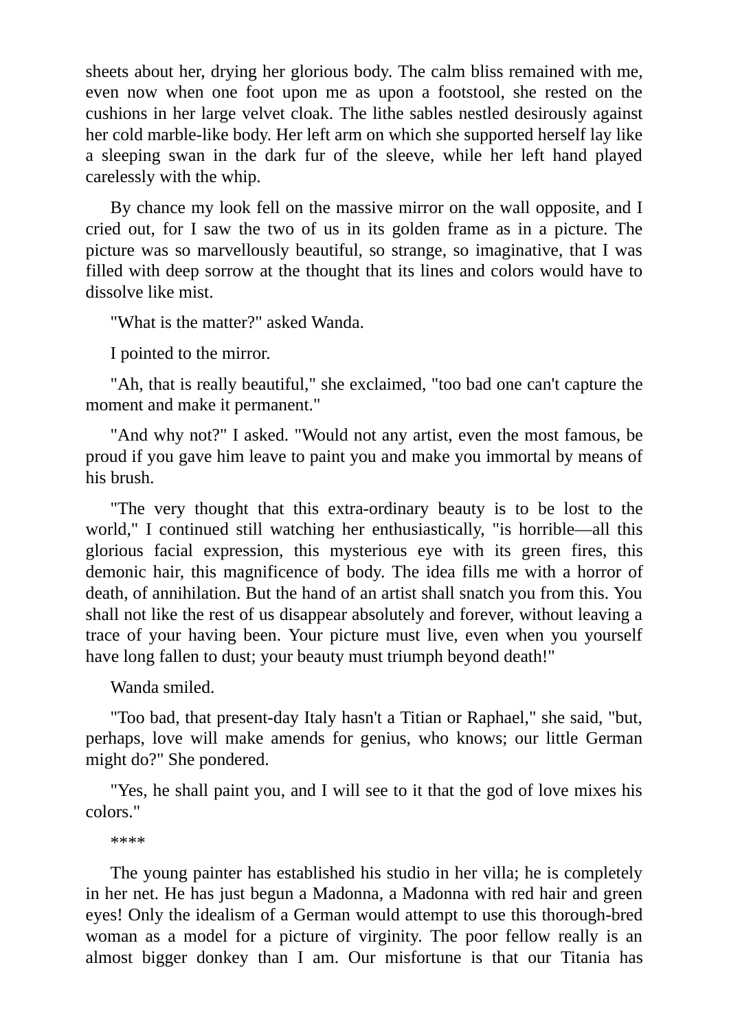sheets about her, drying her glorious body. The calm bliss remained with me, even now when one foot upon me as upon a footstool, she rested on the cushions in her large velvet cloak. The lithe sables nestled desirously against her cold marble-like body. Her left arm on which she supported herself lay like a sleeping swan in the dark fur of the sleeve, while her left hand played carelessly with the whip.

By chance my look fell on the massive mirror on the wall opposite, and I cried out, for I saw the two of us in its golden frame as in a picture. The picture was so marvellously beautiful, so strange, so imaginative, that I was filled with deep sorrow at the thought that its lines and colors would have to dissolve like mist.

"What is the matter?" asked Wanda.

I pointed to the mirror.

"Ah, that is really beautiful," she exclaimed, "too bad one can't capture the moment and make it permanent."

"And why not?" I asked. "Would not any artist, even the most famous, be proud if you gave him leave to paint you and make you immortal by means of his brush.

"The very thought that this extra-ordinary beauty is to be lost to the world," I continued still watching her enthusiastically, "is horrible—all this glorious facial expression, this mysterious eye with its green fires, this demonic hair, this magnificence of body. The idea fills me with a horror of death, of annihilation. But the hand of an artist shall snatch you from this. You shall not like the rest of us disappear absolutely and forever, without leaving a trace of your having been. Your picture must live, even when you yourself have long fallen to dust; your beauty must triumph beyond death!"

Wanda smiled.

"Too bad, that present-day Italy hasn't a Titian or Raphael," she said, "but, perhaps, love will make amends for genius, who knows; our little German might do?" She pondered.

"Yes, he shall paint you, and I will see to it that the god of love mixes his colors."

****

The young painter has established his studio in her villa; he is completely in her net. He has just begun a Madonna, a Madonna with red hair and green eyes! Only the idealism of a German would attempt to use this thorough-bred woman as a model for a picture of virginity. The poor fellow really is an almost bigger donkey than I am. Our misfortune is that our Titania has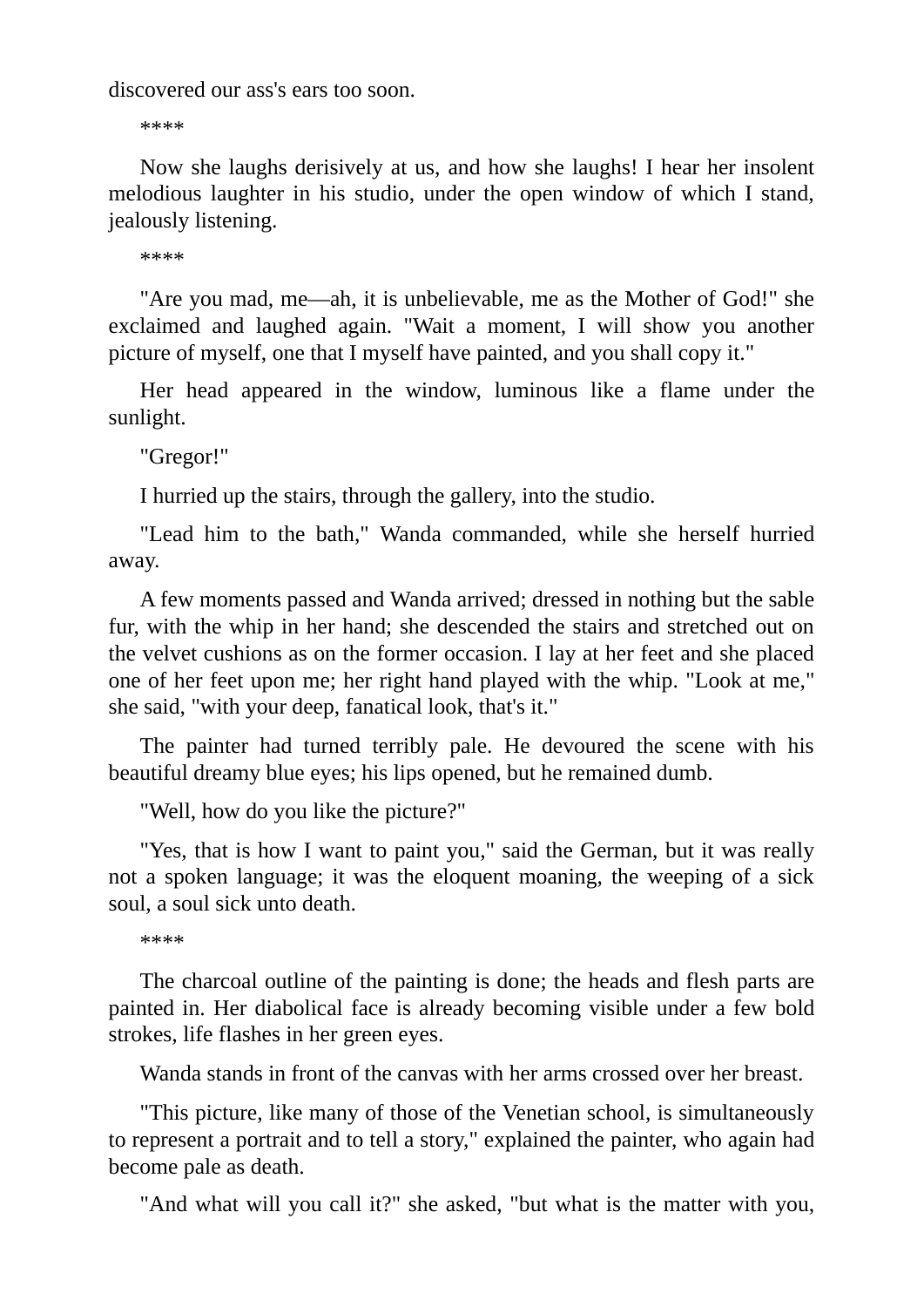discovered our ass's ears too soon.

****

Now she laughs derisively at us, and how she laughs! I hear her insolent melodious laughter in his studio, under the open window of which I stand, jealously listening.

****

"Are you mad, me—ah, it is unbelievable, me as the Mother of God!" she exclaimed and laughed again. "Wait a moment, I will show you another picture of myself, one that I myself have painted, and you shall copy it."

Her head appeared in the window, luminous like a flame under the sunlight.

"Gregor!"

I hurried up the stairs, through the gallery, into the studio.

"Lead him to the bath," Wanda commanded, while she herself hurried away.

A few moments passed and Wanda arrived; dressed in nothing but the sable fur, with the whip in her hand; she descended the stairs and stretched out on the velvet cushions as on the former occasion. I lay at her feet and she placed one of her feet upon me; her right hand played with the whip. "Look at me," she said, "with your deep, fanatical look, that's it."

The painter had turned terribly pale. He devoured the scene with his beautiful dreamy blue eyes; his lips opened, but he remained dumb.

"Well, how do you like the picture?"

"Yes, that is how I want to paint you," said the German, but it was really not a spoken language; it was the eloquent moaning, the weeping of a sick soul, a soul sick unto death.

****

The charcoal outline of the painting is done; the heads and flesh parts are painted in. Her diabolical face is already becoming visible under a few bold strokes, life flashes in her green eyes.

Wanda stands in front of the canvas with her arms crossed over her breast.

"This picture, like many of those of the Venetian school, is simultaneously to represent a portrait and to tell a story," explained the painter, who again had become pale as death.

"And what will you call it?" she asked, "but what is the matter with you,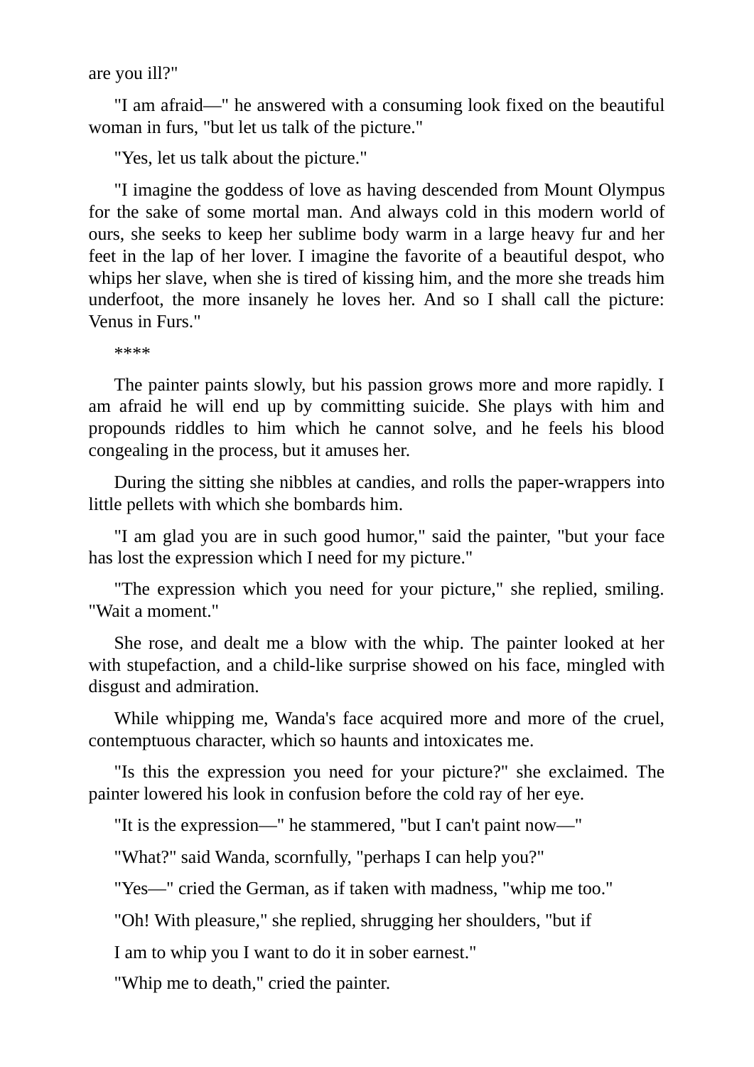are you ill?"

"I am afraid—" he answered with a consuming look fixed on the beautiful woman in furs, "but let us talk of the picture."

"Yes, let us talk about the picture."

"I imagine the goddess of love as having descended from Mount Olympus for the sake of some mortal man. And always cold in this modern world of ours, she seeks to keep her sublime body warm in a large heavy fur and her feet in the lap of her lover. I imagine the favorite of a beautiful despot, who whips her slave, when she is tired of kissing him, and the more she treads him underfoot, the more insanely he loves her. And so I shall call the picture: Venus in Furs."

****

The painter paints slowly, but his passion grows more and more rapidly. I am afraid he will end up by committing suicide. She plays with him and propounds riddles to him which he cannot solve, and he feels his blood congealing in the process, but it amuses her.

During the sitting she nibbles at candies, and rolls the paper-wrappers into little pellets with which she bombards him.

"I am glad you are in such good humor," said the painter, "but your face has lost the expression which I need for my picture."

"The expression which you need for your picture," she replied, smiling. "Wait a moment."

She rose, and dealt me a blow with the whip. The painter looked at her with stupefaction, and a child-like surprise showed on his face, mingled with disgust and admiration.

While whipping me, Wanda's face acquired more and more of the cruel, contemptuous character, which so haunts and intoxicates me.

"Is this the expression you need for your picture?" she exclaimed. The painter lowered his look in confusion before the cold ray of her eye.

"It is the expression—" he stammered, "but I can't paint now—"

"What?" said Wanda, scornfully, "perhaps I can help you?"

"Yes—" cried the German, as if taken with madness, "whip me too."

"Oh! With pleasure," she replied, shrugging her shoulders, "but if I am to whip you I want to do it in sober earnest."

"Whip me to death," cried the painter.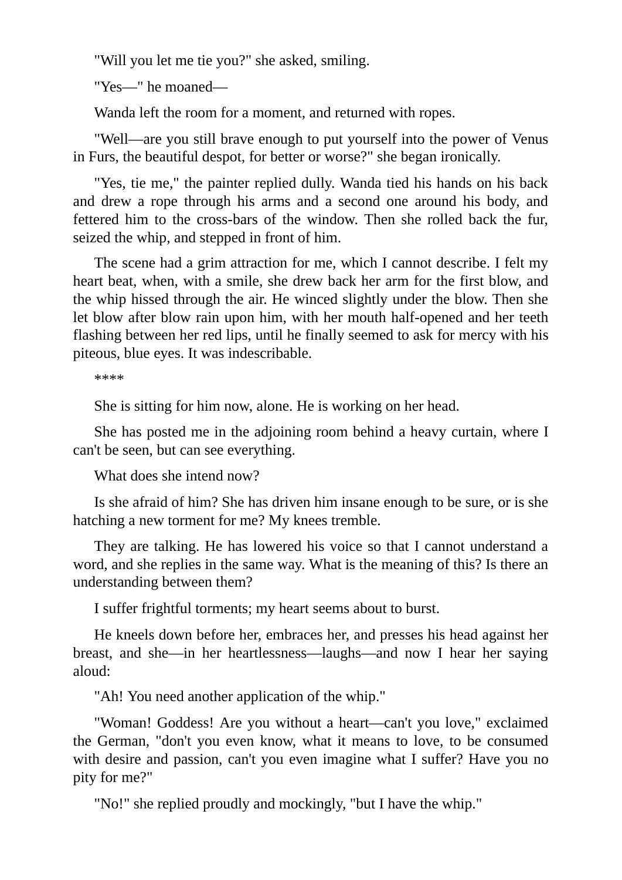"Will you let me tie you?" she asked, smiling.

"Yes—" he moaned—

Wanda left the room for a moment, and returned with ropes.

"Well—are you still brave enough to put yourself into the power of Venus in Furs, the beautiful despot, for better or worse?" she began ironically.

"Yes, tie me," the painter replied dully. Wanda tied his hands on his back and drew a rope through his arms and a second one around his body, and fettered him to the cross-bars of the window. Then she rolled back the fur, seized the whip, and stepped in front of him.

The scene had a grim attraction for me, which I cannot describe. I felt my heart beat, when, with a smile, she drew back her arm for the first blow, and the whip hissed through the air. He winced slightly under the blow. Then she let blow after blow rain upon him, with her mouth half-opened and her teeth flashing between her red lips, until he finally seemed to ask for mercy with his piteous, blue eyes. It was indescribable.

****

She is sitting for him now, alone. He is working on her head.

She has posted me in the adjoining room behind a heavy curtain, where I can't be seen, but can see everything.

What does she intend now?

Is she afraid of him? She has driven him insane enough to be sure, or is she hatching a new torment for me? My knees tremble.

They are talking. He has lowered his voice so that I cannot understand a word, and she replies in the same way. What is the meaning of this? Is there an understanding between them?

I suffer frightful torments; my heart seems about to burst.

He kneels down before her, embraces her, and presses his head against her breast, and she—in her heartlessness—laughs—and now I hear her saying aloud:

"Ah! You need another application of the whip."

"Woman! Goddess! Are you without a heart—can't you love," exclaimed the German, "don't you even know, what it means to love, to be consumed with desire and passion, can't you even imagine what I suffer? Have you no pity for me?"

"No!" she replied proudly and mockingly, "but I have the whip."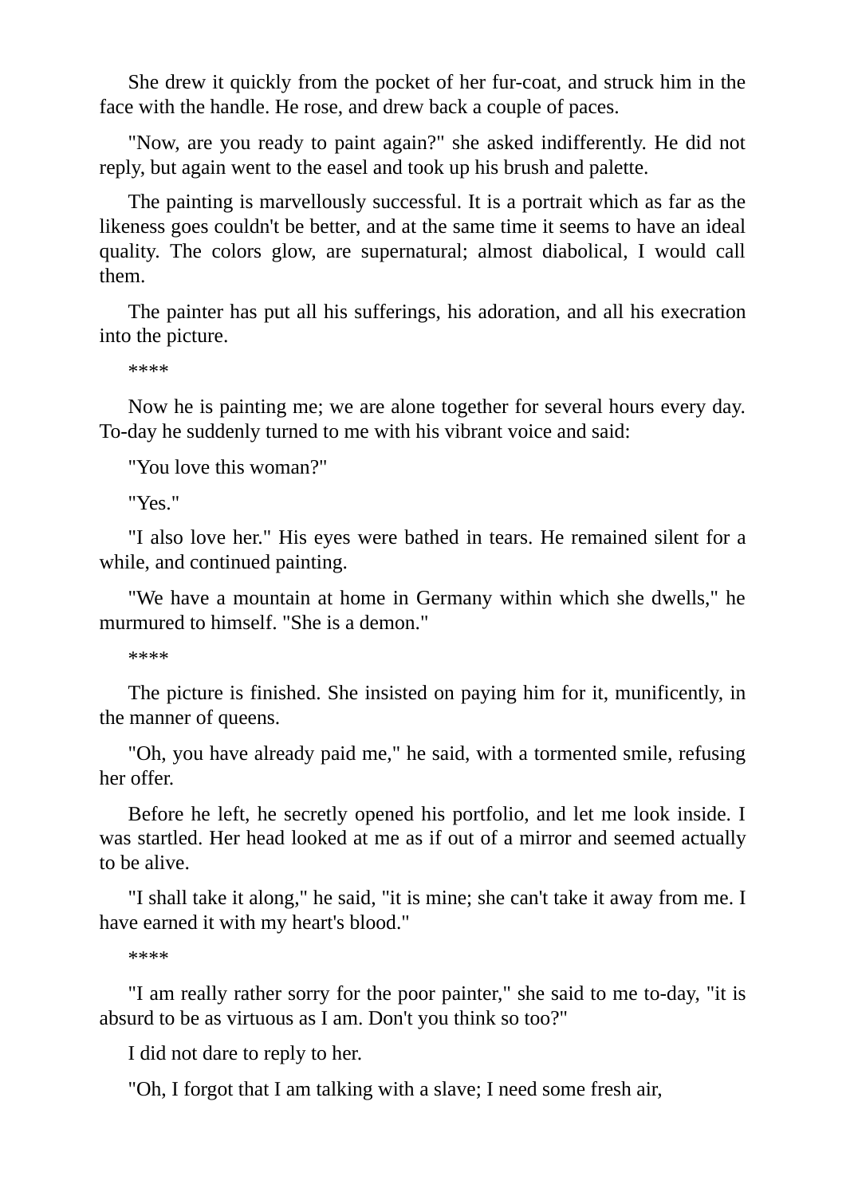She drew it quickly from the pocket of her fur-coat, and struck him in the face with the handle. He rose, and drew back a couple of paces.

"Now, are you ready to paint again?" she asked indifferently. He did not reply, but again went to the easel and took up his brush and palette.

The painting is marvellously successful. It is a portrait which as far as the likeness goes couldn't be better, and at the same time it seems to have an ideal quality. The colors glow, are supernatural; almost diabolical, I would call them.

The painter has put all his sufferings, his adoration, and all his execration into the picture.

****

Now he is painting me; we are alone together for several hours every day. To-day he suddenly turned to me with his vibrant voice and said:

"You love this woman?"

"Yes."

"I also love her." His eyes were bathed in tears. He remained silent for a while, and continued painting.

"We have a mountain at home in Germany within which she dwells," he murmured to himself. "She is a demon."

****

The picture is finished. She insisted on paying him for it, munificently, in the manner of queens.

"Oh, you have already paid me," he said, with a tormented smile, refusing her offer.

Before he left, he secretly opened his portfolio, and let me look inside. I was startled. Her head looked at me as if out of a mirror and seemed actually to be alive.

"I shall take it along," he said, "it is mine; she can't take it away from me. I have earned it with my heart's blood."

****

"I am really rather sorry for the poor painter," she said to me to-day, "it is absurd to be as virtuous as I am. Don't you think so too?"

I did not dare to reply to her.

"Oh, I forgot that I am talking with a slave; I need some fresh air,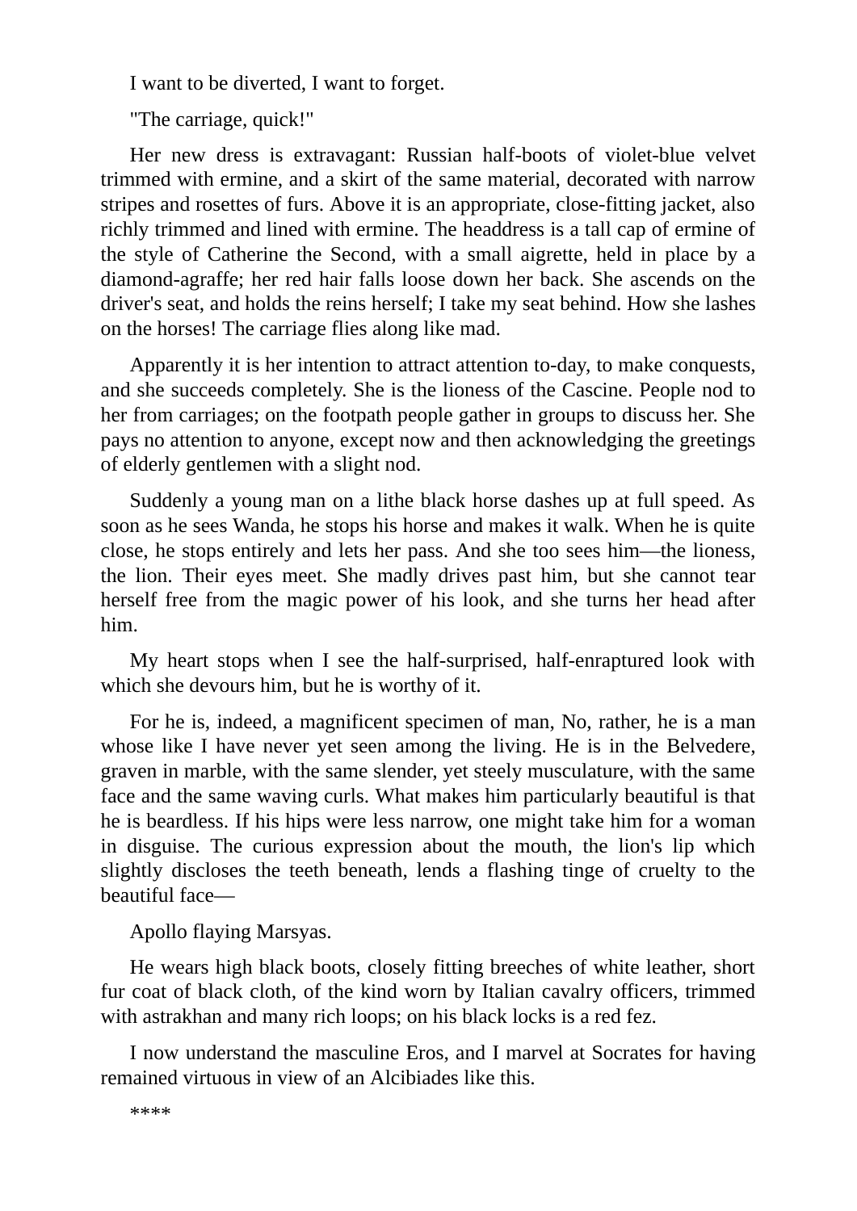I want to be diverted, I want to forget.

"The carriage, quick!"

Her new dress is extravagant: Russian half-boots of violet-blue velvet trimmed with ermine, and a skirt of the same material, decorated with narrow stripes and rosettes of furs. Above it is an appropriate, close-fitting jacket, also richly trimmed and lined with ermine. The headdress is a tall cap of ermine of the style of Catherine the Second, with a small aigrette, held in place by a diamond-agraffe; her red hair falls loose down her back. She ascends on the driver's seat, and holds the reins herself; I take my seat behind. How she lashes on the horses! The carriage flies along like mad.

Apparently it is her intention to attract attention to-day, to make conquests, and she succeeds completely. She is the lioness of the Cascine. People nod to her from carriages; on the footpath people gather in groups to discuss her. She pays no attention to anyone, except now and then acknowledging the greetings of elderly gentlemen with a slight nod.

Suddenly a young man on a lithe black horse dashes up at full speed. As soon as he sees Wanda, he stops his horse and makes it walk. When he is quite close, he stops entirely and lets her pass. And she too sees him—the lioness, the lion. Their eyes meet. She madly drives past him, but she cannot tear herself free from the magic power of his look, and she turns her head after him.

My heart stops when I see the half-surprised, half-enraptured look with which she devours him, but he is worthy of it.

For he is, indeed, a magnificent specimen of man, No, rather, he is a man whose like I have never yet seen among the living. He is in the Belvedere, graven in marble, with the same slender, yet steely musculature, with the same face and the same waving curls. What makes him particularly beautiful is that he is beardless. If his hips were less narrow, one might take him for a woman in disguise. The curious expression about the mouth, the lion's lip which slightly discloses the teeth beneath, lends a flashing tinge of cruelty to the beautiful face—

Apollo flaying Marsyas.

He wears high black boots, closely fitting breeches of white leather, short fur coat of black cloth, of the kind worn by Italian cavalry officers, trimmed with astrakhan and many rich loops; on his black locks is a red fez.

I now understand the masculine Eros, and I marvel at Socrates for having remained virtuous in view of an Alcibiades like this.

****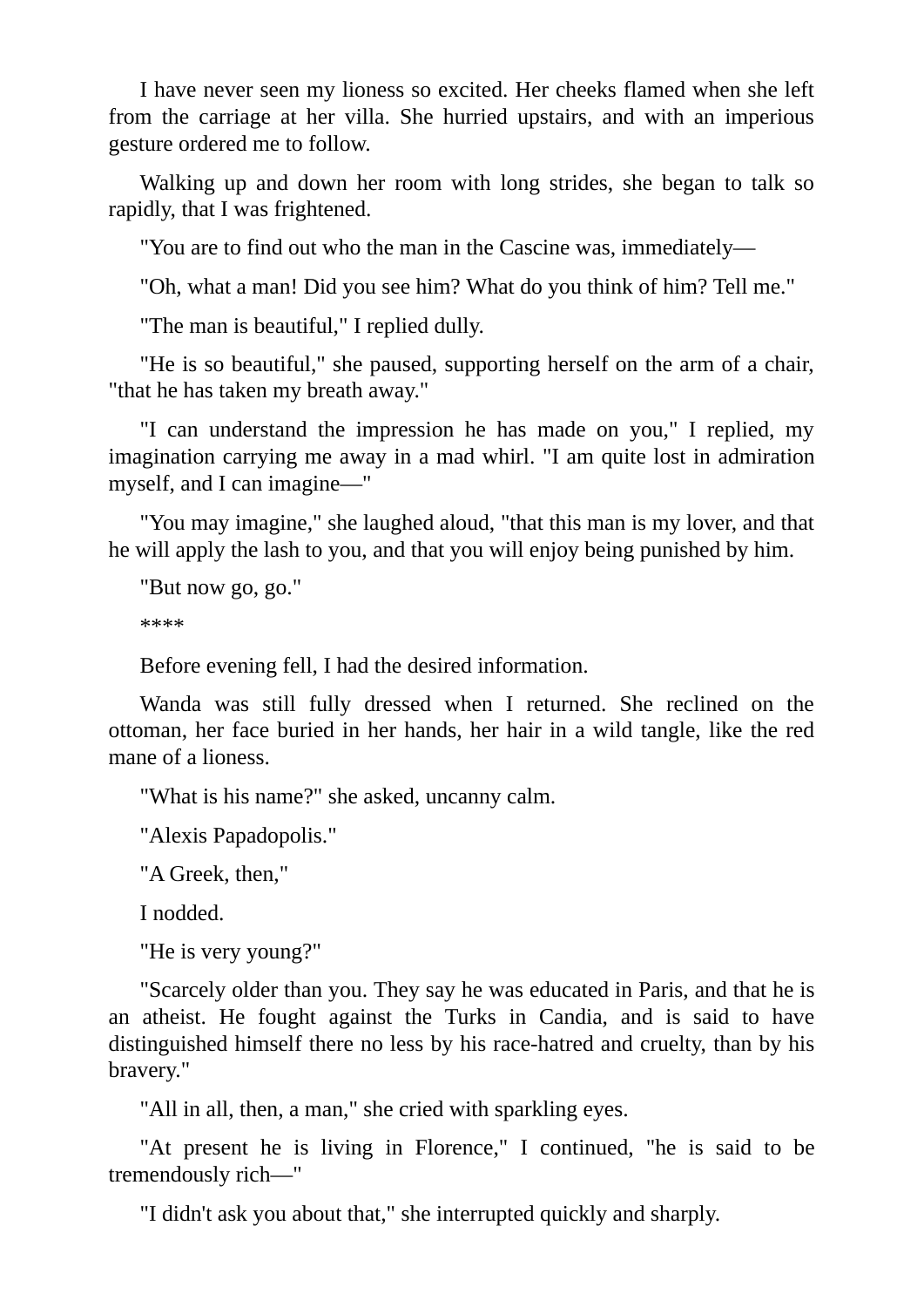I have never seen my lioness so excited. Her cheeks flamed when she left from the carriage at her villa. She hurried upstairs, and with an imperious gesture ordered me to follow.

Walking up and down her room with long strides, she began to talk so rapidly, that I was frightened.

"You are to find out who the man in the Cascine was, immediately—

"Oh, what a man! Did you see him? What do you think of him? Tell me."

"The man is beautiful," I replied dully.

"He is so beautiful," she paused, supporting herself on the arm of a chair, "that he has taken my breath away."

"I can understand the impression he has made on you," I replied, my imagination carrying me away in a mad whirl. "I am quite lost in admiration myself, and I can imagine—"

"You may imagine," she laughed aloud, "that this man is my lover, and that he will apply the lash to you, and that you will enjoy being punished by him.

"But now go, go."

****

Before evening fell, I had the desired information.

Wanda was still fully dressed when I returned. She reclined on the ottoman, her face buried in her hands, her hair in a wild tangle, like the red mane of a lioness.

"What is his name?" she asked, uncanny calm.

"Alexis Papadopolis."

"A Greek, then,"

I nodded.

"He is very young?"

"Scarcely older than you. They say he was educated in Paris, and that he is an atheist. He fought against the Turks in Candia, and is said to have distinguished himself there no less by his race-hatred and cruelty, than by his bravery."

"All in all, then, a man," she cried with sparkling eyes.

"At present he is living in Florence," I continued, "he is said to be tremendously rich—"

"I didn't ask you about that," she interrupted quickly and sharply.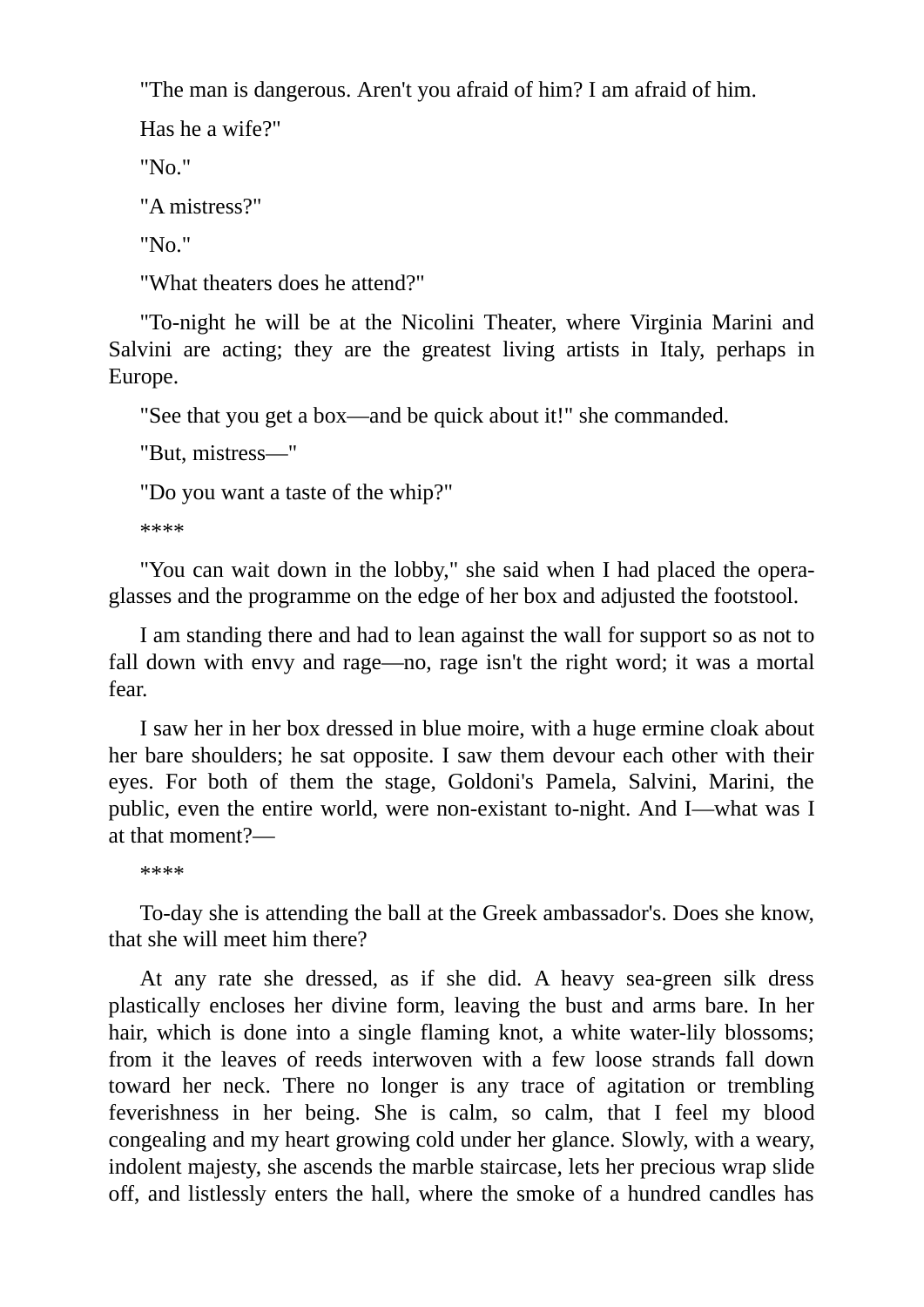"The man is dangerous. Aren't you afraid of him? I am afraid of him.

Has he a wife?"

"No."

"A mistress?"

"No."

"What theaters does he attend?"

"To-night he will be at the Nicolini Theater, where Virginia Marini and Salvini are acting; they are the greatest living artists in Italy, perhaps in Europe.

"See that you get a box—and be quick about it!" she commanded.

"But, mistress—"

"Do you want a taste of the whip?"

****

"You can wait down in the lobby," she said when I had placed the opera-glasses and the programme on the edge of her box and adjusted the footstool.

I am standing there and had to lean against the wall for support so as not to fall down with envy and rage—no, rage isn't the right word; it was a mortal fear.

I saw her in her box dressed in blue moire, with a huge ermine cloak about her bare shoulders; he sat opposite. I saw them devour each other with their eyes. For both of them the stage, Goldoni's Pamela, Salvini, Marini, the public, even the entire world, were non-existant to-night. And I—what was I at that moment?—

****

To-day she is attending the ball at the Greek ambassador's. Does she know, that she will meet him there?

At any rate she dressed, as if she did. A heavy sea-green silk dress plastically encloses her divine form, leaving the bust and arms bare. In her hair, which is done into a single flaming knot, a white water-lily blossoms; from it the leaves of reeds interwoven with a few loose strands fall down toward her neck. There no longer is any trace of agitation or trembling feverishness in her being. She is calm, so calm, that I feel my blood congealing and my heart growing cold under her glance. Slowly, with a weary, indolent majesty, she ascends the marble staircase, lets her precious wrap slide off, and listlessly enters the hall, where the smoke of a hundred candles has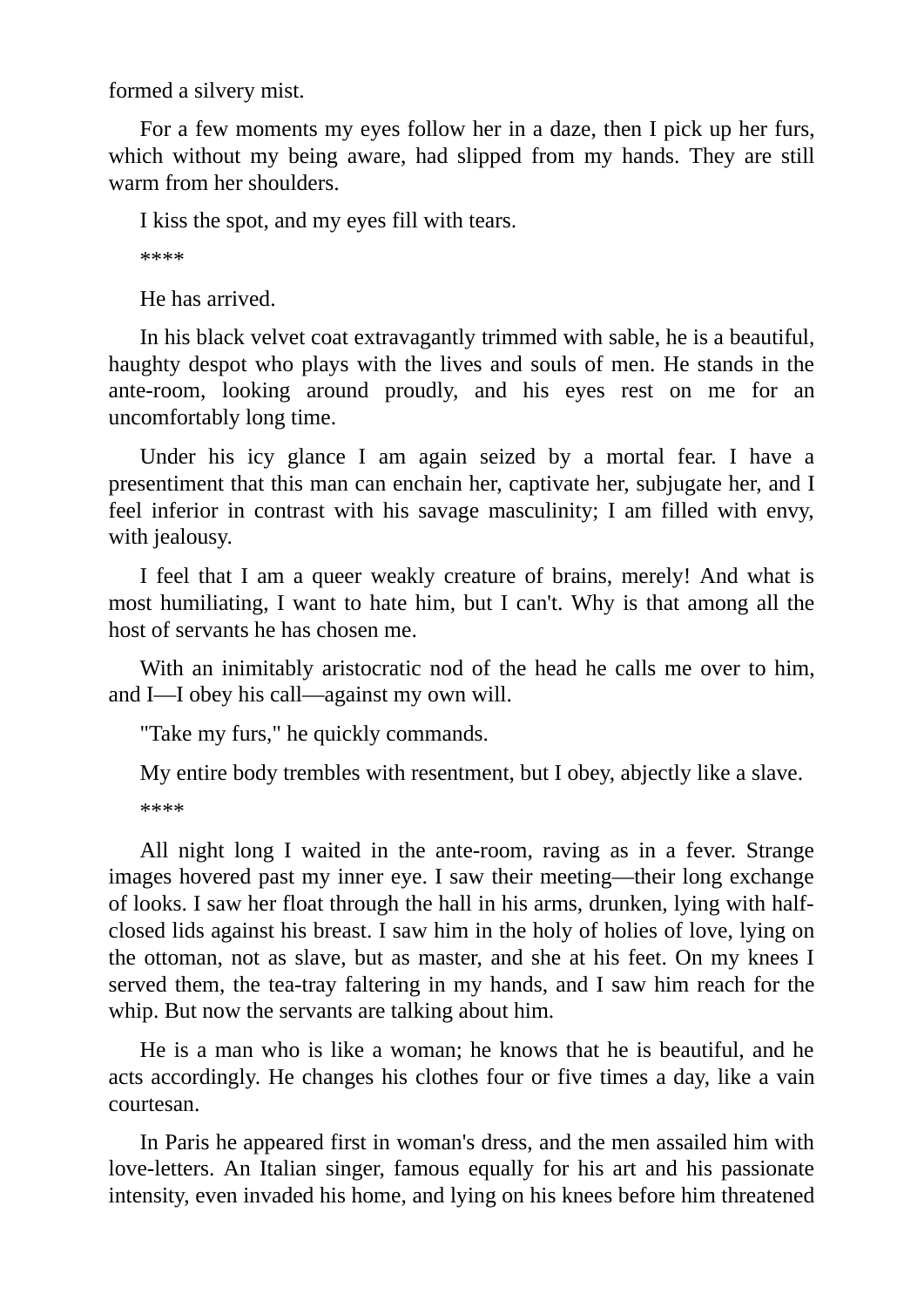formed a silvery mist.

For a few moments my eyes follow her in a daze, then I pick up her furs, which without my being aware, had slipped from my hands. They are still warm from her shoulders.

I kiss the spot, and my eyes fill with tears.

****

He has arrived.

In his black velvet coat extravagantly trimmed with sable, he is a beautiful, haughty despot who plays with the lives and souls of men. He stands in the ante-room, looking around proudly, and his eyes rest on me for an uncomfortably long time.

Under his icy glance I am again seized by a mortal fear. I have a presentiment that this man can enchain her, captivate her, subjugate her, and I feel inferior in contrast with his savage masculinity; I am filled with envy, with jealousy.

I feel that I am a queer weakly creature of brains, merely! And what is most humiliating, I want to hate him, but I can't. Why is that among all the host of servants he has chosen me.

With an inimitably aristocratic nod of the head he calls me over to him, and I—I obey his call—against my own will.

"Take my furs," he quickly commands.

My entire body trembles with resentment, but I obey, abjectly like a slave.

****

All night long I waited in the ante-room, raving as in a fever. Strange images hovered past my inner eye. I saw their meeting—their long exchange of looks. I saw her float through the hall in his arms, drunken, lying with half-closed lids against his breast. I saw him in the holy of holies of love, lying on the ottoman, not as slave, but as master, and she at his feet. On my knees I served them, the tea-tray faltering in my hands, and I saw him reach for the whip. But now the servants are talking about him.

He is a man who is like a woman; he knows that he is beautiful, and he acts accordingly. He changes his clothes four or five times a day, like a vain courtesan.

In Paris he appeared first in woman's dress, and the men assailed him with love-letters. An Italian singer, famous equally for his art and his passionate intensity, even invaded his home, and lying on his knees before him threatened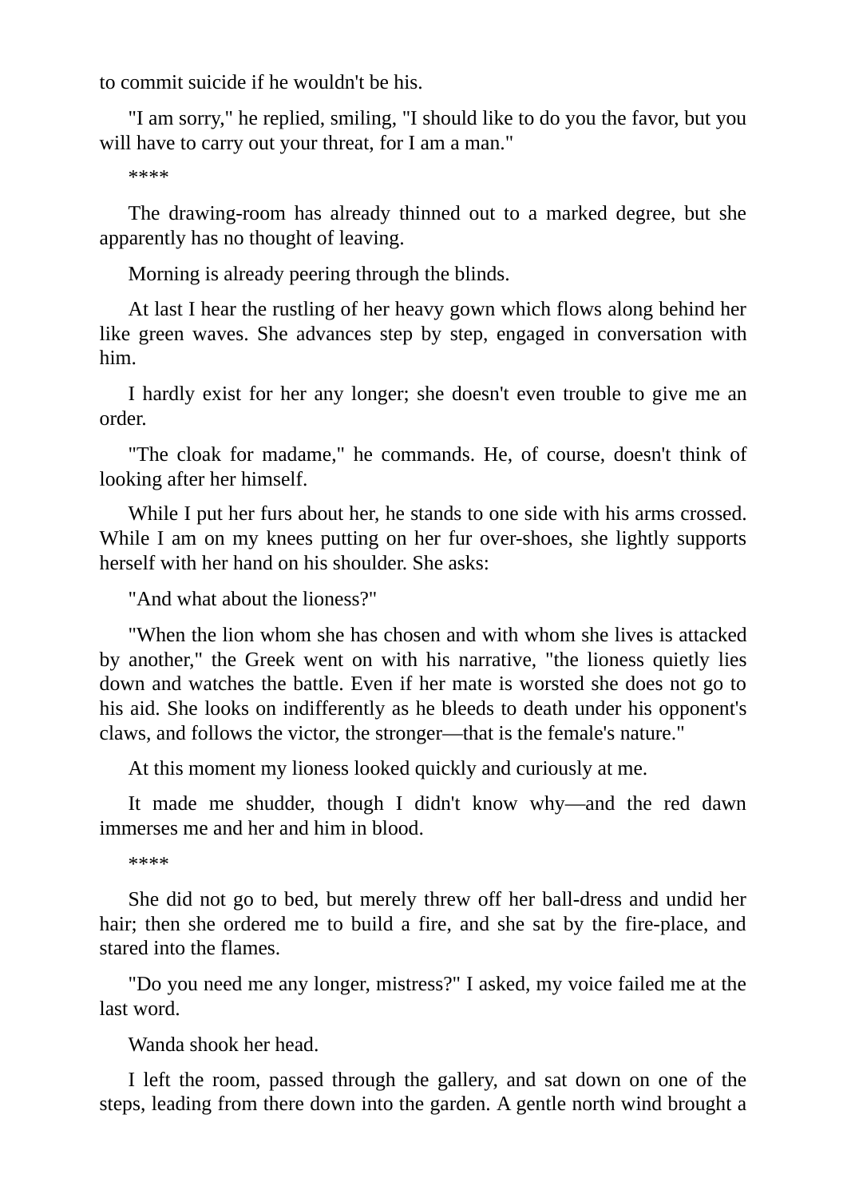to commit suicide if he wouldn't be his.

"I am sorry," he replied, smiling, "I should like to do you the favor, but you will have to carry out your threat, for I am a man."

****

The drawing-room has already thinned out to a marked degree, but she apparently has no thought of leaving.

Morning is already peering through the blinds.

At last I hear the rustling of her heavy gown which flows along behind her like green waves. She advances step by step, engaged in conversation with him.

I hardly exist for her any longer; she doesn't even trouble to give me an order.

"The cloak for madame," he commands. He, of course, doesn't think of looking after her himself.

While I put her furs about her, he stands to one side with his arms crossed. While I am on my knees putting on her fur over-shoes, she lightly supports herself with her hand on his shoulder. She asks:

"And what about the lioness?"

"When the lion whom she has chosen and with whom she lives is attacked by another," the Greek went on with his narrative, "the lioness quietly lies down and watches the battle. Even if her mate is worsted she does not go to his aid. She looks on indifferently as he bleeds to death under his opponent's claws, and follows the victor, the stronger—that is the female's nature."

At this moment my lioness looked quickly and curiously at me.

It made me shudder, though I didn't know why—and the red dawn immerses me and her and him in blood.

****

She did not go to bed, but merely threw off her ball-dress and undid her hair; then she ordered me to build a fire, and she sat by the fire-place, and stared into the flames.

"Do you need me any longer, mistress?" I asked, my voice failed me at the last word.

Wanda shook her head.

I left the room, passed through the gallery, and sat down on one of the steps, leading from there down into the garden. A gentle north wind brought a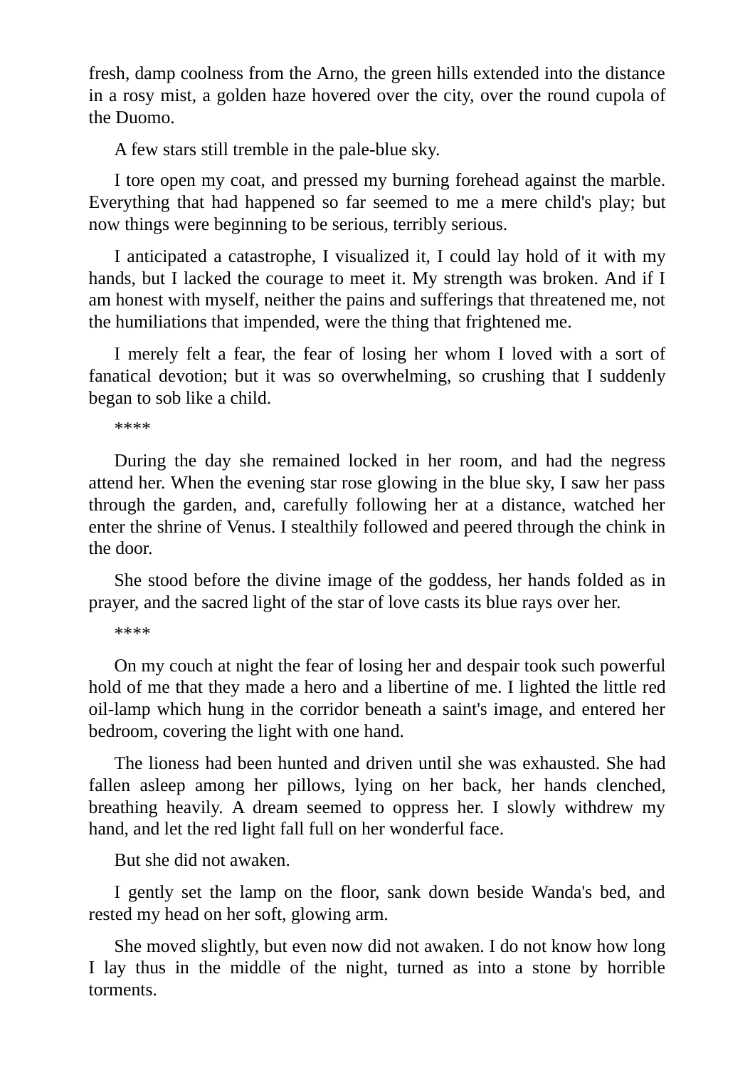fresh, damp coolness from the Arno, the green hills extended into the distance in a rosy mist, a golden haze hovered over the city, over the round cupola of the Duomo.

A few stars still tremble in the pale-blue sky.

I tore open my coat, and pressed my burning forehead against the marble. Everything that had happened so far seemed to me a mere child's play; but now things were beginning to be serious, terribly serious.

I anticipated a catastrophe, I visualized it, I could lay hold of it with my hands, but I lacked the courage to meet it. My strength was broken. And if I am honest with myself, neither the pains and sufferings that threatened me, not the humiliations that impended, were the thing that frightened me.

I merely felt a fear, the fear of losing her whom I loved with a sort of fanatical devotion; but it was so overwhelming, so crushing that I suddenly began to sob like a child.

****

During the day she remained locked in her room, and had the negress attend her. When the evening star rose glowing in the blue sky, I saw her pass through the garden, and, carefully following her at a distance, watched her enter the shrine of Venus. I stealthily followed and peered through the chink in the door.

She stood before the divine image of the goddess, her hands folded as in prayer, and the sacred light of the star of love casts its blue rays over her.

****

On my couch at night the fear of losing her and despair took such powerful hold of me that they made a hero and a libertine of me. I lighted the little red oil-lamp which hung in the corridor beneath a saint's image, and entered her bedroom, covering the light with one hand.

The lioness had been hunted and driven until she was exhausted. She had fallen asleep among her pillows, lying on her back, her hands clenched, breathing heavily. A dream seemed to oppress her. I slowly withdrew my hand, and let the red light fall full on her wonderful face.

But she did not awaken.

I gently set the lamp on the floor, sank down beside Wanda's bed, and rested my head on her soft, glowing arm.

She moved slightly, but even now did not awaken. I do not know how long I lay thus in the middle of the night, turned as into a stone by horrible torments.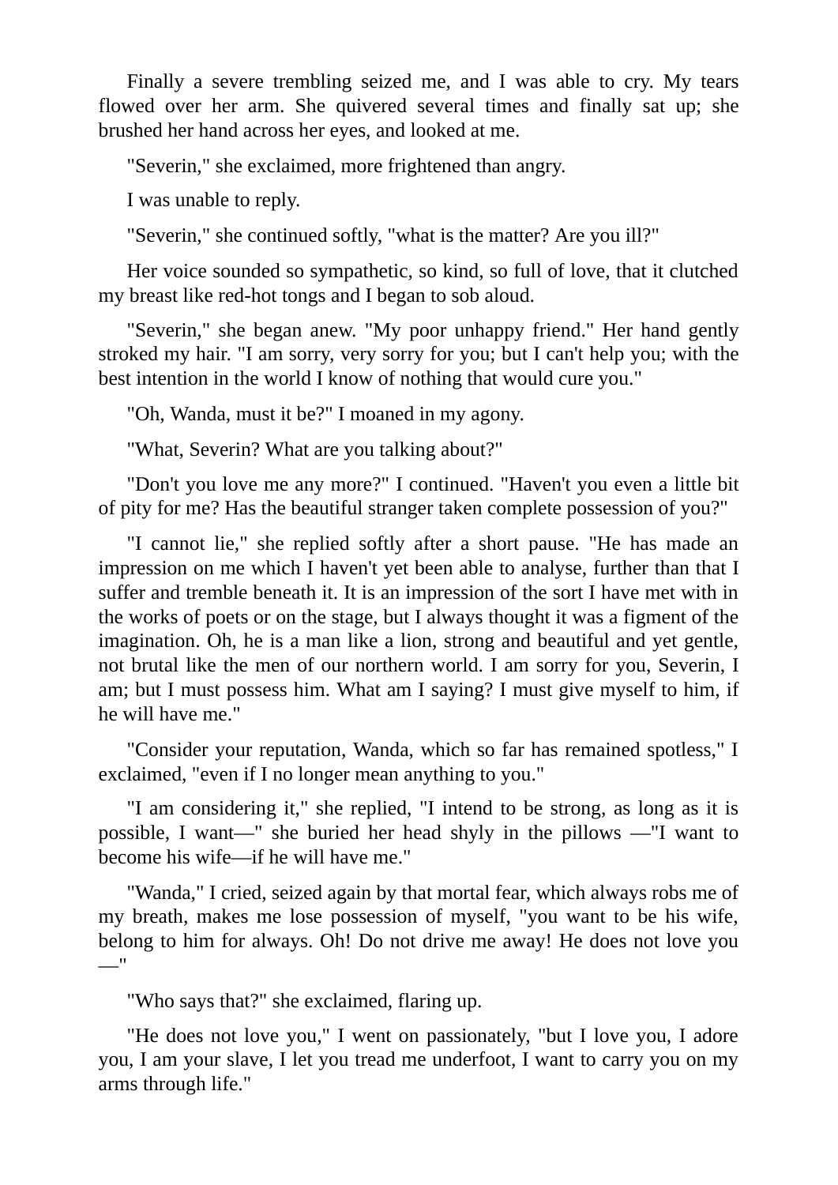Finally a severe trembling seized me, and I was able to cry. My tears flowed over her arm. She quivered several times and finally sat up; she brushed her hand across her eyes, and looked at me.

"Severin," she exclaimed, more frightened than angry.

I was unable to reply.

"Severin," she continued softly, "what is the matter? Are you ill?"

Her voice sounded so sympathetic, so kind, so full of love, that it clutched my breast like red-hot tongs and I began to sob aloud.

"Severin," she began anew. "My poor unhappy friend." Her hand gently stroked my hair. "I am sorry, very sorry for you; but I can't help you; with the best intention in the world I know of nothing that would cure you."

"Oh, Wanda, must it be?" I moaned in my agony.

"What, Severin? What are you talking about?"

"Don't you love me any more?" I continued. "Haven't you even a little bit of pity for me? Has the beautiful stranger taken complete possession of you?"

"I cannot lie," she replied softly after a short pause. "He has made an impression on me which I haven't yet been able to analyse, further than that I suffer and tremble beneath it. It is an impression of the sort I have met with in the works of poets or on the stage, but I always thought it was a figment of the imagination. Oh, he is a man like a lion, strong and beautiful and yet gentle, not brutal like the men of our northern world. I am sorry for you, Severin, I am; but I must possess him. What am I saying? I must give myself to him, if he will have me."

"Consider your reputation, Wanda, which so far has remained spotless," I exclaimed, "even if I no longer mean anything to you."

"I am considering it," she replied, "I intend to be strong, as long as it is possible, I want—" she buried her head shyly in the pillows —"I want to become his wife—if he will have me."

"Wanda," I cried, seized again by that mortal fear, which always robs me of my breath, makes me lose possession of myself, "you want to be his wife, belong to him for always. Oh! Do not drive me away! He does not love you —"

"Who says that?" she exclaimed, flaring up.

"He does not love you," I went on passionately, "but I love you, I adore you, I am your slave, I let you tread me underfoot, I want to carry you on my arms through life."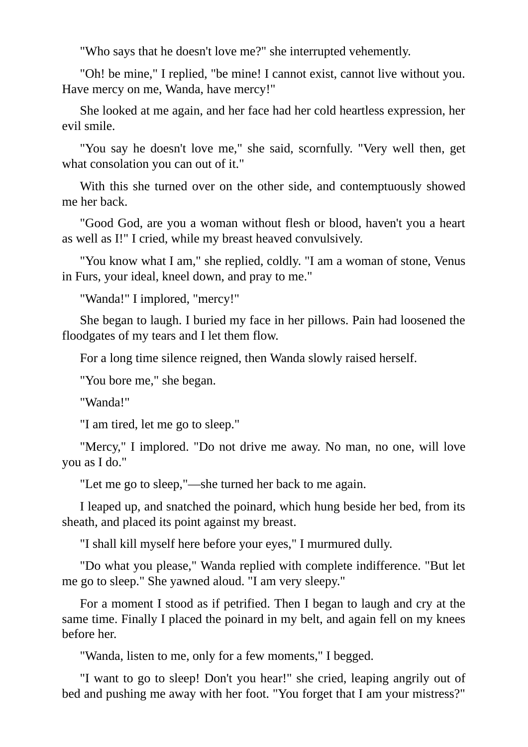"Who says that he doesn't love me?" she interrupted vehemently.

"Oh! be mine," I replied, "be mine! I cannot exist, cannot live without you. Have mercy on me, Wanda, have mercy!"

She looked at me again, and her face had her cold heartless expression, her evil smile.

"You say he doesn't love me," she said, scornfully. "Very well then, get what consolation you can out of it."

With this she turned over on the other side, and contemptuously showed me her back.

"Good God, are you a woman without flesh or blood, haven't you a heart as well as I!" I cried, while my breast heaved convulsively.

"You know what I am," she replied, coldly. "I am a woman of stone, Venus in Furs, your ideal, kneel down, and pray to me."

"Wanda!" I implored, "mercy!"

She began to laugh. I buried my face in her pillows. Pain had loosened the floodgates of my tears and I let them flow.

For a long time silence reigned, then Wanda slowly raised herself.

"You bore me," she began.

"Wanda!"

"I am tired, let me go to sleep."

"Mercy," I implored. "Do not drive me away. No man, no one, will love you as I do."

"Let me go to sleep,"—she turned her back to me again.

I leaped up, and snatched the poinard, which hung beside her bed, from its sheath, and placed its point against my breast.

"I shall kill myself here before your eyes," I murmured dully.

"Do what you please," Wanda replied with complete indifference. "But let me go to sleep." She yawned aloud. "I am very sleepy."

For a moment I stood as if petrified. Then I began to laugh and cry at the same time. Finally I placed the poinard in my belt, and again fell on my knees before her.

"Wanda, listen to me, only for a few moments," I begged.

"I want to go to sleep! Don't you hear!" she cried, leaping angrily out of bed and pushing me away with her foot. "You forget that I am your mistress?"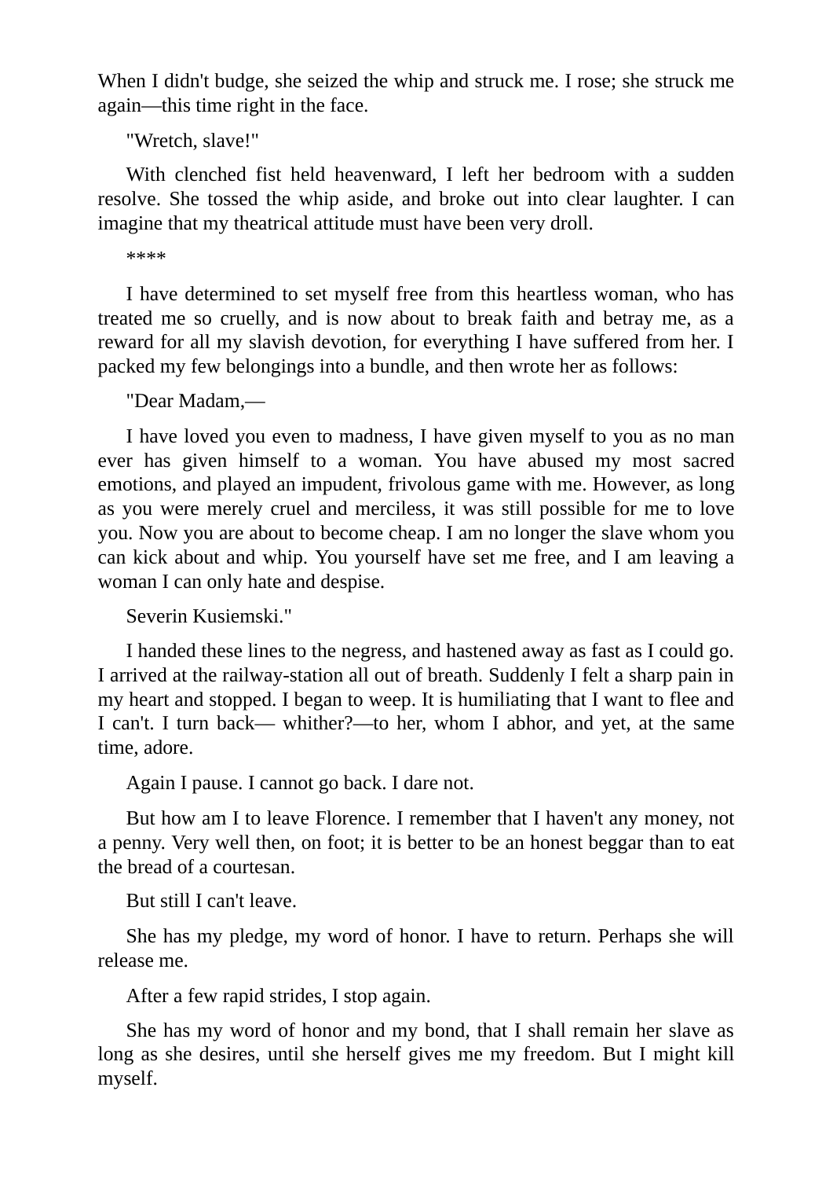When I didn't budge, she seized the whip and struck me. I rose; she struck me again—this time right in the face.

"Wretch, slave!"

With clenched fist held heavenward, I left her bedroom with a sudden resolve. She tossed the whip aside, and broke out into clear laughter. I can imagine that my theatrical attitude must have been very droll.

****

I have determined to set myself free from this heartless woman, who has treated me so cruelly, and is now about to break faith and betray me, as a reward for all my slavish devotion, for everything I have suffered from her. I packed my few belongings into a bundle, and then wrote her as follows:

"Dear Madam,—

I have loved you even to madness, I have given myself to you as no man ever has given himself to a woman. You have abused my most sacred emotions, and played an impudent, frivolous game with me. However, as long as you were merely cruel and merciless, it was still possible for me to love you. Now you are about to become cheap. I am no longer the slave whom you can kick about and whip. You yourself have set me free, and I am leaving a woman I can only hate and despise.

Severin Kusiemski."

I handed these lines to the negress, and hastened away as fast as I could go. I arrived at the railway-station all out of breath. Suddenly I felt a sharp pain in my heart and stopped. I began to weep. It is humiliating that I want to flee and I can't. I turn back— whither?—to her, whom I abhor, and yet, at the same time, adore.

Again I pause. I cannot go back. I dare not.

But how am I to leave Florence. I remember that I haven't any money, not a penny. Very well then, on foot; it is better to be an honest beggar than to eat the bread of a courtesan.

But still I can't leave.

She has my pledge, my word of honor. I have to return. Perhaps she will release me.

After a few rapid strides, I stop again.

She has my word of honor and my bond, that I shall remain her slave as long as she desires, until she herself gives me my freedom. But I might kill myself.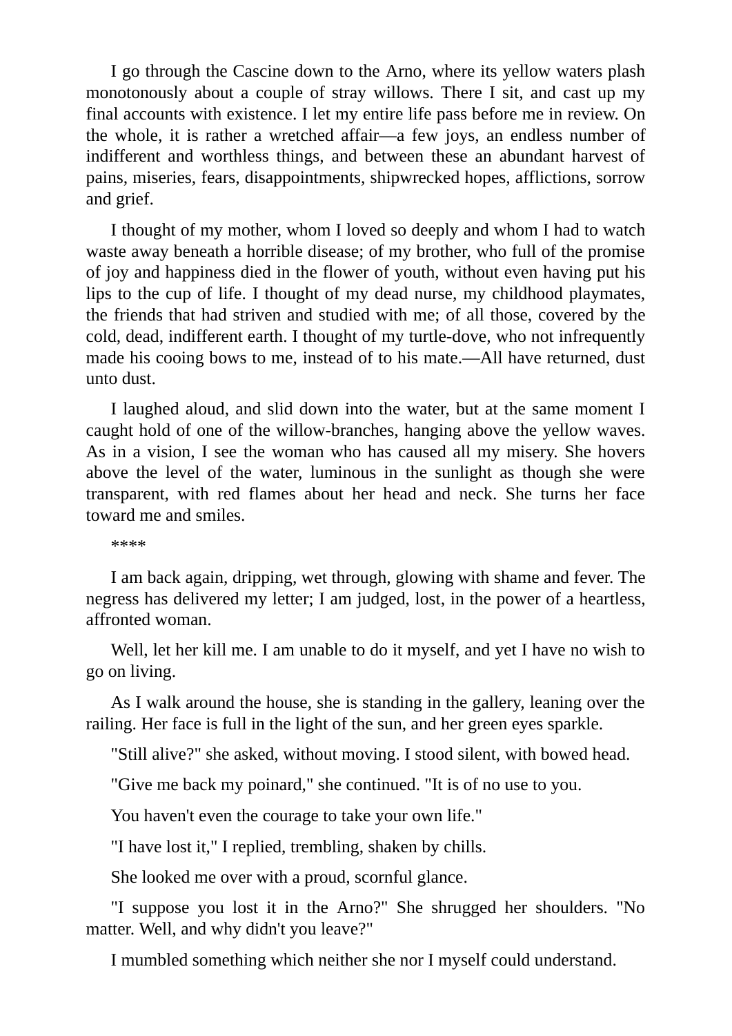I go through the Cascine down to the Arno, where its yellow waters plash monotonously about a couple of stray willows. There I sit, and cast up my final accounts with existence. I let my entire life pass before me in review. On the whole, it is rather a wretched affair—a few joys, an endless number of indifferent and worthless things, and between these an abundant harvest of pains, miseries, fears, disappointments, shipwrecked hopes, afflictions, sorrow and grief.

I thought of my mother, whom I loved so deeply and whom I had to watch waste away beneath a horrible disease; of my brother, who full of the promise of joy and happiness died in the flower of youth, without even having put his lips to the cup of life. I thought of my dead nurse, my childhood playmates, the friends that had striven and studied with me; of all those, covered by the cold, dead, indifferent earth. I thought of my turtle-dove, who not infrequently made his cooing bows to me, instead of to his mate.—All have returned, dust unto dust.

I laughed aloud, and slid down into the water, but at the same moment I caught hold of one of the willow-branches, hanging above the yellow waves. As in a vision, I see the woman who has caused all my misery. She hovers above the level of the water, luminous in the sunlight as though she were transparent, with red flames about her head and neck. She turns her face toward me and smiles.

****

I am back again, dripping, wet through, glowing with shame and fever. The negress has delivered my letter; I am judged, lost, in the power of a heartless, affronted woman.

Well, let her kill me. I am unable to do it myself, and yet I have no wish to go on living.

As I walk around the house, she is standing in the gallery, leaning over the railing. Her face is full in the light of the sun, and her green eyes sparkle.

"Still alive?" she asked, without moving. I stood silent, with bowed head.

"Give me back my poinard," she continued. "It is of no use to you.

You haven't even the courage to take your own life."

"I have lost it," I replied, trembling, shaken by chills.

She looked me over with a proud, scornful glance.

"I suppose you lost it in the Arno?" She shrugged her shoulders. "No matter. Well, and why didn't you leave?"

I mumbled something which neither she nor I myself could understand.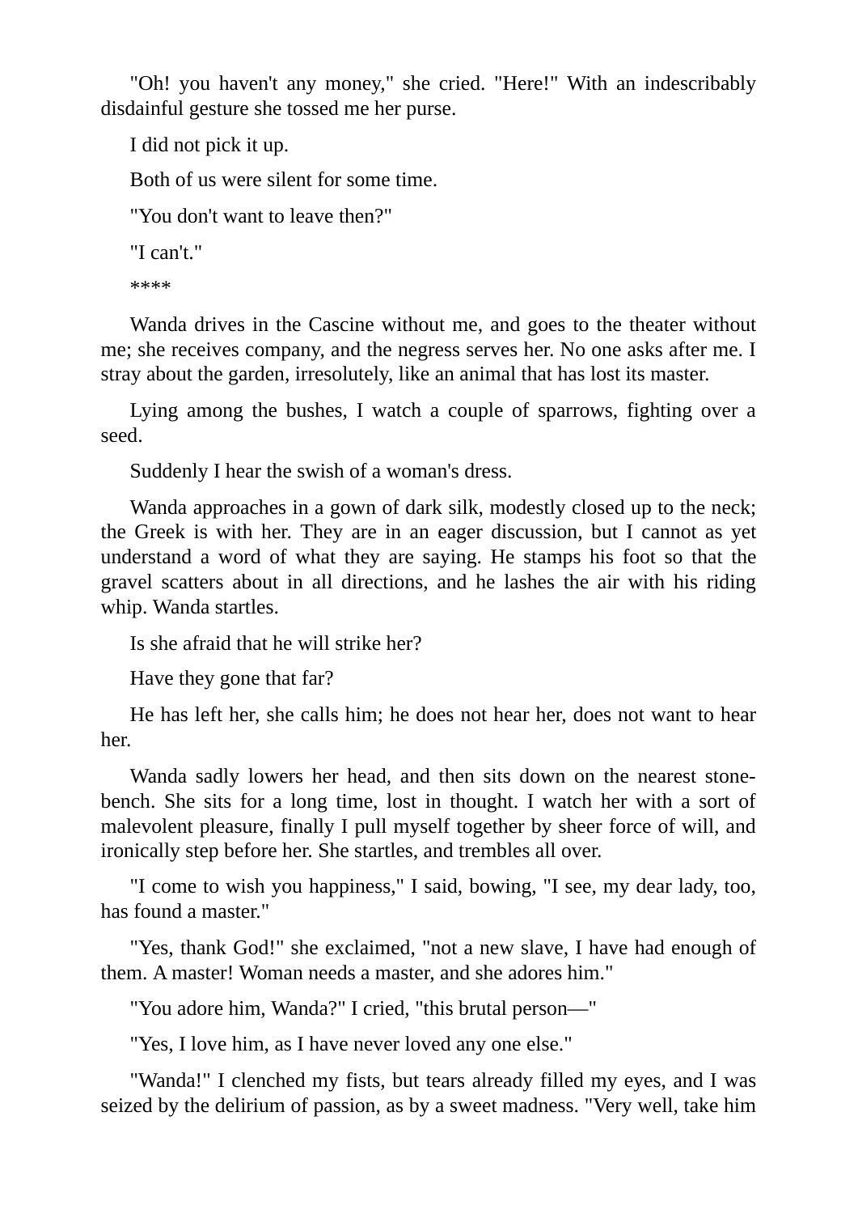"Oh! you haven't any money," she cried. "Here!" With an indescribably disdainful gesture she tossed me her purse.

I did not pick it up.

Both of us were silent for some time.

"You don't want to leave then?"

"I can't."

****

Wanda drives in the Cascine without me, and goes to the theater without me; she receives company, and the negress serves her. No one asks after me. I stray about the garden, irresolutely, like an animal that has lost its master.

Lying among the bushes, I watch a couple of sparrows, fighting over a seed.

Suddenly I hear the swish of a woman's dress.

Wanda approaches in a gown of dark silk, modestly closed up to the neck; the Greek is with her. They are in an eager discussion, but I cannot as yet understand a word of what they are saying. He stamps his foot so that the gravel scatters about in all directions, and he lashes the air with his riding whip. Wanda startles.

Is she afraid that he will strike her?

Have they gone that far?

He has left her, she calls him; he does not hear her, does not want to hear her.

Wanda sadly lowers her head, and then sits down on the nearest stone-bench. She sits for a long time, lost in thought. I watch her with a sort of malevolent pleasure, finally I pull myself together by sheer force of will, and ironically step before her. She startles, and trembles all over.

"I come to wish you happiness," I said, bowing, "I see, my dear lady, too, has found a master."

"Yes, thank God!" she exclaimed, "not a new slave, I have had enough of them. A master! Woman needs a master, and she adores him."

"You adore him, Wanda?" I cried, "this brutal person—"

"Yes, I love him, as I have never loved any one else."

"Wanda!" I clenched my fists, but tears already filled my eyes, and I was seized by the delirium of passion, as by a sweet madness. "Very well, take him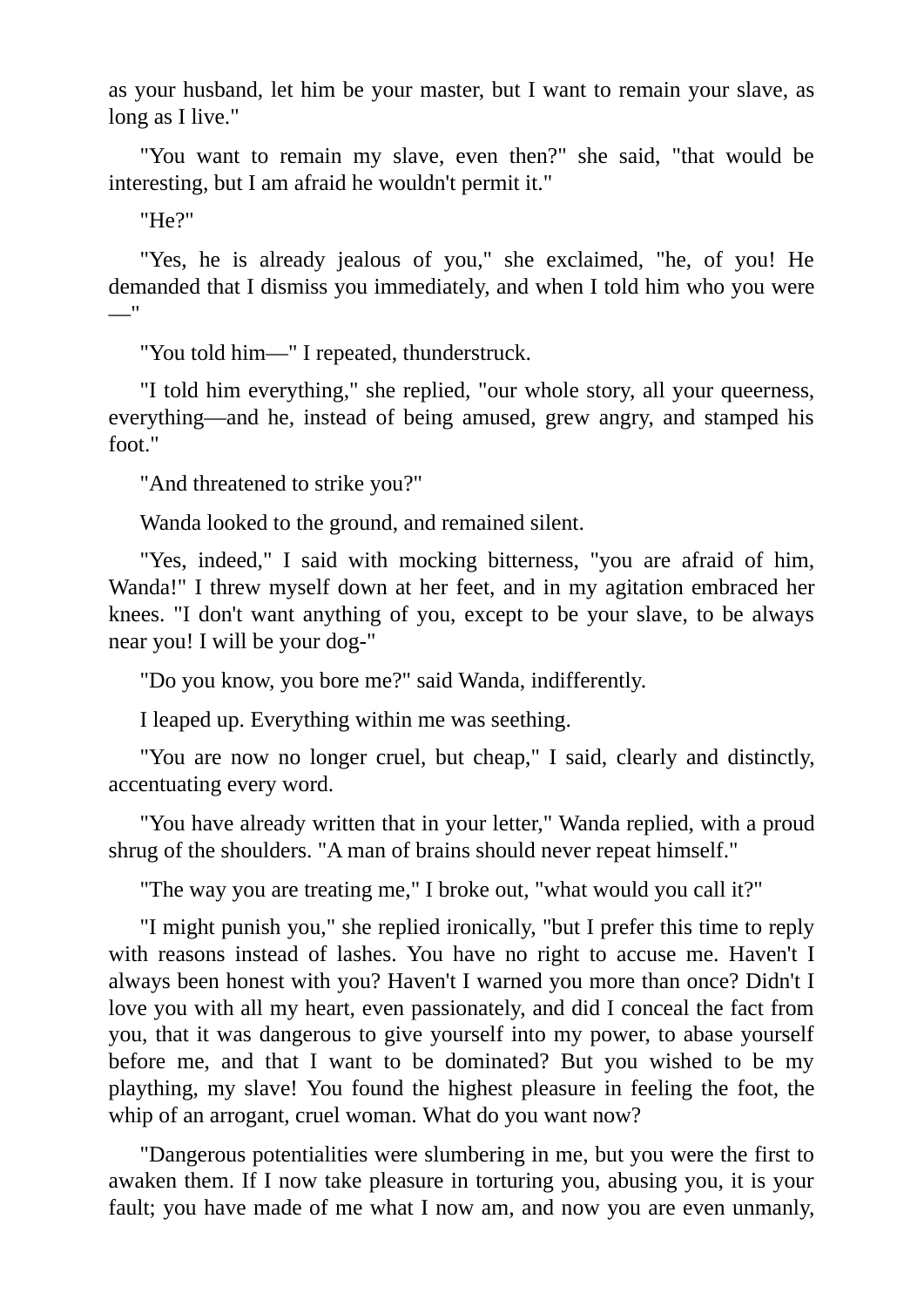as your husband, let him be your master, but I want to remain your slave, as long as I live."

"You want to remain my slave, even then?" she said, "that would be interesting, but I am afraid he wouldn't permit it."

"He?"

"Yes, he is already jealous of you," she exclaimed, "he, of you! He demanded that I dismiss you immediately, and when I told him who you were —"

"You told him—" I repeated, thunderstruck.

"I told him everything," she replied, "our whole story, all your queerness, everything—and he, instead of being amused, grew angry, and stamped his foot."

"And threatened to strike you?"

Wanda looked to the ground, and remained silent.

"Yes, indeed," I said with mocking bitterness, "you are afraid of him, Wanda!" I threw myself down at her feet, and in my agitation embraced her knees. "I don't want anything of you, except to be your slave, to be always near you! I will be your dog-"

"Do you know, you bore me?" said Wanda, indifferently.

I leaped up. Everything within me was seething.

"You are now no longer cruel, but cheap," I said, clearly and distinctly, accentuating every word.

"You have already written that in your letter," Wanda replied, with a proud shrug of the shoulders. "A man of brains should never repeat himself."

"The way you are treating me," I broke out, "what would you call it?"

"I might punish you," she replied ironically, "but I prefer this time to reply with reasons instead of lashes. You have no right to accuse me. Haven't I always been honest with you? Haven't I warned you more than once? Didn't I love you with all my heart, even passionately, and did I conceal the fact from you, that it was dangerous to give yourself into my power, to abase yourself before me, and that I want to be dominated? But you wished to be my plaything, my slave! You found the highest pleasure in feeling the foot, the whip of an arrogant, cruel woman. What do you want now?

"Dangerous potentialities were slumbering in me, but you were the first to awaken them. If I now take pleasure in torturing you, abusing you, it is your fault; you have made of me what I now am, and now you are even unmanly,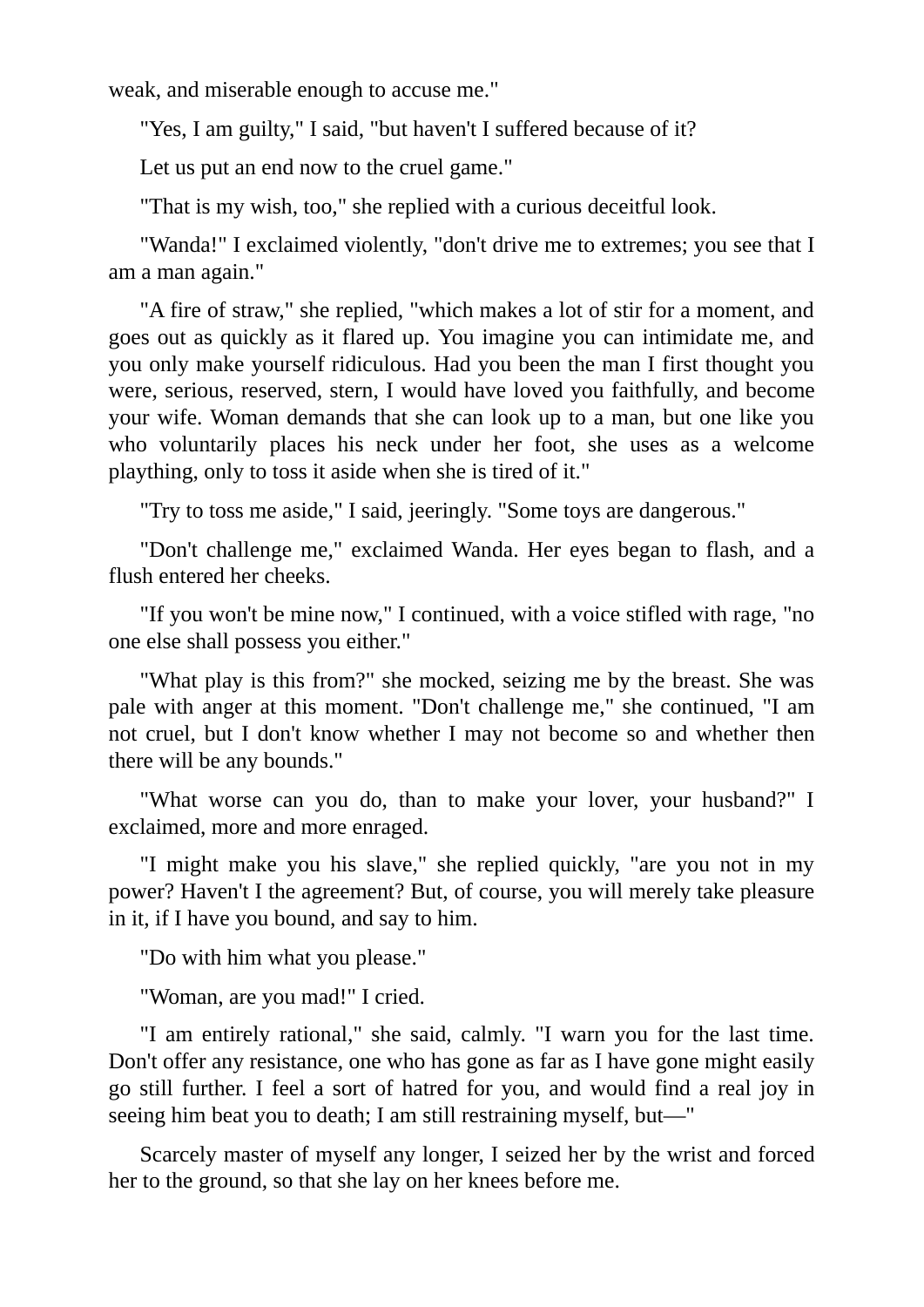weak, and miserable enough to accuse me."

"Yes, I am guilty," I said, "but haven't I suffered because of it?

Let us put an end now to the cruel game."

"That is my wish, too," she replied with a curious deceitful look.

"Wanda!" I exclaimed violently, "don't drive me to extremes; you see that I am a man again."

"A fire of straw," she replied, "which makes a lot of stir for a moment, and goes out as quickly as it flared up. You imagine you can intimidate me, and you only make yourself ridiculous. Had you been the man I first thought you were, serious, reserved, stern, I would have loved you faithfully, and become your wife. Woman demands that she can look up to a man, but one like you who voluntarily places his neck under her foot, she uses as a welcome plaything, only to toss it aside when she is tired of it."

"Try to toss me aside," I said, jeeringly. "Some toys are dangerous."

"Don't challenge me," exclaimed Wanda. Her eyes began to flash, and a flush entered her cheeks.

"If you won't be mine now," I continued, with a voice stifled with rage, "no one else shall possess you either."

"What play is this from?" she mocked, seizing me by the breast. She was pale with anger at this moment. "Don't challenge me," she continued, "I am not cruel, but I don't know whether I may not become so and whether then there will be any bounds."

"What worse can you do, than to make your lover, your husband?" I exclaimed, more and more enraged.

"I might make you his slave," she replied quickly, "are you not in my power? Haven't I the agreement? But, of course, you will merely take pleasure in it, if I have you bound, and say to him.

"Do with him what you please."

"Woman, are you mad!" I cried.

"I am entirely rational," she said, calmly. "I warn you for the last time. Don't offer any resistance, one who has gone as far as I have gone might easily go still further. I feel a sort of hatred for you, and would find a real joy in seeing him beat you to death; I am still restraining myself, but—"

Scarcely master of myself any longer, I seized her by the wrist and forced her to the ground, so that she lay on her knees before me.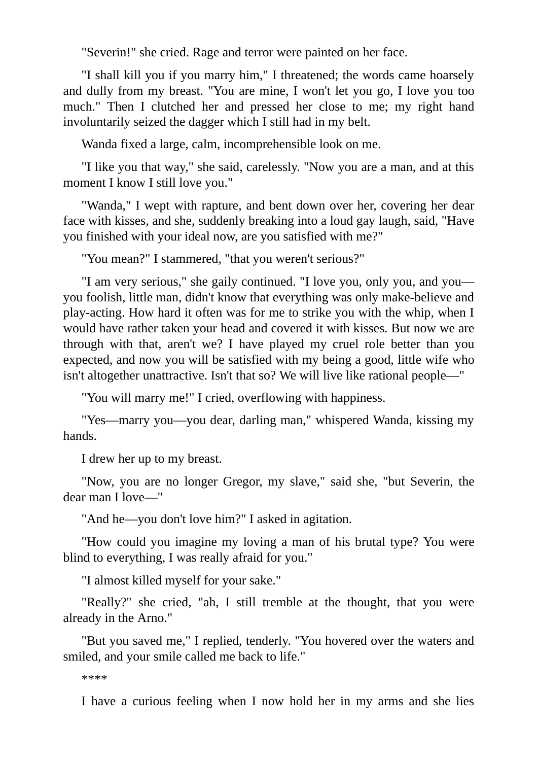"Severin!" she cried. Rage and terror were painted on her face.

"I shall kill you if you marry him," I threatened; the words came hoarsely and dully from my breast. "You are mine, I won't let you go, I love you too much." Then I clutched her and pressed her close to me; my right hand involuntarily seized the dagger which I still had in my belt.

Wanda fixed a large, calm, incomprehensible look on me.

"I like you that way," she said, carelessly. "Now you are a man, and at this moment I know I still love you."

"Wanda," I wept with rapture, and bent down over her, covering her dear face with kisses, and she, suddenly breaking into a loud gay laugh, said, "Have you finished with your ideal now, are you satisfied with me?"

"You mean?" I stammered, "that you weren't serious?"

"I am very serious," she gaily continued. "I love you, only you, and you—you foolish, little man, didn't know that everything was only make-believe and play-acting. How hard it often was for me to strike you with the whip, when I would have rather taken your head and covered it with kisses. But now we are through with that, aren't we? I have played my cruel role better than you expected, and now you will be satisfied with my being a good, little wife who isn't altogether unattractive. Isn't that so? We will live like rational people—"

"You will marry me!" I cried, overflowing with happiness.

"Yes—marry you—you dear, darling man," whispered Wanda, kissing my hands.

I drew her up to my breast.

"Now, you are no longer Gregor, my slave," said she, "but Severin, the dear man I love—"

"And he—you don't love him?" I asked in agitation.

"How could you imagine my loving a man of his brutal type? You were blind to everything, I was really afraid for you."

"I almost killed myself for your sake."

"Really?" she cried, "ah, I still tremble at the thought, that you were already in the Arno."

"But you saved me," I replied, tenderly. "You hovered over the waters and smiled, and your smile called me back to life."

****

I have a curious feeling when I now hold her in my arms and she lies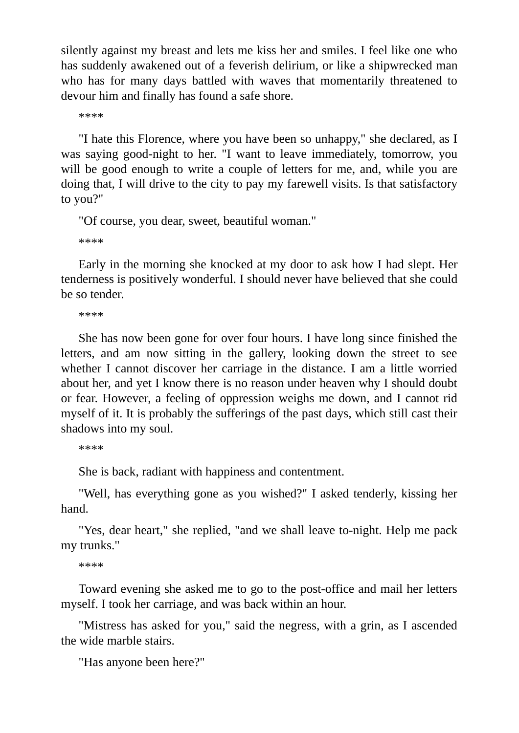silently against my breast and lets me kiss her and smiles. I feel like one who has suddenly awakened out of a feverish delirium, or like a shipwrecked man who has for many days battled with waves that momentarily threatened to devour him and finally has found a safe shore.

****

"I hate this Florence, where you have been so unhappy," she declared, as I was saying good-night to her. "I want to leave immediately, tomorrow, you will be good enough to write a couple of letters for me, and, while you are doing that, I will drive to the city to pay my farewell visits. Is that satisfactory to you?"

"Of course, you dear, sweet, beautiful woman."

****

Early in the morning she knocked at my door to ask how I had slept. Her tenderness is positively wonderful. I should never have believed that she could be so tender.

****

She has now been gone for over four hours. I have long since finished the letters, and am now sitting in the gallery, looking down the street to see whether I cannot discover her carriage in the distance. I am a little worried about her, and yet I know there is no reason under heaven why I should doubt or fear. However, a feeling of oppression weighs me down, and I cannot rid myself of it. It is probably the sufferings of the past days, which still cast their shadows into my soul.

****

She is back, radiant with happiness and contentment.

"Well, has everything gone as you wished?" I asked tenderly, kissing her hand.

"Yes, dear heart," she replied, "and we shall leave to-night. Help me pack my trunks."

****

Toward evening she asked me to go to the post-office and mail her letters myself. I took her carriage, and was back within an hour.

"Mistress has asked for you," said the negress, with a grin, as I ascended the wide marble stairs.

"Has anyone been here?"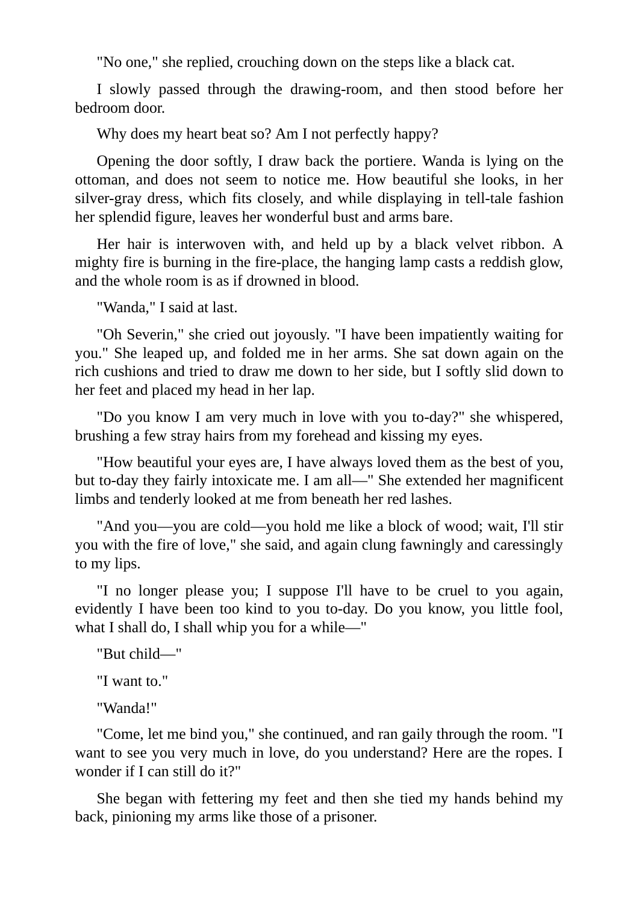"No one," she replied, crouching down on the steps like a black cat.

I slowly passed through the drawing-room, and then stood before her bedroom door.

Why does my heart beat so? Am I not perfectly happy?

Opening the door softly, I draw back the portiere. Wanda is lying on the ottoman, and does not seem to notice me. How beautiful she looks, in her silver-gray dress, which fits closely, and while displaying in tell-tale fashion her splendid figure, leaves her wonderful bust and arms bare.

Her hair is interwoven with, and held up by a black velvet ribbon. A mighty fire is burning in the fire-place, the hanging lamp casts a reddish glow, and the whole room is as if drowned in blood.

"Wanda," I said at last.

"Oh Severin," she cried out joyously. "I have been impatiently waiting for you." She leaped up, and folded me in her arms. She sat down again on the rich cushions and tried to draw me down to her side, but I softly slid down to her feet and placed my head in her lap.

"Do you know I am very much in love with you to-day?" she whispered, brushing a few stray hairs from my forehead and kissing my eyes.

"How beautiful your eyes are, I have always loved them as the best of you, but to-day they fairly intoxicate me. I am all—" She extended her magnificent limbs and tenderly looked at me from beneath her red lashes.

"And you—you are cold—you hold me like a block of wood; wait, I'll stir you with the fire of love," she said, and again clung fawningly and caressingly to my lips.

"I no longer please you; I suppose I'll have to be cruel to you again, evidently I have been too kind to you to-day. Do you know, you little fool, what I shall do, I shall whip you for a while—"

"But child—"

"I want to."

"Wanda!"

"Come, let me bind you," she continued, and ran gaily through the room. "I want to see you very much in love, do you understand? Here are the ropes. I wonder if I can still do it?"

She began with fettering my feet and then she tied my hands behind my back, pinioning my arms like those of a prisoner.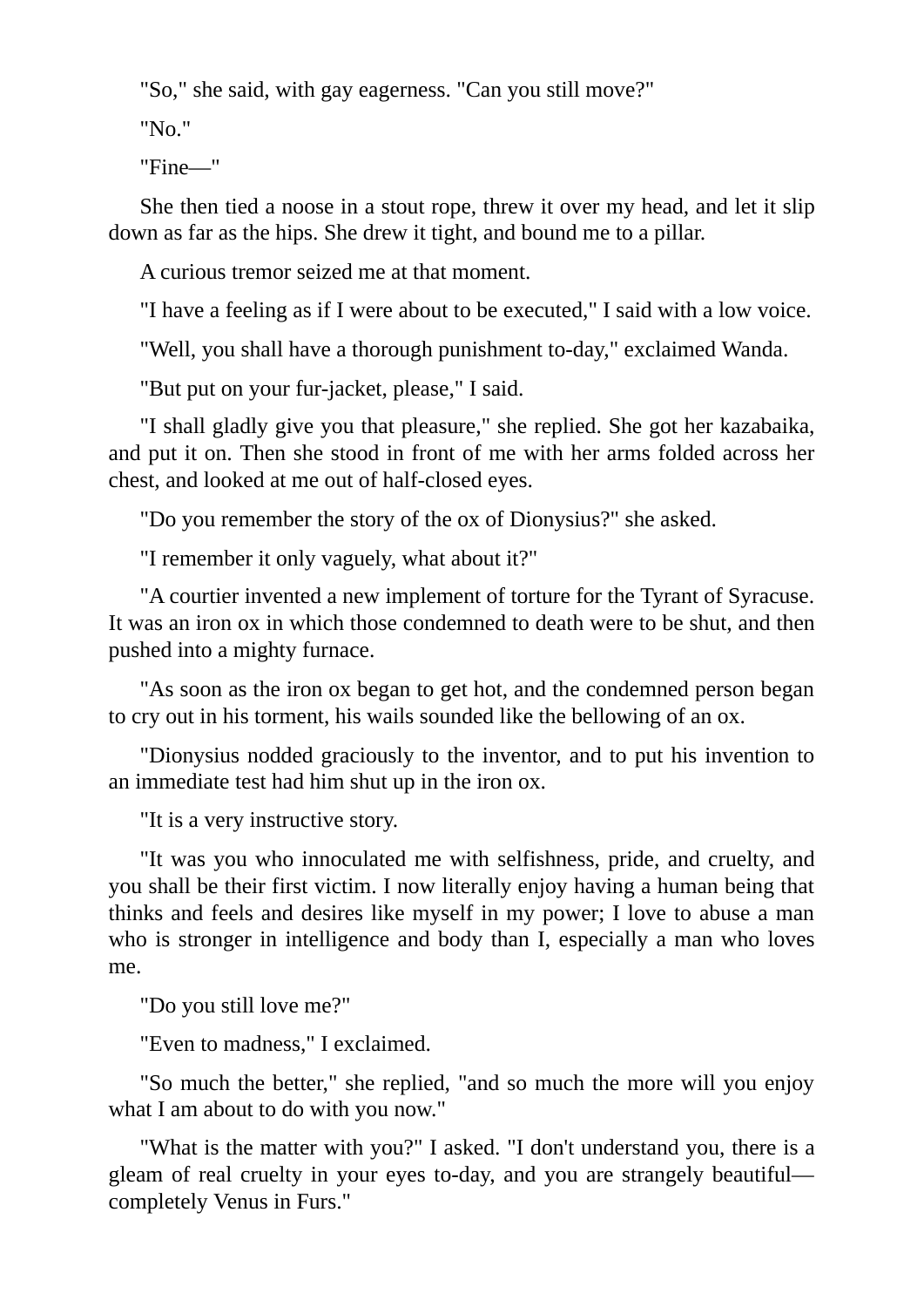"So," she said, with gay eagerness. "Can you still move?"

"No."

"Fine—"

She then tied a noose in a stout rope, threw it over my head, and let it slip down as far as the hips. She drew it tight, and bound me to a pillar.

A curious tremor seized me at that moment.

"I have a feeling as if I were about to be executed," I said with a low voice.

"Well, you shall have a thorough punishment to-day," exclaimed Wanda.

"But put on your fur-jacket, please," I said.

"I shall gladly give you that pleasure," she replied. She got her kazabaika, and put it on. Then she stood in front of me with her arms folded across her chest, and looked at me out of half-closed eyes.

"Do you remember the story of the ox of Dionysius?" she asked.

"I remember it only vaguely, what about it?"

"A courtier invented a new implement of torture for the Tyrant of Syracuse. It was an iron ox in which those condemned to death were to be shut, and then pushed into a mighty furnace.

"As soon as the iron ox began to get hot, and the condemned person began to cry out in his torment, his wails sounded like the bellowing of an ox.

"Dionysius nodded graciously to the inventor, and to put his invention to an immediate test had him shut up in the iron ox.

"It is a very instructive story.

"It was you who innoculated me with selfishness, pride, and cruelty, and you shall be their first victim. I now literally enjoy having a human being that thinks and feels and desires like myself in my power; I love to abuse a man who is stronger in intelligence and body than I, especially a man who loves me.

"Do you still love me?"

"Even to madness," I exclaimed.

"So much the better," she replied, "and so much the more will you enjoy what I am about to do with you now."

"What is the matter with you?" I asked. "I don't understand you, there is a gleam of real cruelty in your eyes to-day, and you are strangely beautiful—completely Venus in Furs."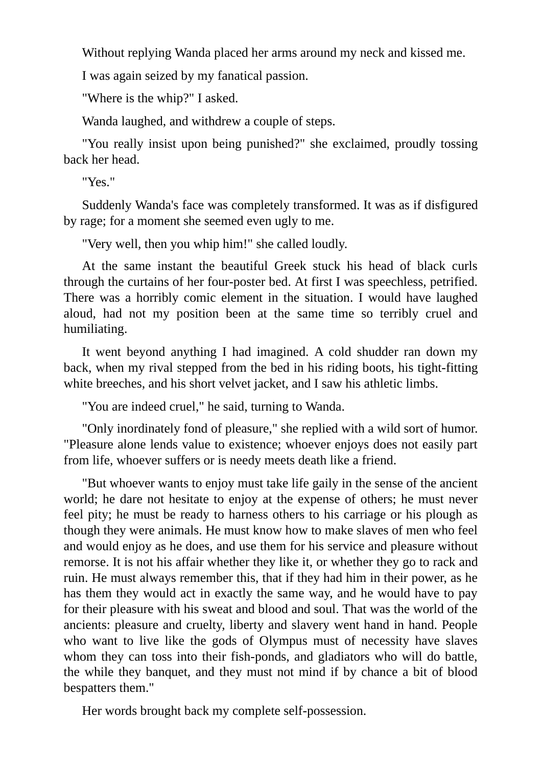Without replying Wanda placed her arms around my neck and kissed me.

I was again seized by my fanatical passion.

"Where is the whip?" I asked.

Wanda laughed, and withdrew a couple of steps.

"You really insist upon being punished?" she exclaimed, proudly tossing back her head.

"Yes."

Suddenly Wanda's face was completely transformed. It was as if disfigured by rage; for a moment she seemed even ugly to me.

"Very well, then you whip him!" she called loudly.

At the same instant the beautiful Greek stuck his head of black curls through the curtains of her four-poster bed. At first I was speechless, petrified. There was a horribly comic element in the situation. I would have laughed aloud, had not my position been at the same time so terribly cruel and humiliating.

It went beyond anything I had imagined. A cold shudder ran down my back, when my rival stepped from the bed in his riding boots, his tight-fitting white breeches, and his short velvet jacket, and I saw his athletic limbs.

"You are indeed cruel," he said, turning to Wanda.

"Only inordinately fond of pleasure," she replied with a wild sort of humor. "Pleasure alone lends value to existence; whoever enjoys does not easily part from life, whoever suffers or is needy meets death like a friend.

"But whoever wants to enjoy must take life gaily in the sense of the ancient world; he dare not hesitate to enjoy at the expense of others; he must never feel pity; he must be ready to harness others to his carriage or his plough as though they were animals. He must know how to make slaves of men who feel and would enjoy as he does, and use them for his service and pleasure without remorse. It is not his affair whether they like it, or whether they go to rack and ruin. He must always remember this, that if they had him in their power, as he has them they would act in exactly the same way, and he would have to pay for their pleasure with his sweat and blood and soul. That was the world of the ancients: pleasure and cruelty, liberty and slavery went hand in hand. People who want to live like the gods of Olympus must of necessity have slaves whom they can toss into their fish-ponds, and gladiators who will do battle, the while they banquet, and they must not mind if by chance a bit of blood bespatters them."

Her words brought back my complete self-possession.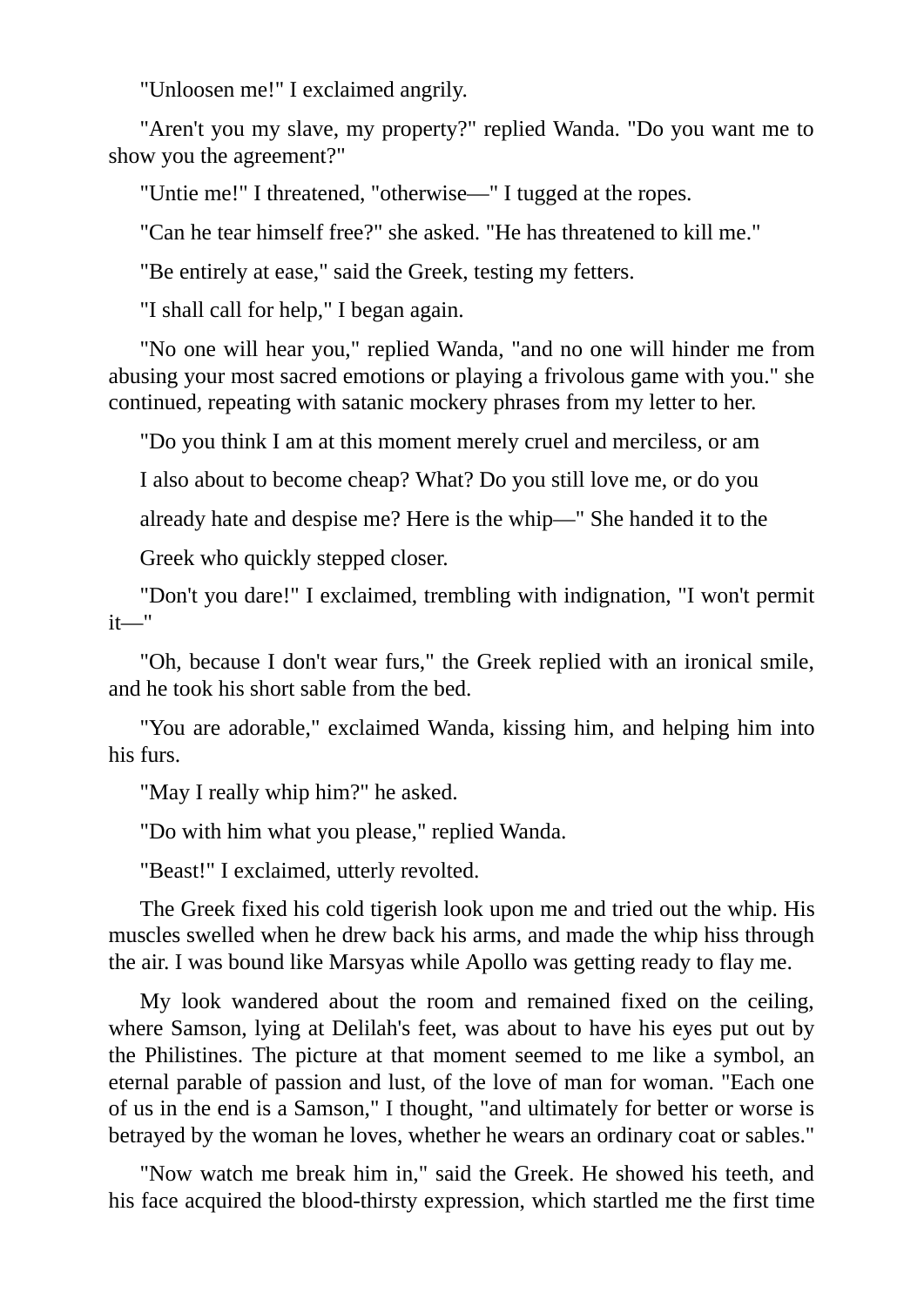"Unloosen me!" I exclaimed angrily.

"Aren't you my slave, my property?" replied Wanda. "Do you want me to show you the agreement?"

"Untie me!" I threatened, "otherwise—" I tugged at the ropes.

"Can he tear himself free?" she asked. "He has threatened to kill me."

"Be entirely at ease," said the Greek, testing my fetters.

"I shall call for help," I began again.

"No one will hear you," replied Wanda, "and no one will hinder me from abusing your most sacred emotions or playing a frivolous game with you." she continued, repeating with satanic mockery phrases from my letter to her.

"Do you think I am at this moment merely cruel and merciless, or am I also about to become cheap? What? Do you still love me, or do you already hate and despise me? Here is the whip—" She handed it to the Greek who quickly stepped closer.

"Don't you dare!" I exclaimed, trembling with indignation, "I won't permit it—"

"Oh, because I don't wear furs," the Greek replied with an ironical smile, and he took his short sable from the bed.

"You are adorable," exclaimed Wanda, kissing him, and helping him into his furs.

"May I really whip him?" he asked.

"Do with him what you please," replied Wanda.

"Beast!" I exclaimed, utterly revolted.

The Greek fixed his cold tigerish look upon me and tried out the whip. His muscles swelled when he drew back his arms, and made the whip hiss through the air. I was bound like Marsyas while Apollo was getting ready to flay me.

My look wandered about the room and remained fixed on the ceiling, where Samson, lying at Delilah's feet, was about to have his eyes put out by the Philistines. The picture at that moment seemed to me like a symbol, an eternal parable of passion and lust, of the love of man for woman. "Each one of us in the end is a Samson," I thought, "and ultimately for better or worse is betrayed by the woman he loves, whether he wears an ordinary coat or sables."

"Now watch me break him in," said the Greek. He showed his teeth, and his face acquired the blood-thirsty expression, which startled me the first time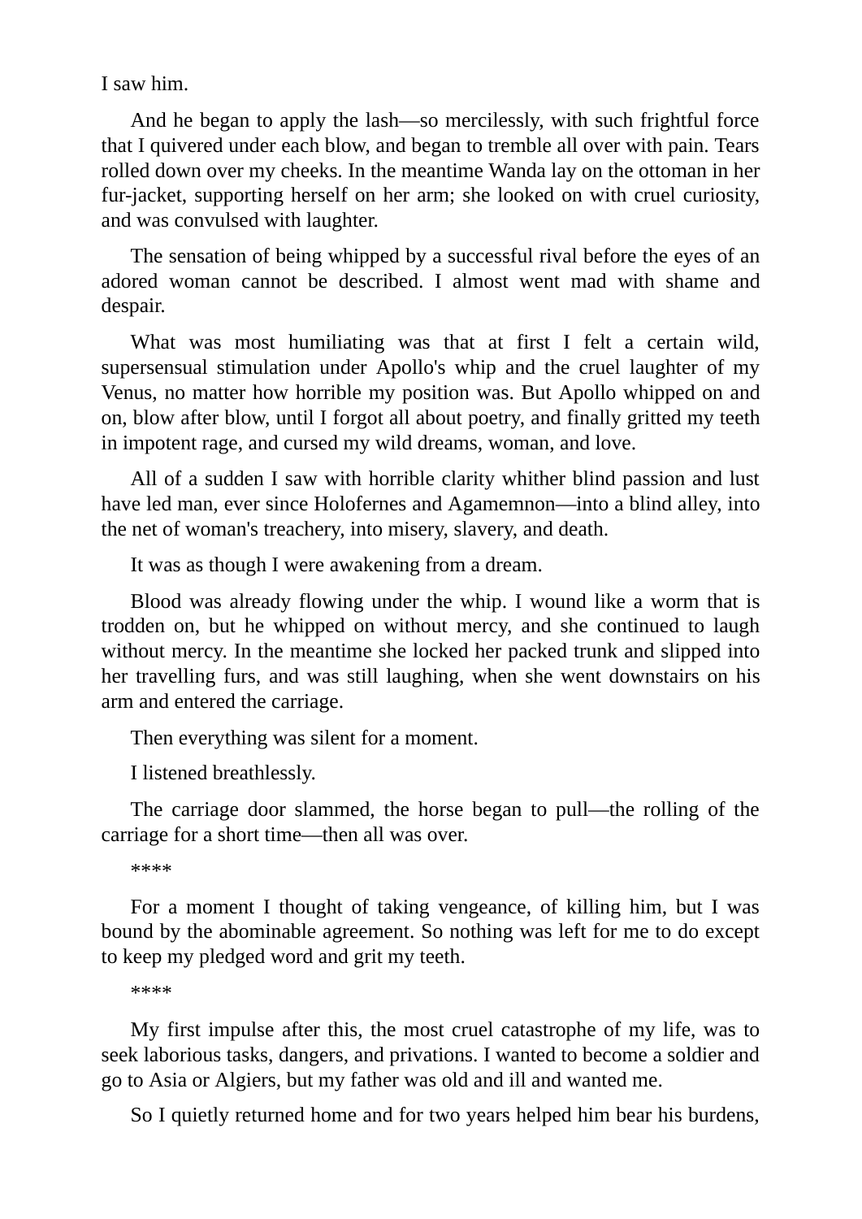I saw him.

And he began to apply the lash—so mercilessly, with such frightful force that I quivered under each blow, and began to tremble all over with pain. Tears rolled down over my cheeks. In the meantime Wanda lay on the ottoman in her fur-jacket, supporting herself on her arm; she looked on with cruel curiosity, and was convulsed with laughter.

The sensation of being whipped by a successful rival before the eyes of an adored woman cannot be described. I almost went mad with shame and despair.

What was most humiliating was that at first I felt a certain wild, supersensual stimulation under Apollo's whip and the cruel laughter of my Venus, no matter how horrible my position was. But Apollo whipped on and on, blow after blow, until I forgot all about poetry, and finally gritted my teeth in impotent rage, and cursed my wild dreams, woman, and love.

All of a sudden I saw with horrible clarity whither blind passion and lust have led man, ever since Holofernes and Agamemnon—into a blind alley, into the net of woman's treachery, into misery, slavery, and death.

It was as though I were awakening from a dream.

Blood was already flowing under the whip. I wound like a worm that is trodden on, but he whipped on without mercy, and she continued to laugh without mercy. In the meantime she locked her packed trunk and slipped into her travelling furs, and was still laughing, when she went downstairs on his arm and entered the carriage.

Then everything was silent for a moment.

I listened breathlessly.

The carriage door slammed, the horse began to pull—the rolling of the carriage for a short time—then all was over.

****

For a moment I thought of taking vengeance, of killing him, but I was bound by the abominable agreement. So nothing was left for me to do except to keep my pledged word and grit my teeth.

****

My first impulse after this, the most cruel catastrophe of my life, was to seek laborious tasks, dangers, and privations. I wanted to become a soldier and go to Asia or Algiers, but my father was old and ill and wanted me.

So I quietly returned home and for two years helped him bear his burdens,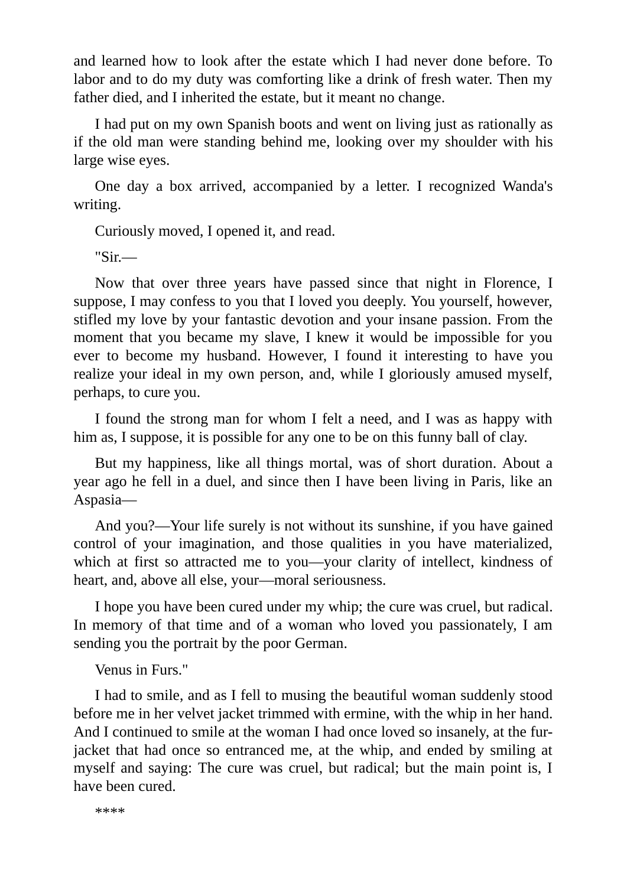and learned how to look after the estate which I had never done before. To labor and to do my duty was comforting like a drink of fresh water. Then my father died, and I inherited the estate, but it meant no change.

I had put on my own Spanish boots and went on living just as rationally as if the old man were standing behind me, looking over my shoulder with his large wise eyes.

One day a box arrived, accompanied by a letter. I recognized Wanda's writing.

Curiously moved, I opened it, and read.

"Sir.—

Now that over three years have passed since that night in Florence, I suppose, I may confess to you that I loved you deeply. You yourself, however, stifled my love by your fantastic devotion and your insane passion. From the moment that you became my slave, I knew it would be impossible for you ever to become my husband. However, I found it interesting to have you realize your ideal in my own person, and, while I gloriously amused myself, perhaps, to cure you.

I found the strong man for whom I felt a need, and I was as happy with him as, I suppose, it is possible for any one to be on this funny ball of clay.

But my happiness, like all things mortal, was of short duration. About a year ago he fell in a duel, and since then I have been living in Paris, like an Aspasia—

And you?—Your life surely is not without its sunshine, if you have gained control of your imagination, and those qualities in you have materialized, which at first so attracted me to you—your clarity of intellect, kindness of heart, and, above all else, your—moral seriousness.

I hope you have been cured under my whip; the cure was cruel, but radical. In memory of that time and of a woman who loved you passionately, I am sending you the portrait by the poor German.

Venus in Furs."

I had to smile, and as I fell to musing the beautiful woman suddenly stood before me in her velvet jacket trimmed with ermine, with the whip in her hand. And I continued to smile at the woman I had once loved so insanely, at the fur-jacket that had once so entranced me, at the whip, and ended by smiling at myself and saying: The cure was cruel, but radical; but the main point is, I have been cured.

****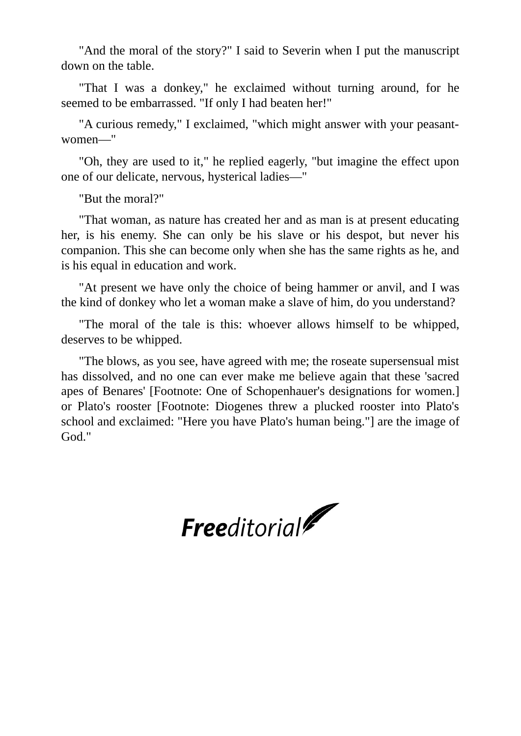"And the moral of the story?" I said to Severin when I put the manuscript down on the table.

"That I was a donkey," he exclaimed without turning around, for he seemed to be embarrassed. "If only I had beaten her!"

"A curious remedy," I exclaimed, "which might answer with your peasant-women—"

"Oh, they are used to it," he replied eagerly, "but imagine the effect upon one of our delicate, nervous, hysterical ladies—"

"But the moral?"

"That woman, as nature has created her and as man is at present educating her, is his enemy. She can only be his slave or his despot, but never his companion. This she can become only when she has the same rights as he, and is his equal in education and work.

"At present we have only the choice of being hammer or anvil, and I was the kind of donkey who let a woman make a slave of him, do you understand?

"The moral of the tale is this: whoever allows himself to be whipped, deserves to be whipped.

"The blows, as you see, have agreed with me; the roseate supersensual mist has dissolved, and no one can ever make me believe again that these 'sacred apes of Benares' [Footnote: One of Schopenhauer's designations for women.] or Plato's rooster [Footnote: Diogenes threw a plucked rooster into Plato's school and exclaimed: "Here you have Plato's human being."] are the image of God."

**Free**ditorial